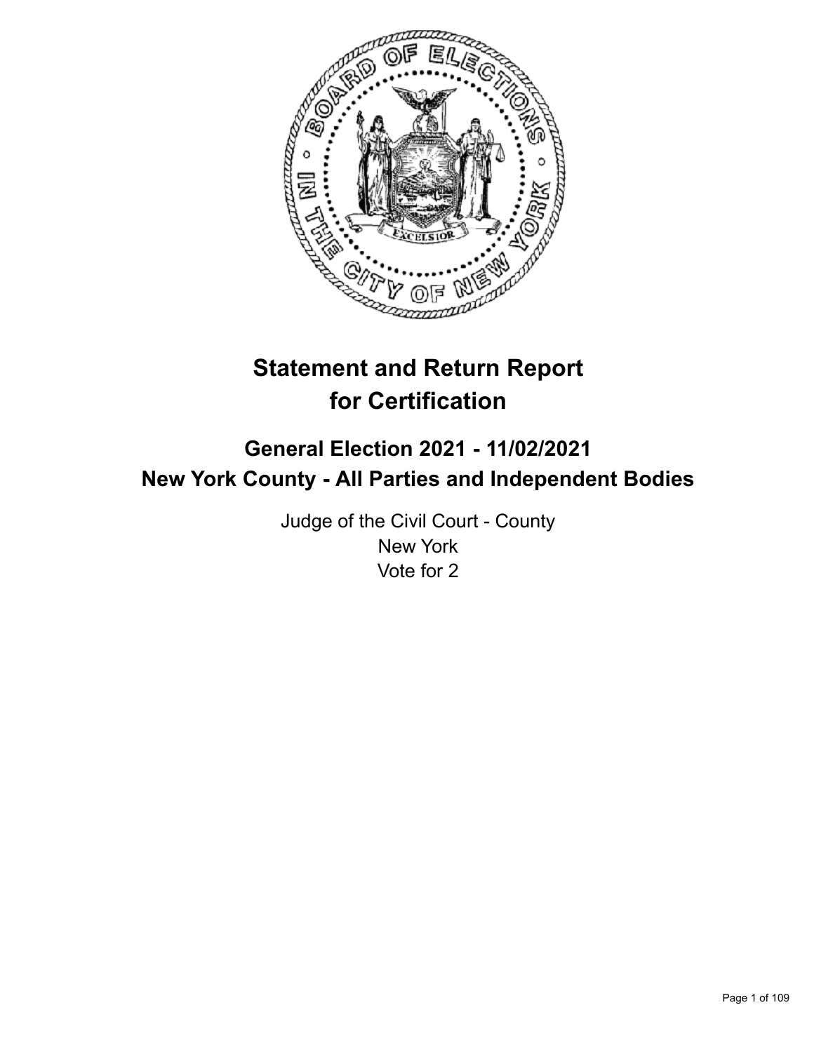# Statement and Return Report for Certification

## General Election 2021 - 11/02/2021
## New York County - All Parties and Independent Bodies

Judge of the Civil Court - County
New York
Vote for 2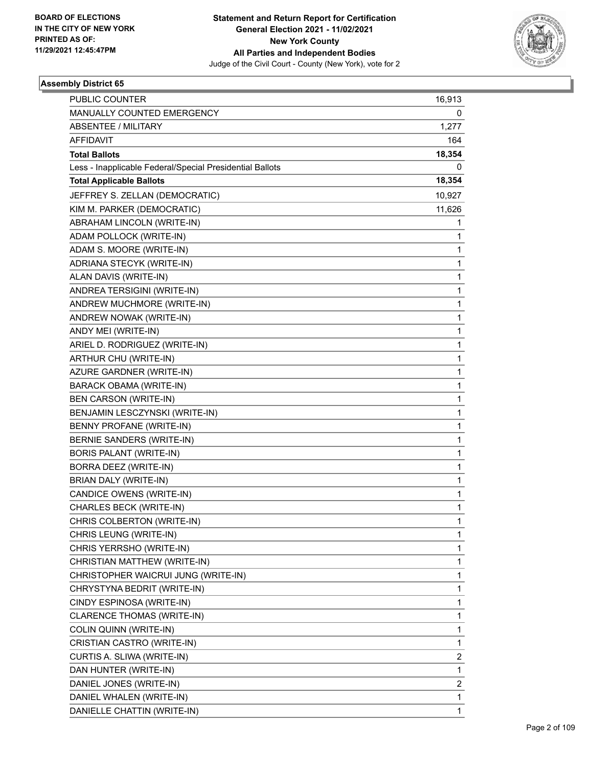**Statement and Return Report for Certification**
**General Election 2021 - 11/02/2021**
**New York County**
**All Parties and Independent Bodies**
Judge of the Civil Court - County (New York), vote for 2

BOARD OF ELECTIONS
IN THE CITY OF NEW YORK
PRINTED AS OF:
11/29/2021 12:45:47PM

## Assembly District 65

| | |
|---|---|
| PUBLIC COUNTER | 16,913 |
| MANUALLY COUNTED EMERGENCY | 0 |
| ABSENTEE / MILITARY | 1,277 |
| AFFIDAVIT | 164 |
| **Total Ballots** | **18,354** |
| Less - Inapplicable Federal/Special Presidential Ballots | 0 |
| **Total Applicable Ballots** | **18,354** |
| JEFFREY S. ZELLAN (DEMOCRATIC) | 10,927 |
| KIM M. PARKER (DEMOCRATIC) | 11,626 |
| ABRAHAM LINCOLN (WRITE-IN) | 1 |
| ADAM POLLOCK (WRITE-IN) | 1 |
| ADAM S. MOORE (WRITE-IN) | 1 |
| ADRIANA STECYK (WRITE-IN) | 1 |
| ALAN DAVIS (WRITE-IN) | 1 |
| ANDREA TERSIGINI (WRITE-IN) | 1 |
| ANDREW MUCHMORE (WRITE-IN) | 1 |
| ANDREW NOWAK (WRITE-IN) | 1 |
| ANDY MEI (WRITE-IN) | 1 |
| ARIEL D. RODRIGUEZ (WRITE-IN) | 1 |
| ARTHUR CHU (WRITE-IN) | 1 |
| AZURE GARDNER (WRITE-IN) | 1 |
| BARACK OBAMA (WRITE-IN) | 1 |
| BEN CARSON (WRITE-IN) | 1 |
| BENJAMIN LESCZYNSKI (WRITE-IN) | 1 |
| BENNY PROFANE (WRITE-IN) | 1 |
| BERNIE SANDERS (WRITE-IN) | 1 |
| BORIS PALANT (WRITE-IN) | 1 |
| BORRA DEEZ (WRITE-IN) | 1 |
| BRIAN DALY (WRITE-IN) | 1 |
| CANDICE OWENS (WRITE-IN) | 1 |
| CHARLES BECK (WRITE-IN) | 1 |
| CHRIS COLBERTON (WRITE-IN) | 1 |
| CHRIS LEUNG (WRITE-IN) | 1 |
| CHRIS YERRSHO (WRITE-IN) | 1 |
| CHRISTIAN MATTHEW (WRITE-IN) | 1 |
| CHRISTOPHER WAICRUI JUNG (WRITE-IN) | 1 |
| CHRYSTYNA BEDRIT (WRITE-IN) | 1 |
| CINDY ESPINOSA (WRITE-IN) | 1 |
| CLARENCE THOMAS (WRITE-IN) | 1 |
| COLIN QUINN (WRITE-IN) | 1 |
| CRISTIAN CASTRO (WRITE-IN) | 1 |
| CURTIS A. SLIWA (WRITE-IN) | 2 |
| DAN HUNTER (WRITE-IN) | 1 |
| DANIEL JONES (WRITE-IN) | 2 |
| DANIEL WHALEN (WRITE-IN) | 1 |
| DANIELLE CHATTIN (WRITE-IN) | 1 |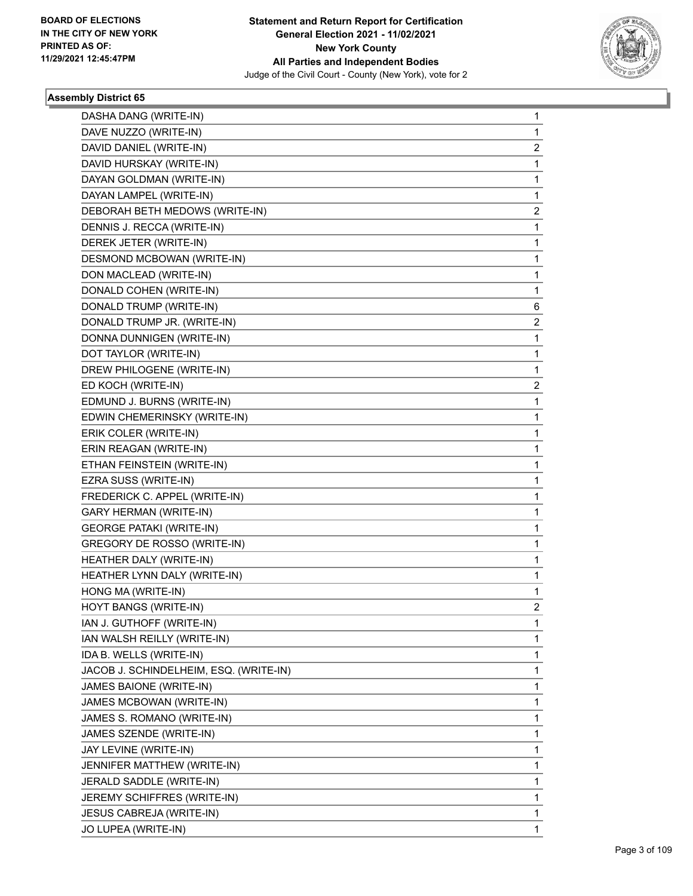**Assembly District 65**

| | |
|---|---|
| DASHA DANG (WRITE-IN) | 1 |
| DAVE NUZZO (WRITE-IN) | 1 |
| DAVID DANIEL (WRITE-IN) | 2 |
| DAVID HURSKAY (WRITE-IN) | 1 |
| DAYAN GOLDMAN (WRITE-IN) | 1 |
| DAYAN LAMPEL (WRITE-IN) | 1 |
| DEBORAH BETH MEDOWS (WRITE-IN) | 2 |
| DENNIS J. RECCA (WRITE-IN) | 1 |
| DEREK JETER (WRITE-IN) | 1 |
| DESMOND MCBOWAN (WRITE-IN) | 1 |
| DON MACLEAD (WRITE-IN) | 1 |
| DONALD COHEN (WRITE-IN) | 1 |
| DONALD TRUMP (WRITE-IN) | 6 |
| DONALD TRUMP JR. (WRITE-IN) | 2 |
| DONNA DUNNIGEN (WRITE-IN) | 1 |
| DOT TAYLOR (WRITE-IN) | 1 |
| DREW PHILOGENE (WRITE-IN) | 1 |
| ED KOCH (WRITE-IN) | 2 |
| EDMUND J. BURNS (WRITE-IN) | 1 |
| EDWIN CHEMERINSKY (WRITE-IN) | 1 |
| ERIK COLER (WRITE-IN) | 1 |
| ERIN REAGAN (WRITE-IN) | 1 |
| ETHAN FEINSTEIN (WRITE-IN) | 1 |
| EZRA SUSS (WRITE-IN) | 1 |
| FREDERICK C. APPEL (WRITE-IN) | 1 |
| GARY HERMAN (WRITE-IN) | 1 |
| GEORGE PATAKI (WRITE-IN) | 1 |
| GREGORY DE ROSSO (WRITE-IN) | 1 |
| HEATHER DALY (WRITE-IN) | 1 |
| HEATHER LYNN DALY (WRITE-IN) | 1 |
| HONG MA (WRITE-IN) | 1 |
| HOYT BANGS (WRITE-IN) | 2 |
| IAN J. GUTHOFF (WRITE-IN) | 1 |
| IAN WALSH REILLY (WRITE-IN) | 1 |
| IDA B. WELLS (WRITE-IN) | 1 |
| JACOB J. SCHINDELHEIM, ESQ. (WRITE-IN) | 1 |
| JAMES BAIONE (WRITE-IN) | 1 |
| JAMES MCBOWAN (WRITE-IN) | 1 |
| JAMES S. ROMANO (WRITE-IN) | 1 |
| JAMES SZENDE (WRITE-IN) | 1 |
| JAY LEVINE (WRITE-IN) | 1 |
| JENNIFER MATTHEW (WRITE-IN) | 1 |
| JERALD SADDLE (WRITE-IN) | 1 |
| JEREMY SCHIFFRES (WRITE-IN) | 1 |
| JESUS CABREJA (WRITE-IN) | 1 |
| JO LUPEA (WRITE-IN) | 1 |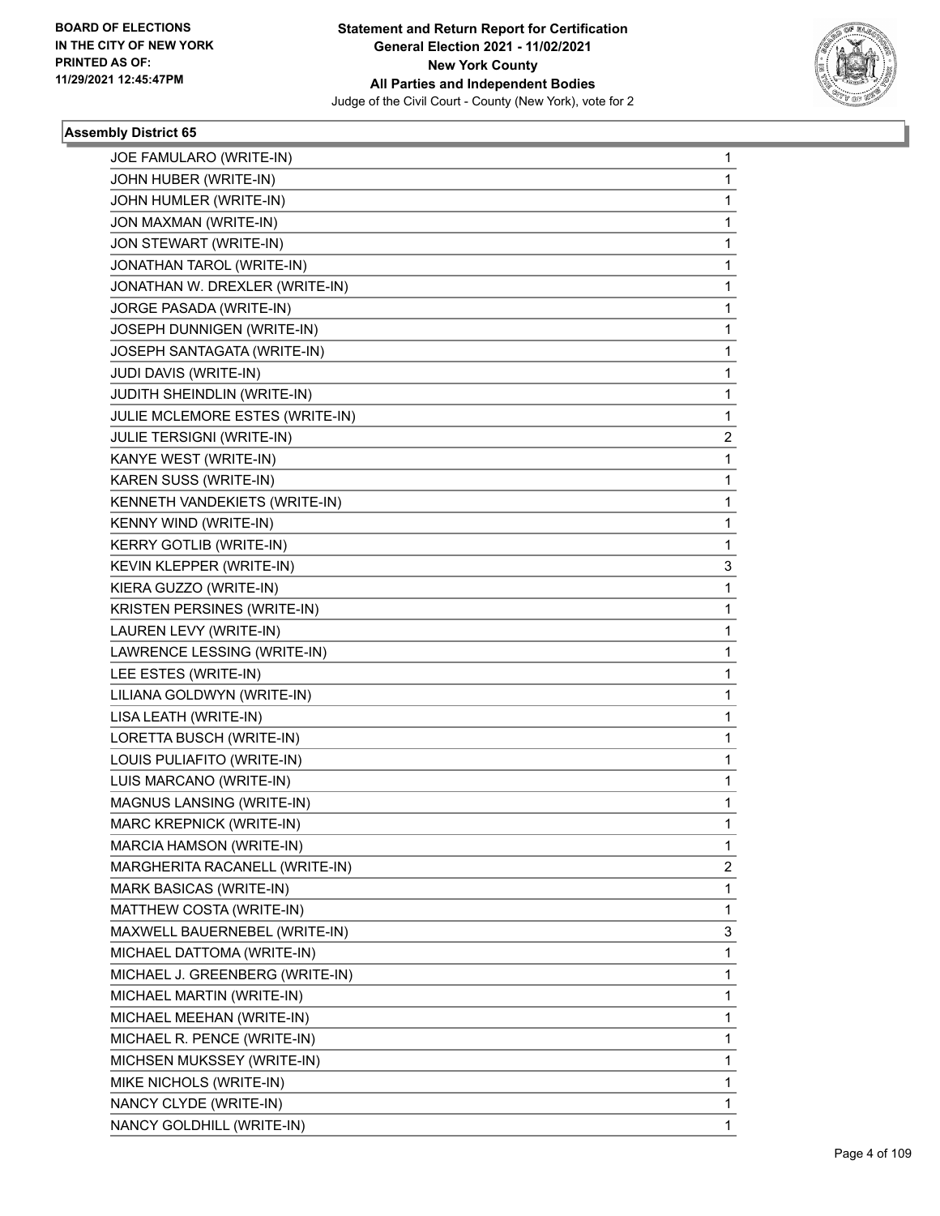BOARD OF ELECTIONS
IN THE CITY OF NEW YORK
PRINTED AS OF:
11/29/2021 12:45:47PM

**Statement and Return Report for Certification**
**General Election 2021 - 11/02/2021**
**New York County**
**All Parties and Independent Bodies**
Judge of the Civil Court - County (New York), vote for 2

### Assembly District 65

| | |
|---|---|
| JOE FAMULARO (WRITE-IN) | 1 |
| JOHN HUBER (WRITE-IN) | 1 |
| JOHN HUMLER (WRITE-IN) | 1 |
| JON MAXMAN (WRITE-IN) | 1 |
| JON STEWART (WRITE-IN) | 1 |
| JONATHAN TAROL (WRITE-IN) | 1 |
| JONATHAN W. DREXLER (WRITE-IN) | 1 |
| JORGE PASADA (WRITE-IN) | 1 |
| JOSEPH DUNNIGEN (WRITE-IN) | 1 |
| JOSEPH SANTAGATA (WRITE-IN) | 1 |
| JUDI DAVIS (WRITE-IN) | 1 |
| JUDITH SHEINDLIN (WRITE-IN) | 1 |
| JULIE MCLEMORE ESTES (WRITE-IN) | 1 |
| JULIE TERSIGNI (WRITE-IN) | 2 |
| KANYE WEST (WRITE-IN) | 1 |
| KAREN SUSS (WRITE-IN) | 1 |
| KENNETH VANDEKIETS (WRITE-IN) | 1 |
| KENNY WIND (WRITE-IN) | 1 |
| KERRY GOTLIB (WRITE-IN) | 1 |
| KEVIN KLEPPER (WRITE-IN) | 3 |
| KIERA GUZZO (WRITE-IN) | 1 |
| KRISTEN PERSINES (WRITE-IN) | 1 |
| LAUREN LEVY (WRITE-IN) | 1 |
| LAWRENCE LESSING (WRITE-IN) | 1 |
| LEE ESTES (WRITE-IN) | 1 |
| LILIANA GOLDWYN (WRITE-IN) | 1 |
| LISA LEATH (WRITE-IN) | 1 |
| LORETTA BUSCH (WRITE-IN) | 1 |
| LOUIS PULIAFITO (WRITE-IN) | 1 |
| LUIS MARCANO (WRITE-IN) | 1 |
| MAGNUS LANSING (WRITE-IN) | 1 |
| MARC KREPNICK (WRITE-IN) | 1 |
| MARCIA HAMSON (WRITE-IN) | 1 |
| MARGHERITA RACANELL (WRITE-IN) | 2 |
| MARK BASICAS (WRITE-IN) | 1 |
| MATTHEW COSTA (WRITE-IN) | 1 |
| MAXWELL BAUERNEBEL (WRITE-IN) | 3 |
| MICHAEL DATTOMA (WRITE-IN) | 1 |
| MICHAEL J. GREENBERG (WRITE-IN) | 1 |
| MICHAEL MARTIN (WRITE-IN) | 1 |
| MICHAEL MEEHAN (WRITE-IN) | 1 |
| MICHAEL R. PENCE (WRITE-IN) | 1 |
| MICHSEN MUKSSEY (WRITE-IN) | 1 |
| MIKE NICHOLS (WRITE-IN) | 1 |
| NANCY CLYDE (WRITE-IN) | 1 |
| NANCY GOLDHILL (WRITE-IN) | 1 |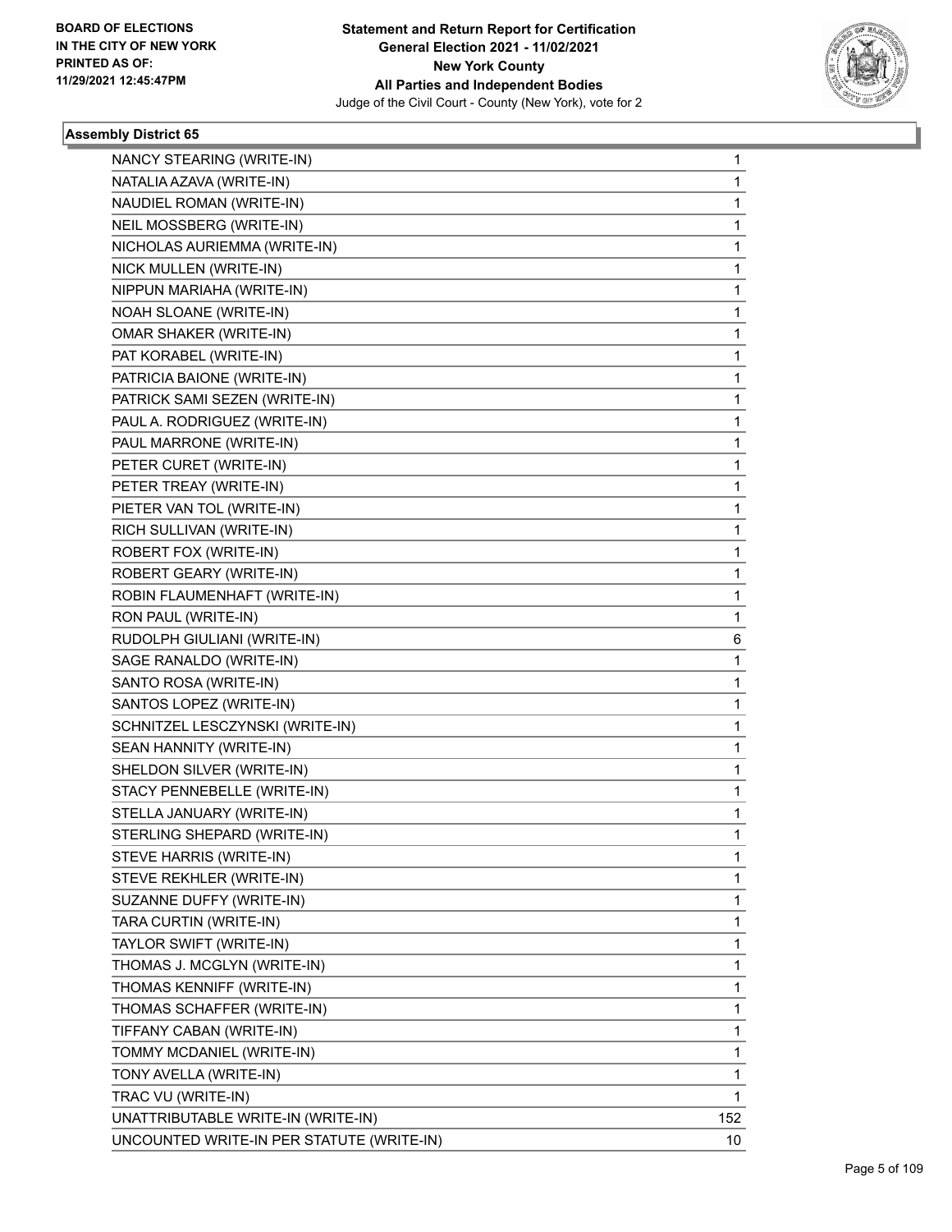**Statement and Return Report for Certification**
**General Election 2021 - 11/02/2021**
**New York County**
**All Parties and Independent Bodies**
Judge of the Civil Court - County (New York), vote for 2

BOARD OF ELECTIONS
IN THE CITY OF NEW YORK
PRINTED AS OF:
11/29/2021 12:45:47PM

### Assembly District 65

| | |
|---|---|
| NANCY STEARING (WRITE-IN) | 1 |
| NATALIA AZAVA (WRITE-IN) | 1 |
| NAUDIEL ROMAN (WRITE-IN) | 1 |
| NEIL MOSSBERG (WRITE-IN) | 1 |
| NICHOLAS AURIEMMA (WRITE-IN) | 1 |
| NICK MULLEN (WRITE-IN) | 1 |
| NIPPUN MARIAHA (WRITE-IN) | 1 |
| NOAH SLOANE (WRITE-IN) | 1 |
| OMAR SHAKER (WRITE-IN) | 1 |
| PAT KORABEL (WRITE-IN) | 1 |
| PATRICIA BAIONE (WRITE-IN) | 1 |
| PATRICK SAMI SEZEN (WRITE-IN) | 1 |
| PAUL A. RODRIGUEZ (WRITE-IN) | 1 |
| PAUL MARRONE (WRITE-IN) | 1 |
| PETER CURET (WRITE-IN) | 1 |
| PETER TREAY (WRITE-IN) | 1 |
| PIETER VAN TOL (WRITE-IN) | 1 |
| RICH SULLIVAN (WRITE-IN) | 1 |
| ROBERT FOX (WRITE-IN) | 1 |
| ROBERT GEARY (WRITE-IN) | 1 |
| ROBIN FLAUMENHAFT (WRITE-IN) | 1 |
| RON PAUL (WRITE-IN) | 1 |
| RUDOLPH GIULIANI (WRITE-IN) | 6 |
| SAGE RANALDO (WRITE-IN) | 1 |
| SANTO ROSA (WRITE-IN) | 1 |
| SANTOS LOPEZ (WRITE-IN) | 1 |
| SCHNITZEL LESCZYNSKI (WRITE-IN) | 1 |
| SEAN HANNITY (WRITE-IN) | 1 |
| SHELDON SILVER (WRITE-IN) | 1 |
| STACY PENNEBELLE (WRITE-IN) | 1 |
| STELLA JANUARY (WRITE-IN) | 1 |
| STERLING SHEPARD (WRITE-IN) | 1 |
| STEVE HARRIS (WRITE-IN) | 1 |
| STEVE REKHLER (WRITE-IN) | 1 |
| SUZANNE DUFFY (WRITE-IN) | 1 |
| TARA CURTIN (WRITE-IN) | 1 |
| TAYLOR SWIFT (WRITE-IN) | 1 |
| THOMAS J. MCGLYN (WRITE-IN) | 1 |
| THOMAS KENNIFF (WRITE-IN) | 1 |
| THOMAS SCHAFFER (WRITE-IN) | 1 |
| TIFFANY CABAN (WRITE-IN) | 1 |
| TOMMY MCDANIEL (WRITE-IN) | 1 |
| TONY AVELLA (WRITE-IN) | 1 |
| TRAC VU (WRITE-IN) | 1 |
| UNATTRIBUTABLE WRITE-IN (WRITE-IN) | 152 |
| UNCOUNTED WRITE-IN PER STATUTE (WRITE-IN) | 10 |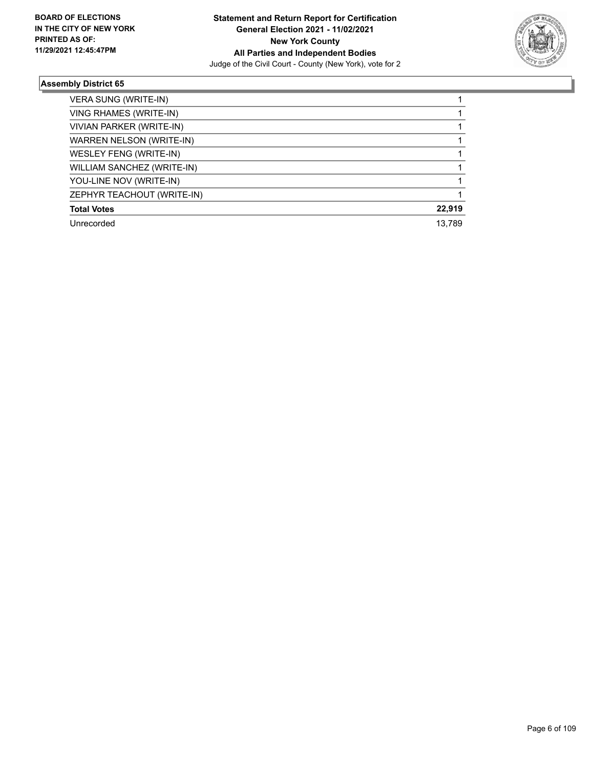**Statement and Return Report for Certification**
**General Election 2021 - 11/02/2021**
**New York County**
**All Parties and Independent Bodies**
Judge of the Civil Court - County (New York), vote for 2

BOARD OF ELECTIONS
IN THE CITY OF NEW YORK
PRINTED AS OF:
11/29/2021 12:45:47PM

### Assembly District 65

| | |
|---|---|
| VERA SUNG (WRITE-IN) | 1 |
| VING RHAMES (WRITE-IN) | 1 |
| VIVIAN PARKER (WRITE-IN) | 1 |
| WARREN NELSON (WRITE-IN) | 1 |
| WESLEY FENG (WRITE-IN) | 1 |
| WILLIAM SANCHEZ (WRITE-IN) | 1 |
| YOU-LINE NOV (WRITE-IN) | 1 |
| ZEPHYR TEACHOUT (WRITE-IN) | 1 |
| **Total Votes** | **22,919** |
| Unrecorded | 13,789 |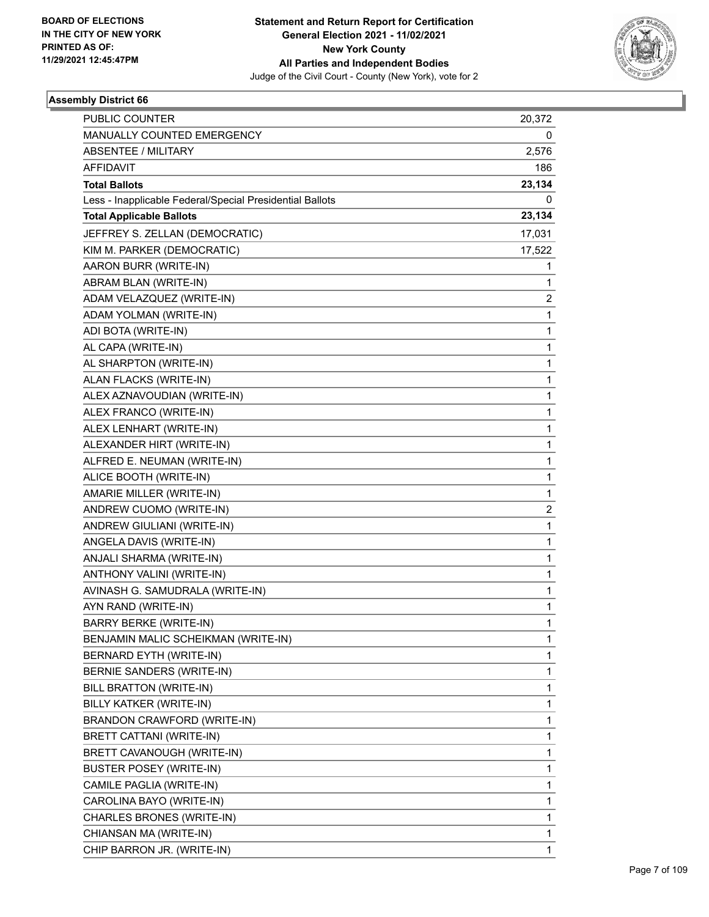**Statement and Return Report for Certification**
**General Election 2021 - 11/02/2021**
**New York County**
**All Parties and Independent Bodies**
Judge of the Civil Court - County (New York), vote for 2

BOARD OF ELECTIONS
IN THE CITY OF NEW YORK
PRINTED AS OF:
11/29/2021 12:45:47PM

### Assembly District 66

| | |
|---|---|
| PUBLIC COUNTER | 20,372 |
| MANUALLY COUNTED EMERGENCY | 0 |
| ABSENTEE / MILITARY | 2,576 |
| AFFIDAVIT | 186 |
| **Total Ballots** | **23,134** |
| Less - Inapplicable Federal/Special Presidential Ballots | 0 |
| **Total Applicable Ballots** | **23,134** |
| JEFFREY S. ZELLAN (DEMOCRATIC) | 17,031 |
| KIM M. PARKER (DEMOCRATIC) | 17,522 |
| AARON BURR (WRITE-IN) | 1 |
| ABRAM BLAN (WRITE-IN) | 1 |
| ADAM VELAZQUEZ (WRITE-IN) | 2 |
| ADAM YOLMAN (WRITE-IN) | 1 |
| ADI BOTA (WRITE-IN) | 1 |
| AL CAPA (WRITE-IN) | 1 |
| AL SHARPTON (WRITE-IN) | 1 |
| ALAN FLACKS (WRITE-IN) | 1 |
| ALEX AZNAVOUDIAN (WRITE-IN) | 1 |
| ALEX FRANCO (WRITE-IN) | 1 |
| ALEX LENHART (WRITE-IN) | 1 |
| ALEXANDER HIRT (WRITE-IN) | 1 |
| ALFRED E. NEUMAN (WRITE-IN) | 1 |
| ALICE BOOTH (WRITE-IN) | 1 |
| AMARIE MILLER (WRITE-IN) | 1 |
| ANDREW CUOMO (WRITE-IN) | 2 |
| ANDREW GIULIANI (WRITE-IN) | 1 |
| ANGELA DAVIS (WRITE-IN) | 1 |
| ANJALI SHARMA (WRITE-IN) | 1 |
| ANTHONY VALINI (WRITE-IN) | 1 |
| AVINASH G. SAMUDRALA (WRITE-IN) | 1 |
| AYN RAND (WRITE-IN) | 1 |
| BARRY BERKE (WRITE-IN) | 1 |
| BENJAMIN MALIC SCHEIKMAN (WRITE-IN) | 1 |
| BERNARD EYTH (WRITE-IN) | 1 |
| BERNIE SANDERS (WRITE-IN) | 1 |
| BILL BRATTON (WRITE-IN) | 1 |
| BILLY KATKER (WRITE-IN) | 1 |
| BRANDON CRAWFORD (WRITE-IN) | 1 |
| BRETT CATTANI (WRITE-IN) | 1 |
| BRETT CAVANOUGH (WRITE-IN) | 1 |
| BUSTER POSEY (WRITE-IN) | 1 |
| CAMILE PAGLIA (WRITE-IN) | 1 |
| CAROLINA BAYO (WRITE-IN) | 1 |
| CHARLES BRONES (WRITE-IN) | 1 |
| CHIANSAN MA (WRITE-IN) | 1 |
| CHIP BARRON JR. (WRITE-IN) | 1 |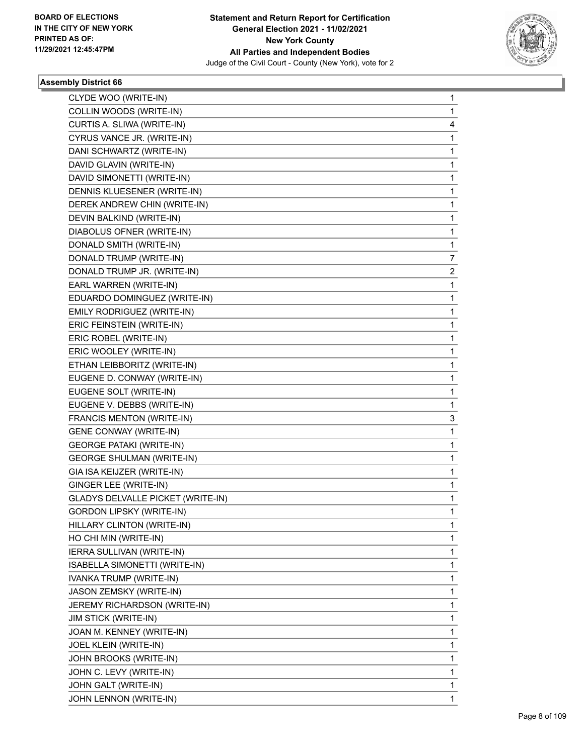**Statement and Return Report for Certification**
**General Election 2021 - 11/02/2021**
**New York County**
**All Parties and Independent Bodies**
Judge of the Civil Court - County (New York), vote for 2

BOARD OF ELECTIONS
IN THE CITY OF NEW YORK
PRINTED AS OF:
11/29/2021 12:45:47PM

### Assembly District 66

| | |
|---|---|
| CLYDE WOO (WRITE-IN) | 1 |
| COLLIN WOODS (WRITE-IN) | 1 |
| CURTIS A. SLIWA (WRITE-IN) | 4 |
| CYRUS VANCE JR. (WRITE-IN) | 1 |
| DANI SCHWARTZ (WRITE-IN) | 1 |
| DAVID GLAVIN (WRITE-IN) | 1 |
| DAVID SIMONETTI (WRITE-IN) | 1 |
| DENNIS KLUESENER (WRITE-IN) | 1 |
| DEREK ANDREW CHIN (WRITE-IN) | 1 |
| DEVIN BALKIND (WRITE-IN) | 1 |
| DIABOLUS OFNER (WRITE-IN) | 1 |
| DONALD SMITH (WRITE-IN) | 1 |
| DONALD TRUMP (WRITE-IN) | 7 |
| DONALD TRUMP JR. (WRITE-IN) | 2 |
| EARL WARREN (WRITE-IN) | 1 |
| EDUARDO DOMINGUEZ (WRITE-IN) | 1 |
| EMILY RODRIGUEZ (WRITE-IN) | 1 |
| ERIC FEINSTEIN (WRITE-IN) | 1 |
| ERIC ROBEL (WRITE-IN) | 1 |
| ERIC WOOLEY (WRITE-IN) | 1 |
| ETHAN LEIBBORITZ (WRITE-IN) | 1 |
| EUGENE D. CONWAY (WRITE-IN) | 1 |
| EUGENE SOLT (WRITE-IN) | 1 |
| EUGENE V. DEBBS (WRITE-IN) | 1 |
| FRANCIS MENTON (WRITE-IN) | 3 |
| GENE CONWAY (WRITE-IN) | 1 |
| GEORGE PATAKI (WRITE-IN) | 1 |
| GEORGE SHULMAN (WRITE-IN) | 1 |
| GIA ISA KEIJZER (WRITE-IN) | 1 |
| GINGER LEE (WRITE-IN) | 1 |
| GLADYS DELVALLE PICKET (WRITE-IN) | 1 |
| GORDON LIPSKY (WRITE-IN) | 1 |
| HILLARY CLINTON (WRITE-IN) | 1 |
| HO CHI MIN (WRITE-IN) | 1 |
| IERRA SULLIVAN (WRITE-IN) | 1 |
| ISABELLA SIMONETTI (WRITE-IN) | 1 |
| IVANKA TRUMP (WRITE-IN) | 1 |
| JASON ZEMSKY (WRITE-IN) | 1 |
| JEREMY RICHARDSON (WRITE-IN) | 1 |
| JIM STICK (WRITE-IN) | 1 |
| JOAN M. KENNEY (WRITE-IN) | 1 |
| JOEL KLEIN (WRITE-IN) | 1 |
| JOHN BROOKS (WRITE-IN) | 1 |
| JOHN C. LEVY (WRITE-IN) | 1 |
| JOHN GALT (WRITE-IN) | 1 |
| JOHN LENNON (WRITE-IN) | 1 |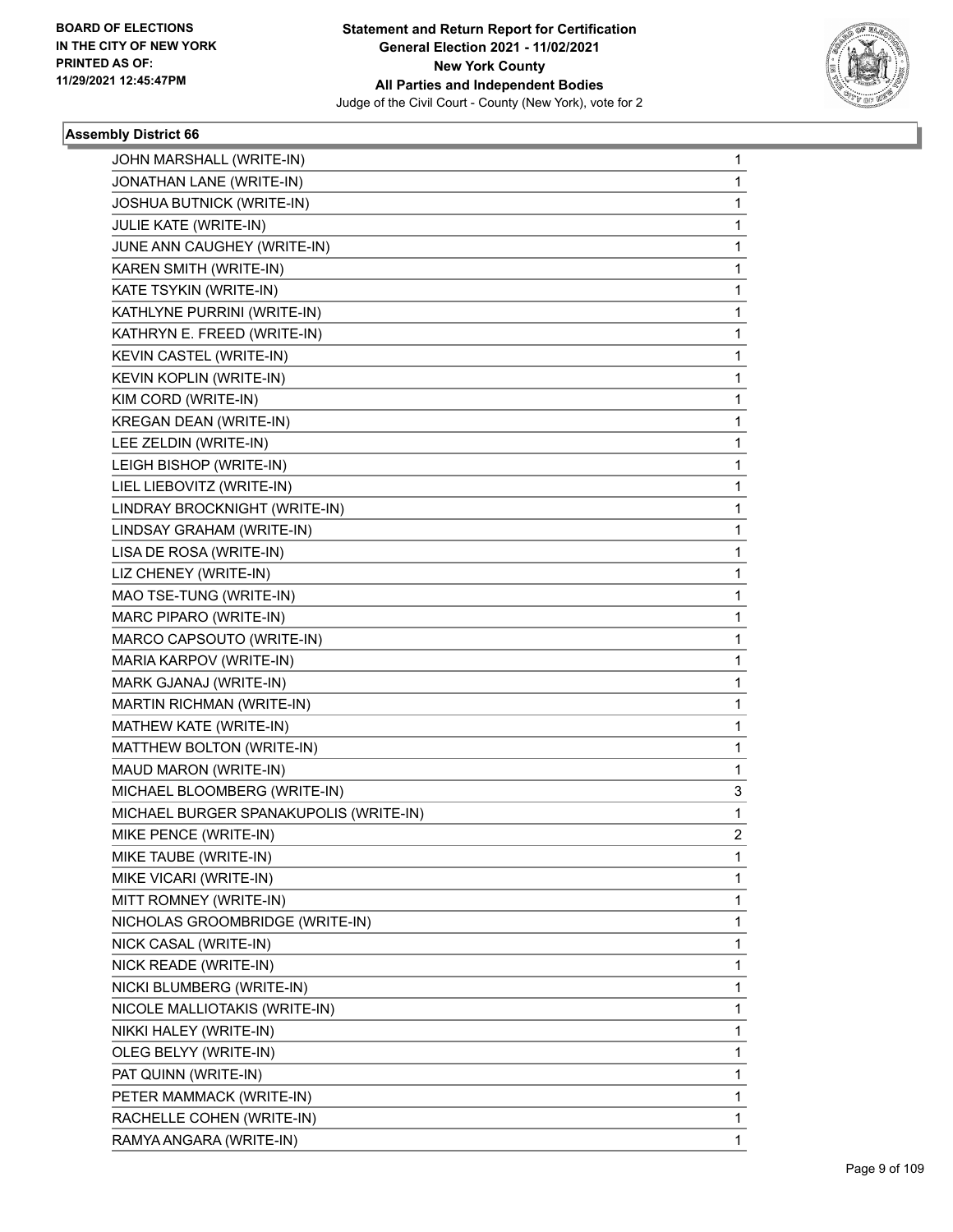BOARD OF ELECTIONS
IN THE CITY OF NEW YORK
PRINTED AS OF:
11/29/2021 12:45:47PM

**Statement and Return Report for Certification**
**General Election 2021 - 11/02/2021**
**New York County**
**All Parties and Independent Bodies**
Judge of the Civil Court - County (New York), vote for 2

### Assembly District 66

| | |
|---|---|
| JOHN MARSHALL (WRITE-IN) | 1 |
| JONATHAN LANE (WRITE-IN) | 1 |
| JOSHUA BUTNICK (WRITE-IN) | 1 |
| JULIE KATE (WRITE-IN) | 1 |
| JUNE ANN CAUGHEY (WRITE-IN) | 1 |
| KAREN SMITH (WRITE-IN) | 1 |
| KATE TSYKIN (WRITE-IN) | 1 |
| KATHLYNE PURRINI (WRITE-IN) | 1 |
| KATHRYN E. FREED (WRITE-IN) | 1 |
| KEVIN CASTEL (WRITE-IN) | 1 |
| KEVIN KOPLIN (WRITE-IN) | 1 |
| KIM CORD (WRITE-IN) | 1 |
| KREGAN DEAN (WRITE-IN) | 1 |
| LEE ZELDIN (WRITE-IN) | 1 |
| LEIGH BISHOP (WRITE-IN) | 1 |
| LIEL LIEBOVITZ (WRITE-IN) | 1 |
| LINDRAY BROCKNIGHT (WRITE-IN) | 1 |
| LINDSAY GRAHAM (WRITE-IN) | 1 |
| LISA DE ROSA (WRITE-IN) | 1 |
| LIZ CHENEY (WRITE-IN) | 1 |
| MAO TSE-TUNG (WRITE-IN) | 1 |
| MARC PIPARO (WRITE-IN) | 1 |
| MARCO CAPSOUTO (WRITE-IN) | 1 |
| MARIA KARPOV (WRITE-IN) | 1 |
| MARK GJANAJ (WRITE-IN) | 1 |
| MARTIN RICHMAN (WRITE-IN) | 1 |
| MATHEW KATE (WRITE-IN) | 1 |
| MATTHEW BOLTON (WRITE-IN) | 1 |
| MAUD MARON (WRITE-IN) | 1 |
| MICHAEL BLOOMBERG (WRITE-IN) | 3 |
| MICHAEL BURGER SPANAKUPOLIS (WRITE-IN) | 1 |
| MIKE PENCE (WRITE-IN) | 2 |
| MIKE TAUBE (WRITE-IN) | 1 |
| MIKE VICARI (WRITE-IN) | 1 |
| MITT ROMNEY (WRITE-IN) | 1 |
| NICHOLAS GROOMBRIDGE (WRITE-IN) | 1 |
| NICK CASAL (WRITE-IN) | 1 |
| NICK READE (WRITE-IN) | 1 |
| NICKI BLUMBERG (WRITE-IN) | 1 |
| NICOLE MALLIOTAKIS (WRITE-IN) | 1 |
| NIKKI HALEY (WRITE-IN) | 1 |
| OLEG BELYY (WRITE-IN) | 1 |
| PAT QUINN (WRITE-IN) | 1 |
| PETER MAMMACK (WRITE-IN) | 1 |
| RACHELLE COHEN (WRITE-IN) | 1 |
| RAMYA ANGARA (WRITE-IN) | 1 |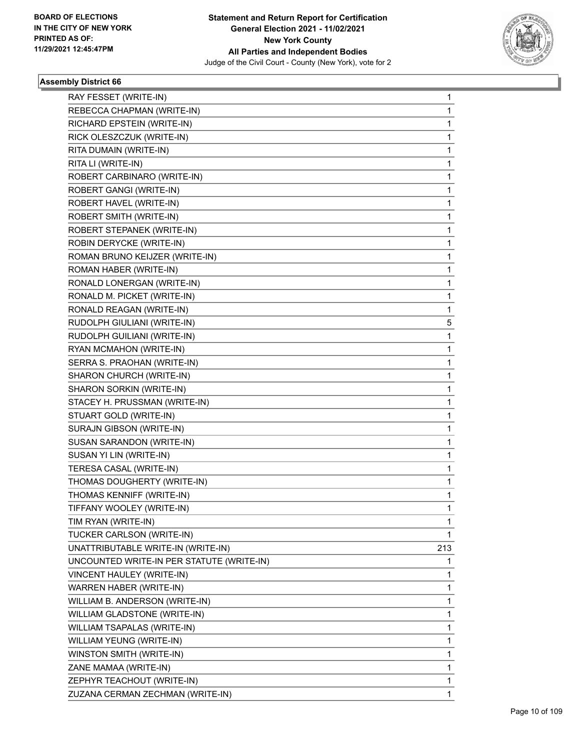**Assembly District 66**

| | |
|---|---|
| RAY FESSET (WRITE-IN) | 1 |
| REBECCA CHAPMAN (WRITE-IN) | 1 |
| RICHARD EPSTEIN (WRITE-IN) | 1 |
| RICK OLESZCZUK (WRITE-IN) | 1 |
| RITA DUMAIN (WRITE-IN) | 1 |
| RITA LI (WRITE-IN) | 1 |
| ROBERT CARBINARO (WRITE-IN) | 1 |
| ROBERT GANGI (WRITE-IN) | 1 |
| ROBERT HAVEL (WRITE-IN) | 1 |
| ROBERT SMITH (WRITE-IN) | 1 |
| ROBERT STEPANEK (WRITE-IN) | 1 |
| ROBIN DERYCKE (WRITE-IN) | 1 |
| ROMAN BRUNO KEIJZER (WRITE-IN) | 1 |
| ROMAN HABER (WRITE-IN) | 1 |
| RONALD LONERGAN (WRITE-IN) | 1 |
| RONALD M. PICKET (WRITE-IN) | 1 |
| RONALD REAGAN (WRITE-IN) | 1 |
| RUDOLPH GIULIANI (WRITE-IN) | 5 |
| RUDOLPH GUILIANI (WRITE-IN) | 1 |
| RYAN MCMAHON (WRITE-IN) | 1 |
| SERRA S. PRAOHAN (WRITE-IN) | 1 |
| SHARON CHURCH (WRITE-IN) | 1 |
| SHARON SORKIN (WRITE-IN) | 1 |
| STACEY H. PRUSSMAN (WRITE-IN) | 1 |
| STUART GOLD (WRITE-IN) | 1 |
| SURAJN GIBSON (WRITE-IN) | 1 |
| SUSAN SARANDON (WRITE-IN) | 1 |
| SUSAN YI LIN (WRITE-IN) | 1 |
| TERESA CASAL (WRITE-IN) | 1 |
| THOMAS DOUGHERTY (WRITE-IN) | 1 |
| THOMAS KENNIFF (WRITE-IN) | 1 |
| TIFFANY WOOLEY (WRITE-IN) | 1 |
| TIM RYAN (WRITE-IN) | 1 |
| TUCKER CARLSON (WRITE-IN) | 1 |
| UNATTRIBUTABLE WRITE-IN (WRITE-IN) | 213 |
| UNCOUNTED WRITE-IN PER STATUTE (WRITE-IN) | 1 |
| VINCENT HAULEY (WRITE-IN) | 1 |
| WARREN HABER (WRITE-IN) | 1 |
| WILLIAM B. ANDERSON (WRITE-IN) | 1 |
| WILLIAM GLADSTONE (WRITE-IN) | 1 |
| WILLIAM TSAPALAS (WRITE-IN) | 1 |
| WILLIAM YEUNG (WRITE-IN) | 1 |
| WINSTON SMITH (WRITE-IN) | 1 |
| ZANE MAMAA (WRITE-IN) | 1 |
| ZEPHYR TEACHOUT (WRITE-IN) | 1 |
| ZUZANA CERMAN ZECHMAN (WRITE-IN) | 1 |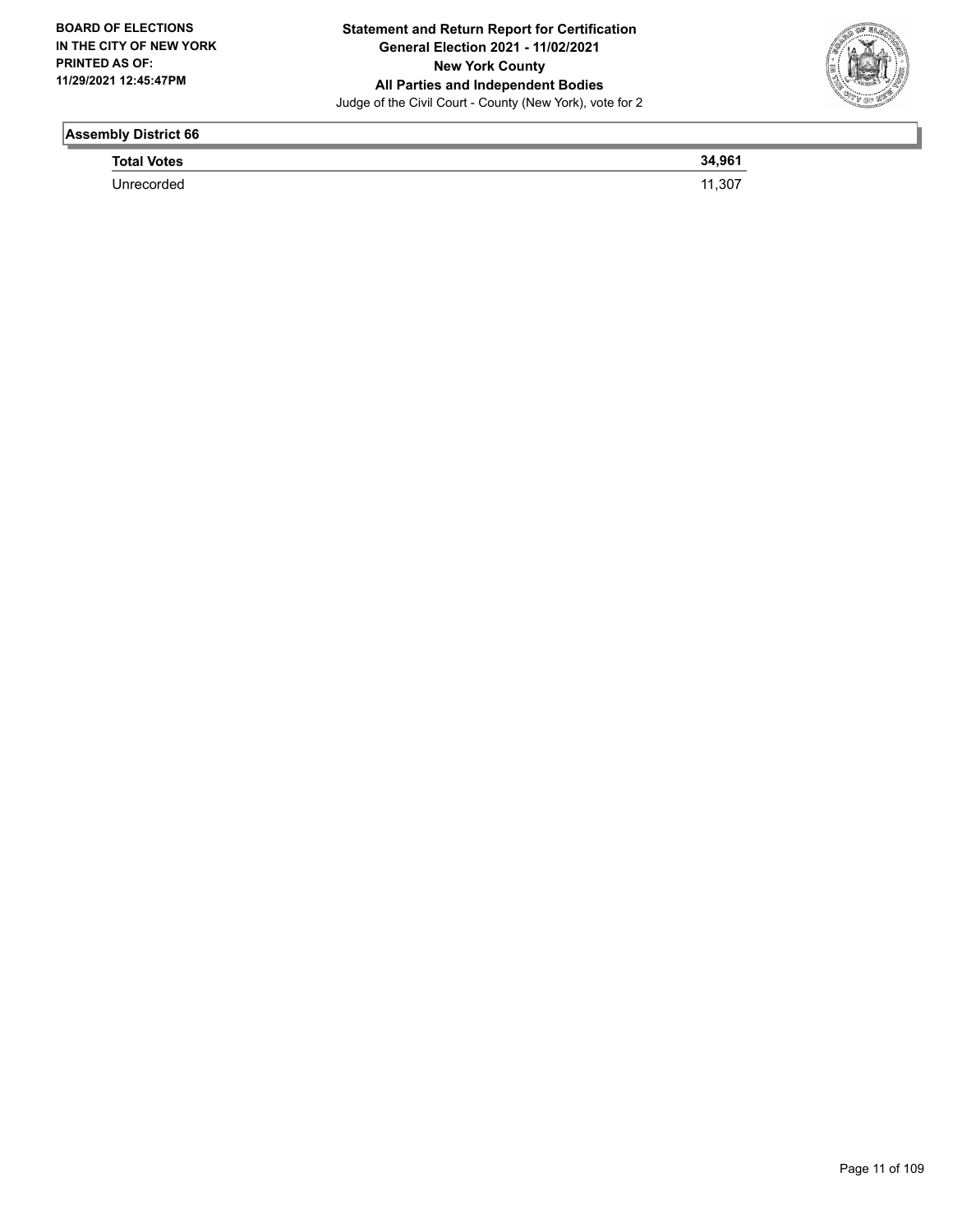## Assembly District 66

| Total Votes | 34,961 |
| --- | --- |
| Unrecorded | 11,307 |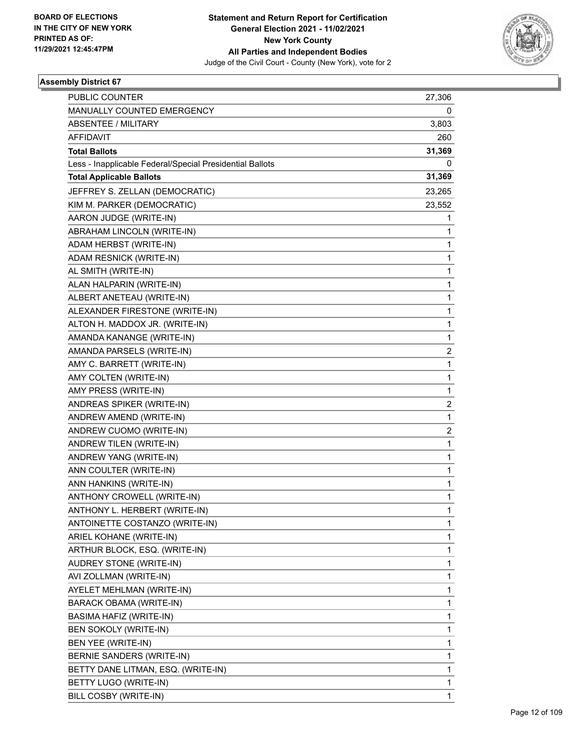**Assembly District 67**

| | |
|---|---|
| PUBLIC COUNTER | 27,306 |
| MANUALLY COUNTED EMERGENCY | 0 |
| ABSENTEE / MILITARY | 3,803 |
| AFFIDAVIT | 260 |
| **Total Ballots** | **31,369** |
| Less - Inapplicable Federal/Special Presidential Ballots | 0 |
| **Total Applicable Ballots** | **31,369** |
| JEFFREY S. ZELLAN (DEMOCRATIC) | 23,265 |
| KIM M. PARKER (DEMOCRATIC) | 23,552 |
| AARON JUDGE (WRITE-IN) | 1 |
| ABRAHAM LINCOLN (WRITE-IN) | 1 |
| ADAM HERBST (WRITE-IN) | 1 |
| ADAM RESNICK (WRITE-IN) | 1 |
| AL SMITH (WRITE-IN) | 1 |
| ALAN HALPARIN (WRITE-IN) | 1 |
| ALBERT ANETEAU (WRITE-IN) | 1 |
| ALEXANDER FIRESTONE (WRITE-IN) | 1 |
| ALTON H. MADDOX JR. (WRITE-IN) | 1 |
| AMANDA KANANGE (WRITE-IN) | 1 |
| AMANDA PARSELS (WRITE-IN) | 2 |
| AMY C. BARRETT (WRITE-IN) | 1 |
| AMY COLTEN (WRITE-IN) | 1 |
| AMY PRESS (WRITE-IN) | 1 |
| ANDREAS SPIKER (WRITE-IN) | 2 |
| ANDREW AMEND (WRITE-IN) | 1 |
| ANDREW CUOMO (WRITE-IN) | 2 |
| ANDREW TILEN (WRITE-IN) | 1 |
| ANDREW YANG (WRITE-IN) | 1 |
| ANN COULTER (WRITE-IN) | 1 |
| ANN HANKINS (WRITE-IN) | 1 |
| ANTHONY CROWELL (WRITE-IN) | 1 |
| ANTHONY L. HERBERT (WRITE-IN) | 1 |
| ANTOINETTE COSTANZO (WRITE-IN) | 1 |
| ARIEL KOHANE (WRITE-IN) | 1 |
| ARTHUR BLOCK, ESQ. (WRITE-IN) | 1 |
| AUDREY STONE (WRITE-IN) | 1 |
| AVI ZOLLMAN (WRITE-IN) | 1 |
| AYELET MEHLMAN (WRITE-IN) | 1 |
| BARACK OBAMA (WRITE-IN) | 1 |
| BASIMA HAFIZ (WRITE-IN) | 1 |
| BEN SOKOLY (WRITE-IN) | 1 |
| BEN YEE (WRITE-IN) | 1 |
| BERNIE SANDERS (WRITE-IN) | 1 |
| BETTY DANE LITMAN, ESQ. (WRITE-IN) | 1 |
| BETTY LUGO (WRITE-IN) | 1 |
| BILL COSBY (WRITE-IN) | 1 |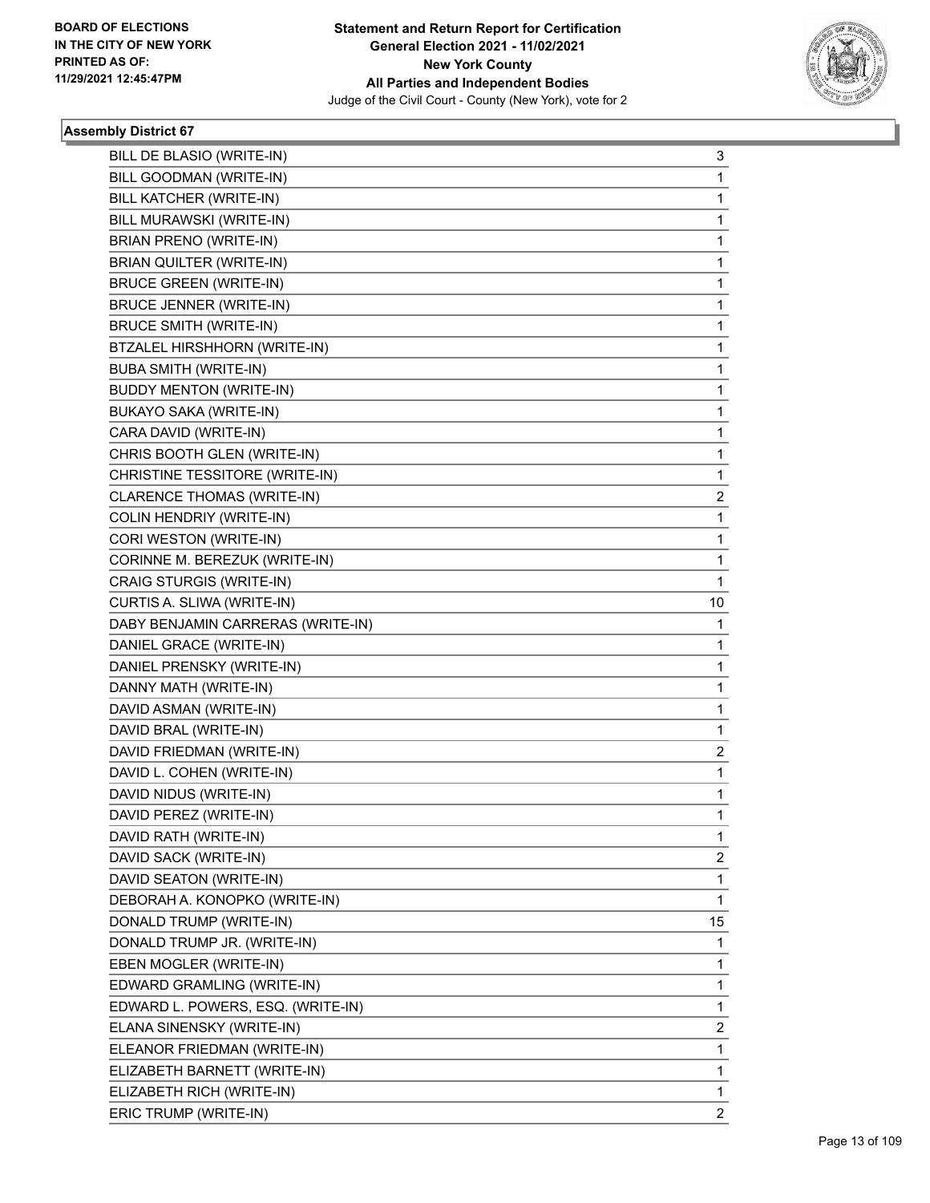**Statement and Return Report for Certification**
**General Election 2021 - 11/02/2021**
**New York County**
**All Parties and Independent Bodies**
Judge of the Civil Court - County (New York), vote for 2

BOARD OF ELECTIONS
IN THE CITY OF NEW YORK
PRINTED AS OF:
11/29/2021 12:45:47PM

### Assembly District 67

| | |
|---|---|
| BILL DE BLASIO (WRITE-IN) | 3 |
| BILL GOODMAN (WRITE-IN) | 1 |
| BILL KATCHER (WRITE-IN) | 1 |
| BILL MURAWSKI (WRITE-IN) | 1 |
| BRIAN PRENO (WRITE-IN) | 1 |
| BRIAN QUILTER (WRITE-IN) | 1 |
| BRUCE GREEN (WRITE-IN) | 1 |
| BRUCE JENNER (WRITE-IN) | 1 |
| BRUCE SMITH (WRITE-IN) | 1 |
| BTZALEL HIRSHHORN (WRITE-IN) | 1 |
| BUBA SMITH (WRITE-IN) | 1 |
| BUDDY MENTON (WRITE-IN) | 1 |
| BUKAYO SAKA (WRITE-IN) | 1 |
| CARA DAVID (WRITE-IN) | 1 |
| CHRIS BOOTH GLEN (WRITE-IN) | 1 |
| CHRISTINE TESSITORE (WRITE-IN) | 1 |
| CLARENCE THOMAS (WRITE-IN) | 2 |
| COLIN HENDRIY (WRITE-IN) | 1 |
| CORI WESTON (WRITE-IN) | 1 |
| CORINNE M. BEREZUK (WRITE-IN) | 1 |
| CRAIG STURGIS (WRITE-IN) | 1 |
| CURTIS A. SLIWA (WRITE-IN) | 10 |
| DABY BENJAMIN CARRERAS (WRITE-IN) | 1 |
| DANIEL GRACE (WRITE-IN) | 1 |
| DANIEL PRENSKY (WRITE-IN) | 1 |
| DANNY MATH (WRITE-IN) | 1 |
| DAVID ASMAN (WRITE-IN) | 1 |
| DAVID BRAL (WRITE-IN) | 1 |
| DAVID FRIEDMAN (WRITE-IN) | 2 |
| DAVID L. COHEN (WRITE-IN) | 1 |
| DAVID NIDUS (WRITE-IN) | 1 |
| DAVID PEREZ (WRITE-IN) | 1 |
| DAVID RATH (WRITE-IN) | 1 |
| DAVID SACK (WRITE-IN) | 2 |
| DAVID SEATON (WRITE-IN) | 1 |
| DEBORAH A. KONOPKO (WRITE-IN) | 1 |
| DONALD TRUMP (WRITE-IN) | 15 |
| DONALD TRUMP JR. (WRITE-IN) | 1 |
| EBEN MOGLER (WRITE-IN) | 1 |
| EDWARD GRAMLING (WRITE-IN) | 1 |
| EDWARD L. POWERS, ESQ. (WRITE-IN) | 1 |
| ELANA SINENSKY (WRITE-IN) | 2 |
| ELEANOR FRIEDMAN (WRITE-IN) | 1 |
| ELIZABETH BARNETT (WRITE-IN) | 1 |
| ELIZABETH RICH (WRITE-IN) | 1 |
| ERIC TRUMP (WRITE-IN) | 2 |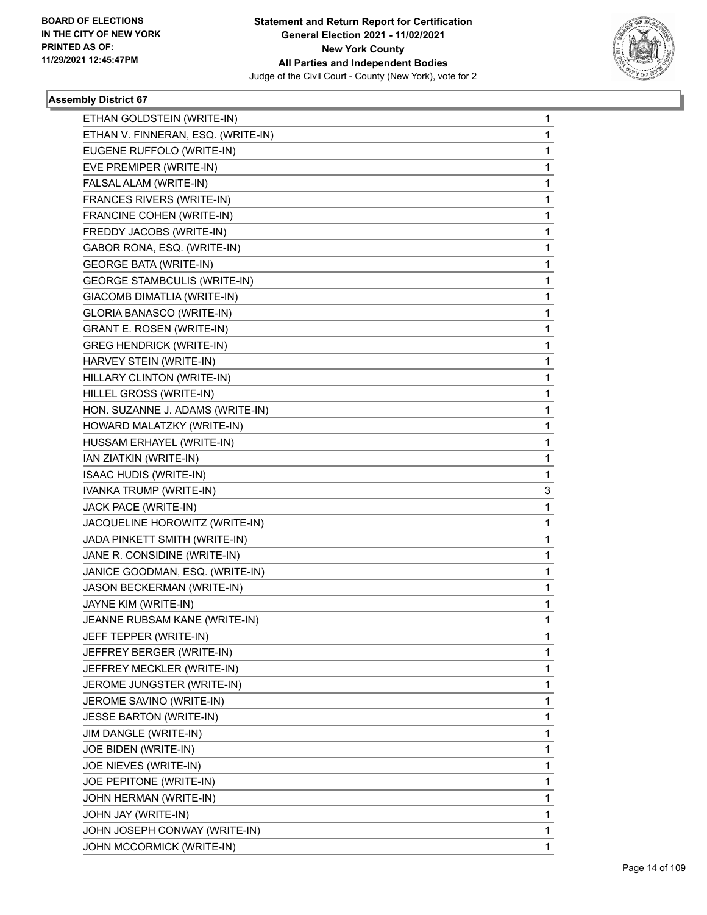### Assembly District 67

| Candidate | Votes |
|---|---|
| ETHAN GOLDSTEIN (WRITE-IN) | 1 |
| ETHAN V. FINNERAN, ESQ. (WRITE-IN) | 1 |
| EUGENE RUFFOLO (WRITE-IN) | 1 |
| EVE PREMIPER (WRITE-IN) | 1 |
| FALSAL ALAM (WRITE-IN) | 1 |
| FRANCES RIVERS (WRITE-IN) | 1 |
| FRANCINE COHEN (WRITE-IN) | 1 |
| FREDDY JACOBS (WRITE-IN) | 1 |
| GABOR RONA, ESQ. (WRITE-IN) | 1 |
| GEORGE BATA (WRITE-IN) | 1 |
| GEORGE STAMBCULIS (WRITE-IN) | 1 |
| GIACOMB DIMATLIA (WRITE-IN) | 1 |
| GLORIA BANASCO (WRITE-IN) | 1 |
| GRANT E. ROSEN (WRITE-IN) | 1 |
| GREG HENDRICK (WRITE-IN) | 1 |
| HARVEY STEIN (WRITE-IN) | 1 |
| HILLARY CLINTON (WRITE-IN) | 1 |
| HILLEL GROSS (WRITE-IN) | 1 |
| HON. SUZANNE J. ADAMS (WRITE-IN) | 1 |
| HOWARD MALATZKY (WRITE-IN) | 1 |
| HUSSAM ERHAYEL (WRITE-IN) | 1 |
| IAN ZIATKIN (WRITE-IN) | 1 |
| ISAAC HUDIS (WRITE-IN) | 1 |
| IVANKA TRUMP (WRITE-IN) | 3 |
| JACK PACE (WRITE-IN) | 1 |
| JACQUELINE HOROWITZ (WRITE-IN) | 1 |
| JADA PINKETT SMITH (WRITE-IN) | 1 |
| JANE R. CONSIDINE (WRITE-IN) | 1 |
| JANICE GOODMAN, ESQ. (WRITE-IN) | 1 |
| JASON BECKERMAN (WRITE-IN) | 1 |
| JAYNE KIM (WRITE-IN) | 1 |
| JEANNE RUBSAM KANE (WRITE-IN) | 1 |
| JEFF TEPPER (WRITE-IN) | 1 |
| JEFFREY BERGER (WRITE-IN) | 1 |
| JEFFREY MECKLER (WRITE-IN) | 1 |
| JEROME JUNGSTER (WRITE-IN) | 1 |
| JEROME SAVINO (WRITE-IN) | 1 |
| JESSE BARTON (WRITE-IN) | 1 |
| JIM DANGLE (WRITE-IN) | 1 |
| JOE BIDEN (WRITE-IN) | 1 |
| JOE NIEVES (WRITE-IN) | 1 |
| JOE PEPITONE (WRITE-IN) | 1 |
| JOHN HERMAN (WRITE-IN) | 1 |
| JOHN JAY (WRITE-IN) | 1 |
| JOHN JOSEPH CONWAY (WRITE-IN) | 1 |
| JOHN MCCORMICK (WRITE-IN) | 1 |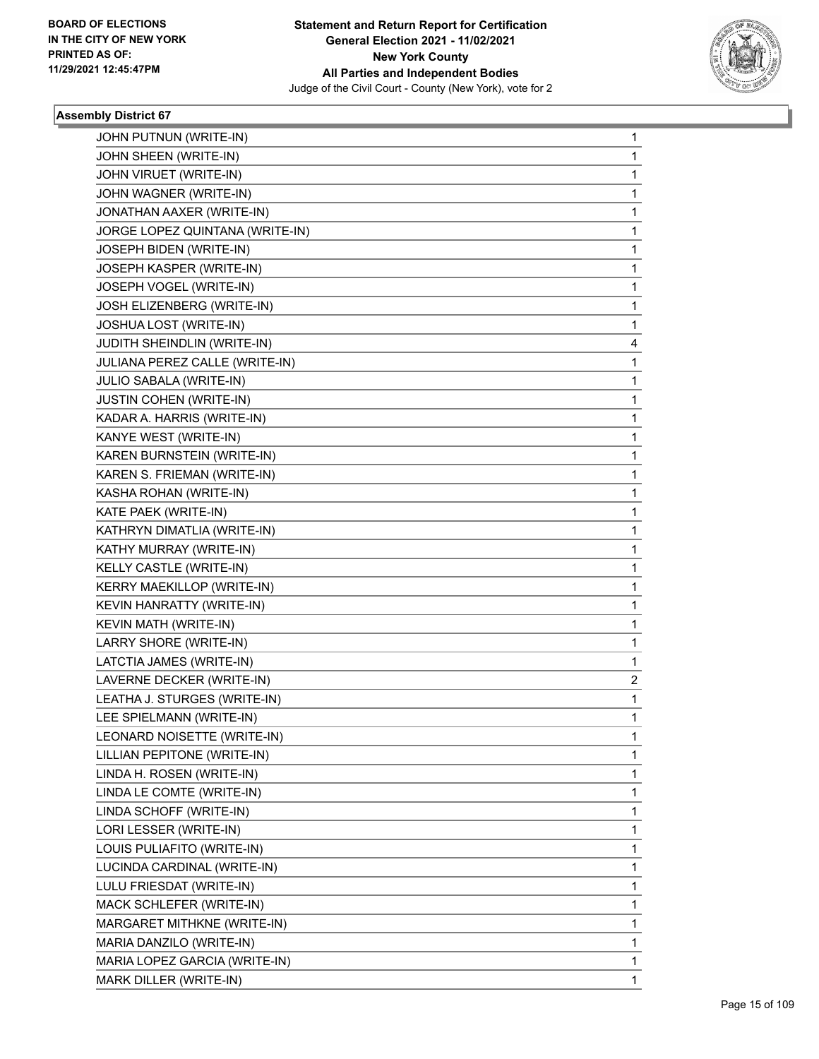**BOARD OF ELECTIONS IN THE CITY OF NEW YORK PRINTED AS OF: 11/29/2021 12:45:47PM**

**Statement and Return Report for Certification General Election 2021 - 11/02/2021 New York County All Parties and Independent Bodies**
Judge of the Civil Court - County (New York), vote for 2

### Assembly District 67

| | |
|---|---|
| JOHN PUTNUN (WRITE-IN) | 1 |
| JOHN SHEEN (WRITE-IN) | 1 |
| JOHN VIRUET (WRITE-IN) | 1 |
| JOHN WAGNER (WRITE-IN) | 1 |
| JONATHAN AAXER (WRITE-IN) | 1 |
| JORGE LOPEZ QUINTANA (WRITE-IN) | 1 |
| JOSEPH BIDEN (WRITE-IN) | 1 |
| JOSEPH KASPER (WRITE-IN) | 1 |
| JOSEPH VOGEL (WRITE-IN) | 1 |
| JOSH ELIZENBERG (WRITE-IN) | 1 |
| JOSHUA LOST (WRITE-IN) | 1 |
| JUDITH SHEINDLIN (WRITE-IN) | 4 |
| JULIANA PEREZ CALLE (WRITE-IN) | 1 |
| JULIO SABALA (WRITE-IN) | 1 |
| JUSTIN COHEN (WRITE-IN) | 1 |
| KADAR A. HARRIS (WRITE-IN) | 1 |
| KANYE WEST (WRITE-IN) | 1 |
| KAREN BURNSTEIN (WRITE-IN) | 1 |
| KAREN S. FRIEMAN (WRITE-IN) | 1 |
| KASHA ROHAN (WRITE-IN) | 1 |
| KATE PAEK (WRITE-IN) | 1 |
| KATHRYN DIMATLIA (WRITE-IN) | 1 |
| KATHY MURRAY (WRITE-IN) | 1 |
| KELLY CASTLE (WRITE-IN) | 1 |
| KERRY MAEKILLOP (WRITE-IN) | 1 |
| KEVIN HANRATTY (WRITE-IN) | 1 |
| KEVIN MATH (WRITE-IN) | 1 |
| LARRY SHORE (WRITE-IN) | 1 |
| LATCTIA JAMES (WRITE-IN) | 1 |
| LAVERNE DECKER (WRITE-IN) | 2 |
| LEATHA J. STURGES (WRITE-IN) | 1 |
| LEE SPIELMANN (WRITE-IN) | 1 |
| LEONARD NOISETTE (WRITE-IN) | 1 |
| LILLIAN PEPITONE (WRITE-IN) | 1 |
| LINDA H. ROSEN (WRITE-IN) | 1 |
| LINDA LE COMTE (WRITE-IN) | 1 |
| LINDA SCHOFF (WRITE-IN) | 1 |
| LORI LESSER (WRITE-IN) | 1 |
| LOUIS PULIAFITO (WRITE-IN) | 1 |
| LUCINDA CARDINAL (WRITE-IN) | 1 |
| LULU FRIESDAT (WRITE-IN) | 1 |
| MACK SCHLEFER (WRITE-IN) | 1 |
| MARGARET MITHKNE (WRITE-IN) | 1 |
| MARIA DANZILO (WRITE-IN) | 1 |
| MARIA LOPEZ GARCIA (WRITE-IN) | 1 |
| MARK DILLER (WRITE-IN) | 1 |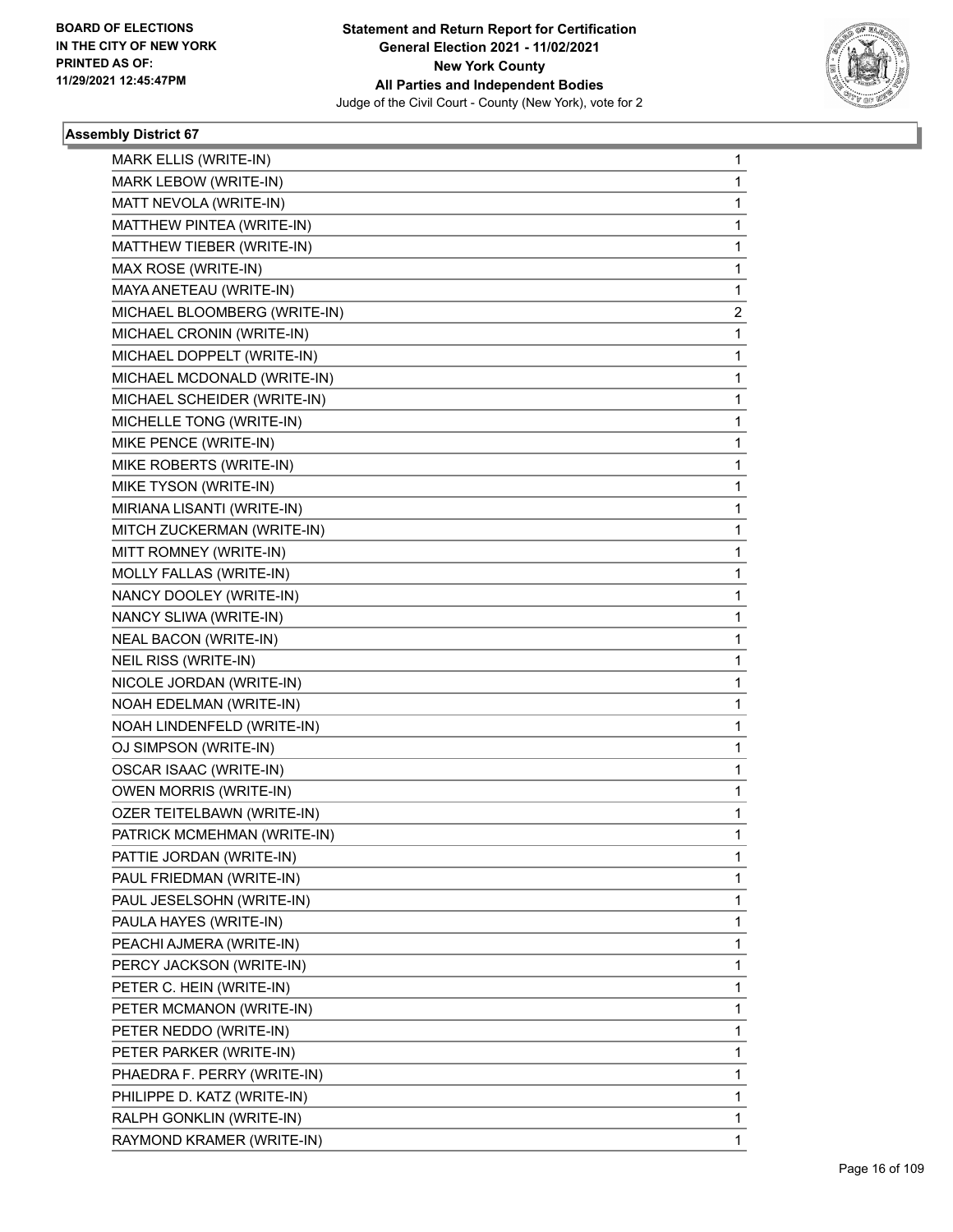**BOARD OF ELECTIONS IN THE CITY OF NEW YORK PRINTED AS OF: 11/29/2021 12:45:47PM**

**Statement and Return Report for Certification General Election 2021 - 11/02/2021 New York County All Parties and Independent Bodies**

Judge of the Civil Court - County (New York), vote for 2

### Assembly District 67

| | |
|---|---|
| MARK ELLIS (WRITE-IN) | 1 |
| MARK LEBOW (WRITE-IN) | 1 |
| MATT NEVOLA (WRITE-IN) | 1 |
| MATTHEW PINTEA (WRITE-IN) | 1 |
| MATTHEW TIEBER (WRITE-IN) | 1 |
| MAX ROSE (WRITE-IN) | 1 |
| MAYA ANETEAU (WRITE-IN) | 1 |
| MICHAEL BLOOMBERG (WRITE-IN) | 2 |
| MICHAEL CRONIN (WRITE-IN) | 1 |
| MICHAEL DOPPELT (WRITE-IN) | 1 |
| MICHAEL MCDONALD (WRITE-IN) | 1 |
| MICHAEL SCHEIDER (WRITE-IN) | 1 |
| MICHELLE TONG (WRITE-IN) | 1 |
| MIKE PENCE (WRITE-IN) | 1 |
| MIKE ROBERTS (WRITE-IN) | 1 |
| MIKE TYSON (WRITE-IN) | 1 |
| MIRIANA LISANTI (WRITE-IN) | 1 |
| MITCH ZUCKERMAN (WRITE-IN) | 1 |
| MITT ROMNEY (WRITE-IN) | 1 |
| MOLLY FALLAS (WRITE-IN) | 1 |
| NANCY DOOLEY (WRITE-IN) | 1 |
| NANCY SLIWA (WRITE-IN) | 1 |
| NEAL BACON (WRITE-IN) | 1 |
| NEIL RISS (WRITE-IN) | 1 |
| NICOLE JORDAN (WRITE-IN) | 1 |
| NOAH EDELMAN (WRITE-IN) | 1 |
| NOAH LINDENFELD (WRITE-IN) | 1 |
| OJ SIMPSON (WRITE-IN) | 1 |
| OSCAR ISAAC (WRITE-IN) | 1 |
| OWEN MORRIS (WRITE-IN) | 1 |
| OZER TEITELBAWN (WRITE-IN) | 1 |
| PATRICK MCMEHMAN (WRITE-IN) | 1 |
| PATTIE JORDAN (WRITE-IN) | 1 |
| PAUL FRIEDMAN (WRITE-IN) | 1 |
| PAUL JESELSOHN (WRITE-IN) | 1 |
| PAULA HAYES (WRITE-IN) | 1 |
| PEACHI AJMERA (WRITE-IN) | 1 |
| PERCY JACKSON (WRITE-IN) | 1 |
| PETER C. HEIN (WRITE-IN) | 1 |
| PETER MCMANON (WRITE-IN) | 1 |
| PETER NEDDO (WRITE-IN) | 1 |
| PETER PARKER (WRITE-IN) | 1 |
| PHAEDRA F. PERRY (WRITE-IN) | 1 |
| PHILIPPE D. KATZ (WRITE-IN) | 1 |
| RALPH GONKLIN (WRITE-IN) | 1 |
| RAYMOND KRAMER (WRITE-IN) | 1 |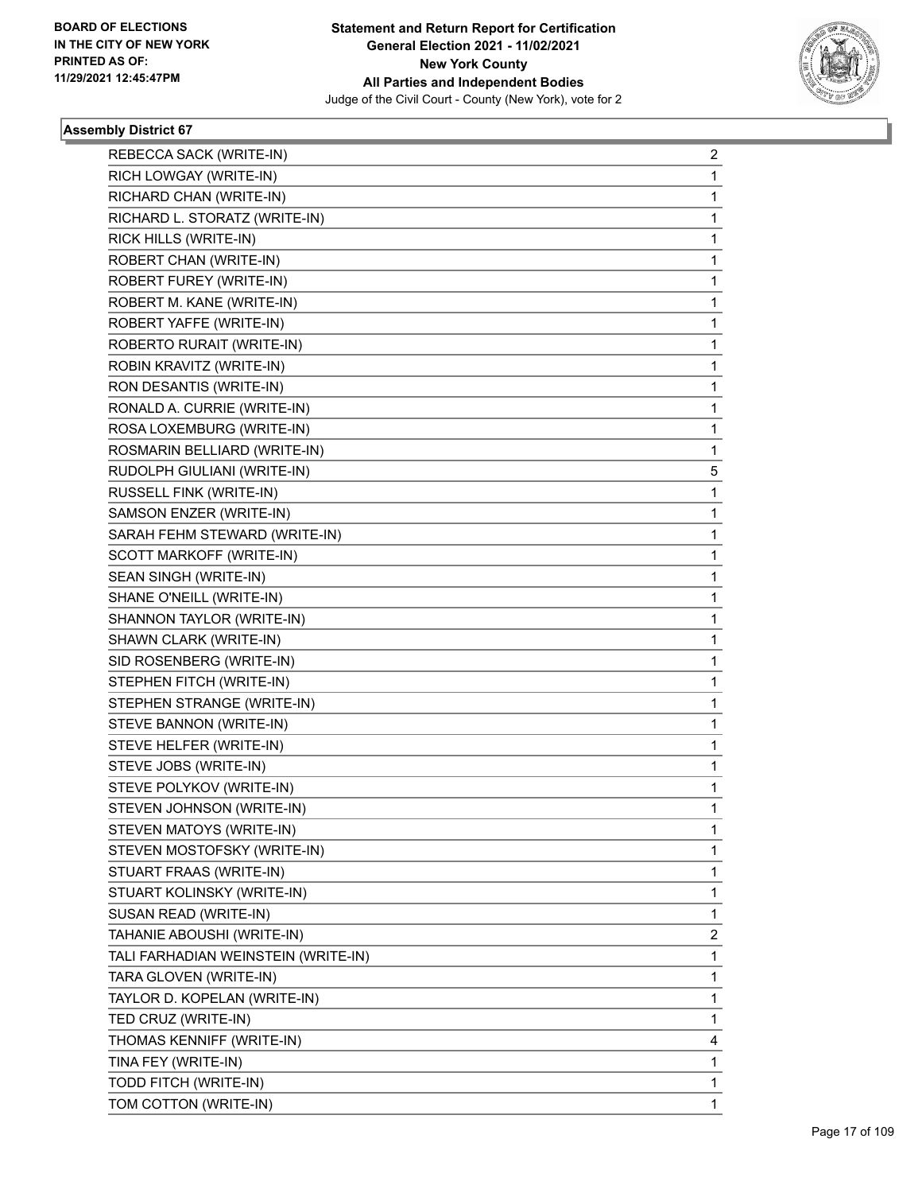**Statement and Return Report for Certification**
**General Election 2021 - 11/02/2021**
**New York County**
**All Parties and Independent Bodies**
Judge of the Civil Court - County (New York), vote for 2

BOARD OF ELECTIONS
IN THE CITY OF NEW YORK
PRINTED AS OF:
11/29/2021 12:45:47PM

### Assembly District 67

| | |
|---|---|
| REBECCA SACK (WRITE-IN) | 2 |
| RICH LOWGAY (WRITE-IN) | 1 |
| RICHARD CHAN (WRITE-IN) | 1 |
| RICHARD L. STORATZ (WRITE-IN) | 1 |
| RICK HILLS (WRITE-IN) | 1 |
| ROBERT CHAN (WRITE-IN) | 1 |
| ROBERT FUREY (WRITE-IN) | 1 |
| ROBERT M. KANE (WRITE-IN) | 1 |
| ROBERT YAFFE (WRITE-IN) | 1 |
| ROBERTO RURAIT (WRITE-IN) | 1 |
| ROBIN KRAVITZ (WRITE-IN) | 1 |
| RON DESANTIS (WRITE-IN) | 1 |
| RONALD A. CURRIE (WRITE-IN) | 1 |
| ROSA LOXEMBURG (WRITE-IN) | 1 |
| ROSMARIN BELLIARD (WRITE-IN) | 1 |
| RUDOLPH GIULIANI (WRITE-IN) | 5 |
| RUSSELL FINK (WRITE-IN) | 1 |
| SAMSON ENZER (WRITE-IN) | 1 |
| SARAH FEHM STEWARD (WRITE-IN) | 1 |
| SCOTT MARKOFF (WRITE-IN) | 1 |
| SEAN SINGH (WRITE-IN) | 1 |
| SHANE O'NEILL (WRITE-IN) | 1 |
| SHANNON TAYLOR (WRITE-IN) | 1 |
| SHAWN CLARK (WRITE-IN) | 1 |
| SID ROSENBERG (WRITE-IN) | 1 |
| STEPHEN FITCH (WRITE-IN) | 1 |
| STEPHEN STRANGE (WRITE-IN) | 1 |
| STEVE BANNON (WRITE-IN) | 1 |
| STEVE HELFER (WRITE-IN) | 1 |
| STEVE JOBS (WRITE-IN) | 1 |
| STEVE POLYKOV (WRITE-IN) | 1 |
| STEVEN JOHNSON (WRITE-IN) | 1 |
| STEVEN MATOYS (WRITE-IN) | 1 |
| STEVEN MOSTOFSKY (WRITE-IN) | 1 |
| STUART FRAAS (WRITE-IN) | 1 |
| STUART KOLINSKY (WRITE-IN) | 1 |
| SUSAN READ (WRITE-IN) | 1 |
| TAHANIE ABOUSHI (WRITE-IN) | 2 |
| TALI FARHADIAN WEINSTEIN (WRITE-IN) | 1 |
| TARA GLOVEN (WRITE-IN) | 1 |
| TAYLOR D. KOPELAN (WRITE-IN) | 1 |
| TED CRUZ (WRITE-IN) | 1 |
| THOMAS KENNIFF (WRITE-IN) | 4 |
| TINA FEY (WRITE-IN) | 1 |
| TODD FITCH (WRITE-IN) | 1 |
| TOM COTTON (WRITE-IN) | 1 |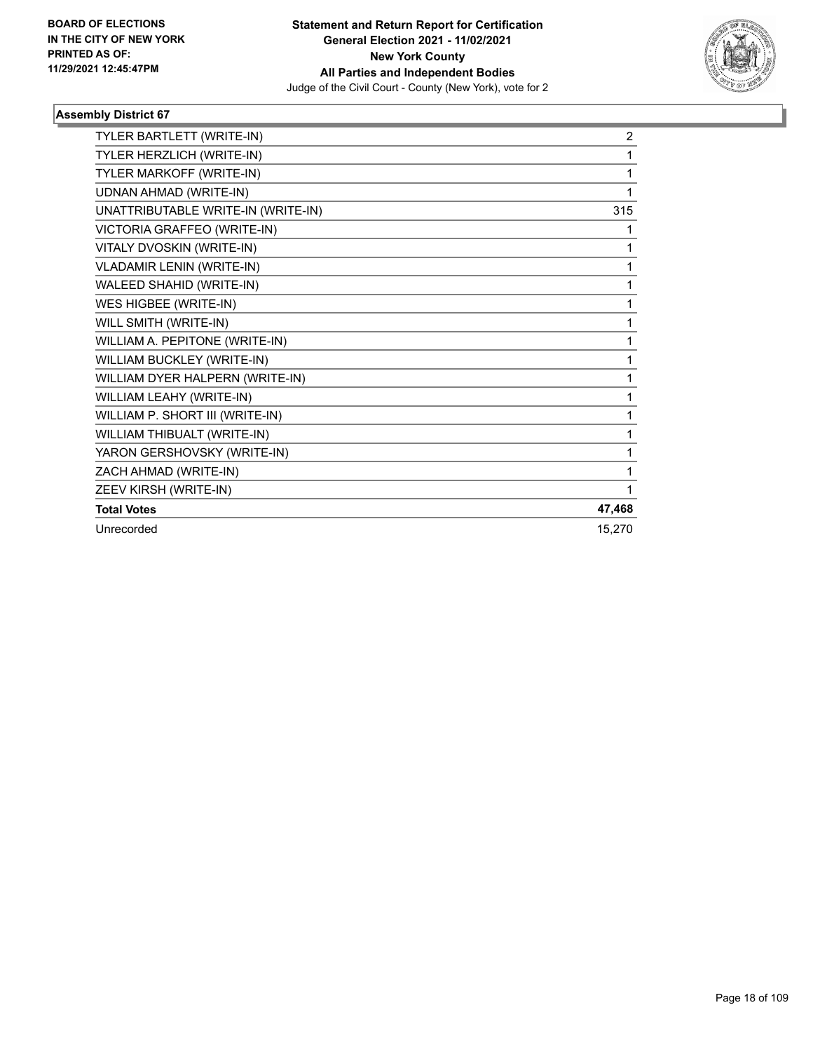**Statement and Return Report for Certification**
**General Election 2021 - 11/02/2021**
**New York County**
**All Parties and Independent Bodies**
Judge of the Civil Court - County (New York), vote for 2

**BOARD OF ELECTIONS IN THE CITY OF NEW YORK PRINTED AS OF: 11/29/2021 12:45:47PM**

### Assembly District 67

| | |
|---|---|
| TYLER BARTLETT (WRITE-IN) | 2 |
| TYLER HERZLICH (WRITE-IN) | 1 |
| TYLER MARKOFF (WRITE-IN) | 1 |
| UDNAN AHMAD (WRITE-IN) | 1 |
| UNATTRIBUTABLE WRITE-IN (WRITE-IN) | 315 |
| VICTORIA GRAFFEO (WRITE-IN) | 1 |
| VITALY DVOSKIN (WRITE-IN) | 1 |
| VLADAMIR LENIN (WRITE-IN) | 1 |
| WALEED SHAHID (WRITE-IN) | 1 |
| WES HIGBEE (WRITE-IN) | 1 |
| WILL SMITH (WRITE-IN) | 1 |
| WILLIAM A. PEPITONE (WRITE-IN) | 1 |
| WILLIAM BUCKLEY (WRITE-IN) | 1 |
| WILLIAM DYER HALPERN (WRITE-IN) | 1 |
| WILLIAM LEAHY (WRITE-IN) | 1 |
| WILLIAM P. SHORT III (WRITE-IN) | 1 |
| WILLIAM THIBUALT (WRITE-IN) | 1 |
| YARON GERSHOVSKY (WRITE-IN) | 1 |
| ZACH AHMAD (WRITE-IN) | 1 |
| ZEEV KIRSH (WRITE-IN) | 1 |
| **Total Votes** | **47,468** |
| Unrecorded | 15,270 |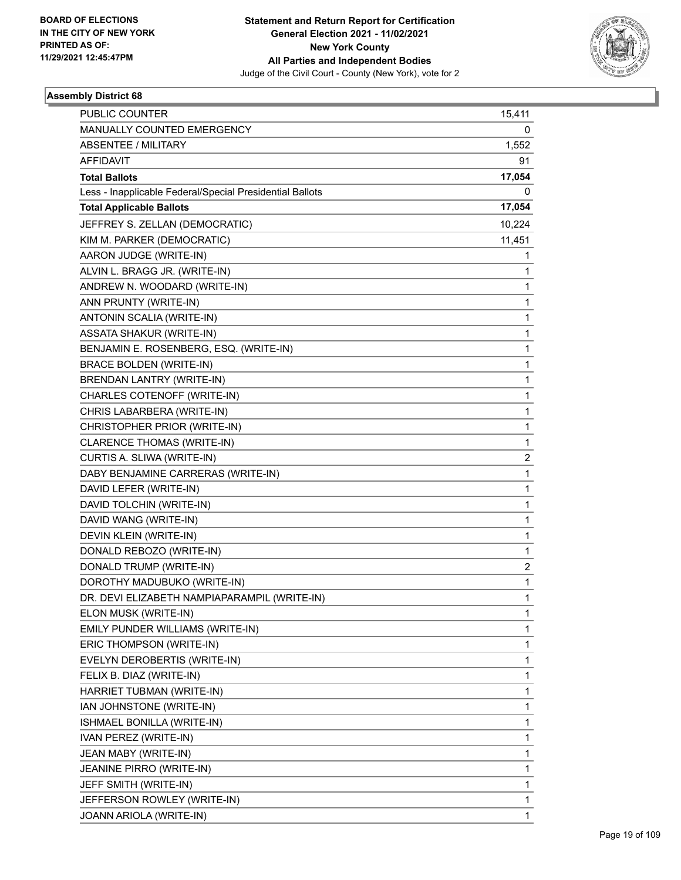**Statement and Return Report for Certification**
**General Election 2021 - 11/02/2021**
**New York County**
**All Parties and Independent Bodies**
Judge of the Civil Court - County (New York), vote for 2

BOARD OF ELECTIONS IN THE CITY OF NEW YORK PRINTED AS OF: 11/29/2021 12:45:47PM

### Assembly District 68

| | |
|---|---|
| PUBLIC COUNTER | 15,411 |
| MANUALLY COUNTED EMERGENCY | 0 |
| ABSENTEE / MILITARY | 1,552 |
| AFFIDAVIT | 91 |
| **Total Ballots** | **17,054** |
| Less - Inapplicable Federal/Special Presidential Ballots | 0 |
| **Total Applicable Ballots** | **17,054** |
| JEFFREY S. ZELLAN (DEMOCRATIC) | 10,224 |
| KIM M. PARKER (DEMOCRATIC) | 11,451 |
| AARON JUDGE (WRITE-IN) | 1 |
| ALVIN L. BRAGG JR. (WRITE-IN) | 1 |
| ANDREW N. WOODARD (WRITE-IN) | 1 |
| ANN PRUNTY (WRITE-IN) | 1 |
| ANTONIN SCALIA (WRITE-IN) | 1 |
| ASSATA SHAKUR (WRITE-IN) | 1 |
| BENJAMIN E. ROSENBERG, ESQ. (WRITE-IN) | 1 |
| BRACE BOLDEN (WRITE-IN) | 1 |
| BRENDAN LANTRY (WRITE-IN) | 1 |
| CHARLES COTENOFF (WRITE-IN) | 1 |
| CHRIS LABARBERA (WRITE-IN) | 1 |
| CHRISTOPHER PRIOR (WRITE-IN) | 1 |
| CLARENCE THOMAS (WRITE-IN) | 1 |
| CURTIS A. SLIWA (WRITE-IN) | 2 |
| DABY BENJAMINE CARRERAS (WRITE-IN) | 1 |
| DAVID LEFER (WRITE-IN) | 1 |
| DAVID TOLCHIN (WRITE-IN) | 1 |
| DAVID WANG (WRITE-IN) | 1 |
| DEVIN KLEIN (WRITE-IN) | 1 |
| DONALD REBOZO (WRITE-IN) | 1 |
| DONALD TRUMP (WRITE-IN) | 2 |
| DOROTHY MADUBUKO (WRITE-IN) | 1 |
| DR. DEVI ELIZABETH NAMPIAPARAMPIL (WRITE-IN) | 1 |
| ELON MUSK (WRITE-IN) | 1 |
| EMILY PUNDER WILLIAMS (WRITE-IN) | 1 |
| ERIC THOMPSON (WRITE-IN) | 1 |
| EVELYN DEROBERTIS (WRITE-IN) | 1 |
| FELIX B. DIAZ (WRITE-IN) | 1 |
| HARRIET TUBMAN (WRITE-IN) | 1 |
| IAN JOHNSTONE (WRITE-IN) | 1 |
| ISHMAEL BONILLA (WRITE-IN) | 1 |
| IVAN PEREZ (WRITE-IN) | 1 |
| JEAN MABY (WRITE-IN) | 1 |
| JEANINE PIRRO (WRITE-IN) | 1 |
| JEFF SMITH (WRITE-IN) | 1 |
| JEFFERSON ROWLEY (WRITE-IN) | 1 |
| JOANN ARIOLA (WRITE-IN) | 1 |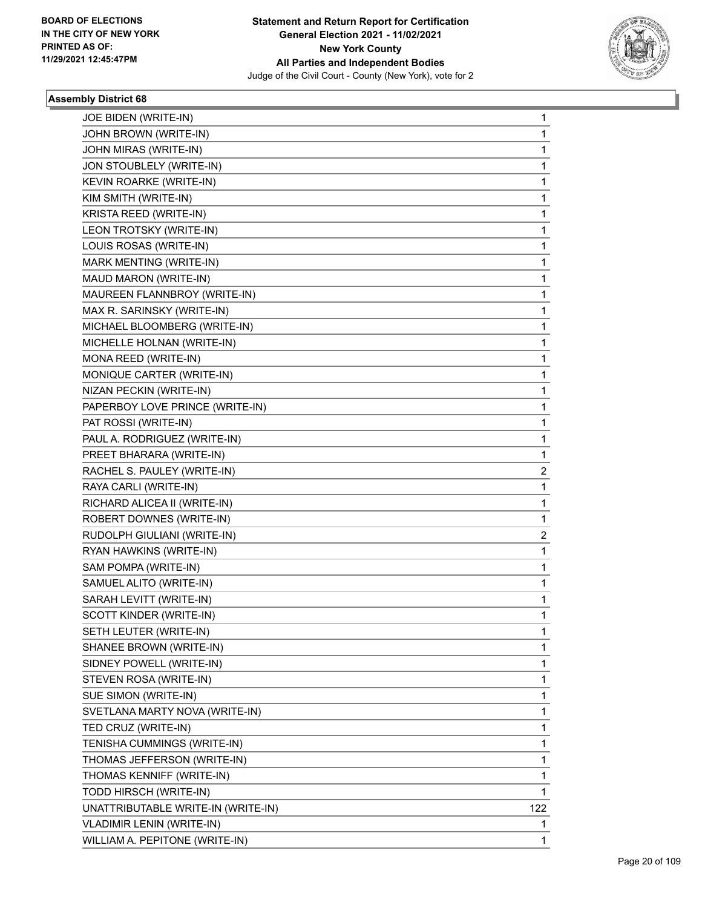**BOARD OF ELECTIONS IN THE CITY OF NEW YORK PRINTED AS OF: 11/29/2021 12:45:47PM**

**Statement and Return Report for Certification General Election 2021 - 11/02/2021 New York County All Parties and Independent Bodies**

Judge of the Civil Court - County (New York), vote for 2

### Assembly District 68

| | |
|---|---|
| JOE BIDEN (WRITE-IN) | 1 |
| JOHN BROWN (WRITE-IN) | 1 |
| JOHN MIRAS (WRITE-IN) | 1 |
| JON STOUBLELY (WRITE-IN) | 1 |
| KEVIN ROARKE (WRITE-IN) | 1 |
| KIM SMITH (WRITE-IN) | 1 |
| KRISTA REED (WRITE-IN) | 1 |
| LEON TROTSKY (WRITE-IN) | 1 |
| LOUIS ROSAS (WRITE-IN) | 1 |
| MARK MENTING (WRITE-IN) | 1 |
| MAUD MARON (WRITE-IN) | 1 |
| MAUREEN FLANNBROY (WRITE-IN) | 1 |
| MAX R. SARINSKY (WRITE-IN) | 1 |
| MICHAEL BLOOMBERG (WRITE-IN) | 1 |
| MICHELLE HOLNAN (WRITE-IN) | 1 |
| MONA REED (WRITE-IN) | 1 |
| MONIQUE CARTER (WRITE-IN) | 1 |
| NIZAN PECKIN (WRITE-IN) | 1 |
| PAPERBOY LOVE PRINCE (WRITE-IN) | 1 |
| PAT ROSSI (WRITE-IN) | 1 |
| PAUL A. RODRIGUEZ (WRITE-IN) | 1 |
| PREET BHARARA (WRITE-IN) | 1 |
| RACHEL S. PAULEY (WRITE-IN) | 2 |
| RAYA CARLI (WRITE-IN) | 1 |
| RICHARD ALICEA II (WRITE-IN) | 1 |
| ROBERT DOWNES (WRITE-IN) | 1 |
| RUDOLPH GIULIANI (WRITE-IN) | 2 |
| RYAN HAWKINS (WRITE-IN) | 1 |
| SAM POMPA (WRITE-IN) | 1 |
| SAMUEL ALITO (WRITE-IN) | 1 |
| SARAH LEVITT (WRITE-IN) | 1 |
| SCOTT KINDER (WRITE-IN) | 1 |
| SETH LEUTER (WRITE-IN) | 1 |
| SHANEE BROWN (WRITE-IN) | 1 |
| SIDNEY POWELL (WRITE-IN) | 1 |
| STEVEN ROSA (WRITE-IN) | 1 |
| SUE SIMON (WRITE-IN) | 1 |
| SVETLANA MARTY NOVA (WRITE-IN) | 1 |
| TED CRUZ (WRITE-IN) | 1 |
| TENISHA CUMMINGS (WRITE-IN) | 1 |
| THOMAS JEFFERSON (WRITE-IN) | 1 |
| THOMAS KENNIFF (WRITE-IN) | 1 |
| TODD HIRSCH (WRITE-IN) | 1 |
| UNATTRIBUTABLE WRITE-IN (WRITE-IN) | 122 |
| VLADIMIR LENIN (WRITE-IN) | 1 |
| WILLIAM A. PEPITONE (WRITE-IN) | 1 |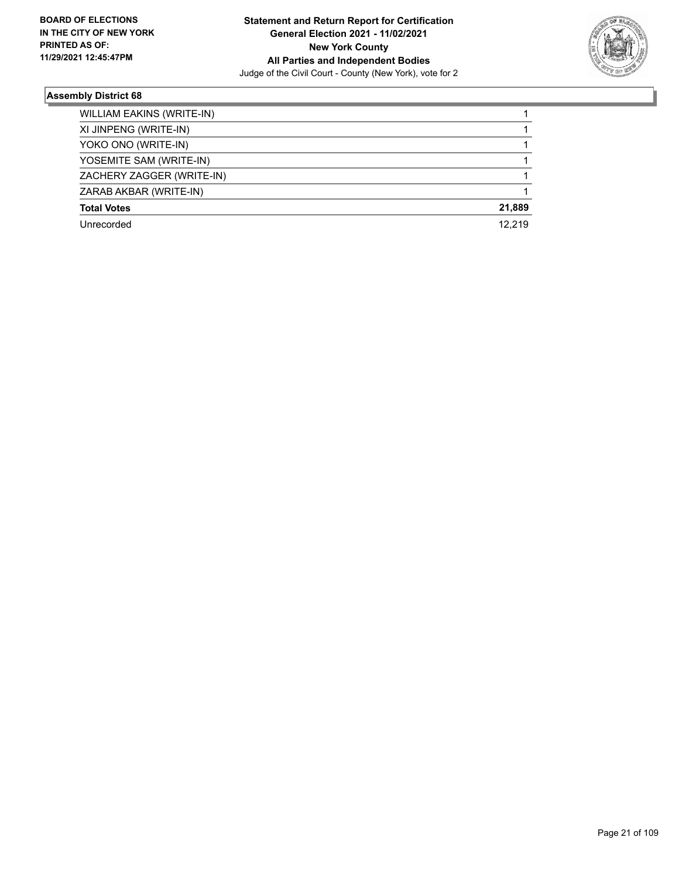**BOARD OF ELECTIONS IN THE CITY OF NEW YORK PRINTED AS OF: 11/29/2021 12:45:47PM**

**Statement and Return Report for Certification General Election 2021 - 11/02/2021 New York County All Parties and Independent Bodies**
Judge of the Civil Court - County (New York), vote for 2

## Assembly District 68

| | |
|---|---|
| WILLIAM EAKINS (WRITE-IN) | 1 |
| XI JINPENG (WRITE-IN) | 1 |
| YOKO ONO (WRITE-IN) | 1 |
| YOSEMITE SAM (WRITE-IN) | 1 |
| ZACHERY ZAGGER (WRITE-IN) | 1 |
| ZARAB AKBAR (WRITE-IN) | 1 |
| **Total Votes** | **21,889** |
| Unrecorded | 12,219 |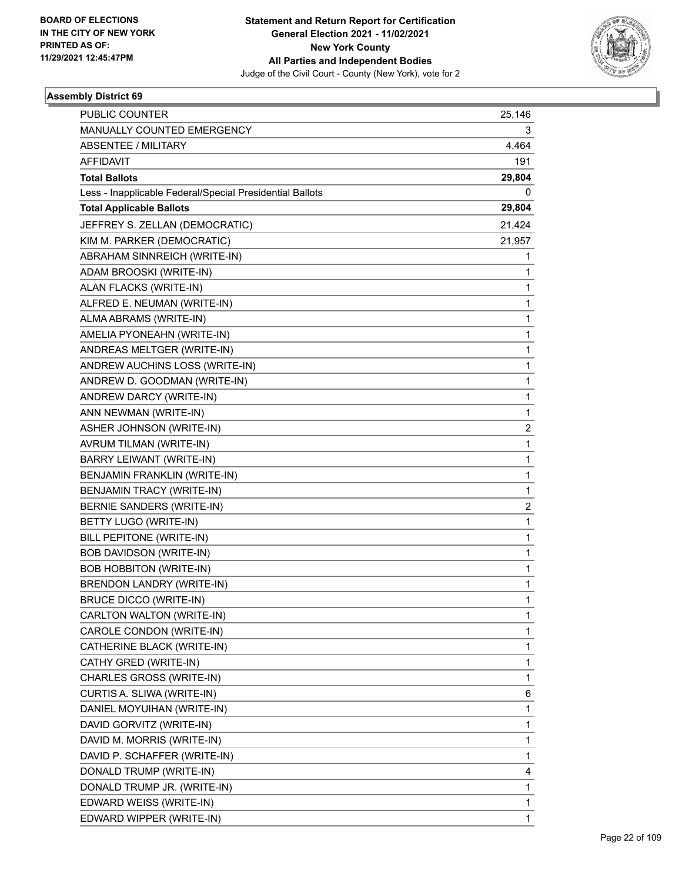**Statement and Return Report for Certification**
**General Election 2021 - 11/02/2021**
**New York County**
**All Parties and Independent Bodies**
Judge of the Civil Court - County (New York), vote for 2

BOARD OF ELECTIONS
IN THE CITY OF NEW YORK
PRINTED AS OF:
11/29/2021 12:45:47PM

### Assembly District 69

| | |
|---|---|
| PUBLIC COUNTER | 25,146 |
| MANUALLY COUNTED EMERGENCY | 3 |
| ABSENTEE / MILITARY | 4,464 |
| AFFIDAVIT | 191 |
| **Total Ballots** | **29,804** |
| Less - Inapplicable Federal/Special Presidential Ballots | 0 |
| **Total Applicable Ballots** | **29,804** |
| JEFFREY S. ZELLAN (DEMOCRATIC) | 21,424 |
| KIM M. PARKER (DEMOCRATIC) | 21,957 |
| ABRAHAM SINNREICH (WRITE-IN) | 1 |
| ADAM BROOSKI (WRITE-IN) | 1 |
| ALAN FLACKS (WRITE-IN) | 1 |
| ALFRED E. NEUMAN (WRITE-IN) | 1 |
| ALMA ABRAMS (WRITE-IN) | 1 |
| AMELIA PYONEAHN (WRITE-IN) | 1 |
| ANDREAS MELTGER (WRITE-IN) | 1 |
| ANDREW AUCHINS LOSS (WRITE-IN) | 1 |
| ANDREW D. GOODMAN (WRITE-IN) | 1 |
| ANDREW DARCY (WRITE-IN) | 1 |
| ANN NEWMAN (WRITE-IN) | 1 |
| ASHER JOHNSON (WRITE-IN) | 2 |
| AVRUM TILMAN (WRITE-IN) | 1 |
| BARRY LEIWANT (WRITE-IN) | 1 |
| BENJAMIN FRANKLIN (WRITE-IN) | 1 |
| BENJAMIN TRACY (WRITE-IN) | 1 |
| BERNIE SANDERS (WRITE-IN) | 2 |
| BETTY LUGO (WRITE-IN) | 1 |
| BILL PEPITONE (WRITE-IN) | 1 |
| BOB DAVIDSON (WRITE-IN) | 1 |
| BOB HOBBITON (WRITE-IN) | 1 |
| BRENDON LANDRY (WRITE-IN) | 1 |
| BRUCE DICCO (WRITE-IN) | 1 |
| CARLTON WALTON (WRITE-IN) | 1 |
| CAROLE CONDON (WRITE-IN) | 1 |
| CATHERINE BLACK (WRITE-IN) | 1 |
| CATHY GRED (WRITE-IN) | 1 |
| CHARLES GROSS (WRITE-IN) | 1 |
| CURTIS A. SLIWA (WRITE-IN) | 6 |
| DANIEL MOYUIHAN (WRITE-IN) | 1 |
| DAVID GORVITZ (WRITE-IN) | 1 |
| DAVID M. MORRIS (WRITE-IN) | 1 |
| DAVID P. SCHAFFER (WRITE-IN) | 1 |
| DONALD TRUMP (WRITE-IN) | 4 |
| DONALD TRUMP JR. (WRITE-IN) | 1 |
| EDWARD WEISS (WRITE-IN) | 1 |
| EDWARD WIPPER (WRITE-IN) | 1 |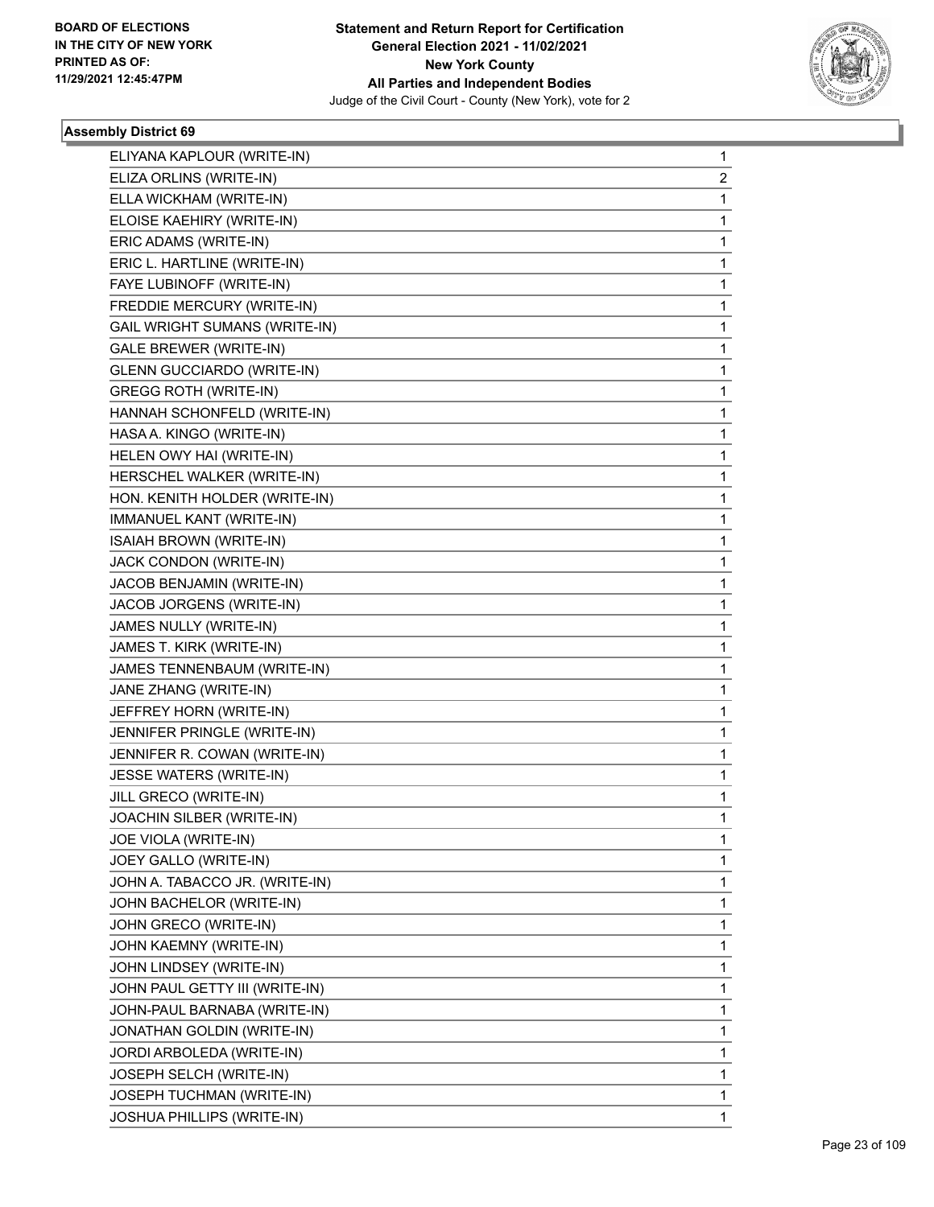**Assembly District 69**

| | |
|---|---|
| ELIYANA KAPLOUR (WRITE-IN) | 1 |
| ELIZA ORLINS (WRITE-IN) | 2 |
| ELLA WICKHAM (WRITE-IN) | 1 |
| ELOISE KAEHIRY (WRITE-IN) | 1 |
| ERIC ADAMS (WRITE-IN) | 1 |
| ERIC L. HARTLINE (WRITE-IN) | 1 |
| FAYE LUBINOFF (WRITE-IN) | 1 |
| FREDDIE MERCURY (WRITE-IN) | 1 |
| GAIL WRIGHT SUMANS (WRITE-IN) | 1 |
| GALE BREWER (WRITE-IN) | 1 |
| GLENN GUCCIARDO (WRITE-IN) | 1 |
| GREGG ROTH (WRITE-IN) | 1 |
| HANNAH SCHONFELD (WRITE-IN) | 1 |
| HASA A. KINGO (WRITE-IN) | 1 |
| HELEN OWY HAI (WRITE-IN) | 1 |
| HERSCHEL WALKER (WRITE-IN) | 1 |
| HON. KENITH HOLDER (WRITE-IN) | 1 |
| IMMANUEL KANT (WRITE-IN) | 1 |
| ISAIAH BROWN (WRITE-IN) | 1 |
| JACK CONDON (WRITE-IN) | 1 |
| JACOB BENJAMIN (WRITE-IN) | 1 |
| JACOB JORGENS (WRITE-IN) | 1 |
| JAMES NULLY (WRITE-IN) | 1 |
| JAMES T. KIRK (WRITE-IN) | 1 |
| JAMES TENNENBAUM (WRITE-IN) | 1 |
| JANE ZHANG (WRITE-IN) | 1 |
| JEFFREY HORN (WRITE-IN) | 1 |
| JENNIFER PRINGLE (WRITE-IN) | 1 |
| JENNIFER R. COWAN (WRITE-IN) | 1 |
| JESSE WATERS (WRITE-IN) | 1 |
| JILL GRECO (WRITE-IN) | 1 |
| JOACHIN SILBER (WRITE-IN) | 1 |
| JOE VIOLA (WRITE-IN) | 1 |
| JOEY GALLO (WRITE-IN) | 1 |
| JOHN A. TABACCO JR. (WRITE-IN) | 1 |
| JOHN BACHELOR (WRITE-IN) | 1 |
| JOHN GRECO (WRITE-IN) | 1 |
| JOHN KAEMNY (WRITE-IN) | 1 |
| JOHN LINDSEY (WRITE-IN) | 1 |
| JOHN PAUL GETTY III (WRITE-IN) | 1 |
| JOHN-PAUL BARNABA (WRITE-IN) | 1 |
| JONATHAN GOLDIN (WRITE-IN) | 1 |
| JORDI ARBOLEDA (WRITE-IN) | 1 |
| JOSEPH SELCH (WRITE-IN) | 1 |
| JOSEPH TUCHMAN (WRITE-IN) | 1 |
| JOSHUA PHILLIPS (WRITE-IN) | 1 |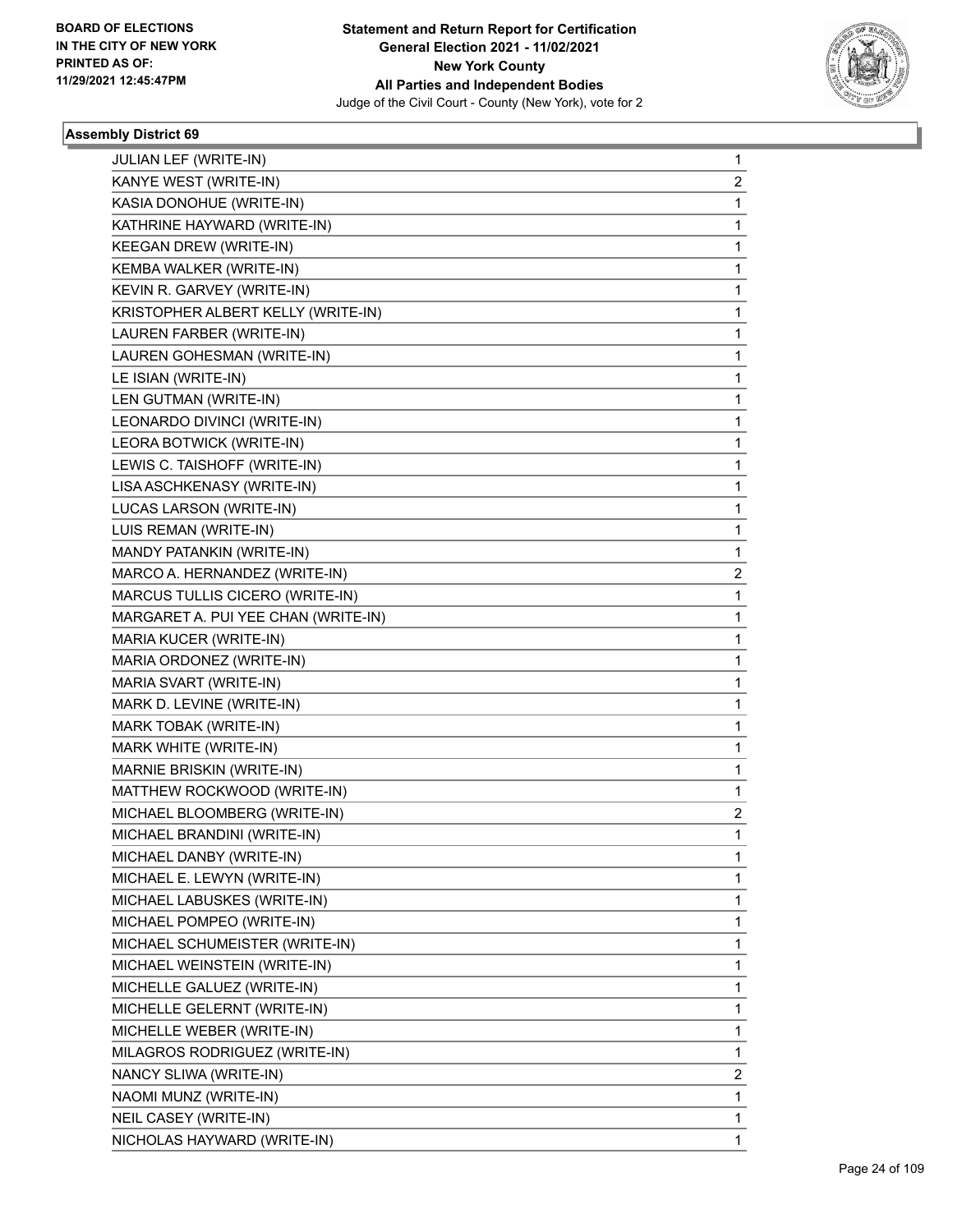BOARD OF ELECTIONS
IN THE CITY OF NEW YORK
PRINTED AS OF:
11/29/2021 12:45:47PM

**Statement and Return Report for Certification**
**General Election 2021 - 11/02/2021**
**New York County**
**All Parties and Independent Bodies**
Judge of the Civil Court - County (New York), vote for 2

### Assembly District 69

| Candidate | Votes |
|---|---|
| JULIAN LEF (WRITE-IN) | 1 |
| KANYE WEST (WRITE-IN) | 2 |
| KASIA DONOHUE (WRITE-IN) | 1 |
| KATHRINE HAYWARD (WRITE-IN) | 1 |
| KEEGAN DREW (WRITE-IN) | 1 |
| KEMBA WALKER (WRITE-IN) | 1 |
| KEVIN R. GARVEY (WRITE-IN) | 1 |
| KRISTOPHER ALBERT KELLY (WRITE-IN) | 1 |
| LAUREN FARBER (WRITE-IN) | 1 |
| LAUREN GOHESMAN (WRITE-IN) | 1 |
| LE ISIAN (WRITE-IN) | 1 |
| LEN GUTMAN (WRITE-IN) | 1 |
| LEONARDO DIVINCI (WRITE-IN) | 1 |
| LEORA BOTWICK (WRITE-IN) | 1 |
| LEWIS C. TAISHOFF (WRITE-IN) | 1 |
| LISA ASCHKENASY (WRITE-IN) | 1 |
| LUCAS LARSON (WRITE-IN) | 1 |
| LUIS REMAN (WRITE-IN) | 1 |
| MANDY PATANKIN (WRITE-IN) | 1 |
| MARCO A. HERNANDEZ (WRITE-IN) | 2 |
| MARCUS TULLIS CICERO (WRITE-IN) | 1 |
| MARGARET A. PUI YEE CHAN (WRITE-IN) | 1 |
| MARIA KUCER (WRITE-IN) | 1 |
| MARIA ORDONEZ (WRITE-IN) | 1 |
| MARIA SVART (WRITE-IN) | 1 |
| MARK D. LEVINE (WRITE-IN) | 1 |
| MARK TOBAK (WRITE-IN) | 1 |
| MARK WHITE (WRITE-IN) | 1 |
| MARNIE BRISKIN (WRITE-IN) | 1 |
| MATTHEW ROCKWOOD (WRITE-IN) | 1 |
| MICHAEL BLOOMBERG (WRITE-IN) | 2 |
| MICHAEL BRANDINI (WRITE-IN) | 1 |
| MICHAEL DANBY (WRITE-IN) | 1 |
| MICHAEL E. LEWYN (WRITE-IN) | 1 |
| MICHAEL LABUSKES (WRITE-IN) | 1 |
| MICHAEL POMPEO (WRITE-IN) | 1 |
| MICHAEL SCHUMEISTER (WRITE-IN) | 1 |
| MICHAEL WEINSTEIN (WRITE-IN) | 1 |
| MICHELLE GALUEZ (WRITE-IN) | 1 |
| MICHELLE GELERNT (WRITE-IN) | 1 |
| MICHELLE WEBER (WRITE-IN) | 1 |
| MILAGROS RODRIGUEZ (WRITE-IN) | 1 |
| NANCY SLIWA (WRITE-IN) | 2 |
| NAOMI MUNZ (WRITE-IN) | 1 |
| NEIL CASEY (WRITE-IN) | 1 |
| NICHOLAS HAYWARD (WRITE-IN) | 1 |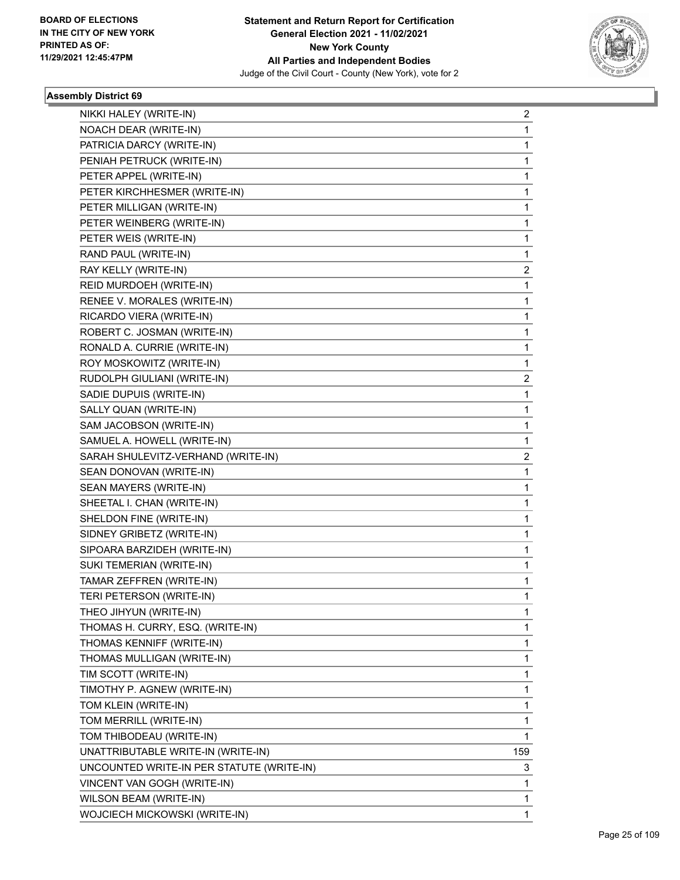**Statement and Return Report for Certification**
**General Election 2021 - 11/02/2021**
**New York County**
**All Parties and Independent Bodies**
Judge of the Civil Court - County (New York), vote for 2

BOARD OF ELECTIONS
IN THE CITY OF NEW YORK
PRINTED AS OF:
11/29/2021 12:45:47PM

### Assembly District 69

| | |
|---|---|
| NIKKI HALEY (WRITE-IN) | 2 |
| NOACH DEAR (WRITE-IN) | 1 |
| PATRICIA DARCY (WRITE-IN) | 1 |
| PENIAH PETRUCK (WRITE-IN) | 1 |
| PETER APPEL (WRITE-IN) | 1 |
| PETER KIRCHHESMER (WRITE-IN) | 1 |
| PETER MILLIGAN (WRITE-IN) | 1 |
| PETER WEINBERG (WRITE-IN) | 1 |
| PETER WEIS (WRITE-IN) | 1 |
| RAND PAUL (WRITE-IN) | 1 |
| RAY KELLY (WRITE-IN) | 2 |
| REID MURDOEH (WRITE-IN) | 1 |
| RENEE V. MORALES (WRITE-IN) | 1 |
| RICARDO VIERA (WRITE-IN) | 1 |
| ROBERT C. JOSMAN (WRITE-IN) | 1 |
| RONALD A. CURRIE (WRITE-IN) | 1 |
| ROY MOSKOWITZ (WRITE-IN) | 1 |
| RUDOLPH GIULIANI (WRITE-IN) | 2 |
| SADIE DUPUIS (WRITE-IN) | 1 |
| SALLY QUAN (WRITE-IN) | 1 |
| SAM JACOBSON (WRITE-IN) | 1 |
| SAMUEL A. HOWELL (WRITE-IN) | 1 |
| SARAH SHULEVITZ-VERHAND (WRITE-IN) | 2 |
| SEAN DONOVAN (WRITE-IN) | 1 |
| SEAN MAYERS (WRITE-IN) | 1 |
| SHEETAL I. CHAN (WRITE-IN) | 1 |
| SHELDON FINE (WRITE-IN) | 1 |
| SIDNEY GRIBETZ (WRITE-IN) | 1 |
| SIPOARA BARZIDEH (WRITE-IN) | 1 |
| SUKI TEMERIAN (WRITE-IN) | 1 |
| TAMAR ZEFFREN (WRITE-IN) | 1 |
| TERI PETERSON (WRITE-IN) | 1 |
| THEO JIHYUN (WRITE-IN) | 1 |
| THOMAS H. CURRY, ESQ. (WRITE-IN) | 1 |
| THOMAS KENNIFF (WRITE-IN) | 1 |
| THOMAS MULLIGAN (WRITE-IN) | 1 |
| TIM SCOTT (WRITE-IN) | 1 |
| TIMOTHY P. AGNEW (WRITE-IN) | 1 |
| TOM KLEIN (WRITE-IN) | 1 |
| TOM MERRILL (WRITE-IN) | 1 |
| TOM THIBODEAU (WRITE-IN) | 1 |
| UNATTRIBUTABLE WRITE-IN (WRITE-IN) | 159 |
| UNCOUNTED WRITE-IN PER STATUTE (WRITE-IN) | 3 |
| VINCENT VAN GOGH (WRITE-IN) | 1 |
| WILSON BEAM (WRITE-IN) | 1 |
| WOJCIECH MICKOWSKI (WRITE-IN) | 1 |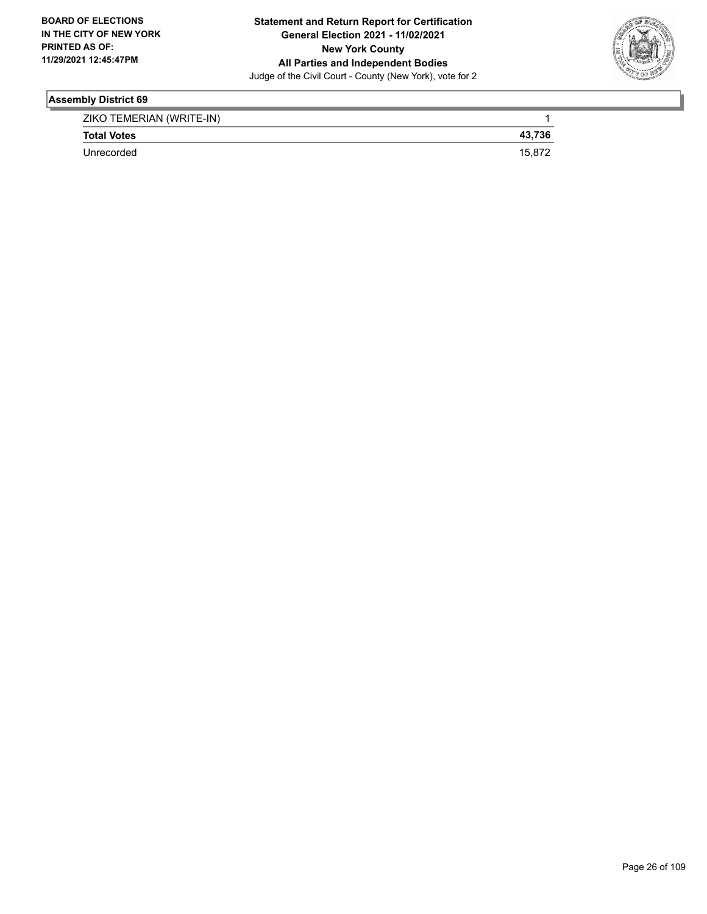**BOARD OF ELECTIONS IN THE CITY OF NEW YORK PRINTED AS OF: 11/29/2021 12:45:47PM**

**Statement and Return Report for Certification**
**General Election 2021 - 11/02/2021**
**New York County**
**All Parties and Independent Bodies**
Judge of the Civil Court - County (New York), vote for 2

## Assembly District 69

| | |
|---|---|
| ZIKO TEMERIAN (WRITE-IN) | 1 |
| **Total Votes** | **43,736** |
| Unrecorded | 15,872 |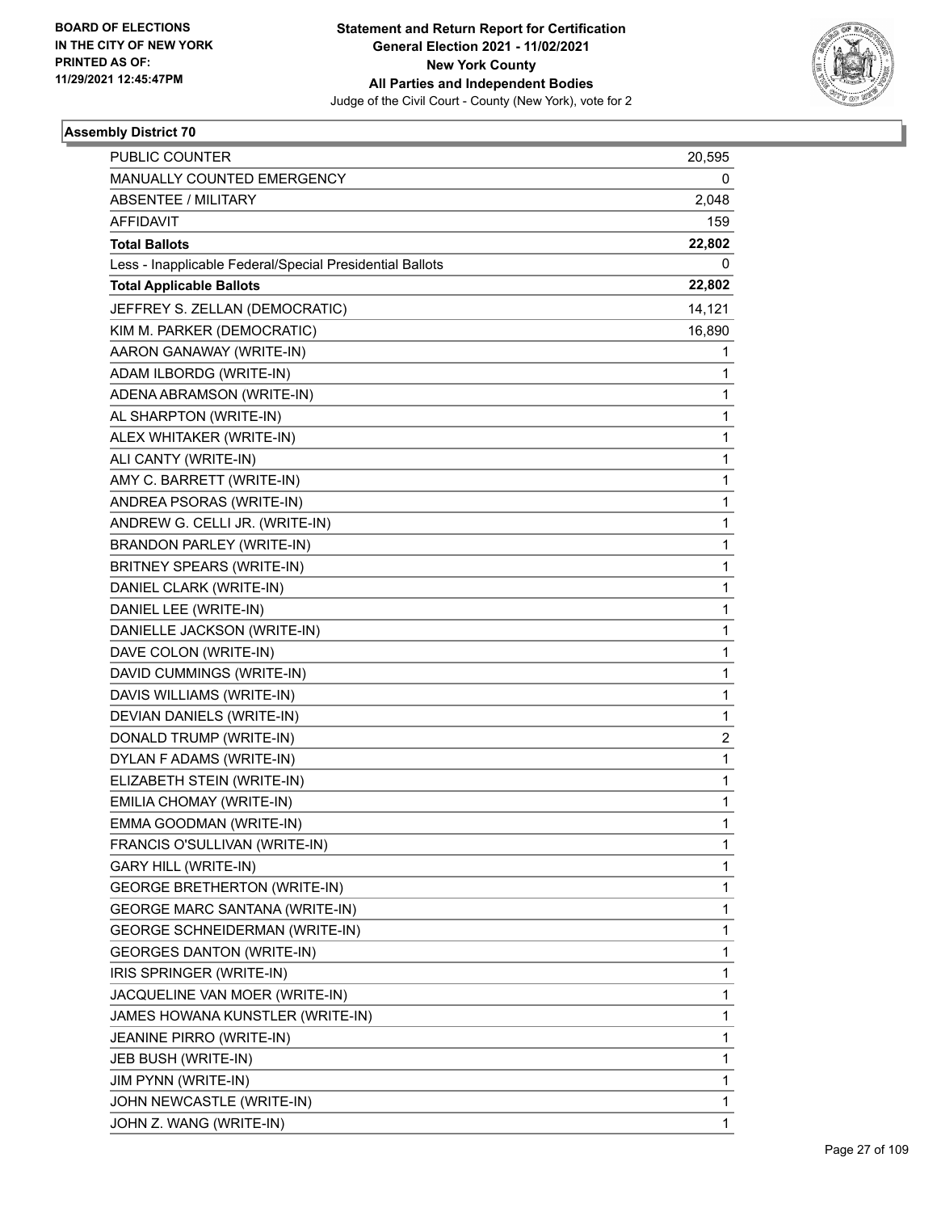**Statement and Return Report for Certification**
**General Election 2021 - 11/02/2021**
**New York County**
**All Parties and Independent Bodies**
Judge of the Civil Court - County (New York), vote for 2

BOARD OF ELECTIONS IN THE CITY OF NEW YORK PRINTED AS OF: 11/29/2021 12:45:47PM

## Assembly District 70

| | |
|---|---|
| PUBLIC COUNTER | 20,595 |
| MANUALLY COUNTED EMERGENCY | 0 |
| ABSENTEE / MILITARY | 2,048 |
| AFFIDAVIT | 159 |
| **Total Ballots** | **22,802** |
| Less - Inapplicable Federal/Special Presidential Ballots | 0 |
| **Total Applicable Ballots** | **22,802** |
| JEFFREY S. ZELLAN (DEMOCRATIC) | 14,121 |
| KIM M. PARKER (DEMOCRATIC) | 16,890 |
| AARON GANAWAY (WRITE-IN) | 1 |
| ADAM ILBORDG (WRITE-IN) | 1 |
| ADENA ABRAMSON (WRITE-IN) | 1 |
| AL SHARPTON (WRITE-IN) | 1 |
| ALEX WHITAKER (WRITE-IN) | 1 |
| ALI CANTY (WRITE-IN) | 1 |
| AMY C. BARRETT (WRITE-IN) | 1 |
| ANDREA PSORAS (WRITE-IN) | 1 |
| ANDREW G. CELLI JR. (WRITE-IN) | 1 |
| BRANDON PARLEY (WRITE-IN) | 1 |
| BRITNEY SPEARS (WRITE-IN) | 1 |
| DANIEL CLARK (WRITE-IN) | 1 |
| DANIEL LEE (WRITE-IN) | 1 |
| DANIELLE JACKSON (WRITE-IN) | 1 |
| DAVE COLON (WRITE-IN) | 1 |
| DAVID CUMMINGS (WRITE-IN) | 1 |
| DAVIS WILLIAMS (WRITE-IN) | 1 |
| DEVIAN DANIELS (WRITE-IN) | 1 |
| DONALD TRUMP (WRITE-IN) | 2 |
| DYLAN F ADAMS (WRITE-IN) | 1 |
| ELIZABETH STEIN (WRITE-IN) | 1 |
| EMILIA CHOMAY (WRITE-IN) | 1 |
| EMMA GOODMAN (WRITE-IN) | 1 |
| FRANCIS O'SULLIVAN (WRITE-IN) | 1 |
| GARY HILL (WRITE-IN) | 1 |
| GEORGE BRETHERTON (WRITE-IN) | 1 |
| GEORGE MARC SANTANA (WRITE-IN) | 1 |
| GEORGE SCHNEIDERMAN (WRITE-IN) | 1 |
| GEORGES DANTON (WRITE-IN) | 1 |
| IRIS SPRINGER (WRITE-IN) | 1 |
| JACQUELINE VAN MOER (WRITE-IN) | 1 |
| JAMES HOWANA KUNSTLER (WRITE-IN) | 1 |
| JEANINE PIRRO (WRITE-IN) | 1 |
| JEB BUSH (WRITE-IN) | 1 |
| JIM PYNN (WRITE-IN) | 1 |
| JOHN NEWCASTLE (WRITE-IN) | 1 |
| JOHN Z. WANG (WRITE-IN) | 1 |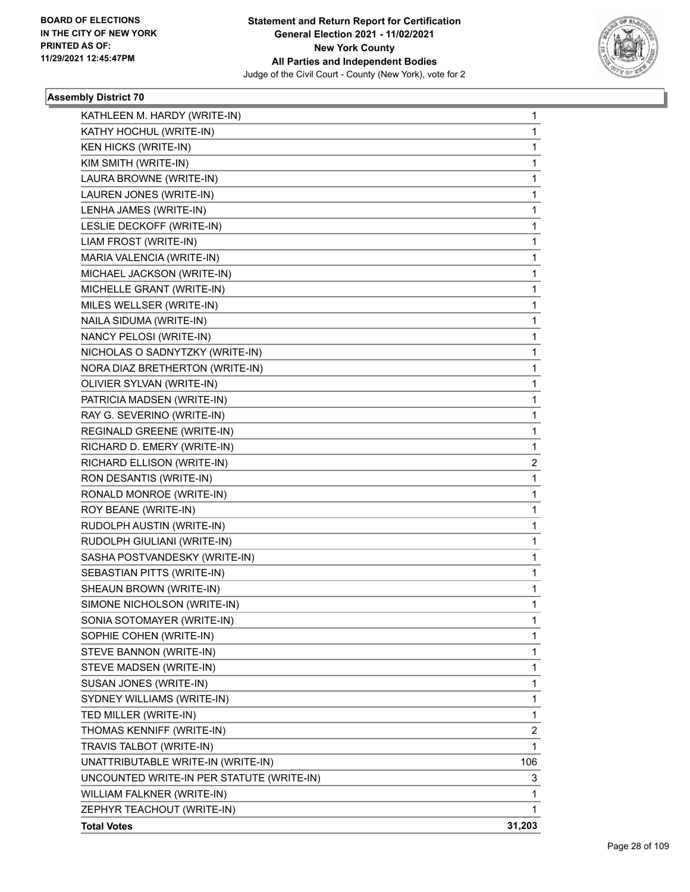**BOARD OF ELECTIONS IN THE CITY OF NEW YORK PRINTED AS OF: 11/29/2021 12:45:47PM**

**Statement and Return Report for Certification General Election 2021 - 11/02/2021 New York County All Parties and Independent Bodies**

Judge of the Civil Court - County (New York), vote for 2

### Assembly District 70

| | |
|---|---|
| KATHLEEN M. HARDY (WRITE-IN) | 1 |
| KATHY HOCHUL (WRITE-IN) | 1 |
| KEN HICKS (WRITE-IN) | 1 |
| KIM SMITH (WRITE-IN) | 1 |
| LAURA BROWNE (WRITE-IN) | 1 |
| LAUREN JONES (WRITE-IN) | 1 |
| LENHA JAMES (WRITE-IN) | 1 |
| LESLIE DECKOFF (WRITE-IN) | 1 |
| LIAM FROST (WRITE-IN) | 1 |
| MARIA VALENCIA (WRITE-IN) | 1 |
| MICHAEL JACKSON (WRITE-IN) | 1 |
| MICHELLE GRANT (WRITE-IN) | 1 |
| MILES WELLSER (WRITE-IN) | 1 |
| NAILA SIDUMA (WRITE-IN) | 1 |
| NANCY PELOSI (WRITE-IN) | 1 |
| NICHOLAS O SADNYTZKY (WRITE-IN) | 1 |
| NORA DIAZ BRETHERTON (WRITE-IN) | 1 |
| OLIVIER SYLVAN (WRITE-IN) | 1 |
| PATRICIA MADSEN (WRITE-IN) | 1 |
| RAY G. SEVERINO (WRITE-IN) | 1 |
| REGINALD GREENE (WRITE-IN) | 1 |
| RICHARD D. EMERY (WRITE-IN) | 1 |
| RICHARD ELLISON (WRITE-IN) | 2 |
| RON DESANTIS (WRITE-IN) | 1 |
| RONALD MONROE (WRITE-IN) | 1 |
| ROY BEANE (WRITE-IN) | 1 |
| RUDOLPH AUSTIN (WRITE-IN) | 1 |
| RUDOLPH GIULIANI (WRITE-IN) | 1 |
| SASHA POSTVANDESKY (WRITE-IN) | 1 |
| SEBASTIAN PITTS (WRITE-IN) | 1 |
| SHEAUN BROWN (WRITE-IN) | 1 |
| SIMONE NICHOLSON (WRITE-IN) | 1 |
| SONIA SOTOMAYER (WRITE-IN) | 1 |
| SOPHIE COHEN (WRITE-IN) | 1 |
| STEVE BANNON (WRITE-IN) | 1 |
| STEVE MADSEN (WRITE-IN) | 1 |
| SUSAN JONES (WRITE-IN) | 1 |
| SYDNEY WILLIAMS (WRITE-IN) | 1 |
| TED MILLER (WRITE-IN) | 1 |
| THOMAS KENNIFF (WRITE-IN) | 2 |
| TRAVIS TALBOT (WRITE-IN) | 1 |
| UNATTRIBUTABLE WRITE-IN (WRITE-IN) | 106 |
| UNCOUNTED WRITE-IN PER STATUTE (WRITE-IN) | 3 |
| WILLIAM FALKNER (WRITE-IN) | 1 |
| ZEPHYR TEACHOUT (WRITE-IN) | 1 |
| **Total Votes** | **31,203** |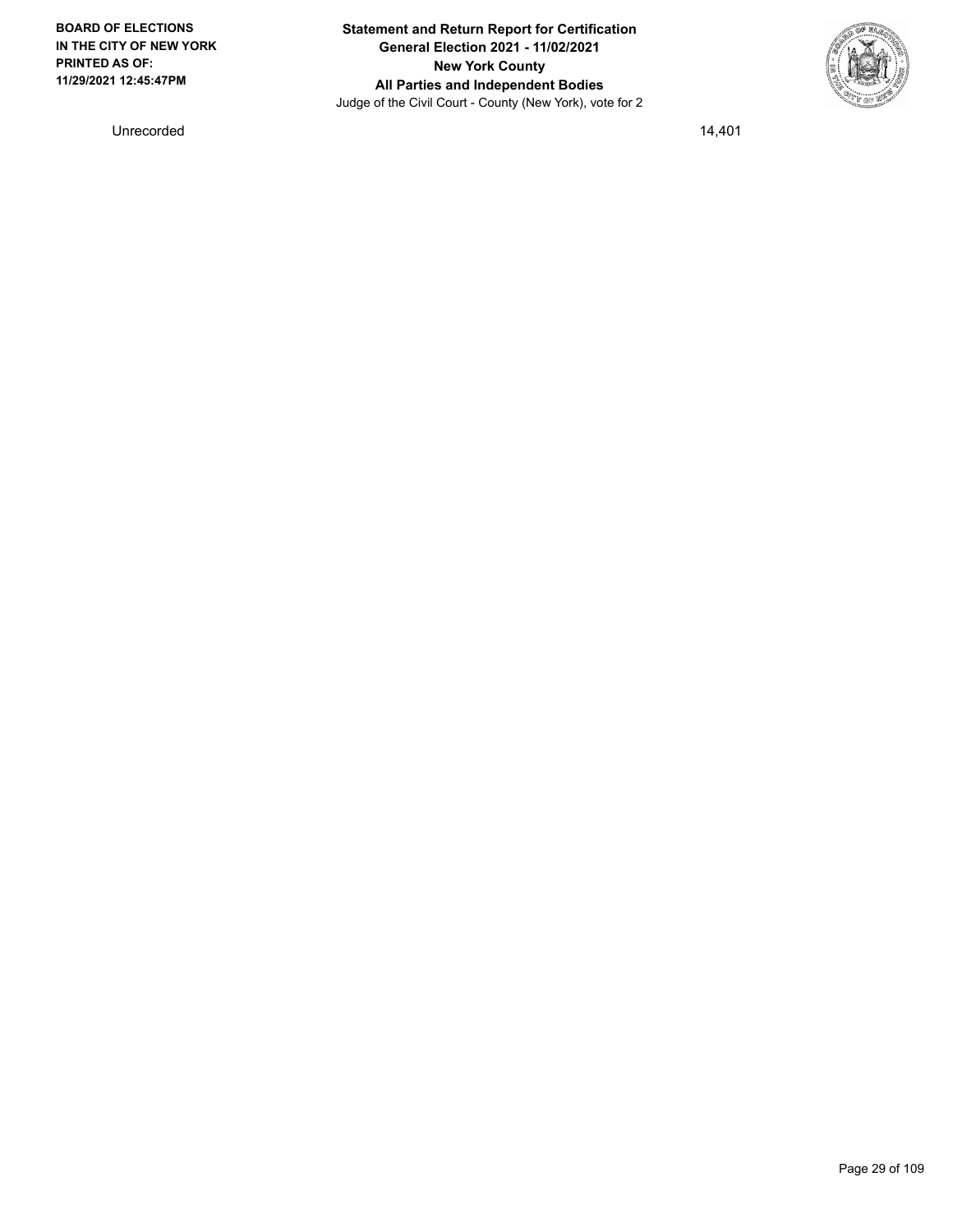| Unrecorded | 14,401 |
| --- | --- |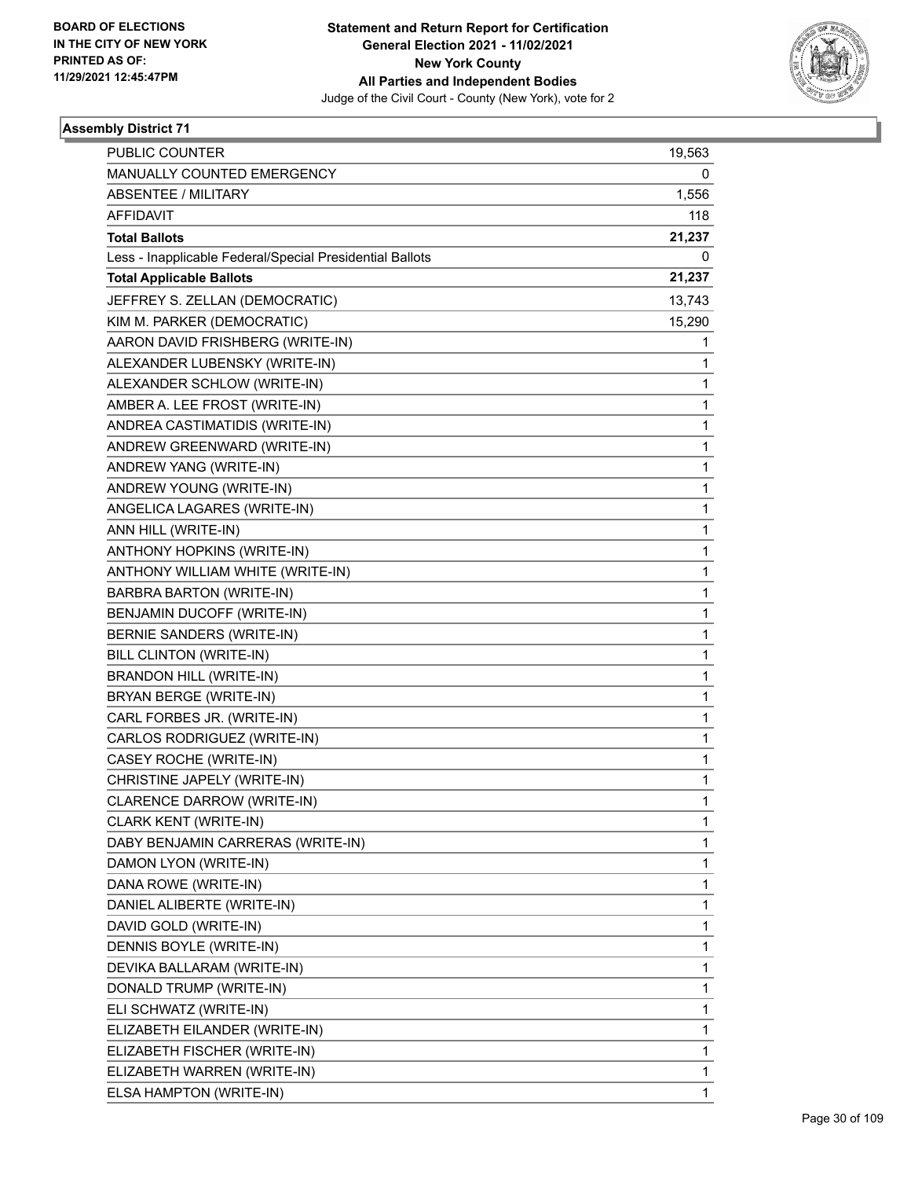**Statement and Return Report for Certification**
**General Election 2021 - 11/02/2021**
**New York County**
**All Parties and Independent Bodies**
Judge of the Civil Court - County (New York), vote for 2

BOARD OF ELECTIONS
IN THE CITY OF NEW YORK
PRINTED AS OF:
11/29/2021 12:45:47PM

### Assembly District 71

| | |
|---|---|
| PUBLIC COUNTER | 19,563 |
| MANUALLY COUNTED EMERGENCY | 0 |
| ABSENTEE / MILITARY | 1,556 |
| AFFIDAVIT | 118 |
| **Total Ballots** | **21,237** |
| Less - Inapplicable Federal/Special Presidential Ballots | 0 |
| **Total Applicable Ballots** | **21,237** |
| JEFFREY S. ZELLAN (DEMOCRATIC) | 13,743 |
| KIM M. PARKER (DEMOCRATIC) | 15,290 |
| AARON DAVID FRISHBERG (WRITE-IN) | 1 |
| ALEXANDER LUBENSKY (WRITE-IN) | 1 |
| ALEXANDER SCHLOW (WRITE-IN) | 1 |
| AMBER A. LEE FROST (WRITE-IN) | 1 |
| ANDREA CASTIMATIDIS (WRITE-IN) | 1 |
| ANDREW GREENWARD (WRITE-IN) | 1 |
| ANDREW YANG (WRITE-IN) | 1 |
| ANDREW YOUNG (WRITE-IN) | 1 |
| ANGELICA LAGARES (WRITE-IN) | 1 |
| ANN HILL (WRITE-IN) | 1 |
| ANTHONY HOPKINS (WRITE-IN) | 1 |
| ANTHONY WILLIAM WHITE (WRITE-IN) | 1 |
| BARBRA BARTON (WRITE-IN) | 1 |
| BENJAMIN DUCOFF (WRITE-IN) | 1 |
| BERNIE SANDERS (WRITE-IN) | 1 |
| BILL CLINTON (WRITE-IN) | 1 |
| BRANDON HILL (WRITE-IN) | 1 |
| BRYAN BERGE (WRITE-IN) | 1 |
| CARL FORBES JR. (WRITE-IN) | 1 |
| CARLOS RODRIGUEZ (WRITE-IN) | 1 |
| CASEY ROCHE (WRITE-IN) | 1 |
| CHRISTINE JAPELY (WRITE-IN) | 1 |
| CLARENCE DARROW (WRITE-IN) | 1 |
| CLARK KENT (WRITE-IN) | 1 |
| DABY BENJAMIN CARRERAS (WRITE-IN) | 1 |
| DAMON LYON (WRITE-IN) | 1 |
| DANA ROWE (WRITE-IN) | 1 |
| DANIEL ALIBERTE (WRITE-IN) | 1 |
| DAVID GOLD (WRITE-IN) | 1 |
| DENNIS BOYLE (WRITE-IN) | 1 |
| DEVIKA BALLARAM (WRITE-IN) | 1 |
| DONALD TRUMP (WRITE-IN) | 1 |
| ELI SCHWATZ (WRITE-IN) | 1 |
| ELIZABETH EILANDER (WRITE-IN) | 1 |
| ELIZABETH FISCHER (WRITE-IN) | 1 |
| ELIZABETH WARREN (WRITE-IN) | 1 |
| ELSA HAMPTON (WRITE-IN) | 1 |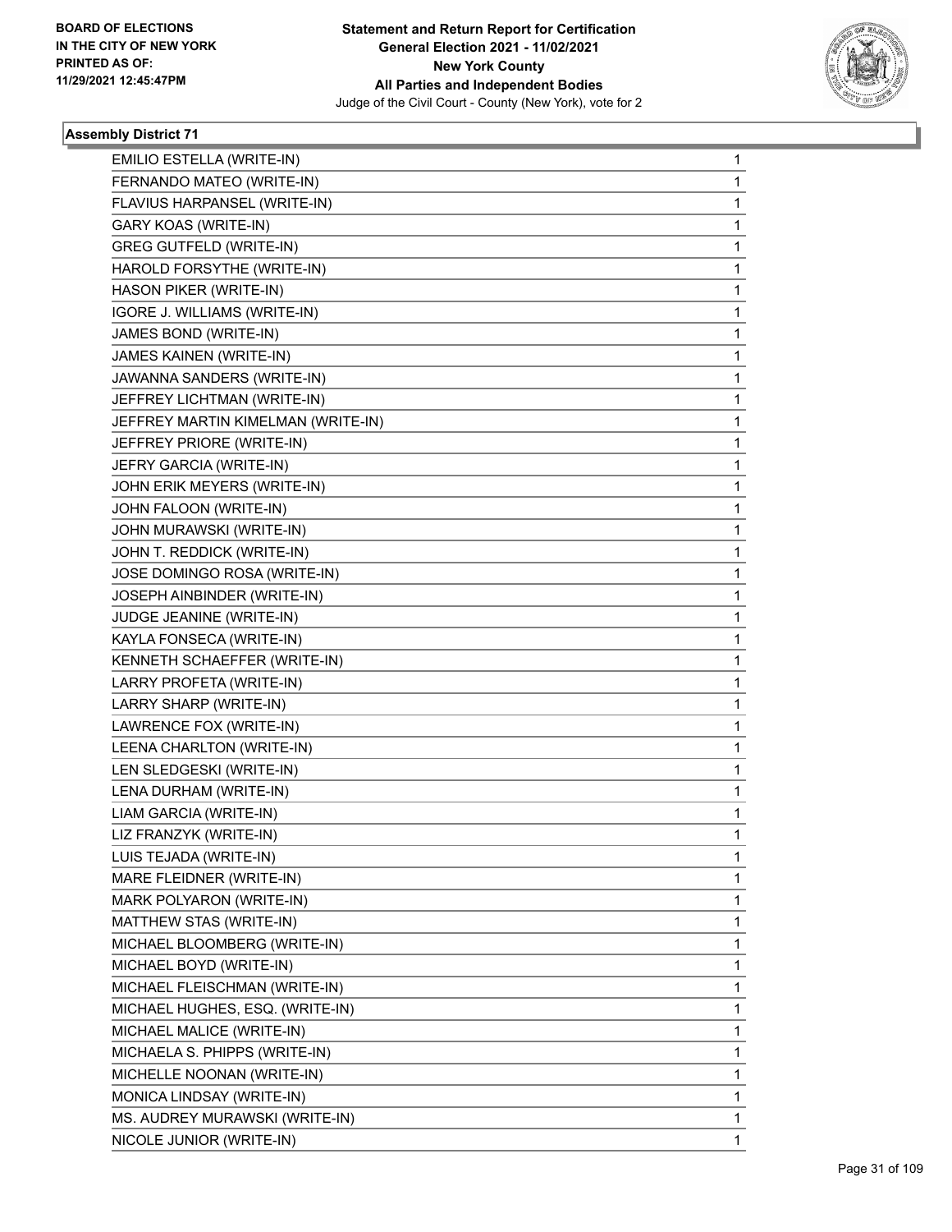**Statement and Return Report for Certification**
**General Election 2021 - 11/02/2021**
**New York County**
**All Parties and Independent Bodies**
Judge of the Civil Court - County (New York), vote for 2

BOARD OF ELECTIONS
IN THE CITY OF NEW YORK
PRINTED AS OF:
11/29/2021 12:45:47PM

### Assembly District 71

| Candidate | Votes |
|---|---|
| EMILIO ESTELLA (WRITE-IN) | 1 |
| FERNANDO MATEO (WRITE-IN) | 1 |
| FLAVIUS HARPANSEL (WRITE-IN) | 1 |
| GARY KOAS (WRITE-IN) | 1 |
| GREG GUTFELD (WRITE-IN) | 1 |
| HAROLD FORSYTHE (WRITE-IN) | 1 |
| HASON PIKER (WRITE-IN) | 1 |
| IGORE J. WILLIAMS (WRITE-IN) | 1 |
| JAMES BOND (WRITE-IN) | 1 |
| JAMES KAINEN (WRITE-IN) | 1 |
| JAWANNA SANDERS (WRITE-IN) | 1 |
| JEFFREY LICHTMAN (WRITE-IN) | 1 |
| JEFFREY MARTIN KIMELMAN (WRITE-IN) | 1 |
| JEFFREY PRIORE (WRITE-IN) | 1 |
| JEFRY GARCIA (WRITE-IN) | 1 |
| JOHN ERIK MEYERS (WRITE-IN) | 1 |
| JOHN FALOON (WRITE-IN) | 1 |
| JOHN MURAWSKI (WRITE-IN) | 1 |
| JOHN T. REDDICK (WRITE-IN) | 1 |
| JOSE DOMINGO ROSA (WRITE-IN) | 1 |
| JOSEPH AINBINDER (WRITE-IN) | 1 |
| JUDGE JEANINE (WRITE-IN) | 1 |
| KAYLA FONSECA (WRITE-IN) | 1 |
| KENNETH SCHAEFFER (WRITE-IN) | 1 |
| LARRY PROFETA (WRITE-IN) | 1 |
| LARRY SHARP (WRITE-IN) | 1 |
| LAWRENCE FOX (WRITE-IN) | 1 |
| LEENA CHARLTON (WRITE-IN) | 1 |
| LEN SLEDGESKI (WRITE-IN) | 1 |
| LENA DURHAM (WRITE-IN) | 1 |
| LIAM GARCIA (WRITE-IN) | 1 |
| LIZ FRANZYK (WRITE-IN) | 1 |
| LUIS TEJADA (WRITE-IN) | 1 |
| MARE FLEIDNER (WRITE-IN) | 1 |
| MARK POLYARON (WRITE-IN) | 1 |
| MATTHEW STAS (WRITE-IN) | 1 |
| MICHAEL BLOOMBERG (WRITE-IN) | 1 |
| MICHAEL BOYD (WRITE-IN) | 1 |
| MICHAEL FLEISCHMAN (WRITE-IN) | 1 |
| MICHAEL HUGHES, ESQ. (WRITE-IN) | 1 |
| MICHAEL MALICE (WRITE-IN) | 1 |
| MICHAELA S. PHIPPS (WRITE-IN) | 1 |
| MICHELLE NOONAN (WRITE-IN) | 1 |
| MONICA LINDSAY (WRITE-IN) | 1 |
| MS. AUDREY MURAWSKI (WRITE-IN) | 1 |
| NICOLE JUNIOR (WRITE-IN) | 1 |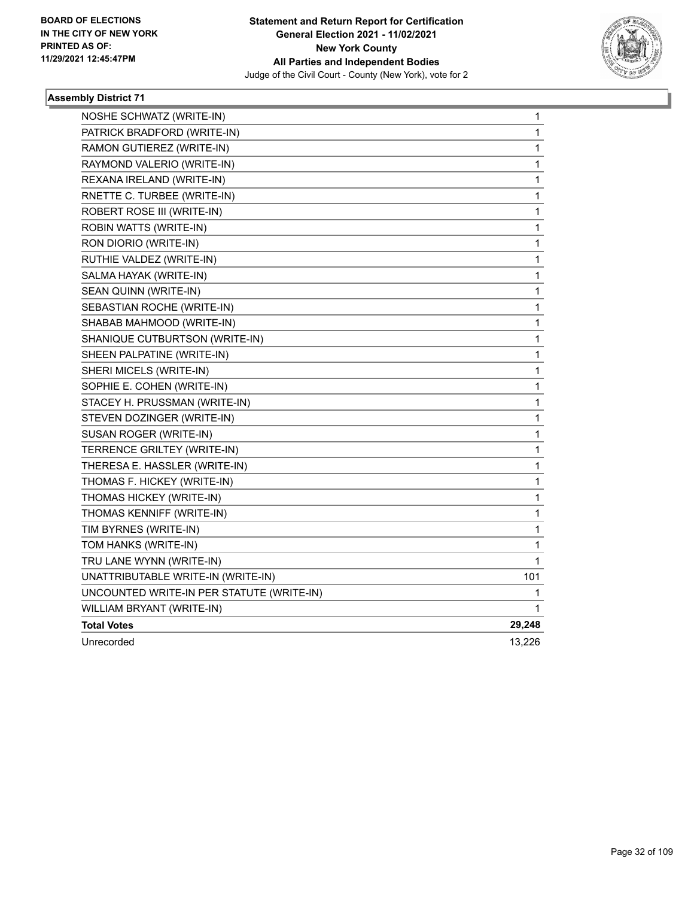BOARD OF ELECTIONS
IN THE CITY OF NEW YORK
PRINTED AS OF:
11/29/2021 12:45:47PM

**Statement and Return Report for Certification**
**General Election 2021 - 11/02/2021**
**New York County**
**All Parties and Independent Bodies**
Judge of the Civil Court - County (New York), vote for 2

### Assembly District 71

| | |
|---|---|
| NOSHE SCHWATZ (WRITE-IN) | 1 |
| PATRICK BRADFORD (WRITE-IN) | 1 |
| RAMON GUTIEREZ (WRITE-IN) | 1 |
| RAYMOND VALERIO (WRITE-IN) | 1 |
| REXANA IRELAND (WRITE-IN) | 1 |
| RNETTE C. TURBEE (WRITE-IN) | 1 |
| ROBERT ROSE III (WRITE-IN) | 1 |
| ROBIN WATTS (WRITE-IN) | 1 |
| RON DIORIO (WRITE-IN) | 1 |
| RUTHIE VALDEZ (WRITE-IN) | 1 |
| SALMA HAYAK (WRITE-IN) | 1 |
| SEAN QUINN (WRITE-IN) | 1 |
| SEBASTIAN ROCHE (WRITE-IN) | 1 |
| SHABAB MAHMOOD (WRITE-IN) | 1 |
| SHANIQUE CUTBURTSON (WRITE-IN) | 1 |
| SHEEN PALPATINE (WRITE-IN) | 1 |
| SHERI MICELS (WRITE-IN) | 1 |
| SOPHIE E. COHEN (WRITE-IN) | 1 |
| STACEY H. PRUSSMAN (WRITE-IN) | 1 |
| STEVEN DOZINGER (WRITE-IN) | 1 |
| SUSAN ROGER (WRITE-IN) | 1 |
| TERRENCE GRILTEY (WRITE-IN) | 1 |
| THERESA E. HASSLER (WRITE-IN) | 1 |
| THOMAS F. HICKEY (WRITE-IN) | 1 |
| THOMAS HICKEY (WRITE-IN) | 1 |
| THOMAS KENNIFF (WRITE-IN) | 1 |
| TIM BYRNES (WRITE-IN) | 1 |
| TOM HANKS (WRITE-IN) | 1 |
| TRU LANE WYNN (WRITE-IN) | 1 |
| UNATTRIBUTABLE WRITE-IN (WRITE-IN) | 101 |
| UNCOUNTED WRITE-IN PER STATUTE (WRITE-IN) | 1 |
| WILLIAM BRYANT (WRITE-IN) | 1 |
| **Total Votes** | **29,248** |
| Unrecorded | 13,226 |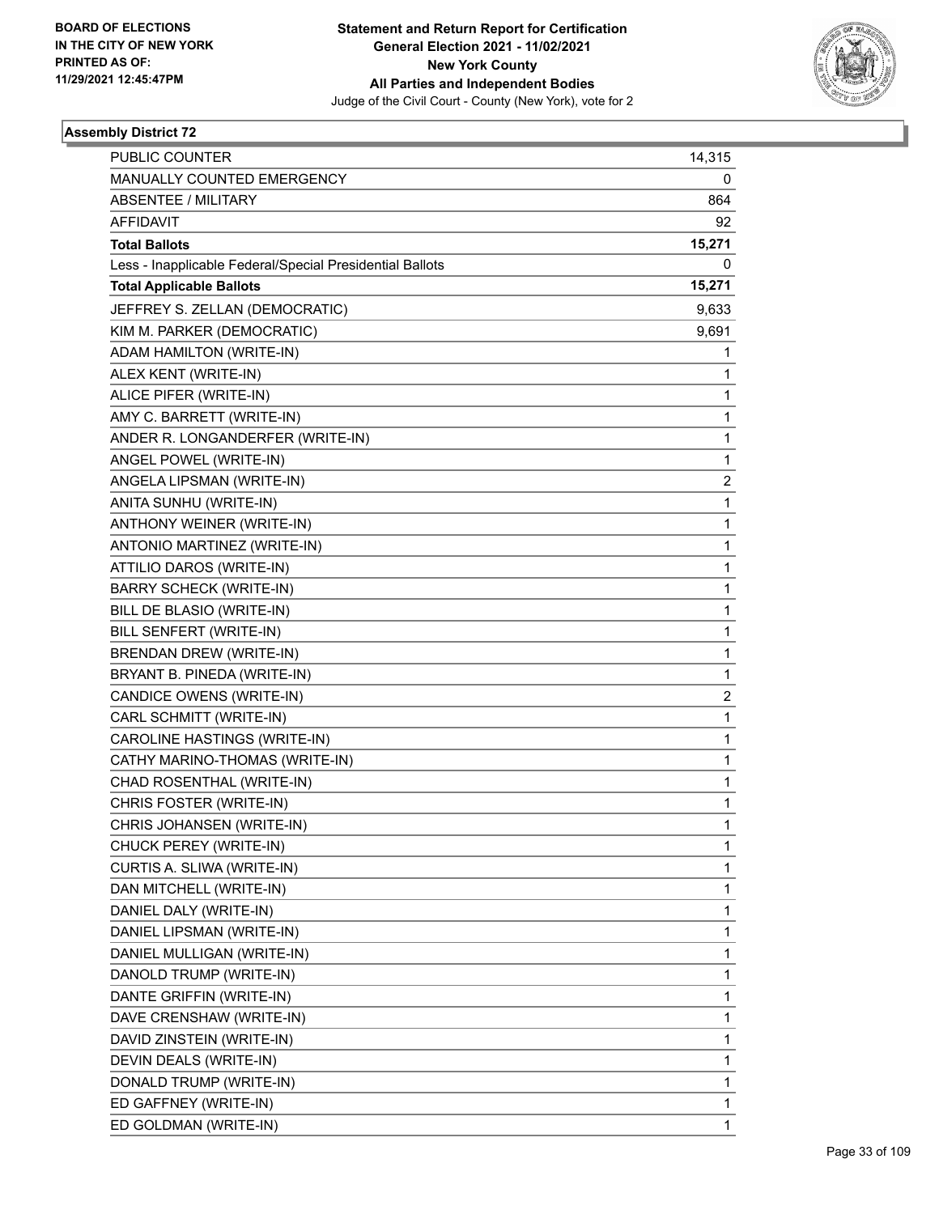BOARD OF ELECTIONS
IN THE CITY OF NEW YORK
PRINTED AS OF:
11/29/2021 12:45:47PM

**Statement and Return Report for Certification**
**General Election 2021 - 11/02/2021**
**New York County**
**All Parties and Independent Bodies**
Judge of the Civil Court - County (New York), vote for 2

### Assembly District 72

| | |
|---|---|
| PUBLIC COUNTER | 14,315 |
| MANUALLY COUNTED EMERGENCY | 0 |
| ABSENTEE / MILITARY | 864 |
| AFFIDAVIT | 92 |
| **Total Ballots** | **15,271** |
| Less - Inapplicable Federal/Special Presidential Ballots | 0 |
| **Total Applicable Ballots** | **15,271** |
| JEFFREY S. ZELLAN (DEMOCRATIC) | 9,633 |
| KIM M. PARKER (DEMOCRATIC) | 9,691 |
| ADAM HAMILTON (WRITE-IN) | 1 |
| ALEX KENT (WRITE-IN) | 1 |
| ALICE PIFER (WRITE-IN) | 1 |
| AMY C. BARRETT (WRITE-IN) | 1 |
| ANDER R. LONGANDERFER (WRITE-IN) | 1 |
| ANGEL POWEL (WRITE-IN) | 1 |
| ANGELA LIPSMAN (WRITE-IN) | 2 |
| ANITA SUNHU (WRITE-IN) | 1 |
| ANTHONY WEINER (WRITE-IN) | 1 |
| ANTONIO MARTINEZ (WRITE-IN) | 1 |
| ATTILIO DAROS (WRITE-IN) | 1 |
| BARRY SCHECK (WRITE-IN) | 1 |
| BILL DE BLASIO (WRITE-IN) | 1 |
| BILL SENFERT (WRITE-IN) | 1 |
| BRENDAN DREW (WRITE-IN) | 1 |
| BRYANT B. PINEDA (WRITE-IN) | 1 |
| CANDICE OWENS (WRITE-IN) | 2 |
| CARL SCHMITT (WRITE-IN) | 1 |
| CAROLINE HASTINGS (WRITE-IN) | 1 |
| CATHY MARINO-THOMAS (WRITE-IN) | 1 |
| CHAD ROSENTHAL (WRITE-IN) | 1 |
| CHRIS FOSTER (WRITE-IN) | 1 |
| CHRIS JOHANSEN (WRITE-IN) | 1 |
| CHUCK PEREY (WRITE-IN) | 1 |
| CURTIS A. SLIWA (WRITE-IN) | 1 |
| DAN MITCHELL (WRITE-IN) | 1 |
| DANIEL DALY (WRITE-IN) | 1 |
| DANIEL LIPSMAN (WRITE-IN) | 1 |
| DANIEL MULLIGAN (WRITE-IN) | 1 |
| DANOLD TRUMP (WRITE-IN) | 1 |
| DANTE GRIFFIN (WRITE-IN) | 1 |
| DAVE CRENSHAW (WRITE-IN) | 1 |
| DAVID ZINSTEIN (WRITE-IN) | 1 |
| DEVIN DEALS (WRITE-IN) | 1 |
| DONALD TRUMP (WRITE-IN) | 1 |
| ED GAFFNEY (WRITE-IN) | 1 |
| ED GOLDMAN (WRITE-IN) | 1 |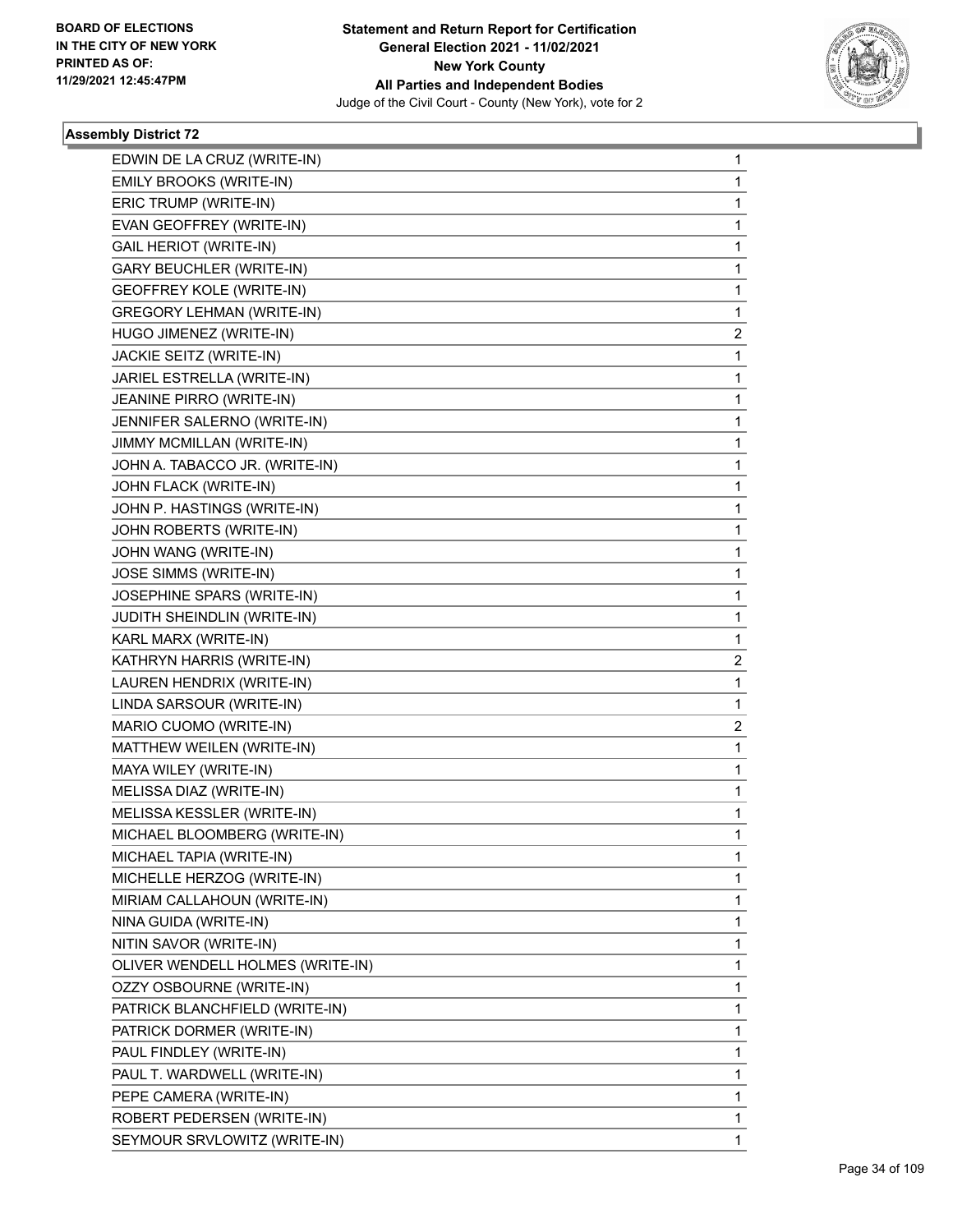**Statement and Return Report for Certification**
**General Election 2021 - 11/02/2021**
**New York County**
**All Parties and Independent Bodies**
Judge of the Civil Court - County (New York), vote for 2

BOARD OF ELECTIONS
IN THE CITY OF NEW YORK
PRINTED AS OF:
11/29/2021 12:45:47PM

### Assembly District 72

| | |
|---|---|
| EDWIN DE LA CRUZ (WRITE-IN) | 1 |
| EMILY BROOKS (WRITE-IN) | 1 |
| ERIC TRUMP (WRITE-IN) | 1 |
| EVAN GEOFFREY (WRITE-IN) | 1 |
| GAIL HERIOT (WRITE-IN) | 1 |
| GARY BEUCHLER (WRITE-IN) | 1 |
| GEOFFREY KOLE (WRITE-IN) | 1 |
| GREGORY LEHMAN (WRITE-IN) | 1 |
| HUGO JIMENEZ (WRITE-IN) | 2 |
| JACKIE SEITZ (WRITE-IN) | 1 |
| JARIEL ESTRELLA (WRITE-IN) | 1 |
| JEANINE PIRRO (WRITE-IN) | 1 |
| JENNIFER SALERNO (WRITE-IN) | 1 |
| JIMMY MCMILLAN (WRITE-IN) | 1 |
| JOHN A. TABACCO JR. (WRITE-IN) | 1 |
| JOHN FLACK (WRITE-IN) | 1 |
| JOHN P. HASTINGS (WRITE-IN) | 1 |
| JOHN ROBERTS (WRITE-IN) | 1 |
| JOHN WANG (WRITE-IN) | 1 |
| JOSE SIMMS (WRITE-IN) | 1 |
| JOSEPHINE SPARS (WRITE-IN) | 1 |
| JUDITH SHEINDLIN (WRITE-IN) | 1 |
| KARL MARX (WRITE-IN) | 1 |
| KATHRYN HARRIS (WRITE-IN) | 2 |
| LAUREN HENDRIX (WRITE-IN) | 1 |
| LINDA SARSOUR (WRITE-IN) | 1 |
| MARIO CUOMO (WRITE-IN) | 2 |
| MATTHEW WEILEN (WRITE-IN) | 1 |
| MAYA WILEY (WRITE-IN) | 1 |
| MELISSA DIAZ (WRITE-IN) | 1 |
| MELISSA KESSLER (WRITE-IN) | 1 |
| MICHAEL BLOOMBERG (WRITE-IN) | 1 |
| MICHAEL TAPIA (WRITE-IN) | 1 |
| MICHELLE HERZOG (WRITE-IN) | 1 |
| MIRIAM CALLAHOUN (WRITE-IN) | 1 |
| NINA GUIDA (WRITE-IN) | 1 |
| NITIN SAVOR (WRITE-IN) | 1 |
| OLIVER WENDELL HOLMES (WRITE-IN) | 1 |
| OZZY OSBOURNE (WRITE-IN) | 1 |
| PATRICK BLANCHFIELD (WRITE-IN) | 1 |
| PATRICK DORMER (WRITE-IN) | 1 |
| PAUL FINDLEY (WRITE-IN) | 1 |
| PAUL T. WARDWELL (WRITE-IN) | 1 |
| PEPE CAMERA (WRITE-IN) | 1 |
| ROBERT PEDERSEN (WRITE-IN) | 1 |
| SEYMOUR SRVLOWITZ (WRITE-IN) | 1 |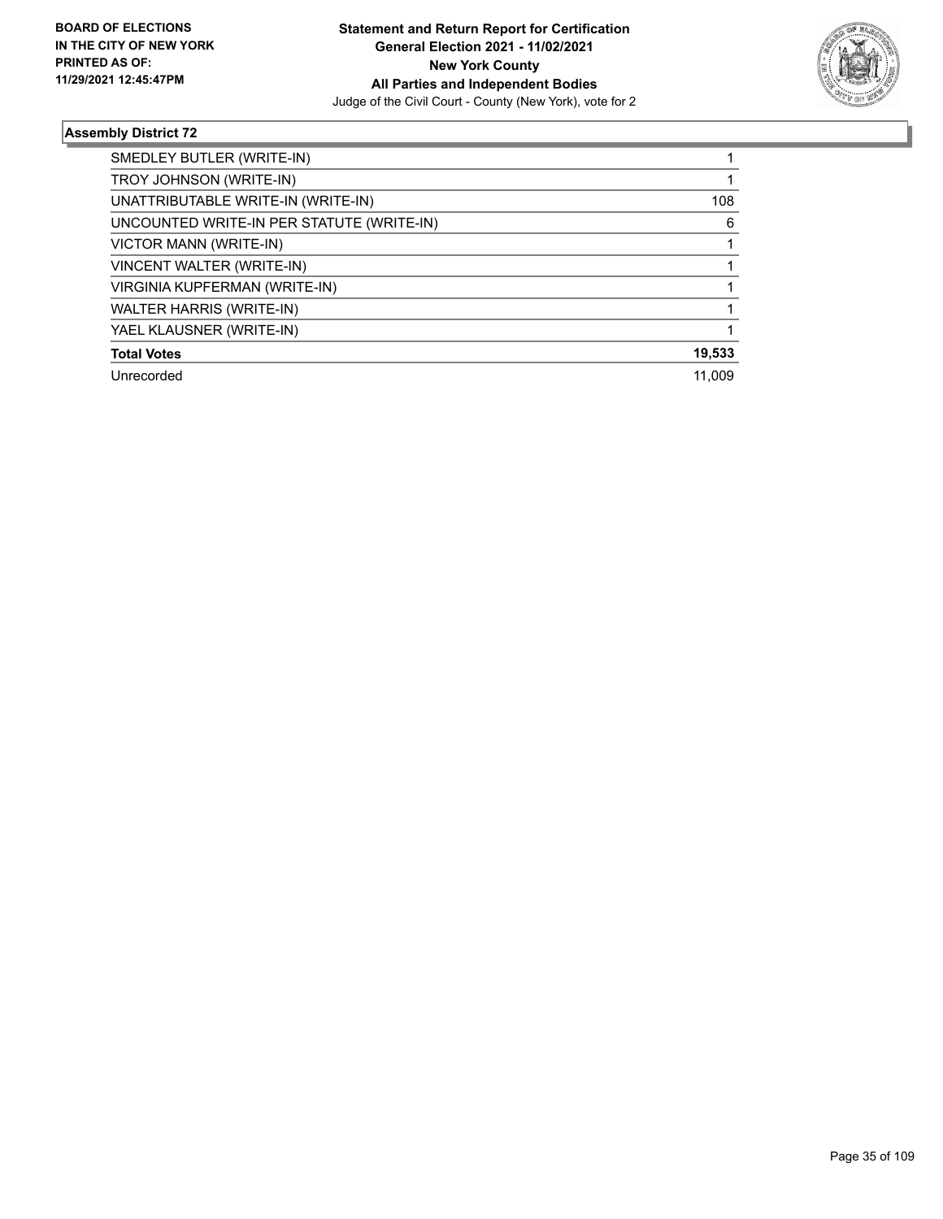**Statement and Return Report for Certification**
**General Election 2021 - 11/02/2021**
**New York County**
**All Parties and Independent Bodies**
Judge of the Civil Court - County (New York), vote for 2

BOARD OF ELECTIONS IN THE CITY OF NEW YORK PRINTED AS OF: 11/29/2021 12:45:47PM

### Assembly District 72

| | |
|---|---|
| SMEDLEY BUTLER (WRITE-IN) | 1 |
| TROY JOHNSON (WRITE-IN) | 1 |
| UNATTRIBUTABLE WRITE-IN (WRITE-IN) | 108 |
| UNCOUNTED WRITE-IN PER STATUTE (WRITE-IN) | 6 |
| VICTOR MANN (WRITE-IN) | 1 |
| VINCENT WALTER (WRITE-IN) | 1 |
| VIRGINIA KUPFERMAN (WRITE-IN) | 1 |
| WALTER HARRIS (WRITE-IN) | 1 |
| YAEL KLAUSNER (WRITE-IN) | 1 |
| **Total Votes** | **19,533** |
| Unrecorded | 11,009 |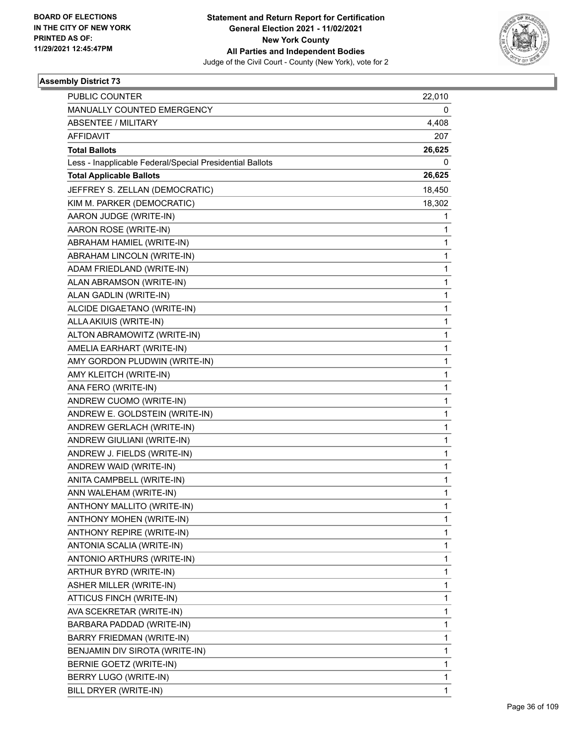BOARD OF ELECTIONS
IN THE CITY OF NEW YORK
PRINTED AS OF:
11/29/2021 12:45:47PM

**Statement and Return Report for Certification**
**General Election 2021 - 11/02/2021**
**New York County**
**All Parties and Independent Bodies**
Judge of the Civil Court - County (New York), vote for 2

### Assembly District 73

| | |
|---|---|
| PUBLIC COUNTER | 22,010 |
| MANUALLY COUNTED EMERGENCY | 0 |
| ABSENTEE / MILITARY | 4,408 |
| AFFIDAVIT | 207 |
| **Total Ballots** | **26,625** |
| Less - Inapplicable Federal/Special Presidential Ballots | 0 |
| **Total Applicable Ballots** | **26,625** |
| JEFFREY S. ZELLAN (DEMOCRATIC) | 18,450 |
| KIM M. PARKER (DEMOCRATIC) | 18,302 |
| AARON JUDGE (WRITE-IN) | 1 |
| AARON ROSE (WRITE-IN) | 1 |
| ABRAHAM HAMIEL (WRITE-IN) | 1 |
| ABRAHAM LINCOLN (WRITE-IN) | 1 |
| ADAM FRIEDLAND (WRITE-IN) | 1 |
| ALAN ABRAMSON (WRITE-IN) | 1 |
| ALAN GADLIN (WRITE-IN) | 1 |
| ALCIDE DIGAETANO (WRITE-IN) | 1 |
| ALLA AKIUIS (WRITE-IN) | 1 |
| ALTON ABRAMOWITZ (WRITE-IN) | 1 |
| AMELIA EARHART (WRITE-IN) | 1 |
| AMY GORDON PLUDWIN (WRITE-IN) | 1 |
| AMY KLEITCH (WRITE-IN) | 1 |
| ANA FERO (WRITE-IN) | 1 |
| ANDREW CUOMO (WRITE-IN) | 1 |
| ANDREW E. GOLDSTEIN (WRITE-IN) | 1 |
| ANDREW GERLACH (WRITE-IN) | 1 |
| ANDREW GIULIANI (WRITE-IN) | 1 |
| ANDREW J. FIELDS (WRITE-IN) | 1 |
| ANDREW WAID (WRITE-IN) | 1 |
| ANITA CAMPBELL (WRITE-IN) | 1 |
| ANN WALEHAM (WRITE-IN) | 1 |
| ANTHONY MALLITO (WRITE-IN) | 1 |
| ANTHONY MOHEN (WRITE-IN) | 1 |
| ANTHONY REPIRE (WRITE-IN) | 1 |
| ANTONIA SCALIA (WRITE-IN) | 1 |
| ANTONIO ARTHURS (WRITE-IN) | 1 |
| ARTHUR BYRD (WRITE-IN) | 1 |
| ASHER MILLER (WRITE-IN) | 1 |
| ATTICUS FINCH (WRITE-IN) | 1 |
| AVA SCEKRETAR (WRITE-IN) | 1 |
| BARBARA PADDAD (WRITE-IN) | 1 |
| BARRY FRIEDMAN (WRITE-IN) | 1 |
| BENJAMIN DIV SIROTA (WRITE-IN) | 1 |
| BERNIE GOETZ (WRITE-IN) | 1 |
| BERRY LUGO (WRITE-IN) | 1 |
| BILL DRYER (WRITE-IN) | 1 |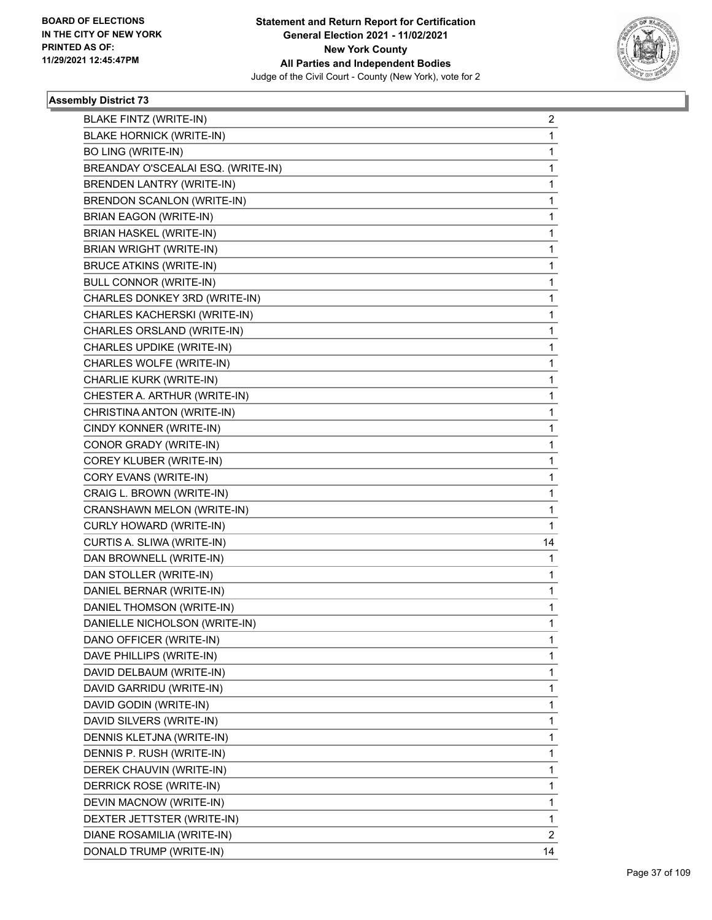BOARD OF ELECTIONS
IN THE CITY OF NEW YORK
PRINTED AS OF:
11/29/2021 12:45:47PM

**Statement and Return Report for Certification**
**General Election 2021 - 11/02/2021**
**New York County**
**All Parties and Independent Bodies**
Judge of the Civil Court - County (New York), vote for 2

### Assembly District 73

| Candidate | Votes |
|---|---|
| BLAKE FINTZ (WRITE-IN) | 2 |
| BLAKE HORNICK (WRITE-IN) | 1 |
| BO LING (WRITE-IN) | 1 |
| BREANDAY O'SCEALAI ESQ. (WRITE-IN) | 1 |
| BRENDEN LANTRY (WRITE-IN) | 1 |
| BRENDON SCANLON (WRITE-IN) | 1 |
| BRIAN EAGON (WRITE-IN) | 1 |
| BRIAN HASKEL (WRITE-IN) | 1 |
| BRIAN WRIGHT (WRITE-IN) | 1 |
| BRUCE ATKINS (WRITE-IN) | 1 |
| BULL CONNOR (WRITE-IN) | 1 |
| CHARLES DONKEY 3RD (WRITE-IN) | 1 |
| CHARLES KACHERSKI (WRITE-IN) | 1 |
| CHARLES ORSLAND (WRITE-IN) | 1 |
| CHARLES UPDIKE (WRITE-IN) | 1 |
| CHARLES WOLFE (WRITE-IN) | 1 |
| CHARLIE KURK (WRITE-IN) | 1 |
| CHESTER A. ARTHUR (WRITE-IN) | 1 |
| CHRISTINA ANTON (WRITE-IN) | 1 |
| CINDY KONNER (WRITE-IN) | 1 |
| CONOR GRADY (WRITE-IN) | 1 |
| COREY KLUBER (WRITE-IN) | 1 |
| CORY EVANS (WRITE-IN) | 1 |
| CRAIG L. BROWN (WRITE-IN) | 1 |
| CRANSHAWN MELON (WRITE-IN) | 1 |
| CURLY HOWARD (WRITE-IN) | 1 |
| CURTIS A. SLIWA (WRITE-IN) | 14 |
| DAN BROWNELL (WRITE-IN) | 1 |
| DAN STOLLER (WRITE-IN) | 1 |
| DANIEL BERNAR (WRITE-IN) | 1 |
| DANIEL THOMSON (WRITE-IN) | 1 |
| DANIELLE NICHOLSON (WRITE-IN) | 1 |
| DANO OFFICER (WRITE-IN) | 1 |
| DAVE PHILLIPS (WRITE-IN) | 1 |
| DAVID DELBAUM (WRITE-IN) | 1 |
| DAVID GARRIDU (WRITE-IN) | 1 |
| DAVID GODIN (WRITE-IN) | 1 |
| DAVID SILVERS (WRITE-IN) | 1 |
| DENNIS KLETJNA (WRITE-IN) | 1 |
| DENNIS P. RUSH (WRITE-IN) | 1 |
| DEREK CHAUVIN (WRITE-IN) | 1 |
| DERRICK ROSE (WRITE-IN) | 1 |
| DEVIN MACNOW (WRITE-IN) | 1 |
| DEXTER JETTSTER (WRITE-IN) | 1 |
| DIANE ROSAMILIA (WRITE-IN) | 2 |
| DONALD TRUMP (WRITE-IN) | 14 |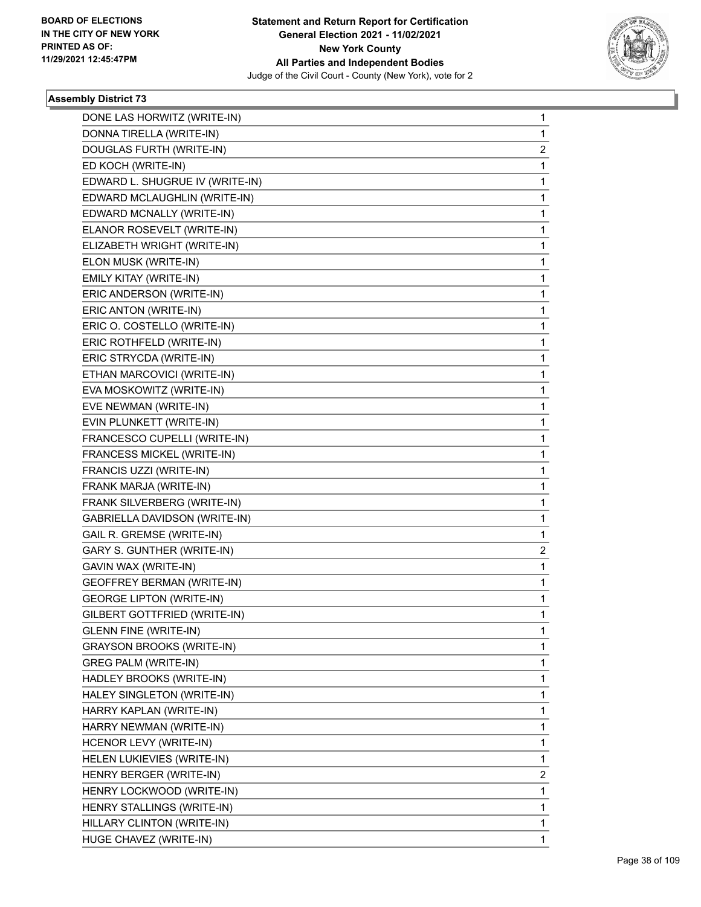### Assembly District 73

| | |
|---|---|
| DONE LAS HORWITZ (WRITE-IN) | 1 |
| DONNA TIRELLA (WRITE-IN) | 1 |
| DOUGLAS FURTH (WRITE-IN) | 2 |
| ED KOCH (WRITE-IN) | 1 |
| EDWARD L. SHUGRUE IV (WRITE-IN) | 1 |
| EDWARD MCLAUGHLIN (WRITE-IN) | 1 |
| EDWARD MCNALLY (WRITE-IN) | 1 |
| ELANOR ROSEVELT (WRITE-IN) | 1 |
| ELIZABETH WRIGHT (WRITE-IN) | 1 |
| ELON MUSK (WRITE-IN) | 1 |
| EMILY KITAY (WRITE-IN) | 1 |
| ERIC ANDERSON (WRITE-IN) | 1 |
| ERIC ANTON (WRITE-IN) | 1 |
| ERIC O. COSTELLO (WRITE-IN) | 1 |
| ERIC ROTHFELD (WRITE-IN) | 1 |
| ERIC STRYCDA (WRITE-IN) | 1 |
| ETHAN MARCOVICI (WRITE-IN) | 1 |
| EVA MOSKOWITZ (WRITE-IN) | 1 |
| EVE NEWMAN (WRITE-IN) | 1 |
| EVIN PLUNKETT (WRITE-IN) | 1 |
| FRANCESCO CUPELLI (WRITE-IN) | 1 |
| FRANCESS MICKEL (WRITE-IN) | 1 |
| FRANCIS UZZI (WRITE-IN) | 1 |
| FRANK MARJA (WRITE-IN) | 1 |
| FRANK SILVERBERG (WRITE-IN) | 1 |
| GABRIELLA DAVIDSON (WRITE-IN) | 1 |
| GAIL R. GREMSE (WRITE-IN) | 1 |
| GARY S. GUNTHER (WRITE-IN) | 2 |
| GAVIN WAX (WRITE-IN) | 1 |
| GEOFFREY BERMAN (WRITE-IN) | 1 |
| GEORGE LIPTON (WRITE-IN) | 1 |
| GILBERT GOTTFRIED (WRITE-IN) | 1 |
| GLENN FINE (WRITE-IN) | 1 |
| GRAYSON BROOKS (WRITE-IN) | 1 |
| GREG PALM (WRITE-IN) | 1 |
| HADLEY BROOKS (WRITE-IN) | 1 |
| HALEY SINGLETON (WRITE-IN) | 1 |
| HARRY KAPLAN (WRITE-IN) | 1 |
| HARRY NEWMAN (WRITE-IN) | 1 |
| HCENOR LEVY (WRITE-IN) | 1 |
| HELEN LUKIEVIES (WRITE-IN) | 1 |
| HENRY BERGER (WRITE-IN) | 2 |
| HENRY LOCKWOOD (WRITE-IN) | 1 |
| HENRY STALLINGS (WRITE-IN) | 1 |
| HILLARY CLINTON (WRITE-IN) | 1 |
| HUGE CHAVEZ (WRITE-IN) | 1 |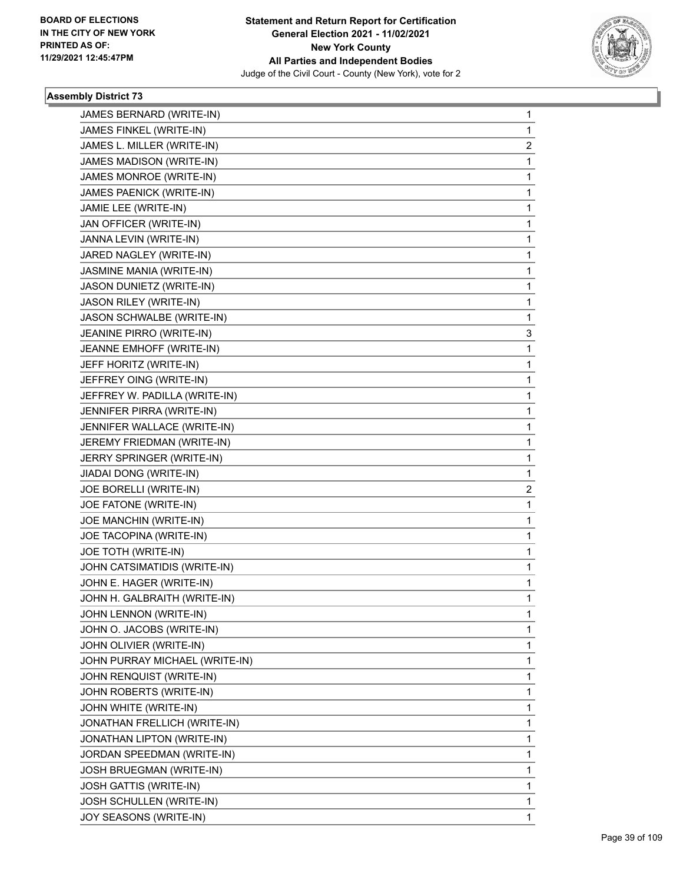BOARD OF ELECTIONS
IN THE CITY OF NEW YORK
PRINTED AS OF:
11/29/2021 12:45:47PM

**Statement and Return Report for Certification**
**General Election 2021 - 11/02/2021**
**New York County**
**All Parties and Independent Bodies**
Judge of the Civil Court - County (New York), vote for 2

### Assembly District 73

| | |
|---|---|
| JAMES BERNARD (WRITE-IN) | 1 |
| JAMES FINKEL (WRITE-IN) | 1 |
| JAMES L. MILLER (WRITE-IN) | 2 |
| JAMES MADISON (WRITE-IN) | 1 |
| JAMES MONROE (WRITE-IN) | 1 |
| JAMES PAENICK (WRITE-IN) | 1 |
| JAMIE LEE (WRITE-IN) | 1 |
| JAN OFFICER (WRITE-IN) | 1 |
| JANNA LEVIN (WRITE-IN) | 1 |
| JARED NAGLEY (WRITE-IN) | 1 |
| JASMINE MANIA (WRITE-IN) | 1 |
| JASON DUNIETZ (WRITE-IN) | 1 |
| JASON RILEY (WRITE-IN) | 1 |
| JASON SCHWALBE (WRITE-IN) | 1 |
| JEANINE PIRRO (WRITE-IN) | 3 |
| JEANNE EMHOFF (WRITE-IN) | 1 |
| JEFF HORITZ (WRITE-IN) | 1 |
| JEFFREY OING (WRITE-IN) | 1 |
| JEFFREY W. PADILLA (WRITE-IN) | 1 |
| JENNIFER PIRRA (WRITE-IN) | 1 |
| JENNIFER WALLACE (WRITE-IN) | 1 |
| JEREMY FRIEDMAN (WRITE-IN) | 1 |
| JERRY SPRINGER (WRITE-IN) | 1 |
| JIADAI DONG (WRITE-IN) | 1 |
| JOE BORELLI (WRITE-IN) | 2 |
| JOE FATONE (WRITE-IN) | 1 |
| JOE MANCHIN (WRITE-IN) | 1 |
| JOE TACOPINA (WRITE-IN) | 1 |
| JOE TOTH (WRITE-IN) | 1 |
| JOHN CATSIMATIDIS (WRITE-IN) | 1 |
| JOHN E. HAGER (WRITE-IN) | 1 |
| JOHN H. GALBRAITH (WRITE-IN) | 1 |
| JOHN LENNON (WRITE-IN) | 1 |
| JOHN O. JACOBS (WRITE-IN) | 1 |
| JOHN OLIVIER (WRITE-IN) | 1 |
| JOHN PURRAY MICHAEL (WRITE-IN) | 1 |
| JOHN RENQUIST (WRITE-IN) | 1 |
| JOHN ROBERTS (WRITE-IN) | 1 |
| JOHN WHITE (WRITE-IN) | 1 |
| JONATHAN FRELLICH (WRITE-IN) | 1 |
| JONATHAN LIPTON (WRITE-IN) | 1 |
| JORDAN SPEEDMAN (WRITE-IN) | 1 |
| JOSH BRUEGMAN (WRITE-IN) | 1 |
| JOSH GATTIS (WRITE-IN) | 1 |
| JOSH SCHULLEN (WRITE-IN) | 1 |
| JOY SEASONS (WRITE-IN) | 1 |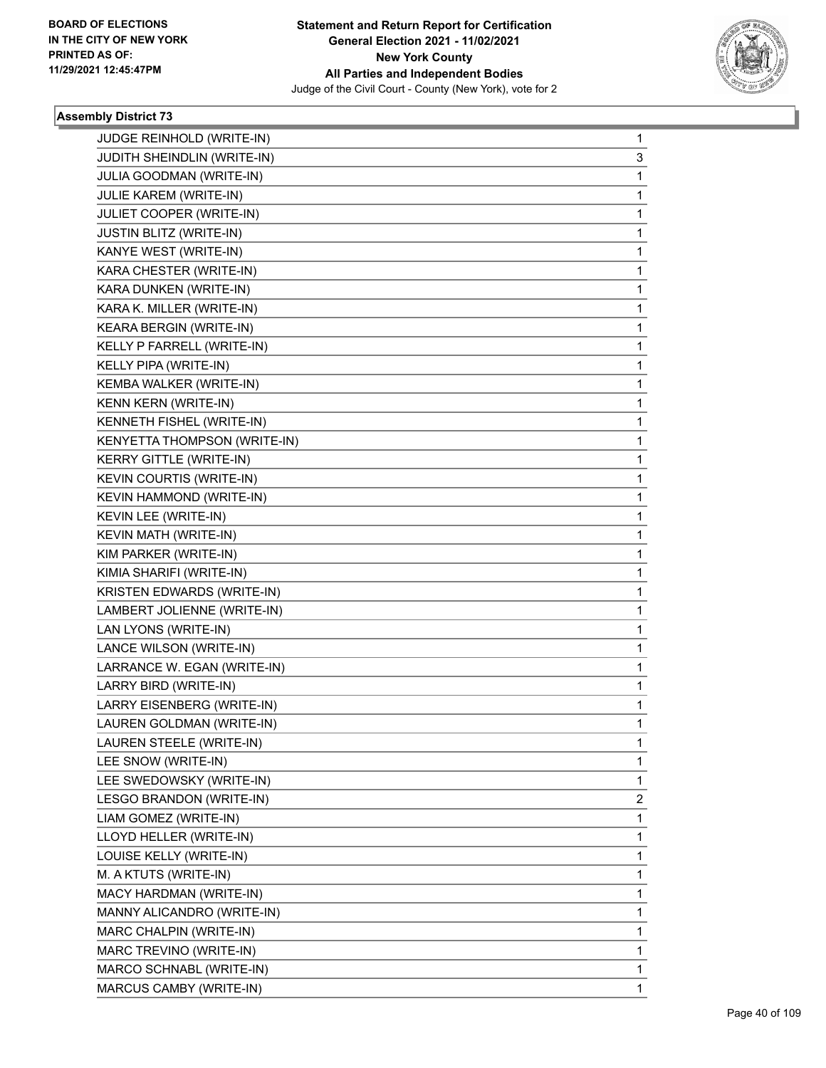BOARD OF ELECTIONS
IN THE CITY OF NEW YORK
PRINTED AS OF:
11/29/2021 12:45:47PM

**Statement and Return Report for Certification**
**General Election 2021 - 11/02/2021**
**New York County**
**All Parties and Independent Bodies**
Judge of the Civil Court - County (New York), vote for 2

### Assembly District 73

| | |
|---|---|
| JUDGE REINHOLD (WRITE-IN) | 1 |
| JUDITH SHEINDLIN (WRITE-IN) | 3 |
| JULIA GOODMAN (WRITE-IN) | 1 |
| JULIE KAREM (WRITE-IN) | 1 |
| JULIET COOPER (WRITE-IN) | 1 |
| JUSTIN BLITZ (WRITE-IN) | 1 |
| KANYE WEST (WRITE-IN) | 1 |
| KARA CHESTER (WRITE-IN) | 1 |
| KARA DUNKEN (WRITE-IN) | 1 |
| KARA K. MILLER (WRITE-IN) | 1 |
| KEARA BERGIN (WRITE-IN) | 1 |
| KELLY P FARRELL (WRITE-IN) | 1 |
| KELLY PIPA (WRITE-IN) | 1 |
| KEMBA WALKER (WRITE-IN) | 1 |
| KENN KERN (WRITE-IN) | 1 |
| KENNETH FISHEL (WRITE-IN) | 1 |
| KENYETTA THOMPSON (WRITE-IN) | 1 |
| KERRY GITTLE (WRITE-IN) | 1 |
| KEVIN COURTIS (WRITE-IN) | 1 |
| KEVIN HAMMOND (WRITE-IN) | 1 |
| KEVIN LEE (WRITE-IN) | 1 |
| KEVIN MATH (WRITE-IN) | 1 |
| KIM PARKER (WRITE-IN) | 1 |
| KIMIA SHARIFI (WRITE-IN) | 1 |
| KRISTEN EDWARDS (WRITE-IN) | 1 |
| LAMBERT JOLIENNE (WRITE-IN) | 1 |
| LAN LYONS (WRITE-IN) | 1 |
| LANCE WILSON (WRITE-IN) | 1 |
| LARRANCE W. EGAN (WRITE-IN) | 1 |
| LARRY BIRD (WRITE-IN) | 1 |
| LARRY EISENBERG (WRITE-IN) | 1 |
| LAUREN GOLDMAN (WRITE-IN) | 1 |
| LAUREN STEELE (WRITE-IN) | 1 |
| LEE SNOW (WRITE-IN) | 1 |
| LEE SWEDOWSKY (WRITE-IN) | 1 |
| LESGO BRANDON (WRITE-IN) | 2 |
| LIAM GOMEZ (WRITE-IN) | 1 |
| LLOYD HELLER (WRITE-IN) | 1 |
| LOUISE KELLY (WRITE-IN) | 1 |
| M. A KTUTS (WRITE-IN) | 1 |
| MACY HARDMAN (WRITE-IN) | 1 |
| MANNY ALICANDRO (WRITE-IN) | 1 |
| MARC CHALPIN (WRITE-IN) | 1 |
| MARC TREVINO (WRITE-IN) | 1 |
| MARCO SCHNABL (WRITE-IN) | 1 |
| MARCUS CAMBY (WRITE-IN) | 1 |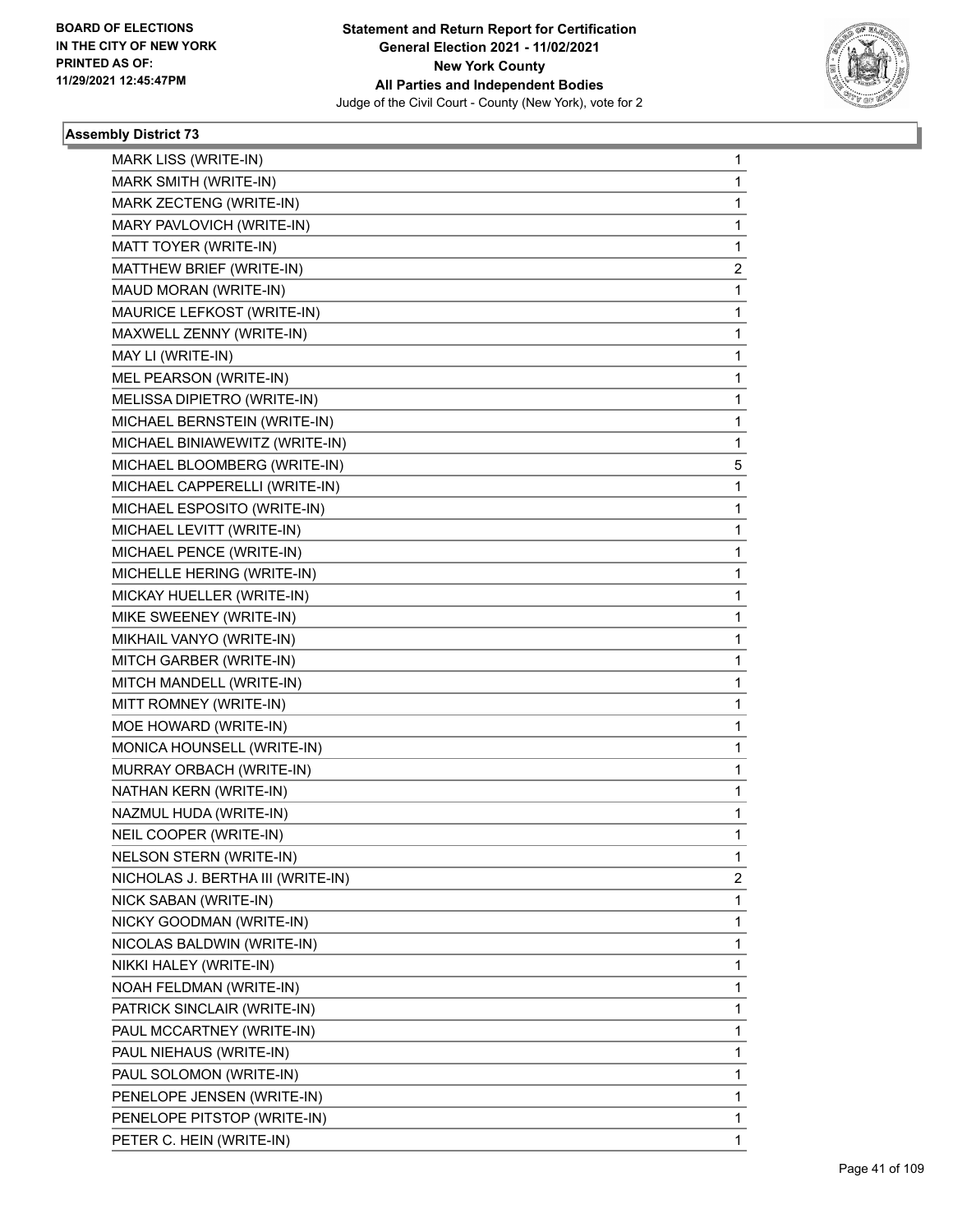**Assembly District 73**

| | |
|---|---|
| MARK LISS (WRITE-IN) | 1 |
| MARK SMITH (WRITE-IN) | 1 |
| MARK ZECTENG (WRITE-IN) | 1 |
| MARY PAVLOVICH (WRITE-IN) | 1 |
| MATT TOYER (WRITE-IN) | 1 |
| MATTHEW BRIEF (WRITE-IN) | 2 |
| MAUD MORAN (WRITE-IN) | 1 |
| MAURICE LEFKOST (WRITE-IN) | 1 |
| MAXWELL ZENNY (WRITE-IN) | 1 |
| MAY LI (WRITE-IN) | 1 |
| MEL PEARSON (WRITE-IN) | 1 |
| MELISSA DIPIETRO (WRITE-IN) | 1 |
| MICHAEL BERNSTEIN (WRITE-IN) | 1 |
| MICHAEL BINIAWEWITZ (WRITE-IN) | 1 |
| MICHAEL BLOOMBERG (WRITE-IN) | 5 |
| MICHAEL CAPPERELLI (WRITE-IN) | 1 |
| MICHAEL ESPOSITO (WRITE-IN) | 1 |
| MICHAEL LEVITT (WRITE-IN) | 1 |
| MICHAEL PENCE (WRITE-IN) | 1 |
| MICHELLE HERING (WRITE-IN) | 1 |
| MICKAY HUELLER (WRITE-IN) | 1 |
| MIKE SWEENEY (WRITE-IN) | 1 |
| MIKHAIL VANYO (WRITE-IN) | 1 |
| MITCH GARBER (WRITE-IN) | 1 |
| MITCH MANDELL (WRITE-IN) | 1 |
| MITT ROMNEY (WRITE-IN) | 1 |
| MOE HOWARD (WRITE-IN) | 1 |
| MONICA HOUNSELL (WRITE-IN) | 1 |
| MURRAY ORBACH (WRITE-IN) | 1 |
| NATHAN KERN (WRITE-IN) | 1 |
| NAZMUL HUDA (WRITE-IN) | 1 |
| NEIL COOPER (WRITE-IN) | 1 |
| NELSON STERN (WRITE-IN) | 1 |
| NICHOLAS J. BERTHA III (WRITE-IN) | 2 |
| NICK SABAN (WRITE-IN) | 1 |
| NICKY GOODMAN (WRITE-IN) | 1 |
| NICOLAS BALDWIN (WRITE-IN) | 1 |
| NIKKI HALEY (WRITE-IN) | 1 |
| NOAH FELDMAN (WRITE-IN) | 1 |
| PATRICK SINCLAIR (WRITE-IN) | 1 |
| PAUL MCCARTNEY (WRITE-IN) | 1 |
| PAUL NIEHAUS (WRITE-IN) | 1 |
| PAUL SOLOMON (WRITE-IN) | 1 |
| PENELOPE JENSEN (WRITE-IN) | 1 |
| PENELOPE PITSTOP (WRITE-IN) | 1 |
| PETER C. HEIN (WRITE-IN) | 1 |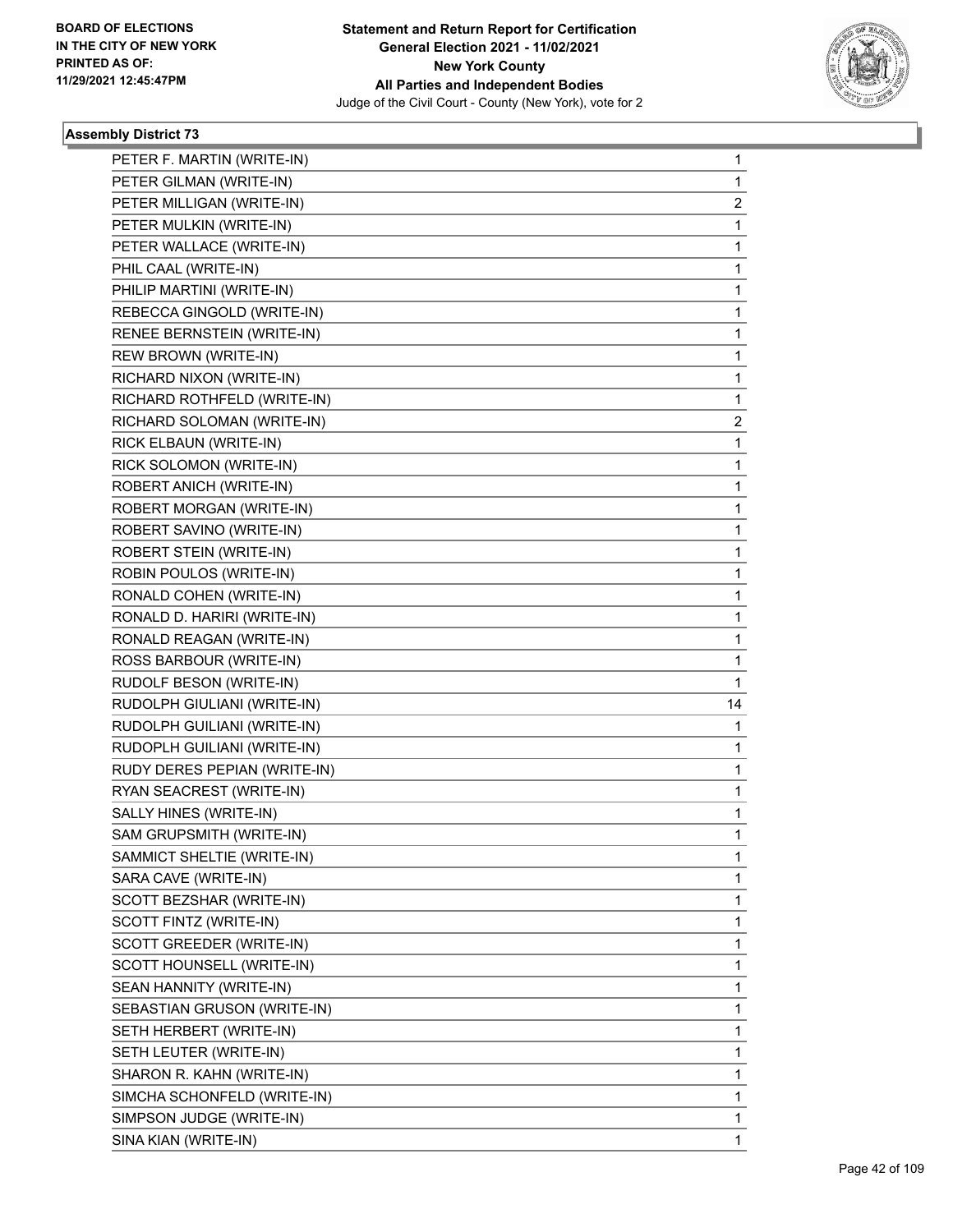BOARD OF ELECTIONS
IN THE CITY OF NEW YORK
PRINTED AS OF:
11/29/2021 12:45:47PM

**Statement and Return Report for Certification**
**General Election 2021 - 11/02/2021**
**New York County**
**All Parties and Independent Bodies**
Judge of the Civil Court - County (New York), vote for 2

### Assembly District 73

| | |
|---|---|
| PETER F. MARTIN (WRITE-IN) | 1 |
| PETER GILMAN (WRITE-IN) | 1 |
| PETER MILLIGAN (WRITE-IN) | 2 |
| PETER MULKIN (WRITE-IN) | 1 |
| PETER WALLACE (WRITE-IN) | 1 |
| PHIL CAAL (WRITE-IN) | 1 |
| PHILIP MARTINI (WRITE-IN) | 1 |
| REBECCA GINGOLD (WRITE-IN) | 1 |
| RENEE BERNSTEIN (WRITE-IN) | 1 |
| REW BROWN (WRITE-IN) | 1 |
| RICHARD NIXON (WRITE-IN) | 1 |
| RICHARD ROTHFELD (WRITE-IN) | 1 |
| RICHARD SOLOMAN (WRITE-IN) | 2 |
| RICK ELBAUN (WRITE-IN) | 1 |
| RICK SOLOMON (WRITE-IN) | 1 |
| ROBERT ANICH (WRITE-IN) | 1 |
| ROBERT MORGAN (WRITE-IN) | 1 |
| ROBERT SAVINO (WRITE-IN) | 1 |
| ROBERT STEIN (WRITE-IN) | 1 |
| ROBIN POULOS (WRITE-IN) | 1 |
| RONALD COHEN (WRITE-IN) | 1 |
| RONALD D. HARIRI (WRITE-IN) | 1 |
| RONALD REAGAN (WRITE-IN) | 1 |
| ROSS BARBOUR (WRITE-IN) | 1 |
| RUDOLF BESON (WRITE-IN) | 1 |
| RUDOLPH GIULIANI (WRITE-IN) | 14 |
| RUDOLPH GUILIANI (WRITE-IN) | 1 |
| RUDOPLH GUILIANI (WRITE-IN) | 1 |
| RUDY DERES PEPIAN (WRITE-IN) | 1 |
| RYAN SEACREST (WRITE-IN) | 1 |
| SALLY HINES (WRITE-IN) | 1 |
| SAM GRUPSMITH (WRITE-IN) | 1 |
| SAMMICT SHELTIE (WRITE-IN) | 1 |
| SARA CAVE (WRITE-IN) | 1 |
| SCOTT BEZSHAR (WRITE-IN) | 1 |
| SCOTT FINTZ (WRITE-IN) | 1 |
| SCOTT GREEDER (WRITE-IN) | 1 |
| SCOTT HOUNSELL (WRITE-IN) | 1 |
| SEAN HANNITY (WRITE-IN) | 1 |
| SEBASTIAN GRUSON (WRITE-IN) | 1 |
| SETH HERBERT (WRITE-IN) | 1 |
| SETH LEUTER (WRITE-IN) | 1 |
| SHARON R. KAHN (WRITE-IN) | 1 |
| SIMCHA SCHONFELD (WRITE-IN) | 1 |
| SIMPSON JUDGE (WRITE-IN) | 1 |
| SINA KIAN (WRITE-IN) | 1 |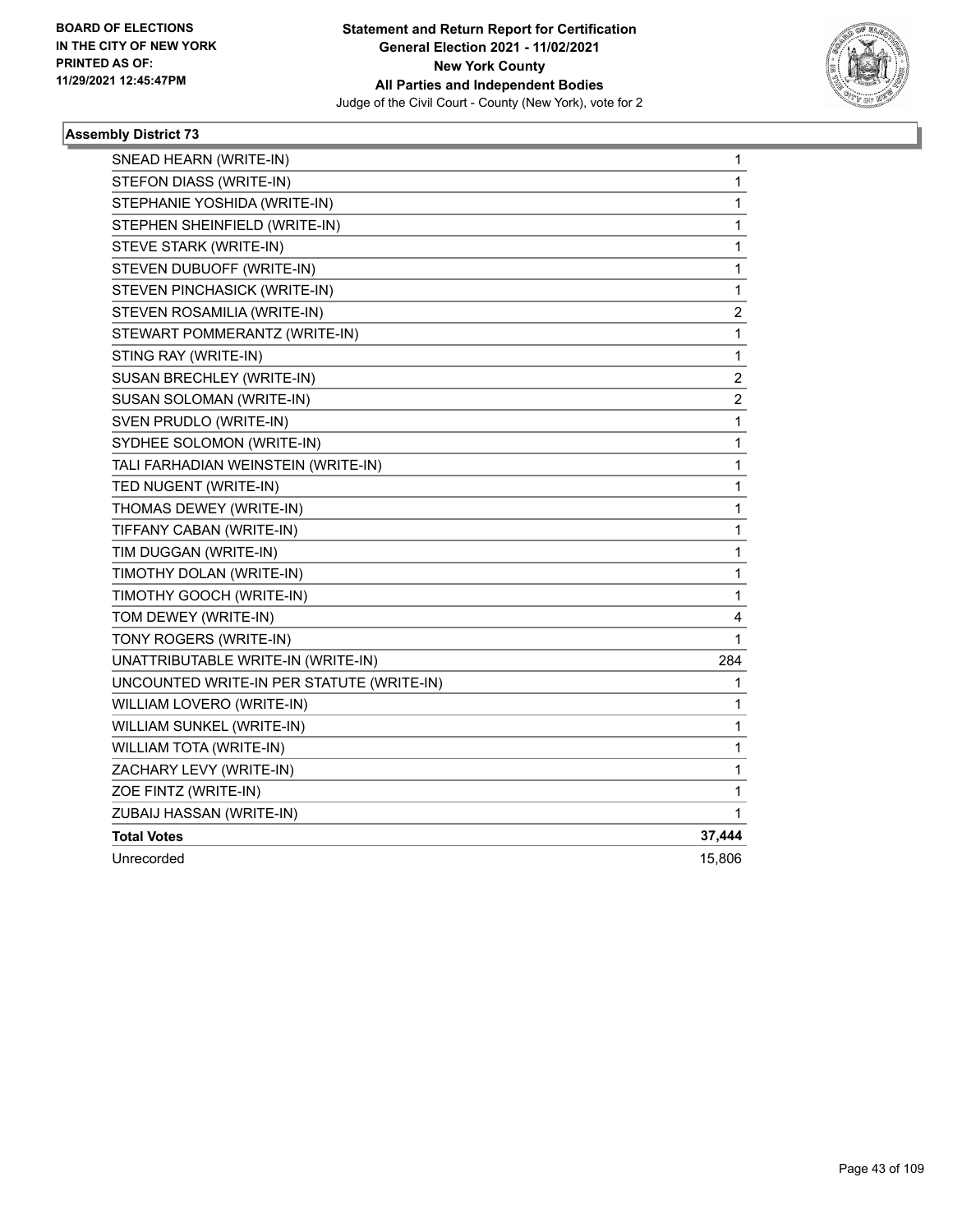**Statement and Return Report for Certification**
**General Election 2021 - 11/02/2021**
**New York County**
**All Parties and Independent Bodies**
Judge of the Civil Court - County (New York), vote for 2

BOARD OF ELECTIONS
IN THE CITY OF NEW YORK
PRINTED AS OF:
11/29/2021 12:45:47PM

### Assembly District 73

| | |
|---|---|
| SNEAD HEARN (WRITE-IN) | 1 |
| STEFON DIASS (WRITE-IN) | 1 |
| STEPHANIE YOSHIDA (WRITE-IN) | 1 |
| STEPHEN SHEINFIELD (WRITE-IN) | 1 |
| STEVE STARK (WRITE-IN) | 1 |
| STEVEN DUBUOFF (WRITE-IN) | 1 |
| STEVEN PINCHASICK (WRITE-IN) | 1 |
| STEVEN ROSAMILIA (WRITE-IN) | 2 |
| STEWART POMMERANTZ (WRITE-IN) | 1 |
| STING RAY (WRITE-IN) | 1 |
| SUSAN BRECHLEY (WRITE-IN) | 2 |
| SUSAN SOLOMAN (WRITE-IN) | 2 |
| SVEN PRUDLO (WRITE-IN) | 1 |
| SYDHEE SOLOMON (WRITE-IN) | 1 |
| TALI FARHADIAN WEINSTEIN (WRITE-IN) | 1 |
| TED NUGENT (WRITE-IN) | 1 |
| THOMAS DEWEY (WRITE-IN) | 1 |
| TIFFANY CABAN (WRITE-IN) | 1 |
| TIM DUGGAN (WRITE-IN) | 1 |
| TIMOTHY DOLAN (WRITE-IN) | 1 |
| TIMOTHY GOOCH (WRITE-IN) | 1 |
| TOM DEWEY (WRITE-IN) | 4 |
| TONY ROGERS (WRITE-IN) | 1 |
| UNATTRIBUTABLE WRITE-IN (WRITE-IN) | 284 |
| UNCOUNTED WRITE-IN PER STATUTE (WRITE-IN) | 1 |
| WILLIAM LOVERO (WRITE-IN) | 1 |
| WILLIAM SUNKEL (WRITE-IN) | 1 |
| WILLIAM TOTA (WRITE-IN) | 1 |
| ZACHARY LEVY (WRITE-IN) | 1 |
| ZOE FINTZ (WRITE-IN) | 1 |
| ZUBAIJ HASSAN (WRITE-IN) | 1 |
| **Total Votes** | **37,444** |
| Unrecorded | 15,806 |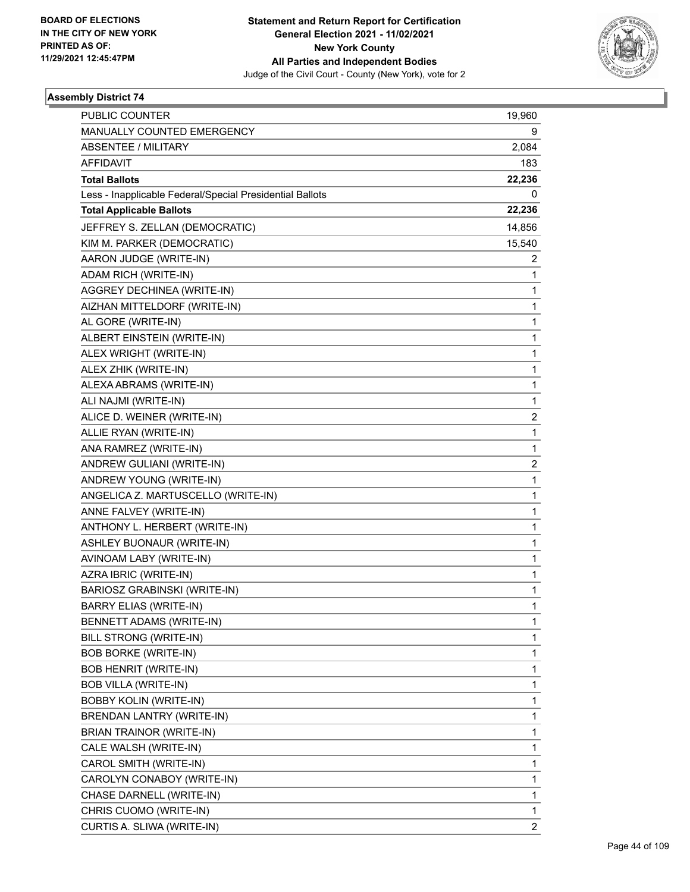BOARD OF ELECTIONS
IN THE CITY OF NEW YORK
PRINTED AS OF:
11/29/2021 12:45:47PM

**Statement and Return Report for Certification**
**General Election 2021 - 11/02/2021**
**New York County**
**All Parties and Independent Bodies**
Judge of the Civil Court - County (New York), vote for 2

### Assembly District 74

| | |
|---|---|
| PUBLIC COUNTER | 19,960 |
| MANUALLY COUNTED EMERGENCY | 9 |
| ABSENTEE / MILITARY | 2,084 |
| AFFIDAVIT | 183 |
| **Total Ballots** | **22,236** |
| Less - Inapplicable Federal/Special Presidential Ballots | 0 |
| **Total Applicable Ballots** | **22,236** |
| JEFFREY S. ZELLAN (DEMOCRATIC) | 14,856 |
| KIM M. PARKER (DEMOCRATIC) | 15,540 |
| AARON JUDGE (WRITE-IN) | 2 |
| ADAM RICH (WRITE-IN) | 1 |
| AGGREY DECHINEA (WRITE-IN) | 1 |
| AIZHAN MITTELDORF (WRITE-IN) | 1 |
| AL GORE (WRITE-IN) | 1 |
| ALBERT EINSTEIN (WRITE-IN) | 1 |
| ALEX WRIGHT (WRITE-IN) | 1 |
| ALEX ZHIK (WRITE-IN) | 1 |
| ALEXA ABRAMS (WRITE-IN) | 1 |
| ALI NAJMI (WRITE-IN) | 1 |
| ALICE D. WEINER (WRITE-IN) | 2 |
| ALLIE RYAN (WRITE-IN) | 1 |
| ANA RAMREZ (WRITE-IN) | 1 |
| ANDREW GULIANI (WRITE-IN) | 2 |
| ANDREW YOUNG (WRITE-IN) | 1 |
| ANGELICA Z. MARTUSCELLO (WRITE-IN) | 1 |
| ANNE FALVEY (WRITE-IN) | 1 |
| ANTHONY L. HERBERT (WRITE-IN) | 1 |
| ASHLEY BUONAUR (WRITE-IN) | 1 |
| AVINOAM LABY (WRITE-IN) | 1 |
| AZRA IBRIC (WRITE-IN) | 1 |
| BARIOSZ GRABINSKI (WRITE-IN) | 1 |
| BARRY ELIAS (WRITE-IN) | 1 |
| BENNETT ADAMS (WRITE-IN) | 1 |
| BILL STRONG (WRITE-IN) | 1 |
| BOB BORKE (WRITE-IN) | 1 |
| BOB HENRIT (WRITE-IN) | 1 |
| BOB VILLA (WRITE-IN) | 1 |
| BOBBY KOLIN (WRITE-IN) | 1 |
| BRENDAN LANTRY (WRITE-IN) | 1 |
| BRIAN TRAINOR (WRITE-IN) | 1 |
| CALE WALSH (WRITE-IN) | 1 |
| CAROL SMITH (WRITE-IN) | 1 |
| CAROLYN CONABOY (WRITE-IN) | 1 |
| CHASE DARNELL (WRITE-IN) | 1 |
| CHRIS CUOMO (WRITE-IN) | 1 |
| CURTIS A. SLIWA (WRITE-IN) | 2 |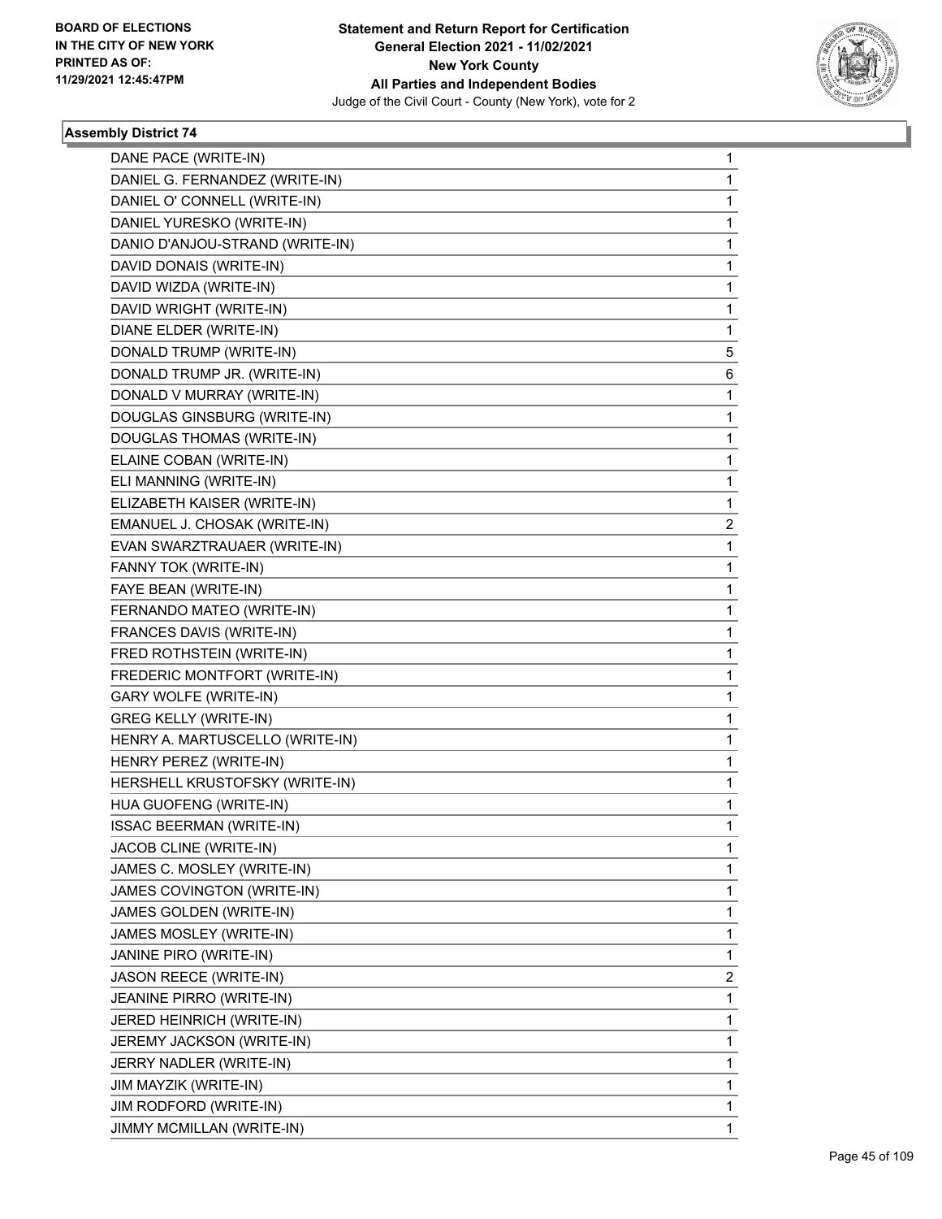**BOARD OF ELECTIONS IN THE CITY OF NEW YORK PRINTED AS OF: 11/29/2021 12:45:47PM**

**Statement and Return Report for Certification General Election 2021 - 11/02/2021 New York County All Parties and Independent Bodies**
Judge of the Civil Court - County (New York), vote for 2

### Assembly District 74

| | |
|---|---|
| DANE PACE (WRITE-IN) | 1 |
| DANIEL G. FERNANDEZ (WRITE-IN) | 1 |
| DANIEL O' CONNELL (WRITE-IN) | 1 |
| DANIEL YURESKO (WRITE-IN) | 1 |
| DANIO D'ANJOU-STRAND (WRITE-IN) | 1 |
| DAVID DONAIS (WRITE-IN) | 1 |
| DAVID WIZDA (WRITE-IN) | 1 |
| DAVID WRIGHT (WRITE-IN) | 1 |
| DIANE ELDER (WRITE-IN) | 1 |
| DONALD TRUMP (WRITE-IN) | 5 |
| DONALD TRUMP JR. (WRITE-IN) | 6 |
| DONALD V MURRAY (WRITE-IN) | 1 |
| DOUGLAS GINSBURG (WRITE-IN) | 1 |
| DOUGLAS THOMAS (WRITE-IN) | 1 |
| ELAINE COBAN (WRITE-IN) | 1 |
| ELI MANNING (WRITE-IN) | 1 |
| ELIZABETH KAISER (WRITE-IN) | 1 |
| EMANUEL J. CHOSAK (WRITE-IN) | 2 |
| EVAN SWARZTRAUAER (WRITE-IN) | 1 |
| FANNY TOK (WRITE-IN) | 1 |
| FAYE BEAN (WRITE-IN) | 1 |
| FERNANDO MATEO (WRITE-IN) | 1 |
| FRANCES DAVIS (WRITE-IN) | 1 |
| FRED ROTHSTEIN (WRITE-IN) | 1 |
| FREDERIC MONTFORT (WRITE-IN) | 1 |
| GARY WOLFE (WRITE-IN) | 1 |
| GREG KELLY (WRITE-IN) | 1 |
| HENRY A. MARTUSCELLO (WRITE-IN) | 1 |
| HENRY PEREZ (WRITE-IN) | 1 |
| HERSHELL KRUSTOFSKY (WRITE-IN) | 1 |
| HUA GUOFENG (WRITE-IN) | 1 |
| ISSAC BEERMAN (WRITE-IN) | 1 |
| JACOB CLINE (WRITE-IN) | 1 |
| JAMES C. MOSLEY (WRITE-IN) | 1 |
| JAMES COVINGTON (WRITE-IN) | 1 |
| JAMES GOLDEN (WRITE-IN) | 1 |
| JAMES MOSLEY (WRITE-IN) | 1 |
| JANINE PIRO (WRITE-IN) | 1 |
| JASON REECE (WRITE-IN) | 2 |
| JEANINE PIRRO (WRITE-IN) | 1 |
| JERED HEINRICH (WRITE-IN) | 1 |
| JEREMY JACKSON (WRITE-IN) | 1 |
| JERRY NADLER (WRITE-IN) | 1 |
| JIM MAYZIK (WRITE-IN) | 1 |
| JIM RODFORD (WRITE-IN) | 1 |
| JIMMY MCMILLAN (WRITE-IN) | 1 |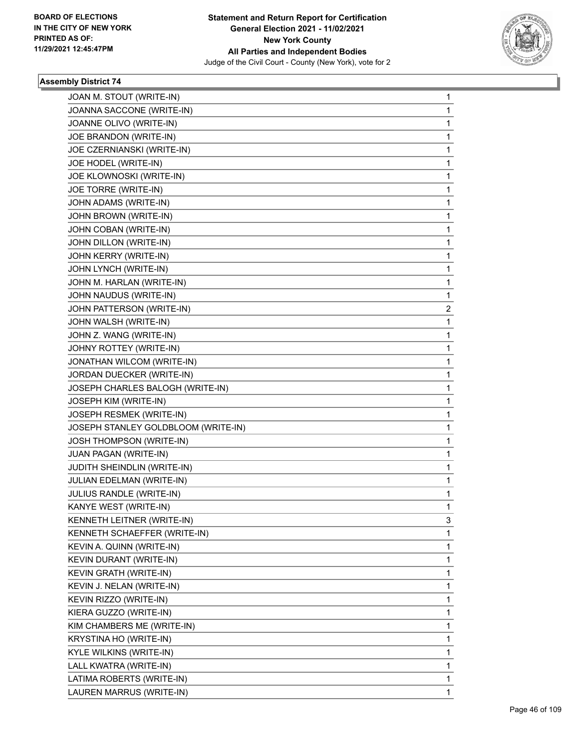**Statement and Return Report for Certification**
**General Election 2021 - 11/02/2021**
**New York County**
**All Parties and Independent Bodies**
Judge of the Civil Court - County (New York), vote for 2

BOARD OF ELECTIONS
IN THE CITY OF NEW YORK
PRINTED AS OF:
11/29/2021 12:45:47PM

### Assembly District 74

| | |
|---|---|
| JOAN M. STOUT (WRITE-IN) | 1 |
| JOANNA SACCONE (WRITE-IN) | 1 |
| JOANNE OLIVO (WRITE-IN) | 1 |
| JOE BRANDON (WRITE-IN) | 1 |
| JOE CZERNIANSKI (WRITE-IN) | 1 |
| JOE HODEL (WRITE-IN) | 1 |
| JOE KLOWNOSKI (WRITE-IN) | 1 |
| JOE TORRE (WRITE-IN) | 1 |
| JOHN ADAMS (WRITE-IN) | 1 |
| JOHN BROWN (WRITE-IN) | 1 |
| JOHN COBAN (WRITE-IN) | 1 |
| JOHN DILLON (WRITE-IN) | 1 |
| JOHN KERRY (WRITE-IN) | 1 |
| JOHN LYNCH (WRITE-IN) | 1 |
| JOHN M. HARLAN (WRITE-IN) | 1 |
| JOHN NAUDUS (WRITE-IN) | 1 |
| JOHN PATTERSON (WRITE-IN) | 2 |
| JOHN WALSH (WRITE-IN) | 1 |
| JOHN Z. WANG (WRITE-IN) | 1 |
| JOHNY ROTTEY (WRITE-IN) | 1 |
| JONATHAN WILCOM (WRITE-IN) | 1 |
| JORDAN DUECKER (WRITE-IN) | 1 |
| JOSEPH CHARLES BALOGH (WRITE-IN) | 1 |
| JOSEPH KIM (WRITE-IN) | 1 |
| JOSEPH RESMEK (WRITE-IN) | 1 |
| JOSEPH STANLEY GOLDBLOOM (WRITE-IN) | 1 |
| JOSH THOMPSON (WRITE-IN) | 1 |
| JUAN PAGAN (WRITE-IN) | 1 |
| JUDITH SHEINDLIN (WRITE-IN) | 1 |
| JULIAN EDELMAN (WRITE-IN) | 1 |
| JULIUS RANDLE (WRITE-IN) | 1 |
| KANYE WEST (WRITE-IN) | 1 |
| KENNETH LEITNER (WRITE-IN) | 3 |
| KENNETH SCHAEFFER (WRITE-IN) | 1 |
| KEVIN A. QUINN (WRITE-IN) | 1 |
| KEVIN DURANT (WRITE-IN) | 1 |
| KEVIN GRATH (WRITE-IN) | 1 |
| KEVIN J. NELAN (WRITE-IN) | 1 |
| KEVIN RIZZO (WRITE-IN) | 1 |
| KIERA GUZZO (WRITE-IN) | 1 |
| KIM CHAMBERS ME (WRITE-IN) | 1 |
| KRYSTINA HO (WRITE-IN) | 1 |
| KYLE WILKINS (WRITE-IN) | 1 |
| LALL KWATRA (WRITE-IN) | 1 |
| LATIMA ROBERTS (WRITE-IN) | 1 |
| LAUREN MARRUS (WRITE-IN) | 1 |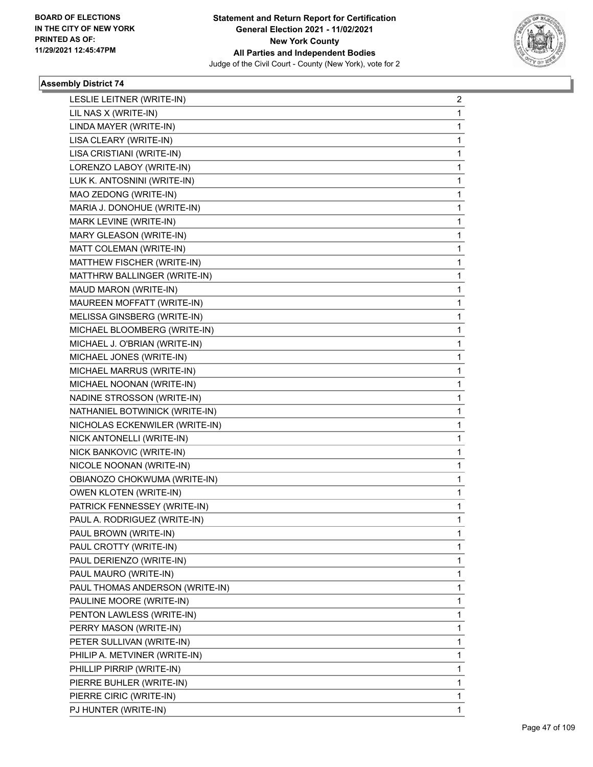BOARD OF ELECTIONS
IN THE CITY OF NEW YORK
PRINTED AS OF:
11/29/2021 12:45:47PM

**Statement and Return Report for Certification**
**General Election 2021 - 11/02/2021**
**New York County**
**All Parties and Independent Bodies**
Judge of the Civil Court - County (New York), vote for 2

### Assembly District 74

| | |
|---|---|
| LESLIE LEITNER (WRITE-IN) | 2 |
| LIL NAS X (WRITE-IN) | 1 |
| LINDA MAYER (WRITE-IN) | 1 |
| LISA CLEARY (WRITE-IN) | 1 |
| LISA CRISTIANI (WRITE-IN) | 1 |
| LORENZO LABOY (WRITE-IN) | 1 |
| LUK K. ANTOSNINI (WRITE-IN) | 1 |
| MAO ZEDONG (WRITE-IN) | 1 |
| MARIA J. DONOHUE (WRITE-IN) | 1 |
| MARK LEVINE (WRITE-IN) | 1 |
| MARY GLEASON (WRITE-IN) | 1 |
| MATT COLEMAN (WRITE-IN) | 1 |
| MATTHEW FISCHER (WRITE-IN) | 1 |
| MATTHRW BALLINGER (WRITE-IN) | 1 |
| MAUD MARON (WRITE-IN) | 1 |
| MAUREEN MOFFATT (WRITE-IN) | 1 |
| MELISSA GINSBERG (WRITE-IN) | 1 |
| MICHAEL BLOOMBERG (WRITE-IN) | 1 |
| MICHAEL J. O'BRIAN (WRITE-IN) | 1 |
| MICHAEL JONES (WRITE-IN) | 1 |
| MICHAEL MARRUS (WRITE-IN) | 1 |
| MICHAEL NOONAN (WRITE-IN) | 1 |
| NADINE STROSSON (WRITE-IN) | 1 |
| NATHANIEL BOTWINICK (WRITE-IN) | 1 |
| NICHOLAS ECKENWILER (WRITE-IN) | 1 |
| NICK ANTONELLI (WRITE-IN) | 1 |
| NICK BANKOVIC (WRITE-IN) | 1 |
| NICOLE NOONAN (WRITE-IN) | 1 |
| OBIANOZO CHOKWUMA (WRITE-IN) | 1 |
| OWEN KLOTEN (WRITE-IN) | 1 |
| PATRICK FENNESSEY (WRITE-IN) | 1 |
| PAUL A. RODRIGUEZ (WRITE-IN) | 1 |
| PAUL BROWN (WRITE-IN) | 1 |
| PAUL CROTTY (WRITE-IN) | 1 |
| PAUL DERIENZO (WRITE-IN) | 1 |
| PAUL MAURO (WRITE-IN) | 1 |
| PAUL THOMAS ANDERSON (WRITE-IN) | 1 |
| PAULINE MOORE (WRITE-IN) | 1 |
| PENTON LAWLESS (WRITE-IN) | 1 |
| PERRY MASON (WRITE-IN) | 1 |
| PETER SULLIVAN (WRITE-IN) | 1 |
| PHILIP A. METVINER (WRITE-IN) | 1 |
| PHILLIP PIRRIP (WRITE-IN) | 1 |
| PIERRE BUHLER (WRITE-IN) | 1 |
| PIERRE CIRIC (WRITE-IN) | 1 |
| PJ HUNTER (WRITE-IN) | 1 |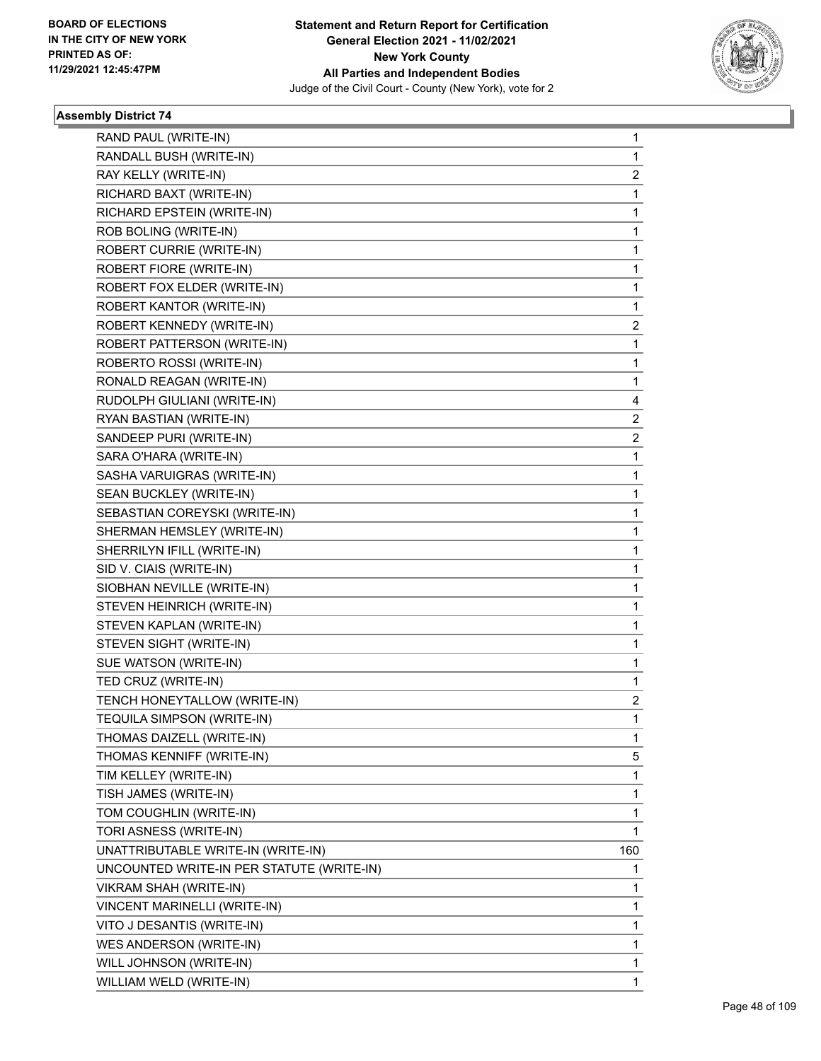**BOARD OF ELECTIONS IN THE CITY OF NEW YORK PRINTED AS OF: 11/29/2021 12:45:47PM**

**Statement and Return Report for Certification General Election 2021 - 11/02/2021 New York County All Parties and Independent Bodies**
Judge of the Civil Court - County (New York), vote for 2

### Assembly District 74

| | |
|---|---|
| RAND PAUL (WRITE-IN) | 1 |
| RANDALL BUSH (WRITE-IN) | 1 |
| RAY KELLY (WRITE-IN) | 2 |
| RICHARD BAXT (WRITE-IN) | 1 |
| RICHARD EPSTEIN (WRITE-IN) | 1 |
| ROB BOLING (WRITE-IN) | 1 |
| ROBERT CURRIE (WRITE-IN) | 1 |
| ROBERT FIORE (WRITE-IN) | 1 |
| ROBERT FOX ELDER (WRITE-IN) | 1 |
| ROBERT KANTOR (WRITE-IN) | 1 |
| ROBERT KENNEDY (WRITE-IN) | 2 |
| ROBERT PATTERSON (WRITE-IN) | 1 |
| ROBERTO ROSSI (WRITE-IN) | 1 |
| RONALD REAGAN (WRITE-IN) | 1 |
| RUDOLPH GIULIANI (WRITE-IN) | 4 |
| RYAN BASTIAN (WRITE-IN) | 2 |
| SANDEEP PURI (WRITE-IN) | 2 |
| SARA O'HARA (WRITE-IN) | 1 |
| SASHA VARUIGRAS (WRITE-IN) | 1 |
| SEAN BUCKLEY (WRITE-IN) | 1 |
| SEBASTIAN COREYSKI (WRITE-IN) | 1 |
| SHERMAN HEMSLEY (WRITE-IN) | 1 |
| SHERRILYN IFILL (WRITE-IN) | 1 |
| SID V. CIAIS (WRITE-IN) | 1 |
| SIOBHAN NEVILLE (WRITE-IN) | 1 |
| STEVEN HEINRICH (WRITE-IN) | 1 |
| STEVEN KAPLAN (WRITE-IN) | 1 |
| STEVEN SIGHT (WRITE-IN) | 1 |
| SUE WATSON (WRITE-IN) | 1 |
| TED CRUZ (WRITE-IN) | 1 |
| TENCH HONEYTALLOW (WRITE-IN) | 2 |
| TEQUILA SIMPSON (WRITE-IN) | 1 |
| THOMAS DAIZELL (WRITE-IN) | 1 |
| THOMAS KENNIFF (WRITE-IN) | 5 |
| TIM KELLEY (WRITE-IN) | 1 |
| TISH JAMES (WRITE-IN) | 1 |
| TOM COUGHLIN (WRITE-IN) | 1 |
| TORI ASNESS (WRITE-IN) | 1 |
| UNATTRIBUTABLE WRITE-IN (WRITE-IN) | 160 |
| UNCOUNTED WRITE-IN PER STATUTE (WRITE-IN) | 1 |
| VIKRAM SHAH (WRITE-IN) | 1 |
| VINCENT MARINELLI (WRITE-IN) | 1 |
| VITO J DESANTIS (WRITE-IN) | 1 |
| WES ANDERSON (WRITE-IN) | 1 |
| WILL JOHNSON (WRITE-IN) | 1 |
| WILLIAM WELD (WRITE-IN) | 1 |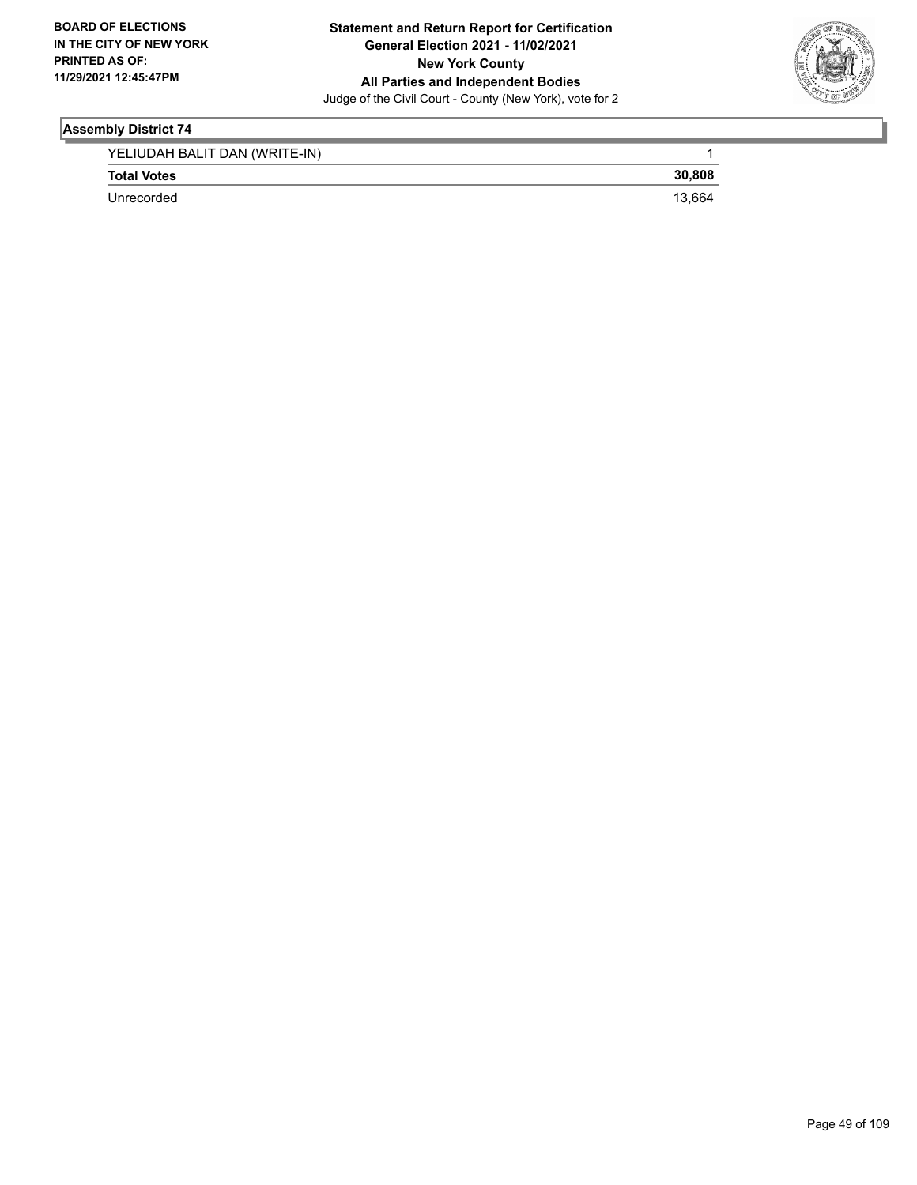## Assembly District 74

| | |
|---|---|
| YELIUDAH BALIT DAN (WRITE-IN) | 1 |
| **Total Votes** | **30,808** |
| Unrecorded | 13,664 |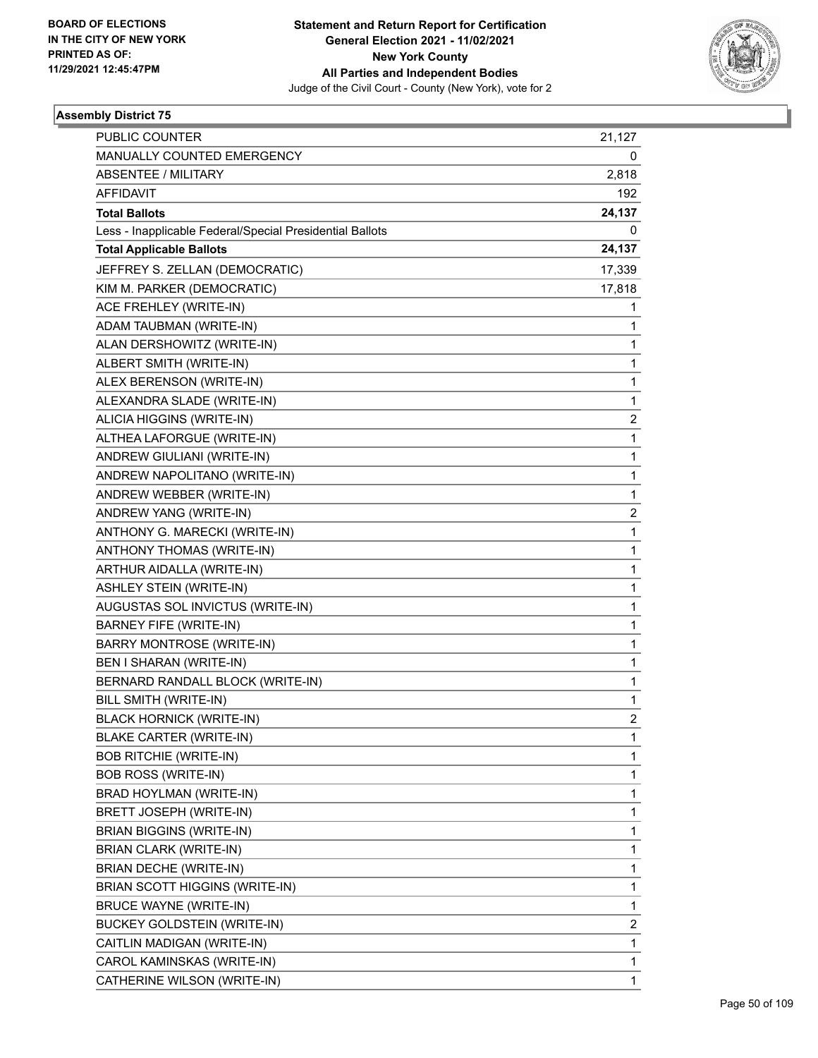**Statement and Return Report for Certification**
**General Election 2021 - 11/02/2021**
**New York County**
**All Parties and Independent Bodies**
Judge of the Civil Court - County (New York), vote for 2

BOARD OF ELECTIONS
IN THE CITY OF NEW YORK
PRINTED AS OF:
11/29/2021 12:45:47PM

## Assembly District 75

| | |
|---|---|
| PUBLIC COUNTER | 21,127 |
| MANUALLY COUNTED EMERGENCY | 0 |
| ABSENTEE / MILITARY | 2,818 |
| AFFIDAVIT | 192 |
| **Total Ballots** | **24,137** |
| Less - Inapplicable Federal/Special Presidential Ballots | 0 |
| **Total Applicable Ballots** | **24,137** |
| JEFFREY S. ZELLAN (DEMOCRATIC) | 17,339 |
| KIM M. PARKER (DEMOCRATIC) | 17,818 |
| ACE FREHLEY (WRITE-IN) | 1 |
| ADAM TAUBMAN (WRITE-IN) | 1 |
| ALAN DERSHOWITZ (WRITE-IN) | 1 |
| ALBERT SMITH (WRITE-IN) | 1 |
| ALEX BERENSON (WRITE-IN) | 1 |
| ALEXANDRA SLADE (WRITE-IN) | 1 |
| ALICIA HIGGINS (WRITE-IN) | 2 |
| ALTHEA LAFORGUE (WRITE-IN) | 1 |
| ANDREW GIULIANI (WRITE-IN) | 1 |
| ANDREW NAPOLITANO (WRITE-IN) | 1 |
| ANDREW WEBBER (WRITE-IN) | 1 |
| ANDREW YANG (WRITE-IN) | 2 |
| ANTHONY G. MARECKI (WRITE-IN) | 1 |
| ANTHONY THOMAS (WRITE-IN) | 1 |
| ARTHUR AIDALLA (WRITE-IN) | 1 |
| ASHLEY STEIN (WRITE-IN) | 1 |
| AUGUSTAS SOL INVICTUS (WRITE-IN) | 1 |
| BARNEY FIFE (WRITE-IN) | 1 |
| BARRY MONTROSE (WRITE-IN) | 1 |
| BEN I SHARAN (WRITE-IN) | 1 |
| BERNARD RANDALL BLOCK (WRITE-IN) | 1 |
| BILL SMITH (WRITE-IN) | 1 |
| BLACK HORNICK (WRITE-IN) | 2 |
| BLAKE CARTER (WRITE-IN) | 1 |
| BOB RITCHIE (WRITE-IN) | 1 |
| BOB ROSS (WRITE-IN) | 1 |
| BRAD HOYLMAN (WRITE-IN) | 1 |
| BRETT JOSEPH (WRITE-IN) | 1 |
| BRIAN BIGGINS (WRITE-IN) | 1 |
| BRIAN CLARK (WRITE-IN) | 1 |
| BRIAN DECHE (WRITE-IN) | 1 |
| BRIAN SCOTT HIGGINS (WRITE-IN) | 1 |
| BRUCE WAYNE (WRITE-IN) | 1 |
| BUCKEY GOLDSTEIN (WRITE-IN) | 2 |
| CAITLIN MADIGAN (WRITE-IN) | 1 |
| CAROL KAMINSKAS (WRITE-IN) | 1 |
| CATHERINE WILSON (WRITE-IN) | 1 |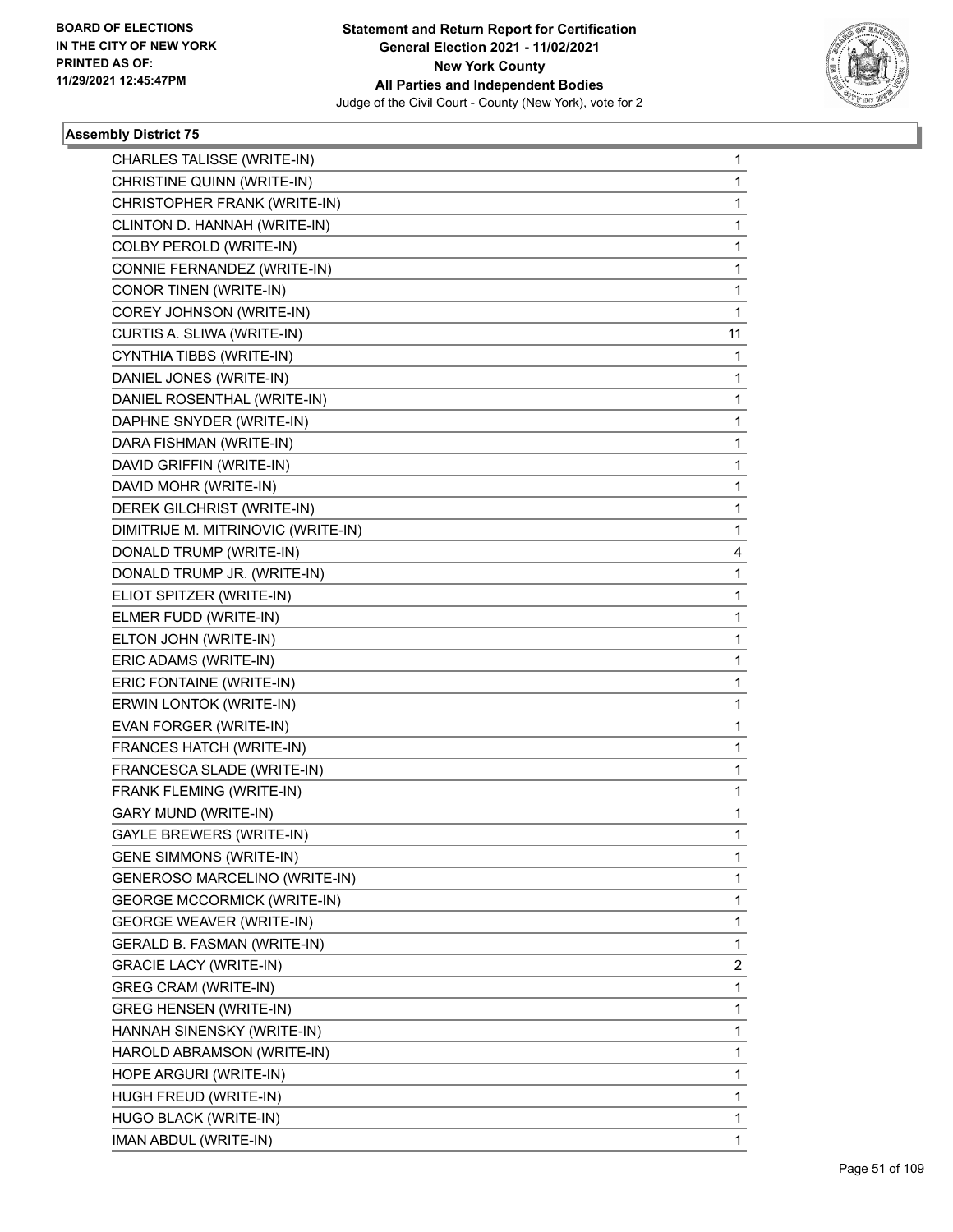**Statement and Return Report for Certification**
**General Election 2021 - 11/02/2021**
**New York County**
**All Parties and Independent Bodies**
Judge of the Civil Court - County (New York), vote for 2

BOARD OF ELECTIONS
IN THE CITY OF NEW YORK
PRINTED AS OF:
11/29/2021 12:45:47PM

### Assembly District 75

| | |
|---|---|
| CHARLES TALISSE (WRITE-IN) | 1 |
| CHRISTINE QUINN (WRITE-IN) | 1 |
| CHRISTOPHER FRANK (WRITE-IN) | 1 |
| CLINTON D. HANNAH (WRITE-IN) | 1 |
| COLBY PEROLD (WRITE-IN) | 1 |
| CONNIE FERNANDEZ (WRITE-IN) | 1 |
| CONOR TINEN (WRITE-IN) | 1 |
| COREY JOHNSON (WRITE-IN) | 1 |
| CURTIS A. SLIWA (WRITE-IN) | 11 |
| CYNTHIA TIBBS (WRITE-IN) | 1 |
| DANIEL JONES (WRITE-IN) | 1 |
| DANIEL ROSENTHAL (WRITE-IN) | 1 |
| DAPHNE SNYDER (WRITE-IN) | 1 |
| DARA FISHMAN (WRITE-IN) | 1 |
| DAVID GRIFFIN (WRITE-IN) | 1 |
| DAVID MOHR (WRITE-IN) | 1 |
| DEREK GILCHRIST (WRITE-IN) | 1 |
| DIMITRIJE M. MITRINOVIC (WRITE-IN) | 1 |
| DONALD TRUMP (WRITE-IN) | 4 |
| DONALD TRUMP JR. (WRITE-IN) | 1 |
| ELIOT SPITZER (WRITE-IN) | 1 |
| ELMER FUDD (WRITE-IN) | 1 |
| ELTON JOHN (WRITE-IN) | 1 |
| ERIC ADAMS (WRITE-IN) | 1 |
| ERIC FONTAINE (WRITE-IN) | 1 |
| ERWIN LONTOK (WRITE-IN) | 1 |
| EVAN FORGER (WRITE-IN) | 1 |
| FRANCES HATCH (WRITE-IN) | 1 |
| FRANCESCA SLADE (WRITE-IN) | 1 |
| FRANK FLEMING (WRITE-IN) | 1 |
| GARY MUND (WRITE-IN) | 1 |
| GAYLE BREWERS (WRITE-IN) | 1 |
| GENE SIMMONS (WRITE-IN) | 1 |
| GENEROSO MARCELINO (WRITE-IN) | 1 |
| GEORGE MCCORMICK (WRITE-IN) | 1 |
| GEORGE WEAVER (WRITE-IN) | 1 |
| GERALD B. FASMAN (WRITE-IN) | 1 |
| GRACIE LACY (WRITE-IN) | 2 |
| GREG CRAM (WRITE-IN) | 1 |
| GREG HENSEN (WRITE-IN) | 1 |
| HANNAH SINENSKY (WRITE-IN) | 1 |
| HAROLD ABRAMSON (WRITE-IN) | 1 |
| HOPE ARGURI (WRITE-IN) | 1 |
| HUGH FREUD (WRITE-IN) | 1 |
| HUGO BLACK (WRITE-IN) | 1 |
| IMAN ABDUL (WRITE-IN) | 1 |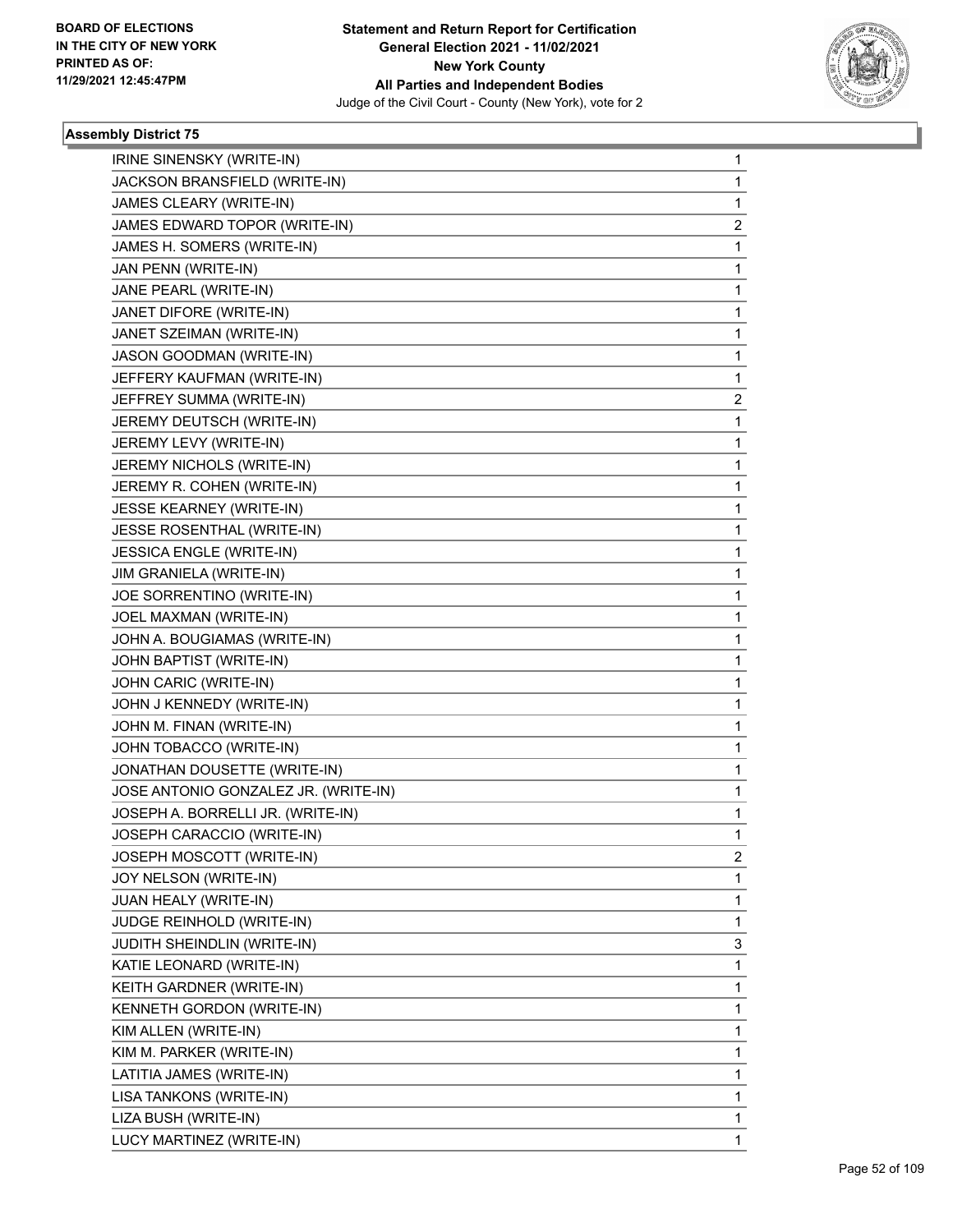**Statement and Return Report for Certification**
**General Election 2021 - 11/02/2021**
**New York County**
**All Parties and Independent Bodies**
Judge of the Civil Court - County (New York), vote for 2

BOARD OF ELECTIONS
IN THE CITY OF NEW YORK
PRINTED AS OF:
11/29/2021 12:45:47PM

### Assembly District 75

| | |
|---|---|
| IRINE SINENSKY (WRITE-IN) | 1 |
| JACKSON BRANSFIELD (WRITE-IN) | 1 |
| JAMES CLEARY (WRITE-IN) | 1 |
| JAMES EDWARD TOPOR (WRITE-IN) | 2 |
| JAMES H. SOMERS (WRITE-IN) | 1 |
| JAN PENN (WRITE-IN) | 1 |
| JANE PEARL (WRITE-IN) | 1 |
| JANET DIFORE (WRITE-IN) | 1 |
| JANET SZEIMAN (WRITE-IN) | 1 |
| JASON GOODMAN (WRITE-IN) | 1 |
| JEFFERY KAUFMAN (WRITE-IN) | 1 |
| JEFFREY SUMMA (WRITE-IN) | 2 |
| JEREMY DEUTSCH (WRITE-IN) | 1 |
| JEREMY LEVY (WRITE-IN) | 1 |
| JEREMY NICHOLS (WRITE-IN) | 1 |
| JEREMY R. COHEN (WRITE-IN) | 1 |
| JESSE KEARNEY (WRITE-IN) | 1 |
| JESSE ROSENTHAL (WRITE-IN) | 1 |
| JESSICA ENGLE (WRITE-IN) | 1 |
| JIM GRANIELA (WRITE-IN) | 1 |
| JOE SORRENTINO (WRITE-IN) | 1 |
| JOEL MAXMAN (WRITE-IN) | 1 |
| JOHN A. BOUGIAMAS (WRITE-IN) | 1 |
| JOHN BAPTIST (WRITE-IN) | 1 |
| JOHN CARIC (WRITE-IN) | 1 |
| JOHN J KENNEDY (WRITE-IN) | 1 |
| JOHN M. FINAN (WRITE-IN) | 1 |
| JOHN TOBACCO (WRITE-IN) | 1 |
| JONATHAN DOUSETTE (WRITE-IN) | 1 |
| JOSE ANTONIO GONZALEZ JR. (WRITE-IN) | 1 |
| JOSEPH A. BORRELLI JR. (WRITE-IN) | 1 |
| JOSEPH CARACCIO (WRITE-IN) | 1 |
| JOSEPH MOSCOTT (WRITE-IN) | 2 |
| JOY NELSON (WRITE-IN) | 1 |
| JUAN HEALY (WRITE-IN) | 1 |
| JUDGE REINHOLD (WRITE-IN) | 1 |
| JUDITH SHEINDLIN (WRITE-IN) | 3 |
| KATIE LEONARD (WRITE-IN) | 1 |
| KEITH GARDNER (WRITE-IN) | 1 |
| KENNETH GORDON (WRITE-IN) | 1 |
| KIM ALLEN (WRITE-IN) | 1 |
| KIM M. PARKER (WRITE-IN) | 1 |
| LATITIA JAMES (WRITE-IN) | 1 |
| LISA TANKONS (WRITE-IN) | 1 |
| LIZA BUSH (WRITE-IN) | 1 |
| LUCY MARTINEZ (WRITE-IN) | 1 |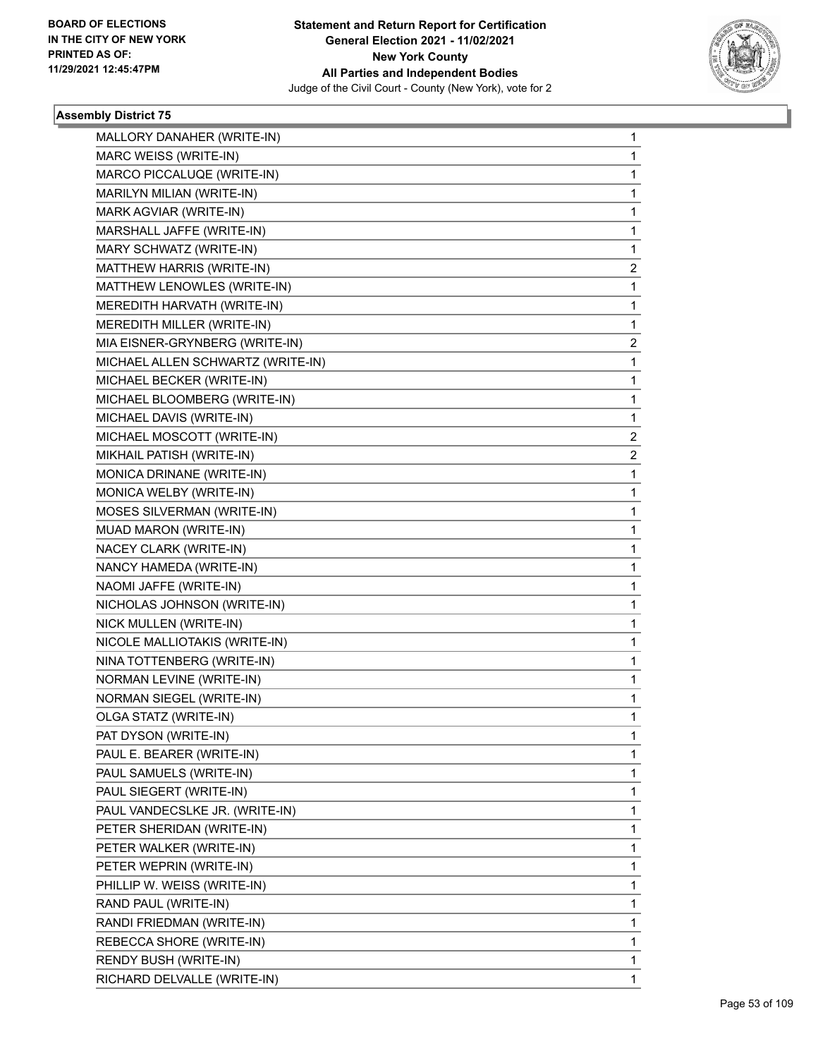**Statement and Return Report for Certification**
**General Election 2021 - 11/02/2021**
**New York County**
**All Parties and Independent Bodies**
Judge of the Civil Court - County (New York), vote for 2

BOARD OF ELECTIONS
IN THE CITY OF NEW YORK
PRINTED AS OF:
11/29/2021 12:45:47PM

### Assembly District 75

| | |
|---|---|
| MALLORY DANAHER (WRITE-IN) | 1 |
| MARC WEISS (WRITE-IN) | 1 |
| MARCO PICCALUQE (WRITE-IN) | 1 |
| MARILYN MILIAN (WRITE-IN) | 1 |
| MARK AGVIAR (WRITE-IN) | 1 |
| MARSHALL JAFFE (WRITE-IN) | 1 |
| MARY SCHWATZ (WRITE-IN) | 1 |
| MATTHEW HARRIS (WRITE-IN) | 2 |
| MATTHEW LENOWLES (WRITE-IN) | 1 |
| MEREDITH HARVATH (WRITE-IN) | 1 |
| MEREDITH MILLER (WRITE-IN) | 1 |
| MIA EISNER-GRYNBERG (WRITE-IN) | 2 |
| MICHAEL ALLEN SCHWARTZ (WRITE-IN) | 1 |
| MICHAEL BECKER (WRITE-IN) | 1 |
| MICHAEL BLOOMBERG (WRITE-IN) | 1 |
| MICHAEL DAVIS (WRITE-IN) | 1 |
| MICHAEL MOSCOTT (WRITE-IN) | 2 |
| MIKHAIL PATISH (WRITE-IN) | 2 |
| MONICA DRINANE (WRITE-IN) | 1 |
| MONICA WELBY (WRITE-IN) | 1 |
| MOSES SILVERMAN (WRITE-IN) | 1 |
| MUAD MARON (WRITE-IN) | 1 |
| NACEY CLARK (WRITE-IN) | 1 |
| NANCY HAMEDA (WRITE-IN) | 1 |
| NAOMI JAFFE (WRITE-IN) | 1 |
| NICHOLAS JOHNSON (WRITE-IN) | 1 |
| NICK MULLEN (WRITE-IN) | 1 |
| NICOLE MALLIOTAKIS (WRITE-IN) | 1 |
| NINA TOTTENBERG (WRITE-IN) | 1 |
| NORMAN LEVINE (WRITE-IN) | 1 |
| NORMAN SIEGEL (WRITE-IN) | 1 |
| OLGA STATZ (WRITE-IN) | 1 |
| PAT DYSON (WRITE-IN) | 1 |
| PAUL E. BEARER (WRITE-IN) | 1 |
| PAUL SAMUELS (WRITE-IN) | 1 |
| PAUL SIEGERT (WRITE-IN) | 1 |
| PAUL VANDECSLKE JR. (WRITE-IN) | 1 |
| PETER SHERIDAN (WRITE-IN) | 1 |
| PETER WALKER (WRITE-IN) | 1 |
| PETER WEPRIN (WRITE-IN) | 1 |
| PHILLIP W. WEISS (WRITE-IN) | 1 |
| RAND PAUL (WRITE-IN) | 1 |
| RANDI FRIEDMAN (WRITE-IN) | 1 |
| REBECCA SHORE (WRITE-IN) | 1 |
| RENDY BUSH (WRITE-IN) | 1 |
| RICHARD DELVALLE (WRITE-IN) | 1 |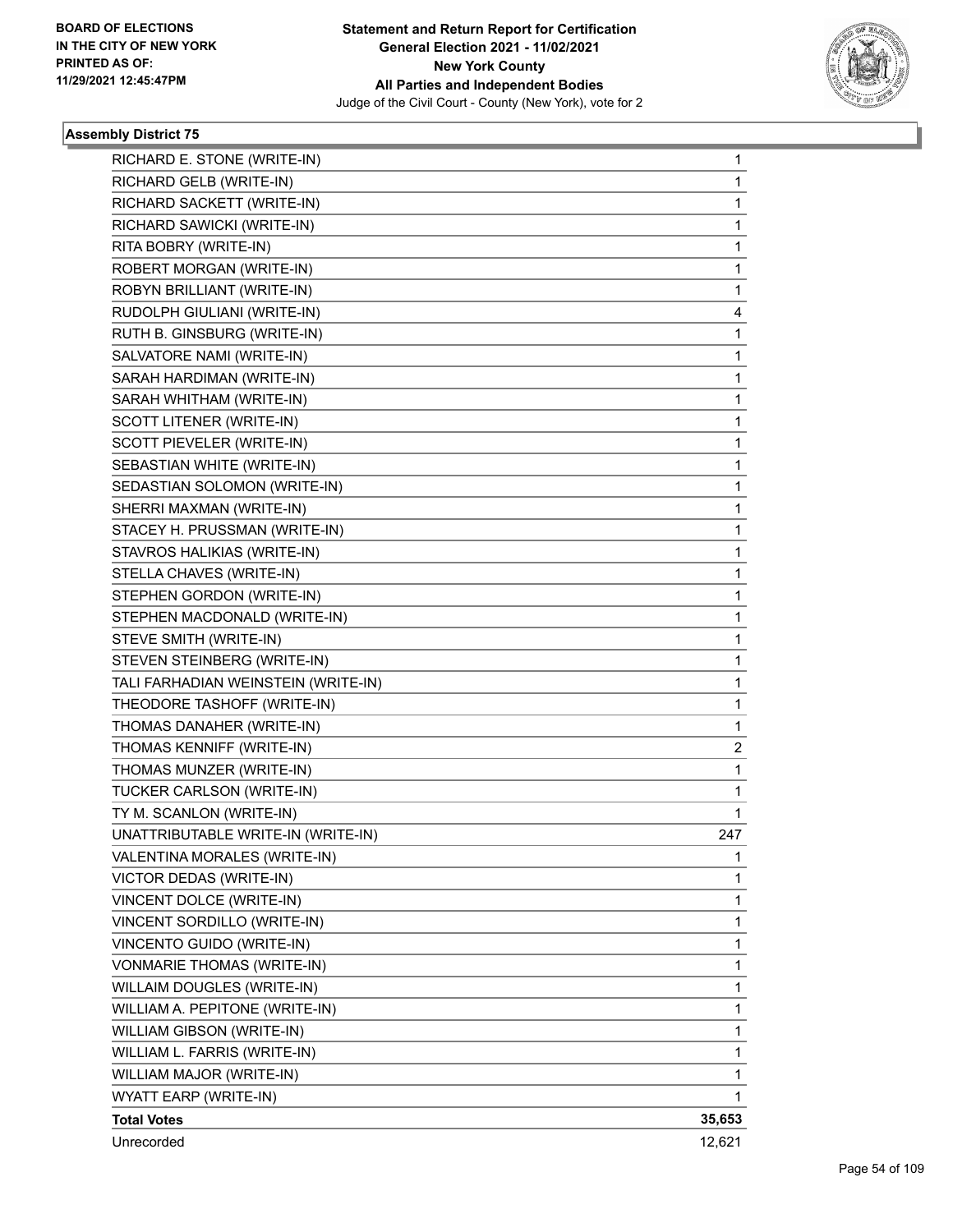**BOARD OF ELECTIONS IN THE CITY OF NEW YORK PRINTED AS OF: 11/29/2021 12:45:47PM**

**Statement and Return Report for Certification General Election 2021 - 11/02/2021 New York County All Parties and Independent Bodies**
Judge of the Civil Court - County (New York), vote for 2

### Assembly District 75

| | |
|---|---|
| RICHARD E. STONE (WRITE-IN) | 1 |
| RICHARD GELB (WRITE-IN) | 1 |
| RICHARD SACKETT (WRITE-IN) | 1 |
| RICHARD SAWICKI (WRITE-IN) | 1 |
| RITA BOBRY (WRITE-IN) | 1 |
| ROBERT MORGAN (WRITE-IN) | 1 |
| ROBYN BRILLIANT (WRITE-IN) | 1 |
| RUDOLPH GIULIANI (WRITE-IN) | 4 |
| RUTH B. GINSBURG (WRITE-IN) | 1 |
| SALVATORE NAMI (WRITE-IN) | 1 |
| SARAH HARDIMAN (WRITE-IN) | 1 |
| SARAH WHITHAM (WRITE-IN) | 1 |
| SCOTT LITENER (WRITE-IN) | 1 |
| SCOTT PIEVELER (WRITE-IN) | 1 |
| SEBASTIAN WHITE (WRITE-IN) | 1 |
| SEDASTIAN SOLOMON (WRITE-IN) | 1 |
| SHERRI MAXMAN (WRITE-IN) | 1 |
| STACEY H. PRUSSMAN (WRITE-IN) | 1 |
| STAVROS HALIKIAS (WRITE-IN) | 1 |
| STELLA CHAVES (WRITE-IN) | 1 |
| STEPHEN GORDON (WRITE-IN) | 1 |
| STEPHEN MACDONALD (WRITE-IN) | 1 |
| STEVE SMITH (WRITE-IN) | 1 |
| STEVEN STEINBERG (WRITE-IN) | 1 |
| TALI FARHADIAN WEINSTEIN (WRITE-IN) | 1 |
| THEODORE TASHOFF (WRITE-IN) | 1 |
| THOMAS DANAHER (WRITE-IN) | 1 |
| THOMAS KENNIFF (WRITE-IN) | 2 |
| THOMAS MUNZER (WRITE-IN) | 1 |
| TUCKER CARLSON (WRITE-IN) | 1 |
| TY M. SCANLON (WRITE-IN) | 1 |
| UNATTRIBUTABLE WRITE-IN (WRITE-IN) | 247 |
| VALENTINA MORALES (WRITE-IN) | 1 |
| VICTOR DEDAS (WRITE-IN) | 1 |
| VINCENT DOLCE (WRITE-IN) | 1 |
| VINCENT SORDILLO (WRITE-IN) | 1 |
| VINCENTO GUIDO (WRITE-IN) | 1 |
| VONMARIE THOMAS (WRITE-IN) | 1 |
| WILLAIM DOUGLES (WRITE-IN) | 1 |
| WILLIAM A. PEPITONE (WRITE-IN) | 1 |
| WILLIAM GIBSON (WRITE-IN) | 1 |
| WILLIAM L. FARRIS (WRITE-IN) | 1 |
| WILLIAM MAJOR (WRITE-IN) | 1 |
| WYATT EARP (WRITE-IN) | 1 |
| **Total Votes** | **35,653** |
| Unrecorded | 12,621 |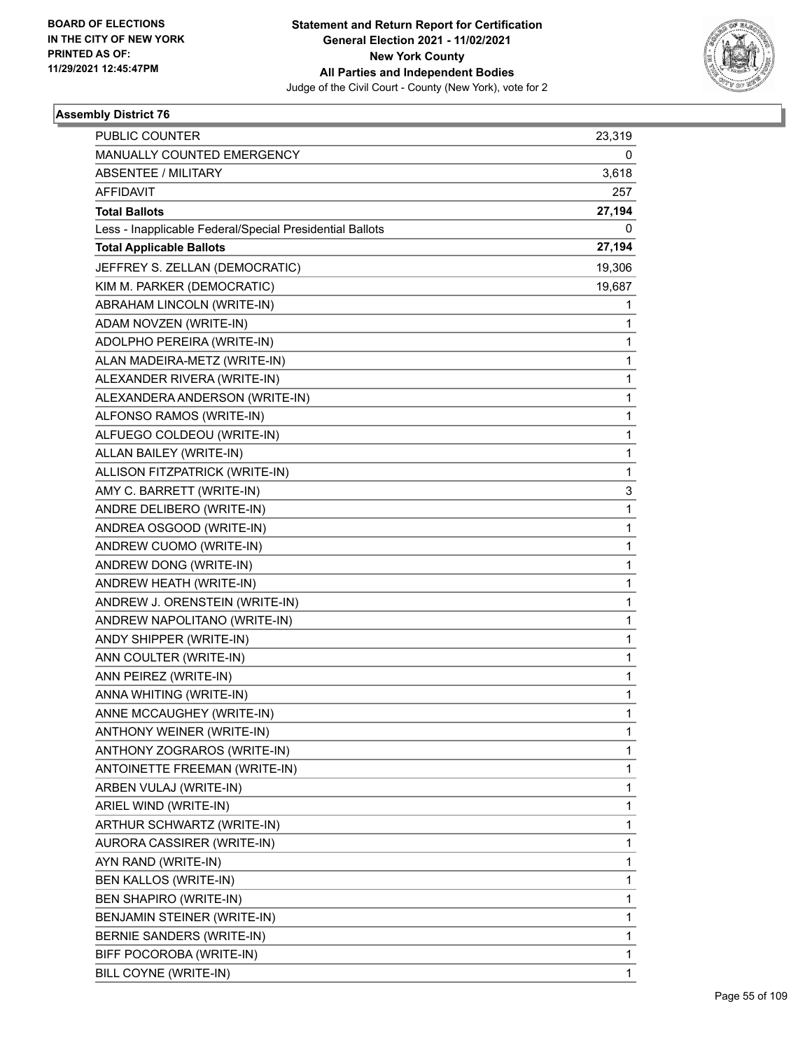**Statement and Return Report for Certification**
**General Election 2021 - 11/02/2021**
**New York County**
**All Parties and Independent Bodies**
Judge of the Civil Court - County (New York), vote for 2

BOARD OF ELECTIONS
IN THE CITY OF NEW YORK
PRINTED AS OF:
11/29/2021 12:45:47PM

**Assembly District 76**

| | |
|---|---|
| PUBLIC COUNTER | 23,319 |
| MANUALLY COUNTED EMERGENCY | 0 |
| ABSENTEE / MILITARY | 3,618 |
| AFFIDAVIT | 257 |
| **Total Ballots** | **27,194** |
| Less - Inapplicable Federal/Special Presidential Ballots | 0 |
| **Total Applicable Ballots** | **27,194** |
| JEFFREY S. ZELLAN (DEMOCRATIC) | 19,306 |
| KIM M. PARKER (DEMOCRATIC) | 19,687 |
| ABRAHAM LINCOLN (WRITE-IN) | 1 |
| ADAM NOVZEN (WRITE-IN) | 1 |
| ADOLPHO PEREIRA (WRITE-IN) | 1 |
| ALAN MADEIRA-METZ (WRITE-IN) | 1 |
| ALEXANDER RIVERA (WRITE-IN) | 1 |
| ALEXANDERA ANDERSON (WRITE-IN) | 1 |
| ALFONSO RAMOS (WRITE-IN) | 1 |
| ALFUEGO COLDEOU (WRITE-IN) | 1 |
| ALLAN BAILEY (WRITE-IN) | 1 |
| ALLISON FITZPATRICK (WRITE-IN) | 1 |
| AMY C. BARRETT (WRITE-IN) | 3 |
| ANDRE DELIBERO (WRITE-IN) | 1 |
| ANDREA OSGOOD (WRITE-IN) | 1 |
| ANDREW CUOMO (WRITE-IN) | 1 |
| ANDREW DONG (WRITE-IN) | 1 |
| ANDREW HEATH (WRITE-IN) | 1 |
| ANDREW J. ORENSTEIN (WRITE-IN) | 1 |
| ANDREW NAPOLITANO (WRITE-IN) | 1 |
| ANDY SHIPPER (WRITE-IN) | 1 |
| ANN COULTER (WRITE-IN) | 1 |
| ANN PEIREZ (WRITE-IN) | 1 |
| ANNA WHITING (WRITE-IN) | 1 |
| ANNE MCCAUGHEY (WRITE-IN) | 1 |
| ANTHONY WEINER (WRITE-IN) | 1 |
| ANTHONY ZOGRAROS (WRITE-IN) | 1 |
| ANTOINETTE FREEMAN (WRITE-IN) | 1 |
| ARBEN VULAJ (WRITE-IN) | 1 |
| ARIEL WIND (WRITE-IN) | 1 |
| ARTHUR SCHWARTZ (WRITE-IN) | 1 |
| AURORA CASSIRER (WRITE-IN) | 1 |
| AYN RAND (WRITE-IN) | 1 |
| BEN KALLOS (WRITE-IN) | 1 |
| BEN SHAPIRO (WRITE-IN) | 1 |
| BENJAMIN STEINER (WRITE-IN) | 1 |
| BERNIE SANDERS (WRITE-IN) | 1 |
| BIFF POCOROBA (WRITE-IN) | 1 |
| BILL COYNE (WRITE-IN) | 1 |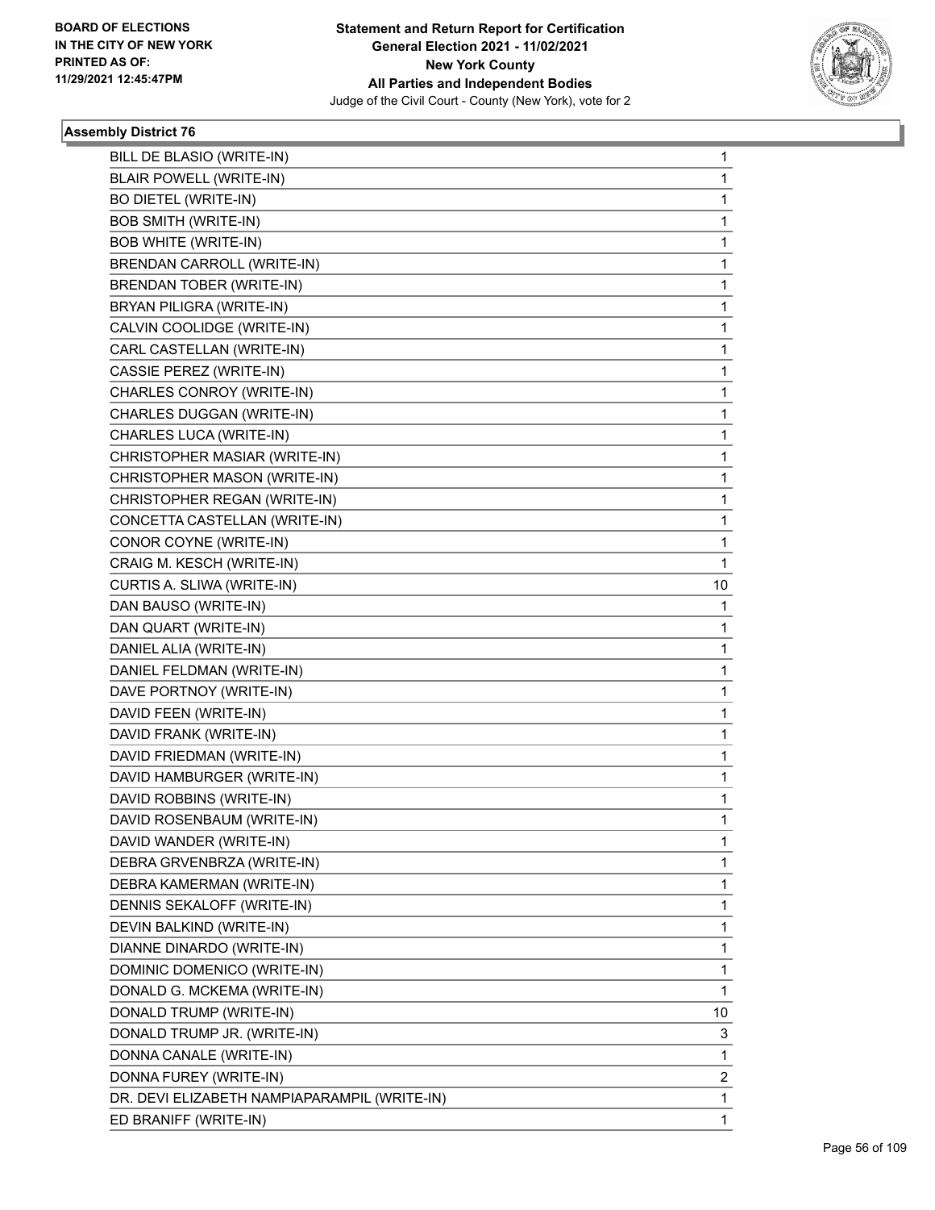BOARD OF ELECTIONS
IN THE CITY OF NEW YORK
PRINTED AS OF:
11/29/2021 12:45:47PM

**Statement and Return Report for Certification**
**General Election 2021 - 11/02/2021**
**New York County**
**All Parties and Independent Bodies**
Judge of the Civil Court - County (New York), vote for 2

### Assembly District 76

| | |
|---|---|
| BILL DE BLASIO (WRITE-IN) | 1 |
| BLAIR POWELL (WRITE-IN) | 1 |
| BO DIETEL (WRITE-IN) | 1 |
| BOB SMITH (WRITE-IN) | 1 |
| BOB WHITE (WRITE-IN) | 1 |
| BRENDAN CARROLL (WRITE-IN) | 1 |
| BRENDAN TOBER (WRITE-IN) | 1 |
| BRYAN PILIGRA (WRITE-IN) | 1 |
| CALVIN COOLIDGE (WRITE-IN) | 1 |
| CARL CASTELLAN (WRITE-IN) | 1 |
| CASSIE PEREZ (WRITE-IN) | 1 |
| CHARLES CONROY (WRITE-IN) | 1 |
| CHARLES DUGGAN (WRITE-IN) | 1 |
| CHARLES LUCA (WRITE-IN) | 1 |
| CHRISTOPHER MASIAR (WRITE-IN) | 1 |
| CHRISTOPHER MASON (WRITE-IN) | 1 |
| CHRISTOPHER REGAN (WRITE-IN) | 1 |
| CONCETTA CASTELLAN (WRITE-IN) | 1 |
| CONOR COYNE (WRITE-IN) | 1 |
| CRAIG M. KESCH (WRITE-IN) | 1 |
| CURTIS A. SLIWA (WRITE-IN) | 10 |
| DAN BAUSO (WRITE-IN) | 1 |
| DAN QUART (WRITE-IN) | 1 |
| DANIEL ALIA (WRITE-IN) | 1 |
| DANIEL FELDMAN (WRITE-IN) | 1 |
| DAVE PORTNOY (WRITE-IN) | 1 |
| DAVID FEEN (WRITE-IN) | 1 |
| DAVID FRANK (WRITE-IN) | 1 |
| DAVID FRIEDMAN (WRITE-IN) | 1 |
| DAVID HAMBURGER (WRITE-IN) | 1 |
| DAVID ROBBINS (WRITE-IN) | 1 |
| DAVID ROSENBAUM (WRITE-IN) | 1 |
| DAVID WANDER (WRITE-IN) | 1 |
| DEBRA GRVENBRZA (WRITE-IN) | 1 |
| DEBRA KAMERMAN (WRITE-IN) | 1 |
| DENNIS SEKALOFF (WRITE-IN) | 1 |
| DEVIN BALKIND (WRITE-IN) | 1 |
| DIANNE DINARDO (WRITE-IN) | 1 |
| DOMINIC DOMENICO (WRITE-IN) | 1 |
| DONALD G. MCKEMA (WRITE-IN) | 1 |
| DONALD TRUMP (WRITE-IN) | 10 |
| DONALD TRUMP JR. (WRITE-IN) | 3 |
| DONNA CANALE (WRITE-IN) | 1 |
| DONNA FUREY (WRITE-IN) | 2 |
| DR. DEVI ELIZABETH NAMPIAPARAMPIL (WRITE-IN) | 1 |
| ED BRANIFF (WRITE-IN) | 1 |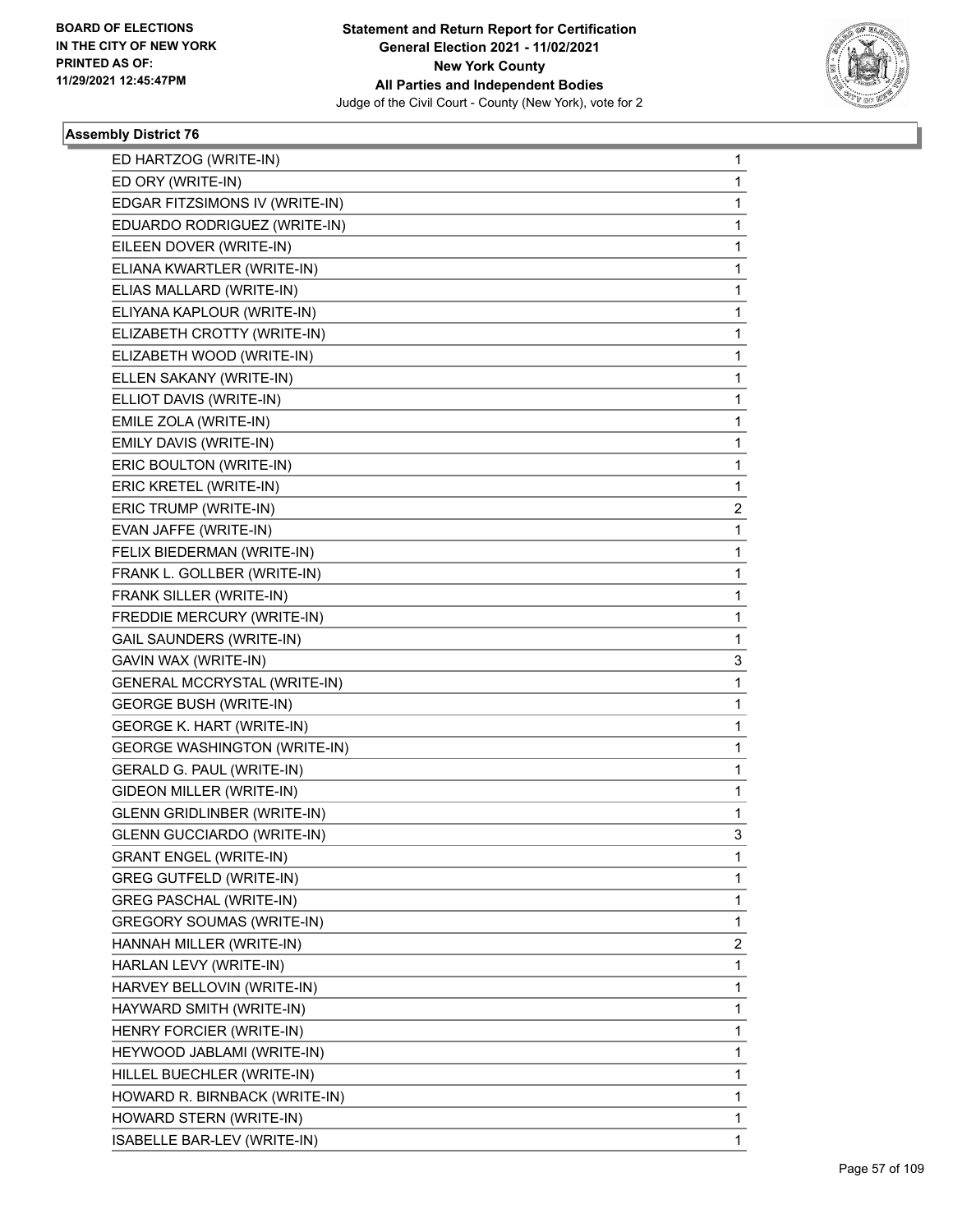**Statement and Return Report for Certification**
**General Election 2021 - 11/02/2021**
**New York County**
**All Parties and Independent Bodies**
Judge of the Civil Court - County (New York), vote for 2

BOARD OF ELECTIONS
IN THE CITY OF NEW YORK
PRINTED AS OF:
11/29/2021 12:45:47PM

### Assembly District 76

| | |
|---|---|
| ED HARTZOG (WRITE-IN) | 1 |
| ED ORY (WRITE-IN) | 1 |
| EDGAR FITZSIMONS IV (WRITE-IN) | 1 |
| EDUARDO RODRIGUEZ (WRITE-IN) | 1 |
| EILEEN DOVER (WRITE-IN) | 1 |
| ELIANA KWARTLER (WRITE-IN) | 1 |
| ELIAS MALLARD (WRITE-IN) | 1 |
| ELIYANA KAPLOUR (WRITE-IN) | 1 |
| ELIZABETH CROTTY (WRITE-IN) | 1 |
| ELIZABETH WOOD (WRITE-IN) | 1 |
| ELLEN SAKANY (WRITE-IN) | 1 |
| ELLIOT DAVIS (WRITE-IN) | 1 |
| EMILE ZOLA (WRITE-IN) | 1 |
| EMILY DAVIS (WRITE-IN) | 1 |
| ERIC BOULTON (WRITE-IN) | 1 |
| ERIC KRETEL (WRITE-IN) | 1 |
| ERIC TRUMP (WRITE-IN) | 2 |
| EVAN JAFFE (WRITE-IN) | 1 |
| FELIX BIEDERMAN (WRITE-IN) | 1 |
| FRANK L. GOLLBER (WRITE-IN) | 1 |
| FRANK SILLER (WRITE-IN) | 1 |
| FREDDIE MERCURY (WRITE-IN) | 1 |
| GAIL SAUNDERS (WRITE-IN) | 1 |
| GAVIN WAX (WRITE-IN) | 3 |
| GENERAL MCCRYSTAL (WRITE-IN) | 1 |
| GEORGE BUSH (WRITE-IN) | 1 |
| GEORGE K. HART (WRITE-IN) | 1 |
| GEORGE WASHINGTON (WRITE-IN) | 1 |
| GERALD G. PAUL (WRITE-IN) | 1 |
| GIDEON MILLER (WRITE-IN) | 1 |
| GLENN GRIDLINBER (WRITE-IN) | 1 |
| GLENN GUCCIARDO (WRITE-IN) | 3 |
| GRANT ENGEL (WRITE-IN) | 1 |
| GREG GUTFELD (WRITE-IN) | 1 |
| GREG PASCHAL (WRITE-IN) | 1 |
| GREGORY SOUMAS (WRITE-IN) | 1 |
| HANNAH MILLER (WRITE-IN) | 2 |
| HARLAN LEVY (WRITE-IN) | 1 |
| HARVEY BELLOVIN (WRITE-IN) | 1 |
| HAYWARD SMITH (WRITE-IN) | 1 |
| HENRY FORCIER (WRITE-IN) | 1 |
| HEYWOOD JABLAMI (WRITE-IN) | 1 |
| HILLEL BUECHLER (WRITE-IN) | 1 |
| HOWARD R. BIRNBACK (WRITE-IN) | 1 |
| HOWARD STERN (WRITE-IN) | 1 |
| ISABELLE BAR-LEV (WRITE-IN) | 1 |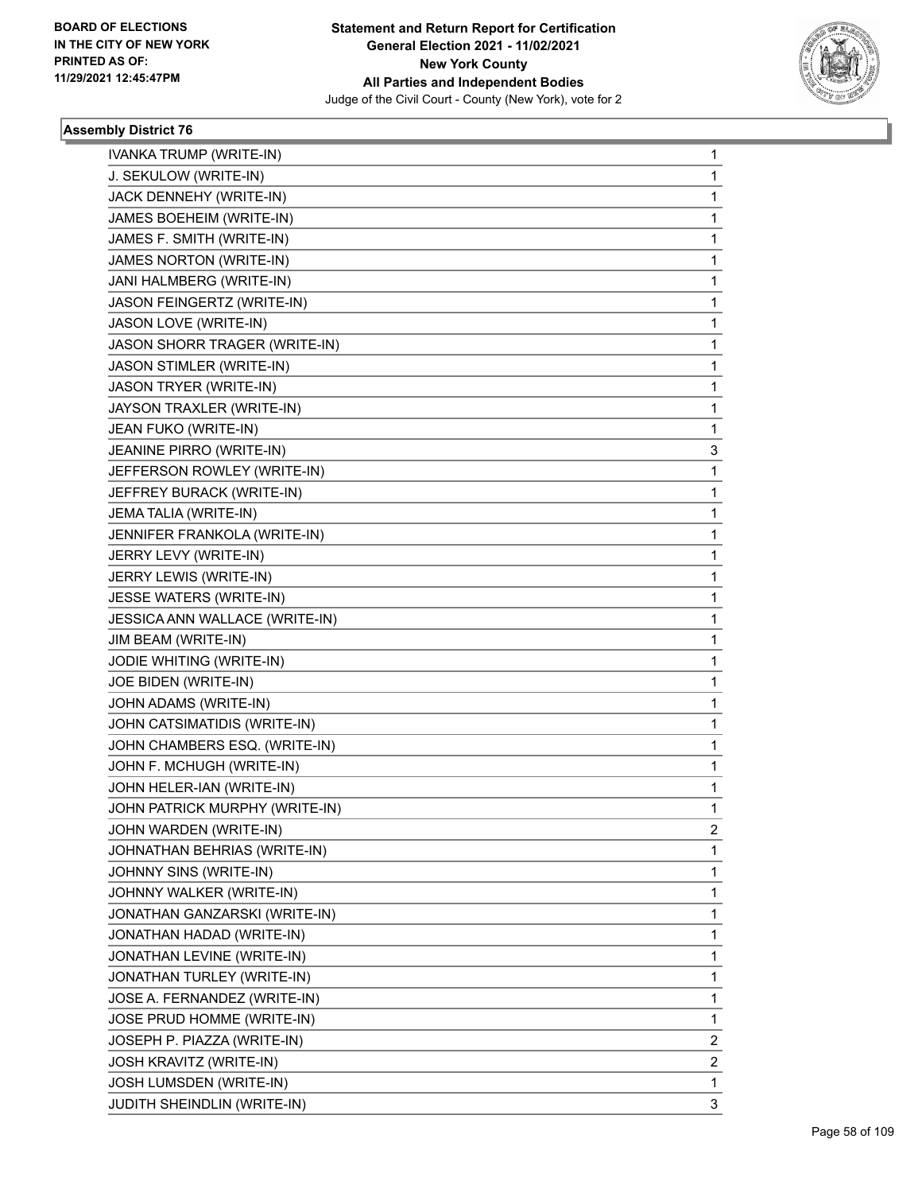**Statement and Return Report for Certification**
**General Election 2021 - 11/02/2021**
**New York County**
**All Parties and Independent Bodies**
Judge of the Civil Court - County (New York), vote for 2

BOARD OF ELECTIONS
IN THE CITY OF NEW YORK
PRINTED AS OF:
11/29/2021 12:45:47PM

### Assembly District 76

| Candidate | Votes |
|---|---|
| IVANKA TRUMP (WRITE-IN) | 1 |
| J. SEKULOW (WRITE-IN) | 1 |
| JACK DENNEHY (WRITE-IN) | 1 |
| JAMES BOEHEIM (WRITE-IN) | 1 |
| JAMES F. SMITH (WRITE-IN) | 1 |
| JAMES NORTON (WRITE-IN) | 1 |
| JANI HALMBERG (WRITE-IN) | 1 |
| JASON FEINGERTZ (WRITE-IN) | 1 |
| JASON LOVE (WRITE-IN) | 1 |
| JASON SHORR TRAGER (WRITE-IN) | 1 |
| JASON STIMLER (WRITE-IN) | 1 |
| JASON TRYER (WRITE-IN) | 1 |
| JAYSON TRAXLER (WRITE-IN) | 1 |
| JEAN FUKO (WRITE-IN) | 1 |
| JEANINE PIRRO (WRITE-IN) | 3 |
| JEFFERSON ROWLEY (WRITE-IN) | 1 |
| JEFFREY BURACK (WRITE-IN) | 1 |
| JEMA TALIA (WRITE-IN) | 1 |
| JENNIFER FRANKOLA (WRITE-IN) | 1 |
| JERRY LEVY (WRITE-IN) | 1 |
| JERRY LEWIS (WRITE-IN) | 1 |
| JESSE WATERS (WRITE-IN) | 1 |
| JESSICA ANN WALLACE (WRITE-IN) | 1 |
| JIM BEAM (WRITE-IN) | 1 |
| JODIE WHITING (WRITE-IN) | 1 |
| JOE BIDEN (WRITE-IN) | 1 |
| JOHN ADAMS (WRITE-IN) | 1 |
| JOHN CATSIMATIDIS (WRITE-IN) | 1 |
| JOHN CHAMBERS ESQ. (WRITE-IN) | 1 |
| JOHN F. MCHUGH (WRITE-IN) | 1 |
| JOHN HELER-IAN (WRITE-IN) | 1 |
| JOHN PATRICK MURPHY (WRITE-IN) | 1 |
| JOHN WARDEN (WRITE-IN) | 2 |
| JOHNATHAN BEHRIAS (WRITE-IN) | 1 |
| JOHNNY SINS (WRITE-IN) | 1 |
| JOHNNY WALKER (WRITE-IN) | 1 |
| JONATHAN GANZARSKI (WRITE-IN) | 1 |
| JONATHAN HADAD (WRITE-IN) | 1 |
| JONATHAN LEVINE (WRITE-IN) | 1 |
| JONATHAN TURLEY (WRITE-IN) | 1 |
| JOSE A. FERNANDEZ (WRITE-IN) | 1 |
| JOSE PRUD HOMME (WRITE-IN) | 1 |
| JOSEPH P. PIAZZA (WRITE-IN) | 2 |
| JOSH KRAVITZ (WRITE-IN) | 2 |
| JOSH LUMSDEN (WRITE-IN) | 1 |
| JUDITH SHEINDLIN (WRITE-IN) | 3 |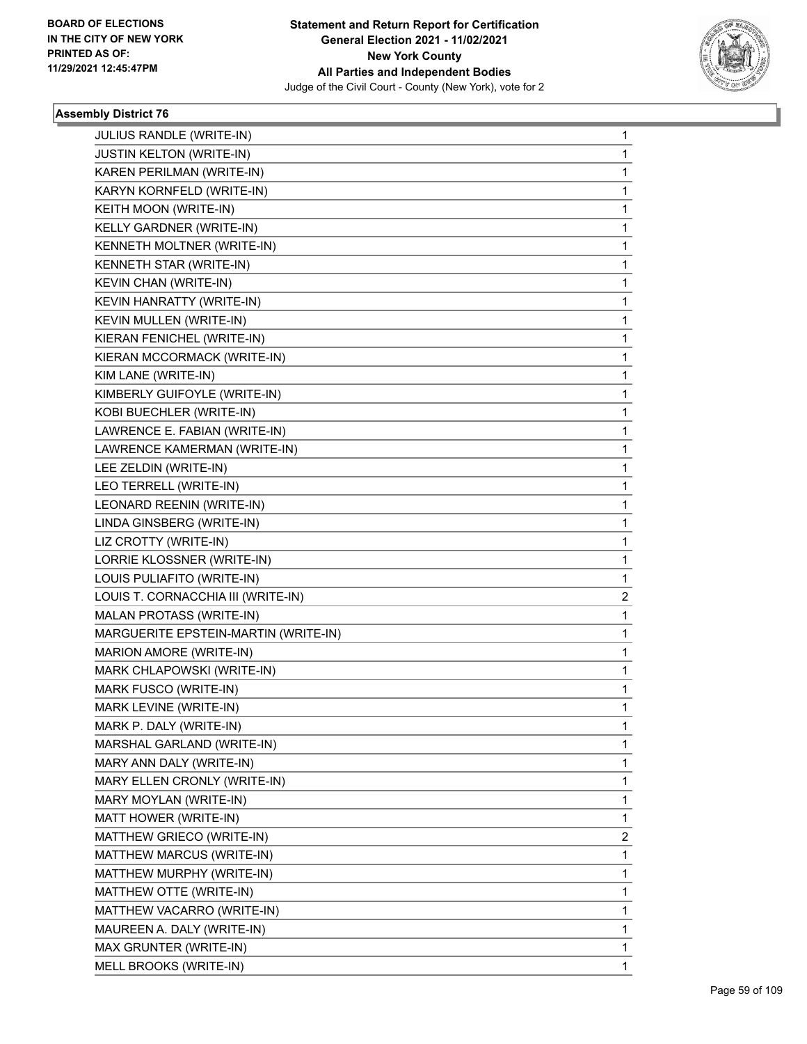**BOARD OF ELECTIONS IN THE CITY OF NEW YORK PRINTED AS OF: 11/29/2021 12:45:47PM**

**Statement and Return Report for Certification General Election 2021 - 11/02/2021 New York County All Parties and Independent Bodies**
Judge of the Civil Court - County (New York), vote for 2

### Assembly District 76

| | |
|---|---|
| JULIUS RANDLE (WRITE-IN) | 1 |
| JUSTIN KELTON (WRITE-IN) | 1 |
| KAREN PERILMAN (WRITE-IN) | 1 |
| KARYN KORNFELD (WRITE-IN) | 1 |
| KEITH MOON (WRITE-IN) | 1 |
| KELLY GARDNER (WRITE-IN) | 1 |
| KENNETH MOLTNER (WRITE-IN) | 1 |
| KENNETH STAR (WRITE-IN) | 1 |
| KEVIN CHAN (WRITE-IN) | 1 |
| KEVIN HANRATTY (WRITE-IN) | 1 |
| KEVIN MULLEN (WRITE-IN) | 1 |
| KIERAN FENICHEL (WRITE-IN) | 1 |
| KIERAN MCCORMACK (WRITE-IN) | 1 |
| KIM LANE (WRITE-IN) | 1 |
| KIMBERLY GUIFOYLE (WRITE-IN) | 1 |
| KOBI BUECHLER (WRITE-IN) | 1 |
| LAWRENCE E. FABIAN (WRITE-IN) | 1 |
| LAWRENCE KAMERMAN (WRITE-IN) | 1 |
| LEE ZELDIN (WRITE-IN) | 1 |
| LEO TERRELL (WRITE-IN) | 1 |
| LEONARD REENIN (WRITE-IN) | 1 |
| LINDA GINSBERG (WRITE-IN) | 1 |
| LIZ CROTTY (WRITE-IN) | 1 |
| LORRIE KLOSSNER (WRITE-IN) | 1 |
| LOUIS PULIAFITO (WRITE-IN) | 1 |
| LOUIS T. CORNACCHIA III (WRITE-IN) | 2 |
| MALAN PROTASS (WRITE-IN) | 1 |
| MARGUERITE EPSTEIN-MARTIN (WRITE-IN) | 1 |
| MARION AMORE (WRITE-IN) | 1 |
| MARK CHLAPOWSKI (WRITE-IN) | 1 |
| MARK FUSCO (WRITE-IN) | 1 |
| MARK LEVINE (WRITE-IN) | 1 |
| MARK P. DALY (WRITE-IN) | 1 |
| MARSHAL GARLAND (WRITE-IN) | 1 |
| MARY ANN DALY (WRITE-IN) | 1 |
| MARY ELLEN CRONLY (WRITE-IN) | 1 |
| MARY MOYLAN (WRITE-IN) | 1 |
| MATT HOWER (WRITE-IN) | 1 |
| MATTHEW GRIECO (WRITE-IN) | 2 |
| MATTHEW MARCUS (WRITE-IN) | 1 |
| MATTHEW MURPHY (WRITE-IN) | 1 |
| MATTHEW OTTE (WRITE-IN) | 1 |
| MATTHEW VACARRO (WRITE-IN) | 1 |
| MAUREEN A. DALY (WRITE-IN) | 1 |
| MAX GRUNTER (WRITE-IN) | 1 |
| MELL BROOKS (WRITE-IN) | 1 |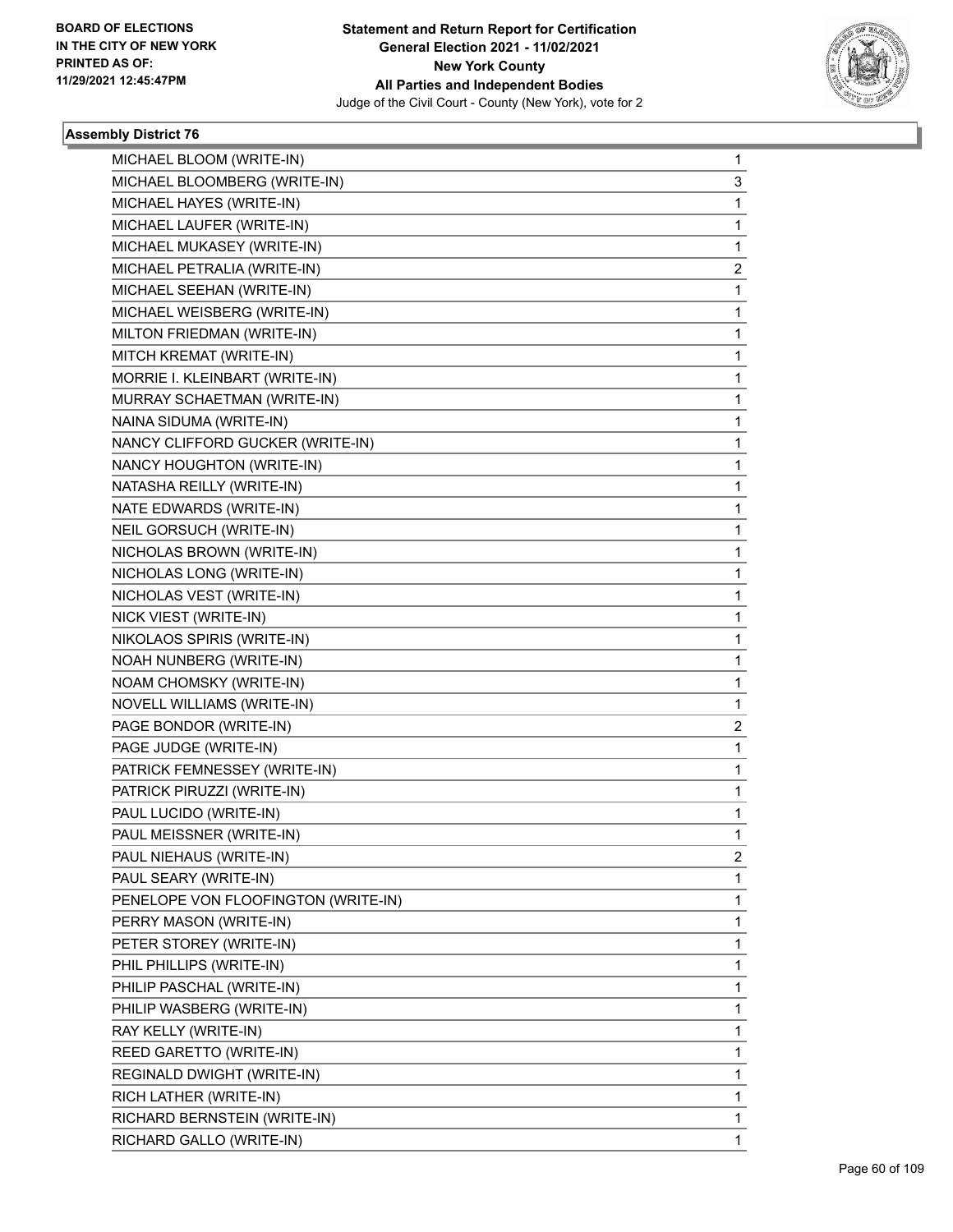**BOARD OF ELECTIONS IN THE CITY OF NEW YORK PRINTED AS OF: 11/29/2021 12:45:47PM**

**Statement and Return Report for Certification**
**General Election 2021 - 11/02/2021**
**New York County**
**All Parties and Independent Bodies**
Judge of the Civil Court - County (New York), vote for 2

### Assembly District 76

| | |
|---|---|
| MICHAEL BLOOM (WRITE-IN) | 1 |
| MICHAEL BLOOMBERG (WRITE-IN) | 3 |
| MICHAEL HAYES (WRITE-IN) | 1 |
| MICHAEL LAUFER (WRITE-IN) | 1 |
| MICHAEL MUKASEY (WRITE-IN) | 1 |
| MICHAEL PETRALIA (WRITE-IN) | 2 |
| MICHAEL SEEHAN (WRITE-IN) | 1 |
| MICHAEL WEISBERG (WRITE-IN) | 1 |
| MILTON FRIEDMAN (WRITE-IN) | 1 |
| MITCH KREMAT (WRITE-IN) | 1 |
| MORRIE I. KLEINBART (WRITE-IN) | 1 |
| MURRAY SCHAETMAN (WRITE-IN) | 1 |
| NAINA SIDUMA (WRITE-IN) | 1 |
| NANCY CLIFFORD GUCKER (WRITE-IN) | 1 |
| NANCY HOUGHTON (WRITE-IN) | 1 |
| NATASHA REILLY (WRITE-IN) | 1 |
| NATE EDWARDS (WRITE-IN) | 1 |
| NEIL GORSUCH (WRITE-IN) | 1 |
| NICHOLAS BROWN (WRITE-IN) | 1 |
| NICHOLAS LONG (WRITE-IN) | 1 |
| NICHOLAS VEST (WRITE-IN) | 1 |
| NICK VIEST (WRITE-IN) | 1 |
| NIKOLAOS SPIRIS (WRITE-IN) | 1 |
| NOAH NUNBERG (WRITE-IN) | 1 |
| NOAM CHOMSKY (WRITE-IN) | 1 |
| NOVELL WILLIAMS (WRITE-IN) | 1 |
| PAGE BONDOR (WRITE-IN) | 2 |
| PAGE JUDGE (WRITE-IN) | 1 |
| PATRICK FEMNESSEY (WRITE-IN) | 1 |
| PATRICK PIRUZZI (WRITE-IN) | 1 |
| PAUL LUCIDO (WRITE-IN) | 1 |
| PAUL MEISSNER (WRITE-IN) | 1 |
| PAUL NIEHAUS (WRITE-IN) | 2 |
| PAUL SEARY (WRITE-IN) | 1 |
| PENELOPE VON FLOOFINGTON (WRITE-IN) | 1 |
| PERRY MASON (WRITE-IN) | 1 |
| PETER STOREY (WRITE-IN) | 1 |
| PHIL PHILLIPS (WRITE-IN) | 1 |
| PHILIP PASCHAL (WRITE-IN) | 1 |
| PHILIP WASBERG (WRITE-IN) | 1 |
| RAY KELLY (WRITE-IN) | 1 |
| REED GARETTO (WRITE-IN) | 1 |
| REGINALD DWIGHT (WRITE-IN) | 1 |
| RICH LATHER (WRITE-IN) | 1 |
| RICHARD BERNSTEIN (WRITE-IN) | 1 |
| RICHARD GALLO (WRITE-IN) | 1 |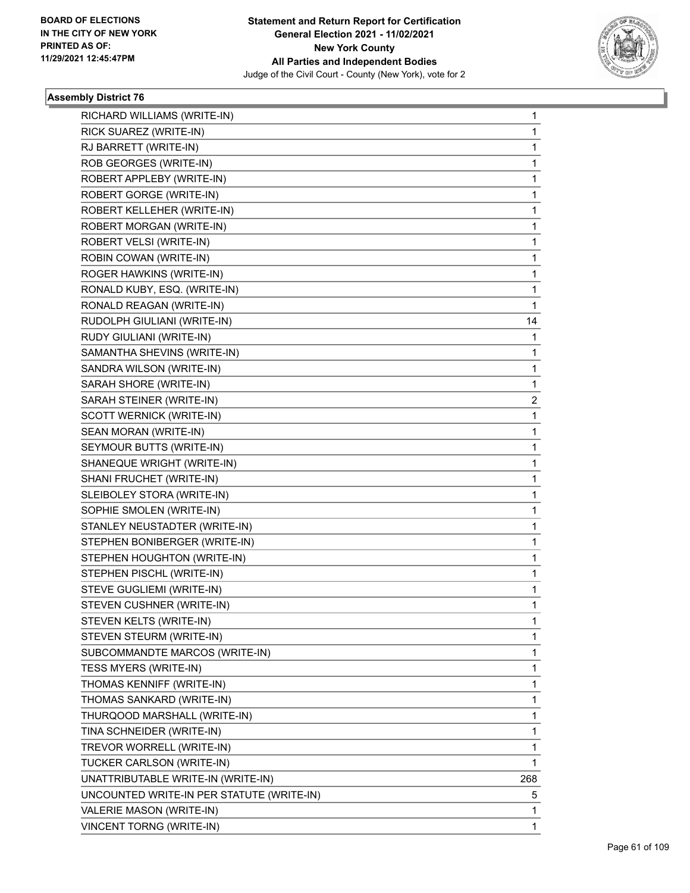BOARD OF ELECTIONS
IN THE CITY OF NEW YORK
PRINTED AS OF:
11/29/2021 12:45:47PM

**Statement and Return Report for Certification**
**General Election 2021 - 11/02/2021**
**New York County**
**All Parties and Independent Bodies**
Judge of the Civil Court - County (New York), vote for 2

### Assembly District 76

| | |
|---|---|
| RICHARD WILLIAMS (WRITE-IN) | 1 |
| RICK SUAREZ (WRITE-IN) | 1 |
| RJ BARRETT (WRITE-IN) | 1 |
| ROB GEORGES (WRITE-IN) | 1 |
| ROBERT APPLEBY (WRITE-IN) | 1 |
| ROBERT GORGE (WRITE-IN) | 1 |
| ROBERT KELLEHER (WRITE-IN) | 1 |
| ROBERT MORGAN (WRITE-IN) | 1 |
| ROBERT VELSI (WRITE-IN) | 1 |
| ROBIN COWAN (WRITE-IN) | 1 |
| ROGER HAWKINS (WRITE-IN) | 1 |
| RONALD KUBY, ESQ. (WRITE-IN) | 1 |
| RONALD REAGAN (WRITE-IN) | 1 |
| RUDOLPH GIULIANI (WRITE-IN) | 14 |
| RUDY GIULIANI (WRITE-IN) | 1 |
| SAMANTHA SHEVINS (WRITE-IN) | 1 |
| SANDRA WILSON (WRITE-IN) | 1 |
| SARAH SHORE (WRITE-IN) | 1 |
| SARAH STEINER (WRITE-IN) | 2 |
| SCOTT WERNICK (WRITE-IN) | 1 |
| SEAN MORAN (WRITE-IN) | 1 |
| SEYMOUR BUTTS (WRITE-IN) | 1 |
| SHANEQUE WRIGHT (WRITE-IN) | 1 |
| SHANI FRUCHET (WRITE-IN) | 1 |
| SLEIBOLEY STORA (WRITE-IN) | 1 |
| SOPHIE SMOLEN (WRITE-IN) | 1 |
| STANLEY NEUSTADTER (WRITE-IN) | 1 |
| STEPHEN BONIBERGER (WRITE-IN) | 1 |
| STEPHEN HOUGHTON (WRITE-IN) | 1 |
| STEPHEN PISCHL (WRITE-IN) | 1 |
| STEVE GUGLIEMI (WRITE-IN) | 1 |
| STEVEN CUSHNER (WRITE-IN) | 1 |
| STEVEN KELTS (WRITE-IN) | 1 |
| STEVEN STEURM (WRITE-IN) | 1 |
| SUBCOMMANDTE MARCOS (WRITE-IN) | 1 |
| TESS MYERS (WRITE-IN) | 1 |
| THOMAS KENNIFF (WRITE-IN) | 1 |
| THOMAS SANKARD (WRITE-IN) | 1 |
| THURQOOD MARSHALL (WRITE-IN) | 1 |
| TINA SCHNEIDER (WRITE-IN) | 1 |
| TREVOR WORRELL (WRITE-IN) | 1 |
| TUCKER CARLSON (WRITE-IN) | 1 |
| UNATTRIBUTABLE WRITE-IN (WRITE-IN) | 268 |
| UNCOUNTED WRITE-IN PER STATUTE (WRITE-IN) | 5 |
| VALERIE MASON (WRITE-IN) | 1 |
| VINCENT TORNG (WRITE-IN) | 1 |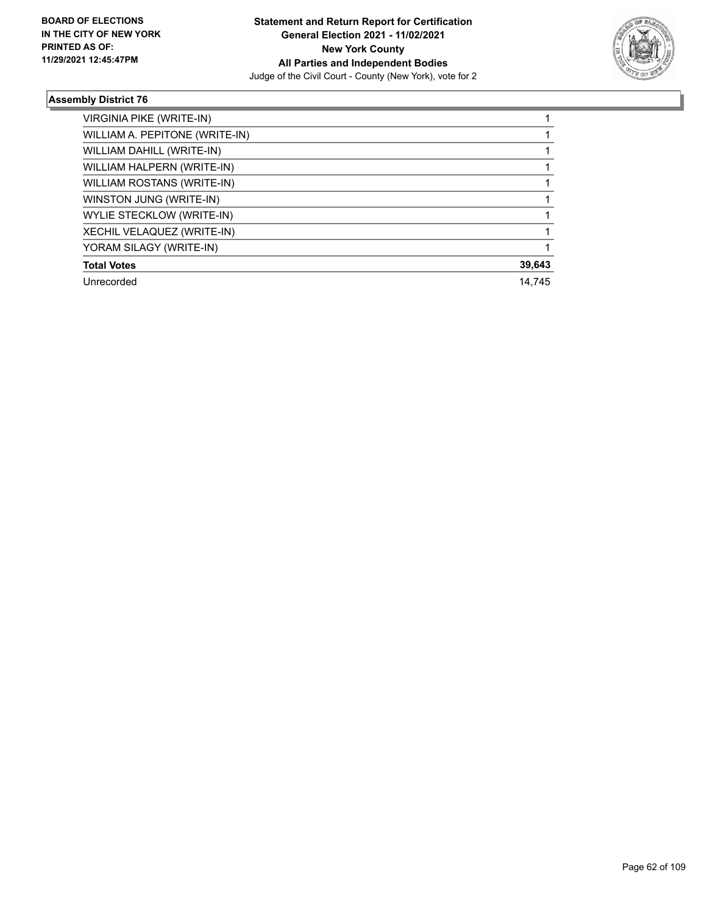## Assembly District 76

| | |
|---|---|
| VIRGINIA PIKE (WRITE-IN) | 1 |
| WILLIAM A. PEPITONE (WRITE-IN) | 1 |
| WILLIAM DAHILL (WRITE-IN) | 1 |
| WILLIAM HALPERN (WRITE-IN) | 1 |
| WILLIAM ROSTANS (WRITE-IN) | 1 |
| WINSTON JUNG (WRITE-IN) | 1 |
| WYLIE STECKLOW (WRITE-IN) | 1 |
| XECHIL VELAQUEZ (WRITE-IN) | 1 |
| YORAM SILAGY (WRITE-IN) | 1 |
| **Total Votes** | **39,643** |
| Unrecorded | 14,745 |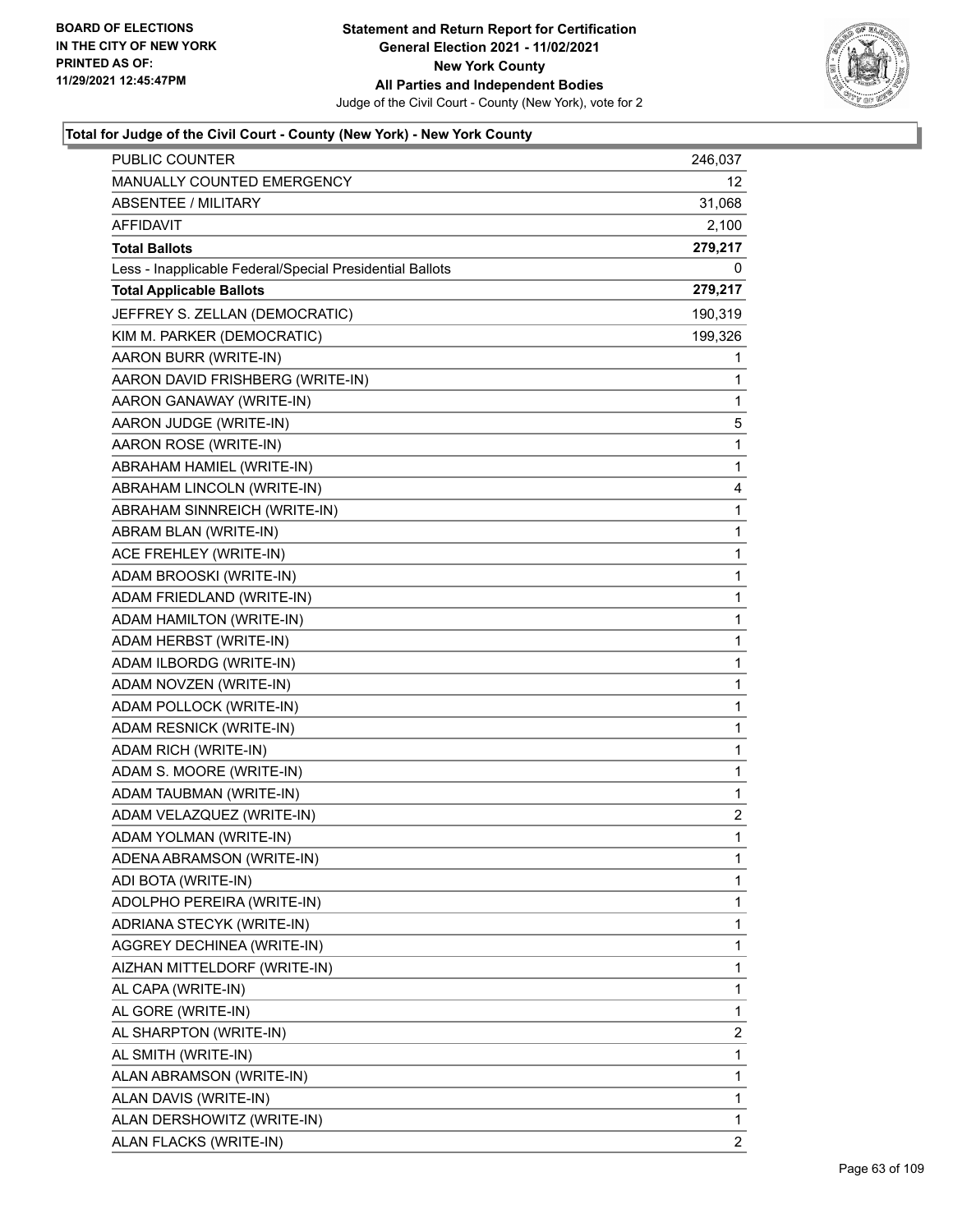**Statement and Return Report for Certification**
**General Election 2021 - 11/02/2021**
**New York County**
**All Parties and Independent Bodies**
Judge of the Civil Court - County (New York), vote for 2

BOARD OF ELECTIONS
IN THE CITY OF NEW YORK
PRINTED AS OF:
11/29/2021 12:45:47PM

### Total for Judge of the Civil Court - County (New York) - New York County

| | |
|---|---|
| PUBLIC COUNTER | 246,037 |
| MANUALLY COUNTED EMERGENCY | 12 |
| ABSENTEE / MILITARY | 31,068 |
| AFFIDAVIT | 2,100 |
| **Total Ballots** | **279,217** |
| Less - Inapplicable Federal/Special Presidential Ballots | 0 |
| **Total Applicable Ballots** | **279,217** |
| JEFFREY S. ZELLAN (DEMOCRATIC) | 190,319 |
| KIM M. PARKER (DEMOCRATIC) | 199,326 |
| AARON BURR (WRITE-IN) | 1 |
| AARON DAVID FRISHBERG (WRITE-IN) | 1 |
| AARON GANAWAY (WRITE-IN) | 1 |
| AARON JUDGE (WRITE-IN) | 5 |
| AARON ROSE (WRITE-IN) | 1 |
| ABRAHAM HAMIEL (WRITE-IN) | 1 |
| ABRAHAM LINCOLN (WRITE-IN) | 4 |
| ABRAHAM SINNREICH (WRITE-IN) | 1 |
| ABRAM BLAN (WRITE-IN) | 1 |
| ACE FREHLEY (WRITE-IN) | 1 |
| ADAM BROOSKI (WRITE-IN) | 1 |
| ADAM FRIEDLAND (WRITE-IN) | 1 |
| ADAM HAMILTON (WRITE-IN) | 1 |
| ADAM HERBST (WRITE-IN) | 1 |
| ADAM ILBORDG (WRITE-IN) | 1 |
| ADAM NOVZEN (WRITE-IN) | 1 |
| ADAM POLLOCK (WRITE-IN) | 1 |
| ADAM RESNICK (WRITE-IN) | 1 |
| ADAM RICH (WRITE-IN) | 1 |
| ADAM S. MOORE (WRITE-IN) | 1 |
| ADAM TAUBMAN (WRITE-IN) | 1 |
| ADAM VELAZQUEZ (WRITE-IN) | 2 |
| ADAM YOLMAN (WRITE-IN) | 1 |
| ADENA ABRAMSON (WRITE-IN) | 1 |
| ADI BOTA (WRITE-IN) | 1 |
| ADOLPHO PEREIRA (WRITE-IN) | 1 |
| ADRIANA STECYK (WRITE-IN) | 1 |
| AGGREY DECHINEA (WRITE-IN) | 1 |
| AIZHAN MITTELDORF (WRITE-IN) | 1 |
| AL CAPA (WRITE-IN) | 1 |
| AL GORE (WRITE-IN) | 1 |
| AL SHARPTON (WRITE-IN) | 2 |
| AL SMITH (WRITE-IN) | 1 |
| ALAN ABRAMSON (WRITE-IN) | 1 |
| ALAN DAVIS (WRITE-IN) | 1 |
| ALAN DERSHOWITZ (WRITE-IN) | 1 |
| ALAN FLACKS (WRITE-IN) | 2 |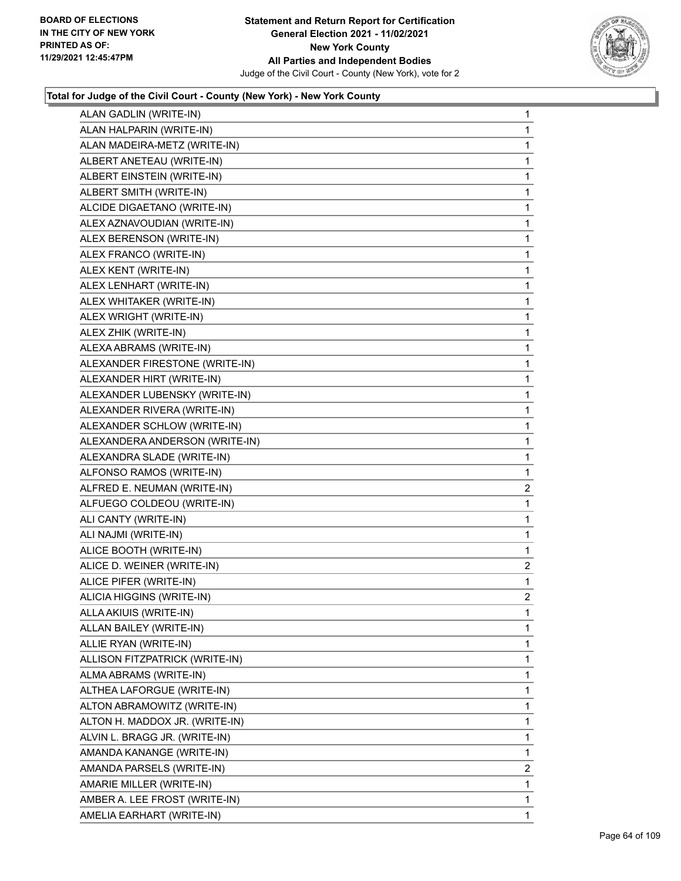**Total for Judge of the Civil Court - County (New York) - New York County**

| Candidate | Votes |
|---|---|
| ALAN GADLIN (WRITE-IN) | 1 |
| ALAN HALPARIN (WRITE-IN) | 1 |
| ALAN MADEIRA-METZ (WRITE-IN) | 1 |
| ALBERT ANETEAU (WRITE-IN) | 1 |
| ALBERT EINSTEIN (WRITE-IN) | 1 |
| ALBERT SMITH (WRITE-IN) | 1 |
| ALCIDE DIGAETANO (WRITE-IN) | 1 |
| ALEX AZNAVOUDIAN (WRITE-IN) | 1 |
| ALEX BERENSON (WRITE-IN) | 1 |
| ALEX FRANCO (WRITE-IN) | 1 |
| ALEX KENT (WRITE-IN) | 1 |
| ALEX LENHART (WRITE-IN) | 1 |
| ALEX WHITAKER (WRITE-IN) | 1 |
| ALEX WRIGHT (WRITE-IN) | 1 |
| ALEX ZHIK (WRITE-IN) | 1 |
| ALEXA ABRAMS (WRITE-IN) | 1 |
| ALEXANDER FIRESTONE (WRITE-IN) | 1 |
| ALEXANDER HIRT (WRITE-IN) | 1 |
| ALEXANDER LUBENSKY (WRITE-IN) | 1 |
| ALEXANDER RIVERA (WRITE-IN) | 1 |
| ALEXANDER SCHLOW (WRITE-IN) | 1 |
| ALEXANDERA ANDERSON (WRITE-IN) | 1 |
| ALEXANDRA SLADE (WRITE-IN) | 1 |
| ALFONSO RAMOS (WRITE-IN) | 1 |
| ALFRED E. NEUMAN (WRITE-IN) | 2 |
| ALFUEGO COLDEOU (WRITE-IN) | 1 |
| ALI CANTY (WRITE-IN) | 1 |
| ALI NAJMI (WRITE-IN) | 1 |
| ALICE BOOTH (WRITE-IN) | 1 |
| ALICE D. WEINER (WRITE-IN) | 2 |
| ALICE PIFER (WRITE-IN) | 1 |
| ALICIA HIGGINS (WRITE-IN) | 2 |
| ALLA AKIUIS (WRITE-IN) | 1 |
| ALLAN BAILEY (WRITE-IN) | 1 |
| ALLIE RYAN (WRITE-IN) | 1 |
| ALLISON FITZPATRICK (WRITE-IN) | 1 |
| ALMA ABRAMS (WRITE-IN) | 1 |
| ALTHEA LAFORGUE (WRITE-IN) | 1 |
| ALTON ABRAMOWITZ (WRITE-IN) | 1 |
| ALTON H. MADDOX JR. (WRITE-IN) | 1 |
| ALVIN L. BRAGG JR. (WRITE-IN) | 1 |
| AMANDA KANANGE (WRITE-IN) | 1 |
| AMANDA PARSELS (WRITE-IN) | 2 |
| AMARIE MILLER (WRITE-IN) | 1 |
| AMBER A. LEE FROST (WRITE-IN) | 1 |
| AMELIA EARHART (WRITE-IN) | 1 |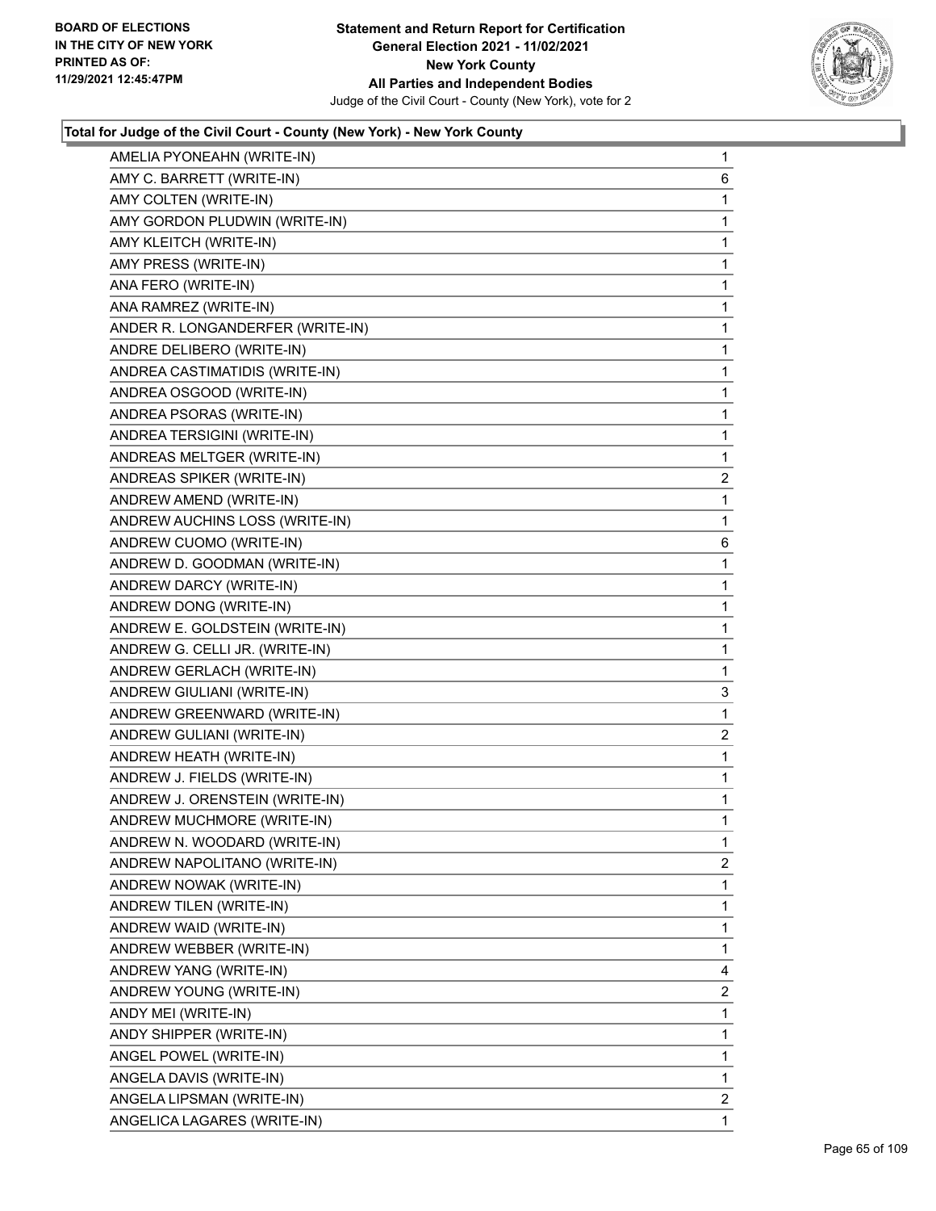**BOARD OF ELECTIONS IN THE CITY OF NEW YORK PRINTED AS OF: 11/29/2021 12:45:47PM**

**Statement and Return Report for Certification**
**General Election 2021 - 11/02/2021**
**New York County**
**All Parties and Independent Bodies**
Judge of the Civil Court - County (New York), vote for 2

### Total for Judge of the Civil Court - County (New York) - New York County

| | |
|---|---|
| AMELIA PYONEAHN (WRITE-IN) | 1 |
| AMY C. BARRETT (WRITE-IN) | 6 |
| AMY COLTEN (WRITE-IN) | 1 |
| AMY GORDON PLUDWIN (WRITE-IN) | 1 |
| AMY KLEITCH (WRITE-IN) | 1 |
| AMY PRESS (WRITE-IN) | 1 |
| ANA FERO (WRITE-IN) | 1 |
| ANA RAMREZ (WRITE-IN) | 1 |
| ANDER R. LONGANDERFER (WRITE-IN) | 1 |
| ANDRE DELIBERO (WRITE-IN) | 1 |
| ANDREA CASTIMATIDIS (WRITE-IN) | 1 |
| ANDREA OSGOOD (WRITE-IN) | 1 |
| ANDREA PSORAS (WRITE-IN) | 1 |
| ANDREA TERSIGINI (WRITE-IN) | 1 |
| ANDREAS MELTGER (WRITE-IN) | 1 |
| ANDREAS SPIKER (WRITE-IN) | 2 |
| ANDREW AMEND (WRITE-IN) | 1 |
| ANDREW AUCHINS LOSS (WRITE-IN) | 1 |
| ANDREW CUOMO (WRITE-IN) | 6 |
| ANDREW D. GOODMAN (WRITE-IN) | 1 |
| ANDREW DARCY (WRITE-IN) | 1 |
| ANDREW DONG (WRITE-IN) | 1 |
| ANDREW E. GOLDSTEIN (WRITE-IN) | 1 |
| ANDREW G. CELLI JR. (WRITE-IN) | 1 |
| ANDREW GERLACH (WRITE-IN) | 1 |
| ANDREW GIULIANI (WRITE-IN) | 3 |
| ANDREW GREENWARD (WRITE-IN) | 1 |
| ANDREW GULIANI (WRITE-IN) | 2 |
| ANDREW HEATH (WRITE-IN) | 1 |
| ANDREW J. FIELDS (WRITE-IN) | 1 |
| ANDREW J. ORENSTEIN (WRITE-IN) | 1 |
| ANDREW MUCHMORE (WRITE-IN) | 1 |
| ANDREW N. WOODARD (WRITE-IN) | 1 |
| ANDREW NAPOLITANO (WRITE-IN) | 2 |
| ANDREW NOWAK (WRITE-IN) | 1 |
| ANDREW TILEN (WRITE-IN) | 1 |
| ANDREW WAID (WRITE-IN) | 1 |
| ANDREW WEBBER (WRITE-IN) | 1 |
| ANDREW YANG (WRITE-IN) | 4 |
| ANDREW YOUNG (WRITE-IN) | 2 |
| ANDY MEI (WRITE-IN) | 1 |
| ANDY SHIPPER (WRITE-IN) | 1 |
| ANGEL POWEL (WRITE-IN) | 1 |
| ANGELA DAVIS (WRITE-IN) | 1 |
| ANGELA LIPSMAN (WRITE-IN) | 2 |
| ANGELICA LAGARES (WRITE-IN) | 1 |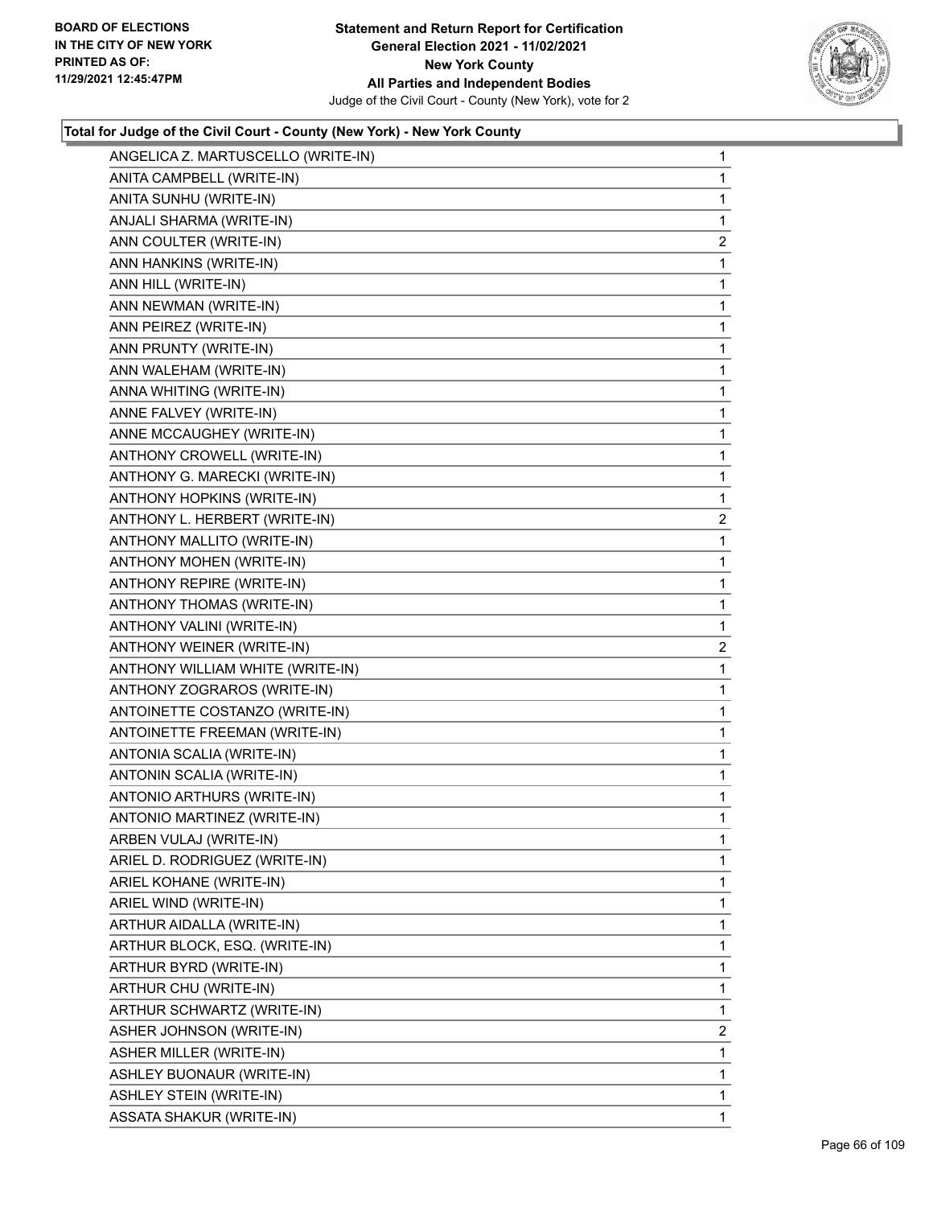**BOARD OF ELECTIONS IN THE CITY OF NEW YORK PRINTED AS OF: 11/29/2021 12:45:47PM**

**Statement and Return Report for Certification General Election 2021 - 11/02/2021 New York County All Parties and Independent Bodies**

Judge of the Civil Court - County (New York), vote for 2

### Total for Judge of the Civil Court - County (New York) - New York County

| Candidate | Votes |
|---|---|
| ANGELICA Z. MARTUSCELLO (WRITE-IN) | 1 |
| ANITA CAMPBELL (WRITE-IN) | 1 |
| ANITA SUNHU (WRITE-IN) | 1 |
| ANJALI SHARMA (WRITE-IN) | 1 |
| ANN COULTER (WRITE-IN) | 2 |
| ANN HANKINS (WRITE-IN) | 1 |
| ANN HILL (WRITE-IN) | 1 |
| ANN NEWMAN (WRITE-IN) | 1 |
| ANN PEIREZ (WRITE-IN) | 1 |
| ANN PRUNTY (WRITE-IN) | 1 |
| ANN WALEHAM (WRITE-IN) | 1 |
| ANNA WHITING (WRITE-IN) | 1 |
| ANNE FALVEY (WRITE-IN) | 1 |
| ANNE MCCAUGHEY (WRITE-IN) | 1 |
| ANTHONY CROWELL (WRITE-IN) | 1 |
| ANTHONY G. MARECKI (WRITE-IN) | 1 |
| ANTHONY HOPKINS (WRITE-IN) | 1 |
| ANTHONY L. HERBERT (WRITE-IN) | 2 |
| ANTHONY MALLITO (WRITE-IN) | 1 |
| ANTHONY MOHEN (WRITE-IN) | 1 |
| ANTHONY REPIRE (WRITE-IN) | 1 |
| ANTHONY THOMAS (WRITE-IN) | 1 |
| ANTHONY VALINI (WRITE-IN) | 1 |
| ANTHONY WEINER (WRITE-IN) | 2 |
| ANTHONY WILLIAM WHITE (WRITE-IN) | 1 |
| ANTHONY ZOGRAROS (WRITE-IN) | 1 |
| ANTOINETTE COSTANZO (WRITE-IN) | 1 |
| ANTOINETTE FREEMAN (WRITE-IN) | 1 |
| ANTONIA SCALIA (WRITE-IN) | 1 |
| ANTONIN SCALIA (WRITE-IN) | 1 |
| ANTONIO ARTHURS (WRITE-IN) | 1 |
| ANTONIO MARTINEZ (WRITE-IN) | 1 |
| ARBEN VULAJ (WRITE-IN) | 1 |
| ARIEL D. RODRIGUEZ (WRITE-IN) | 1 |
| ARIEL KOHANE (WRITE-IN) | 1 |
| ARIEL WIND (WRITE-IN) | 1 |
| ARTHUR AIDALLA (WRITE-IN) | 1 |
| ARTHUR BLOCK, ESQ. (WRITE-IN) | 1 |
| ARTHUR BYRD (WRITE-IN) | 1 |
| ARTHUR CHU (WRITE-IN) | 1 |
| ARTHUR SCHWARTZ (WRITE-IN) | 1 |
| ASHER JOHNSON (WRITE-IN) | 2 |
| ASHER MILLER (WRITE-IN) | 1 |
| ASHLEY BUONAUR (WRITE-IN) | 1 |
| ASHLEY STEIN (WRITE-IN) | 1 |
| ASSATA SHAKUR (WRITE-IN) | 1 |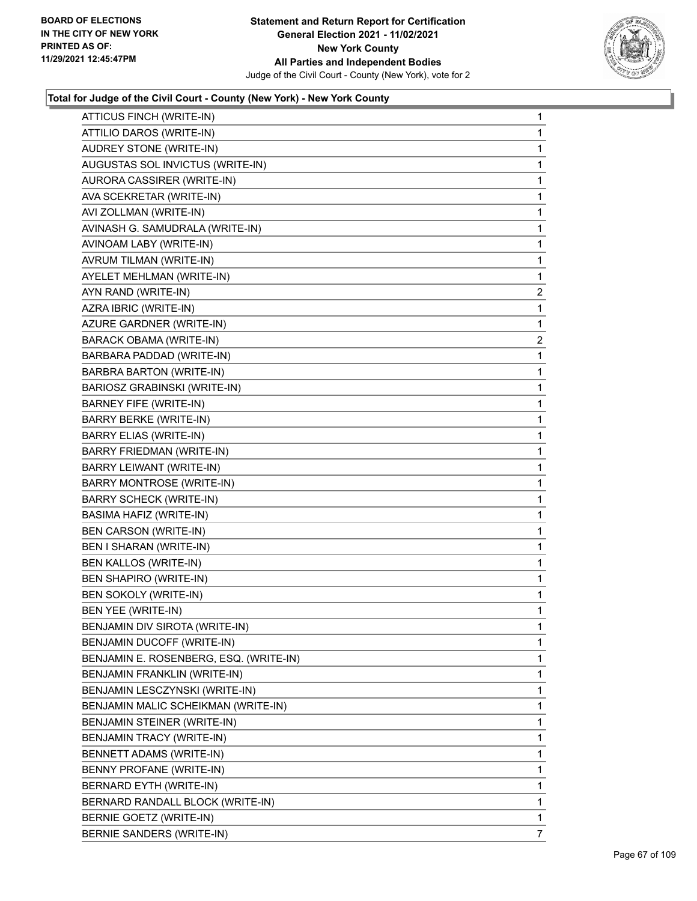BOARD OF ELECTIONS
IN THE CITY OF NEW YORK
PRINTED AS OF:
11/29/2021 12:45:47PM

**Statement and Return Report for Certification**
**General Election 2021 - 11/02/2021**
**New York County**
**All Parties and Independent Bodies**
Judge of the Civil Court - County (New York), vote for 2

**Total for Judge of the Civil Court - County (New York) - New York County**

| | |
|---|---|
| ATTICUS FINCH (WRITE-IN) | 1 |
| ATTILIO DAROS (WRITE-IN) | 1 |
| AUDREY STONE (WRITE-IN) | 1 |
| AUGUSTAS SOL INVICTUS (WRITE-IN) | 1 |
| AURORA CASSIRER (WRITE-IN) | 1 |
| AVA SCEKRETAR (WRITE-IN) | 1 |
| AVI ZOLLMAN (WRITE-IN) | 1 |
| AVINASH G. SAMUDRALA (WRITE-IN) | 1 |
| AVINOAM LABY (WRITE-IN) | 1 |
| AVRUM TILMAN (WRITE-IN) | 1 |
| AYELET MEHLMAN (WRITE-IN) | 1 |
| AYN RAND (WRITE-IN) | 2 |
| AZRA IBRIC (WRITE-IN) | 1 |
| AZURE GARDNER (WRITE-IN) | 1 |
| BARACK OBAMA (WRITE-IN) | 2 |
| BARBARA PADDAD (WRITE-IN) | 1 |
| BARBRA BARTON (WRITE-IN) | 1 |
| BARIOSZ GRABINSKI (WRITE-IN) | 1 |
| BARNEY FIFE (WRITE-IN) | 1 |
| BARRY BERKE (WRITE-IN) | 1 |
| BARRY ELIAS (WRITE-IN) | 1 |
| BARRY FRIEDMAN (WRITE-IN) | 1 |
| BARRY LEIWANT (WRITE-IN) | 1 |
| BARRY MONTROSE (WRITE-IN) | 1 |
| BARRY SCHECK (WRITE-IN) | 1 |
| BASIMA HAFIZ (WRITE-IN) | 1 |
| BEN CARSON (WRITE-IN) | 1 |
| BEN I SHARAN (WRITE-IN) | 1 |
| BEN KALLOS (WRITE-IN) | 1 |
| BEN SHAPIRO (WRITE-IN) | 1 |
| BEN SOKOLY (WRITE-IN) | 1 |
| BEN YEE (WRITE-IN) | 1 |
| BENJAMIN DIV SIROTA (WRITE-IN) | 1 |
| BENJAMIN DUCOFF (WRITE-IN) | 1 |
| BENJAMIN E. ROSENBERG, ESQ. (WRITE-IN) | 1 |
| BENJAMIN FRANKLIN (WRITE-IN) | 1 |
| BENJAMIN LESCZYNSKI (WRITE-IN) | 1 |
| BENJAMIN MALIC SCHEIKMAN (WRITE-IN) | 1 |
| BENJAMIN STEINER (WRITE-IN) | 1 |
| BENJAMIN TRACY (WRITE-IN) | 1 |
| BENNETT ADAMS (WRITE-IN) | 1 |
| BENNY PROFANE (WRITE-IN) | 1 |
| BERNARD EYTH (WRITE-IN) | 1 |
| BERNARD RANDALL BLOCK (WRITE-IN) | 1 |
| BERNIE GOETZ (WRITE-IN) | 1 |
| BERNIE SANDERS (WRITE-IN) | 7 |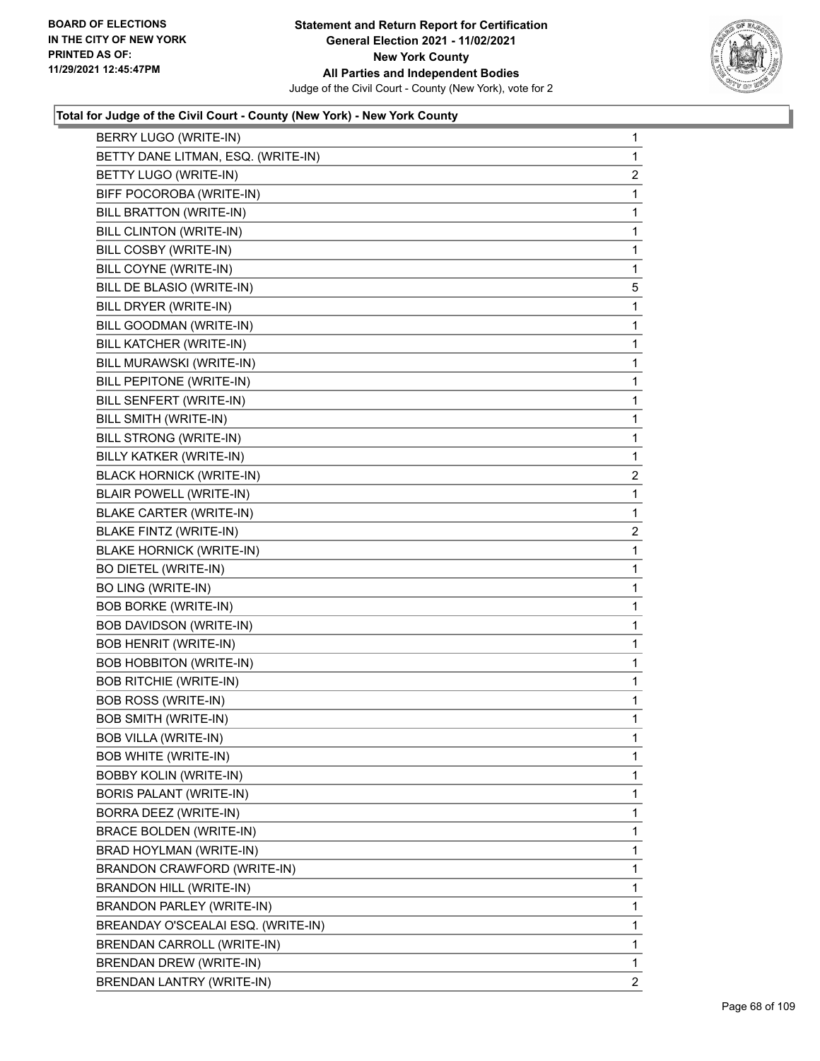**Total for Judge of the Civil Court - County (New York) - New York County**

| Candidate | Votes |
|---|---|
| BERRY LUGO (WRITE-IN) | 1 |
| BETTY DANE LITMAN, ESQ. (WRITE-IN) | 1 |
| BETTY LUGO (WRITE-IN) | 2 |
| BIFF POCOROBA (WRITE-IN) | 1 |
| BILL BRATTON (WRITE-IN) | 1 |
| BILL CLINTON (WRITE-IN) | 1 |
| BILL COSBY (WRITE-IN) | 1 |
| BILL COYNE (WRITE-IN) | 1 |
| BILL DE BLASIO (WRITE-IN) | 5 |
| BILL DRYER (WRITE-IN) | 1 |
| BILL GOODMAN (WRITE-IN) | 1 |
| BILL KATCHER (WRITE-IN) | 1 |
| BILL MURAWSKI (WRITE-IN) | 1 |
| BILL PEPITONE (WRITE-IN) | 1 |
| BILL SENFERT (WRITE-IN) | 1 |
| BILL SMITH (WRITE-IN) | 1 |
| BILL STRONG (WRITE-IN) | 1 |
| BILLY KATKER (WRITE-IN) | 1 |
| BLACK HORNICK (WRITE-IN) | 2 |
| BLAIR POWELL (WRITE-IN) | 1 |
| BLAKE CARTER (WRITE-IN) | 1 |
| BLAKE FINTZ (WRITE-IN) | 2 |
| BLAKE HORNICK (WRITE-IN) | 1 |
| BO DIETEL (WRITE-IN) | 1 |
| BO LING (WRITE-IN) | 1 |
| BOB BORKE (WRITE-IN) | 1 |
| BOB DAVIDSON (WRITE-IN) | 1 |
| BOB HENRIT (WRITE-IN) | 1 |
| BOB HOBBITON (WRITE-IN) | 1 |
| BOB RITCHIE (WRITE-IN) | 1 |
| BOB ROSS (WRITE-IN) | 1 |
| BOB SMITH (WRITE-IN) | 1 |
| BOB VILLA (WRITE-IN) | 1 |
| BOB WHITE (WRITE-IN) | 1 |
| BOBBY KOLIN (WRITE-IN) | 1 |
| BORIS PALANT (WRITE-IN) | 1 |
| BORRA DEEZ (WRITE-IN) | 1 |
| BRACE BOLDEN (WRITE-IN) | 1 |
| BRAD HOYLMAN (WRITE-IN) | 1 |
| BRANDON CRAWFORD (WRITE-IN) | 1 |
| BRANDON HILL (WRITE-IN) | 1 |
| BRANDON PARLEY (WRITE-IN) | 1 |
| BREANDAY O'SCEALAI ESQ. (WRITE-IN) | 1 |
| BRENDAN CARROLL (WRITE-IN) | 1 |
| BRENDAN DREW (WRITE-IN) | 1 |
| BRENDAN LANTRY (WRITE-IN) | 2 |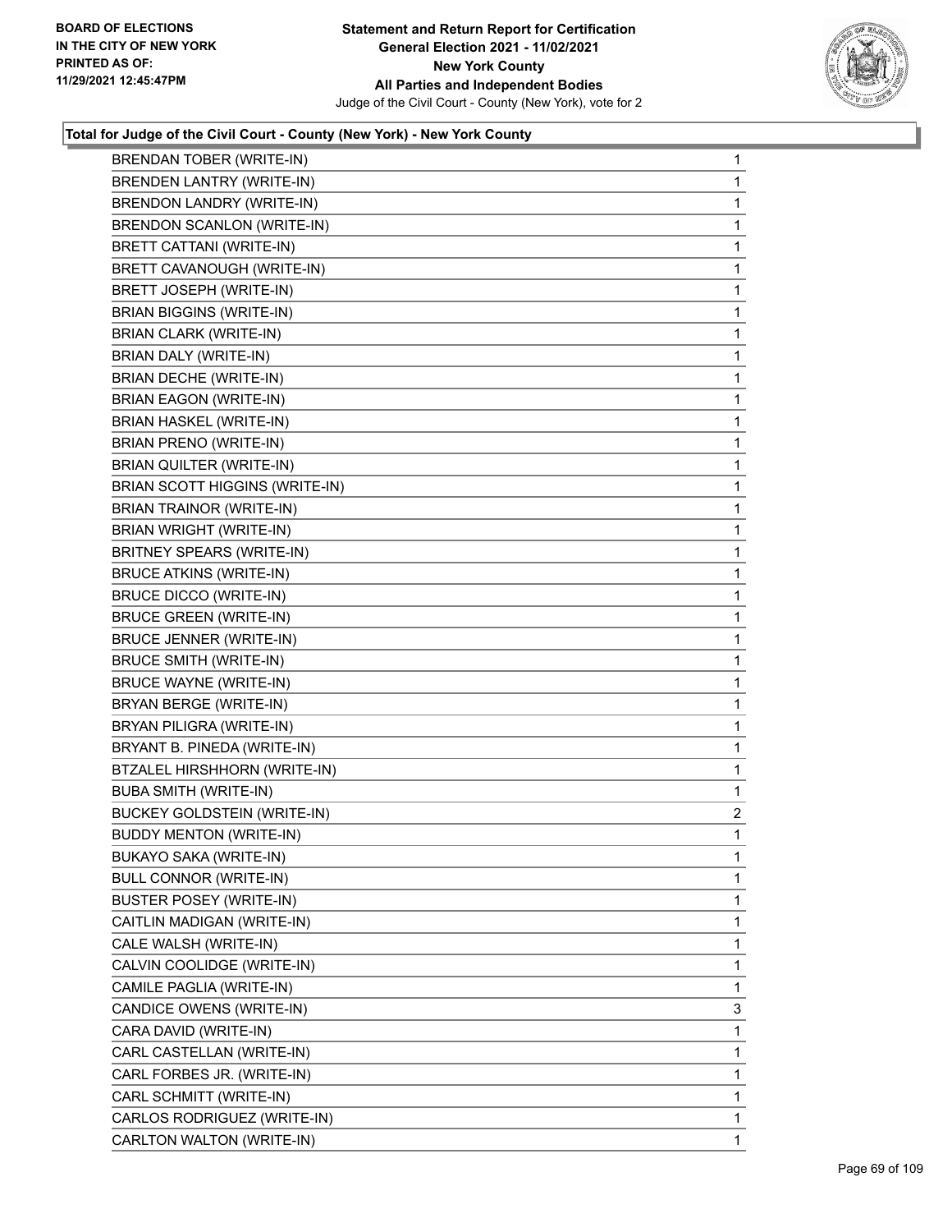**Total for Judge of the Civil Court - County (New York) - New York County**

| | |
|---|---|
| BRENDAN TOBER (WRITE-IN) | 1 |
| BRENDEN LANTRY (WRITE-IN) | 1 |
| BRENDON LANDRY (WRITE-IN) | 1 |
| BRENDON SCANLON (WRITE-IN) | 1 |
| BRETT CATTANI (WRITE-IN) | 1 |
| BRETT CAVANOUGH (WRITE-IN) | 1 |
| BRETT JOSEPH (WRITE-IN) | 1 |
| BRIAN BIGGINS (WRITE-IN) | 1 |
| BRIAN CLARK (WRITE-IN) | 1 |
| BRIAN DALY (WRITE-IN) | 1 |
| BRIAN DECHE (WRITE-IN) | 1 |
| BRIAN EAGON (WRITE-IN) | 1 |
| BRIAN HASKEL (WRITE-IN) | 1 |
| BRIAN PRENO (WRITE-IN) | 1 |
| BRIAN QUILTER (WRITE-IN) | 1 |
| BRIAN SCOTT HIGGINS (WRITE-IN) | 1 |
| BRIAN TRAINOR (WRITE-IN) | 1 |
| BRIAN WRIGHT (WRITE-IN) | 1 |
| BRITNEY SPEARS (WRITE-IN) | 1 |
| BRUCE ATKINS (WRITE-IN) | 1 |
| BRUCE DICCO (WRITE-IN) | 1 |
| BRUCE GREEN (WRITE-IN) | 1 |
| BRUCE JENNER (WRITE-IN) | 1 |
| BRUCE SMITH (WRITE-IN) | 1 |
| BRUCE WAYNE (WRITE-IN) | 1 |
| BRYAN BERGE (WRITE-IN) | 1 |
| BRYAN PILIGRA (WRITE-IN) | 1 |
| BRYANT B. PINEDA (WRITE-IN) | 1 |
| BTZALEL HIRSHHORN (WRITE-IN) | 1 |
| BUBA SMITH (WRITE-IN) | 1 |
| BUCKEY GOLDSTEIN (WRITE-IN) | 2 |
| BUDDY MENTON (WRITE-IN) | 1 |
| BUKAYO SAKA (WRITE-IN) | 1 |
| BULL CONNOR (WRITE-IN) | 1 |
| BUSTER POSEY (WRITE-IN) | 1 |
| CAITLIN MADIGAN (WRITE-IN) | 1 |
| CALE WALSH (WRITE-IN) | 1 |
| CALVIN COOLIDGE (WRITE-IN) | 1 |
| CAMILE PAGLIA (WRITE-IN) | 1 |
| CANDICE OWENS (WRITE-IN) | 3 |
| CARA DAVID (WRITE-IN) | 1 |
| CARL CASTELLAN (WRITE-IN) | 1 |
| CARL FORBES JR. (WRITE-IN) | 1 |
| CARL SCHMITT (WRITE-IN) | 1 |
| CARLOS RODRIGUEZ (WRITE-IN) | 1 |
| CARLTON WALTON (WRITE-IN) | 1 |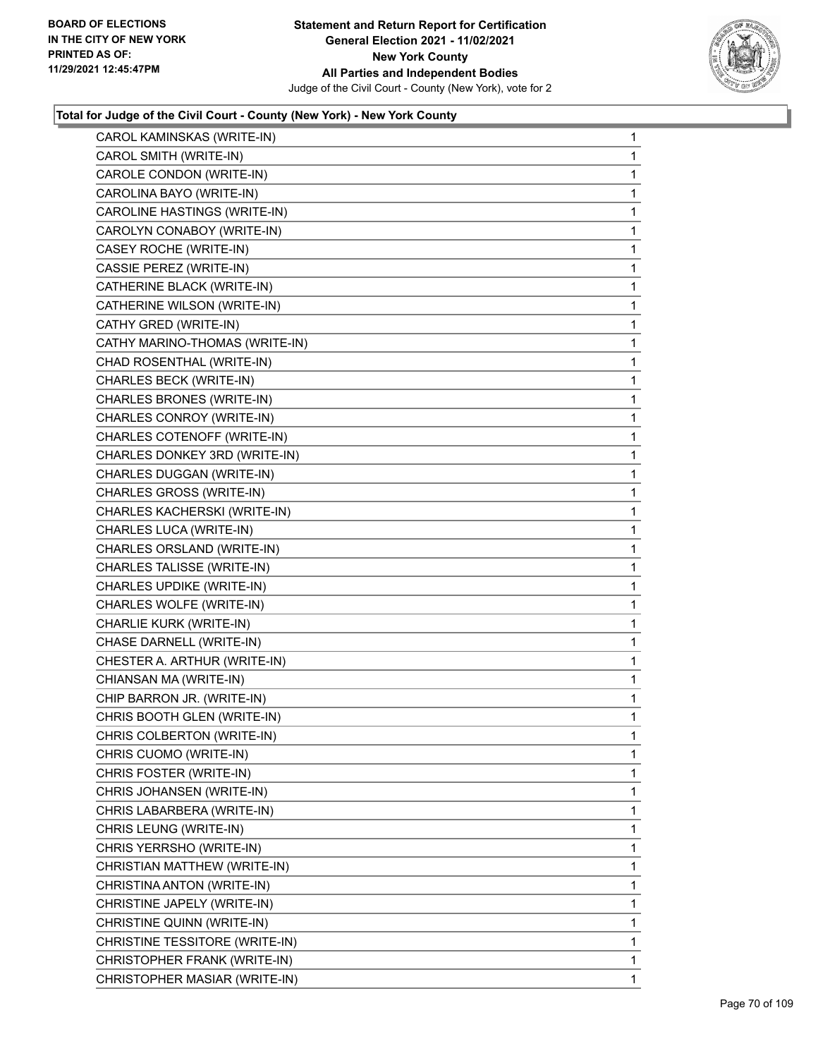**Total for Judge of the Civil Court - County (New York) - New York County**

| Candidate | Votes |
|---|---|
| CAROL KAMINSKAS (WRITE-IN) | 1 |
| CAROL SMITH (WRITE-IN) | 1 |
| CAROLE CONDON (WRITE-IN) | 1 |
| CAROLINA BAYO (WRITE-IN) | 1 |
| CAROLINE HASTINGS (WRITE-IN) | 1 |
| CAROLYN CONABOY (WRITE-IN) | 1 |
| CASEY ROCHE (WRITE-IN) | 1 |
| CASSIE PEREZ (WRITE-IN) | 1 |
| CATHERINE BLACK (WRITE-IN) | 1 |
| CATHERINE WILSON (WRITE-IN) | 1 |
| CATHY GRED (WRITE-IN) | 1 |
| CATHY MARINO-THOMAS (WRITE-IN) | 1 |
| CHAD ROSENTHAL (WRITE-IN) | 1 |
| CHARLES BECK (WRITE-IN) | 1 |
| CHARLES BRONES (WRITE-IN) | 1 |
| CHARLES CONROY (WRITE-IN) | 1 |
| CHARLES COTENOFF (WRITE-IN) | 1 |
| CHARLES DONKEY 3RD (WRITE-IN) | 1 |
| CHARLES DUGGAN (WRITE-IN) | 1 |
| CHARLES GROSS (WRITE-IN) | 1 |
| CHARLES KACHERSKI (WRITE-IN) | 1 |
| CHARLES LUCA (WRITE-IN) | 1 |
| CHARLES ORSLAND (WRITE-IN) | 1 |
| CHARLES TALISSE (WRITE-IN) | 1 |
| CHARLES UPDIKE (WRITE-IN) | 1 |
| CHARLES WOLFE (WRITE-IN) | 1 |
| CHARLIE KURK (WRITE-IN) | 1 |
| CHASE DARNELL (WRITE-IN) | 1 |
| CHESTER A. ARTHUR (WRITE-IN) | 1 |
| CHIANSAN MA (WRITE-IN) | 1 |
| CHIP BARRON JR. (WRITE-IN) | 1 |
| CHRIS BOOTH GLEN (WRITE-IN) | 1 |
| CHRIS COLBERTON (WRITE-IN) | 1 |
| CHRIS CUOMO (WRITE-IN) | 1 |
| CHRIS FOSTER (WRITE-IN) | 1 |
| CHRIS JOHANSEN (WRITE-IN) | 1 |
| CHRIS LABARBERA (WRITE-IN) | 1 |
| CHRIS LEUNG (WRITE-IN) | 1 |
| CHRIS YERRSHO (WRITE-IN) | 1 |
| CHRISTIAN MATTHEW (WRITE-IN) | 1 |
| CHRISTINA ANTON (WRITE-IN) | 1 |
| CHRISTINE JAPELY (WRITE-IN) | 1 |
| CHRISTINE QUINN (WRITE-IN) | 1 |
| CHRISTINE TESSITORE (WRITE-IN) | 1 |
| CHRISTOPHER FRANK (WRITE-IN) | 1 |
| CHRISTOPHER MASIAR (WRITE-IN) | 1 |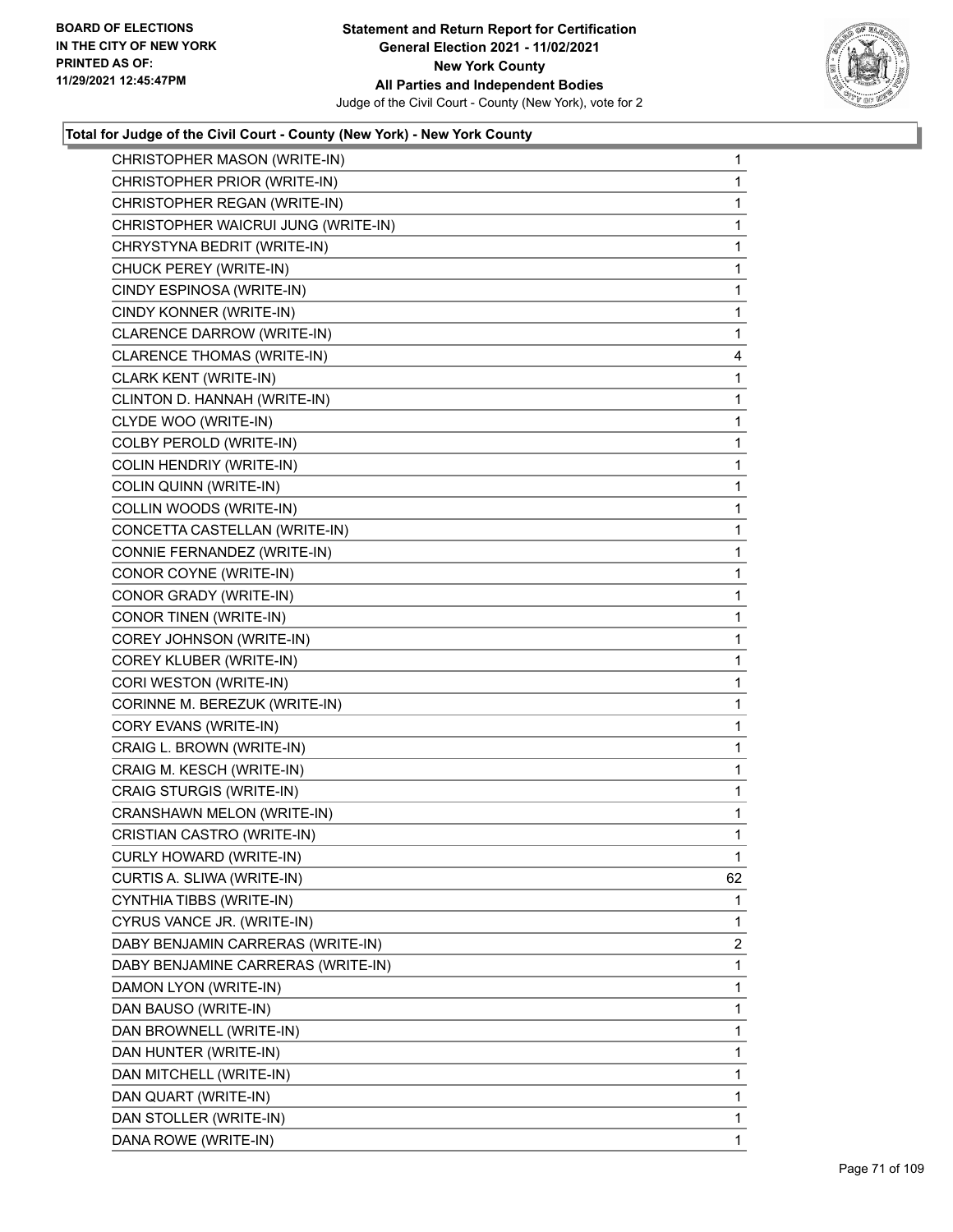**Total for Judge of the Civil Court - County (New York) - New York County**

| Candidate | Votes |
|---|---|
| CHRISTOPHER MASON (WRITE-IN) | 1 |
| CHRISTOPHER PRIOR (WRITE-IN) | 1 |
| CHRISTOPHER REGAN (WRITE-IN) | 1 |
| CHRISTOPHER WAICRUI JUNG (WRITE-IN) | 1 |
| CHRYSTYNA BEDRIT (WRITE-IN) | 1 |
| CHUCK PEREY (WRITE-IN) | 1 |
| CINDY ESPINOSA (WRITE-IN) | 1 |
| CINDY KONNER (WRITE-IN) | 1 |
| CLARENCE DARROW (WRITE-IN) | 1 |
| CLARENCE THOMAS (WRITE-IN) | 4 |
| CLARK KENT (WRITE-IN) | 1 |
| CLINTON D. HANNAH (WRITE-IN) | 1 |
| CLYDE WOO (WRITE-IN) | 1 |
| COLBY PEROLD (WRITE-IN) | 1 |
| COLIN HENDRIY (WRITE-IN) | 1 |
| COLIN QUINN (WRITE-IN) | 1 |
| COLLIN WOODS (WRITE-IN) | 1 |
| CONCETTA CASTELLAN (WRITE-IN) | 1 |
| CONNIE FERNANDEZ (WRITE-IN) | 1 |
| CONOR COYNE (WRITE-IN) | 1 |
| CONOR GRADY (WRITE-IN) | 1 |
| CONOR TINEN (WRITE-IN) | 1 |
| COREY JOHNSON (WRITE-IN) | 1 |
| COREY KLUBER (WRITE-IN) | 1 |
| CORI WESTON (WRITE-IN) | 1 |
| CORINNE M. BEREZUK (WRITE-IN) | 1 |
| CORY EVANS (WRITE-IN) | 1 |
| CRAIG L. BROWN (WRITE-IN) | 1 |
| CRAIG M. KESCH (WRITE-IN) | 1 |
| CRAIG STURGIS (WRITE-IN) | 1 |
| CRANSHAWN MELON (WRITE-IN) | 1 |
| CRISTIAN CASTRO (WRITE-IN) | 1 |
| CURLY HOWARD (WRITE-IN) | 1 |
| CURTIS A. SLIWA (WRITE-IN) | 62 |
| CYNTHIA TIBBS (WRITE-IN) | 1 |
| CYRUS VANCE JR. (WRITE-IN) | 1 |
| DABY BENJAMIN CARRERAS (WRITE-IN) | 2 |
| DABY BENJAMINE CARRERAS (WRITE-IN) | 1 |
| DAMON LYON (WRITE-IN) | 1 |
| DAN BAUSO (WRITE-IN) | 1 |
| DAN BROWNELL (WRITE-IN) | 1 |
| DAN HUNTER (WRITE-IN) | 1 |
| DAN MITCHELL (WRITE-IN) | 1 |
| DAN QUART (WRITE-IN) | 1 |
| DAN STOLLER (WRITE-IN) | 1 |
| DANA ROWE (WRITE-IN) | 1 |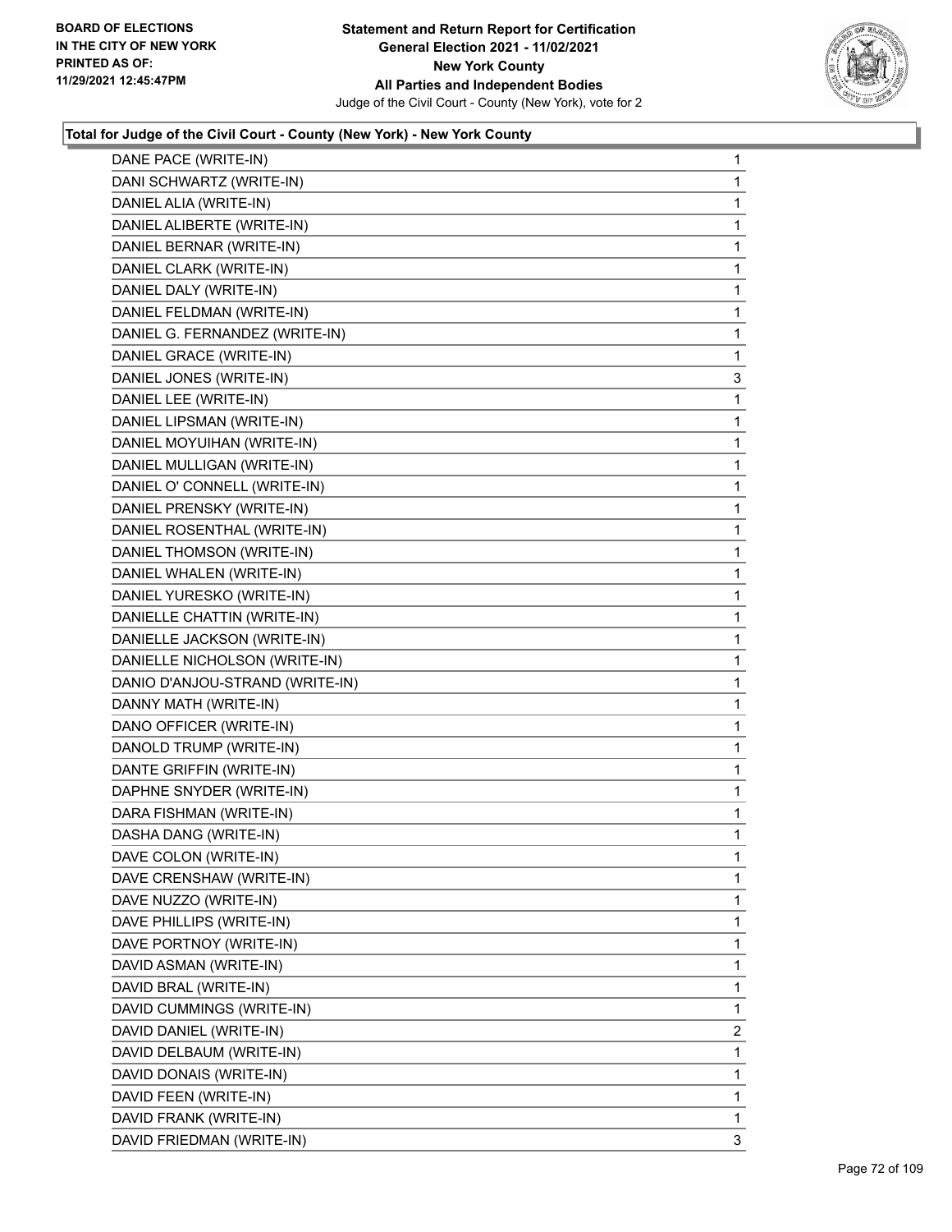BOARD OF ELECTIONS
IN THE CITY OF NEW YORK
PRINTED AS OF:
11/29/2021 12:45:47PM

**Statement and Return Report for Certification**
**General Election 2021 - 11/02/2021**
**New York County**
**All Parties and Independent Bodies**
Judge of the Civil Court - County (New York), vote for 2

### Total for Judge of the Civil Court - County (New York) - New York County

| | |
|---|---|
| DANE PACE (WRITE-IN) | 1 |
| DANI SCHWARTZ (WRITE-IN) | 1 |
| DANIEL ALIA (WRITE-IN) | 1 |
| DANIEL ALIBERTE (WRITE-IN) | 1 |
| DANIEL BERNAR (WRITE-IN) | 1 |
| DANIEL CLARK (WRITE-IN) | 1 |
| DANIEL DALY (WRITE-IN) | 1 |
| DANIEL FELDMAN (WRITE-IN) | 1 |
| DANIEL G. FERNANDEZ (WRITE-IN) | 1 |
| DANIEL GRACE (WRITE-IN) | 1 |
| DANIEL JONES (WRITE-IN) | 3 |
| DANIEL LEE (WRITE-IN) | 1 |
| DANIEL LIPSMAN (WRITE-IN) | 1 |
| DANIEL MOYUIHAN (WRITE-IN) | 1 |
| DANIEL MULLIGAN (WRITE-IN) | 1 |
| DANIEL O' CONNELL (WRITE-IN) | 1 |
| DANIEL PRENSKY (WRITE-IN) | 1 |
| DANIEL ROSENTHAL (WRITE-IN) | 1 |
| DANIEL THOMSON (WRITE-IN) | 1 |
| DANIEL WHALEN (WRITE-IN) | 1 |
| DANIEL YURESKO (WRITE-IN) | 1 |
| DANIELLE CHATTIN (WRITE-IN) | 1 |
| DANIELLE JACKSON (WRITE-IN) | 1 |
| DANIELLE NICHOLSON (WRITE-IN) | 1 |
| DANIO D'ANJOU-STRAND (WRITE-IN) | 1 |
| DANNY MATH (WRITE-IN) | 1 |
| DANO OFFICER (WRITE-IN) | 1 |
| DANOLD TRUMP (WRITE-IN) | 1 |
| DANTE GRIFFIN (WRITE-IN) | 1 |
| DAPHNE SNYDER (WRITE-IN) | 1 |
| DARA FISHMAN (WRITE-IN) | 1 |
| DASHA DANG (WRITE-IN) | 1 |
| DAVE COLON (WRITE-IN) | 1 |
| DAVE CRENSHAW (WRITE-IN) | 1 |
| DAVE NUZZO (WRITE-IN) | 1 |
| DAVE PHILLIPS (WRITE-IN) | 1 |
| DAVE PORTNOY (WRITE-IN) | 1 |
| DAVID ASMAN (WRITE-IN) | 1 |
| DAVID BRAL (WRITE-IN) | 1 |
| DAVID CUMMINGS (WRITE-IN) | 1 |
| DAVID DANIEL (WRITE-IN) | 2 |
| DAVID DELBAUM (WRITE-IN) | 1 |
| DAVID DONAIS (WRITE-IN) | 1 |
| DAVID FEEN (WRITE-IN) | 1 |
| DAVID FRANK (WRITE-IN) | 1 |
| DAVID FRIEDMAN (WRITE-IN) | 3 |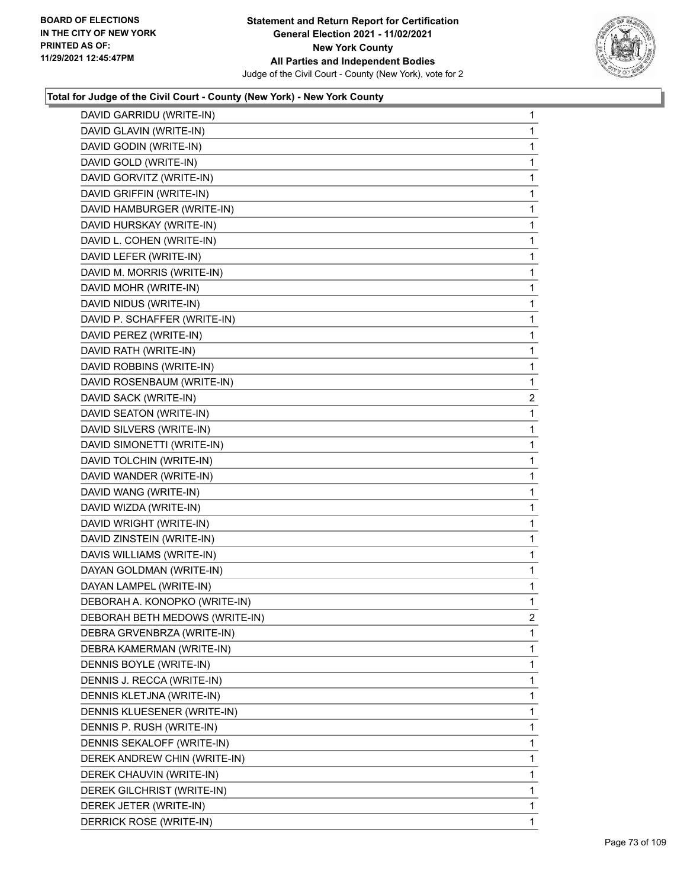**Total for Judge of the Civil Court - County (New York) - New York County**

| | |
|---|---|
| DAVID GARRIDU (WRITE-IN) | 1 |
| DAVID GLAVIN (WRITE-IN) | 1 |
| DAVID GODIN (WRITE-IN) | 1 |
| DAVID GOLD (WRITE-IN) | 1 |
| DAVID GORVITZ (WRITE-IN) | 1 |
| DAVID GRIFFIN (WRITE-IN) | 1 |
| DAVID HAMBURGER (WRITE-IN) | 1 |
| DAVID HURSKAY (WRITE-IN) | 1 |
| DAVID L. COHEN (WRITE-IN) | 1 |
| DAVID LEFER (WRITE-IN) | 1 |
| DAVID M. MORRIS (WRITE-IN) | 1 |
| DAVID MOHR (WRITE-IN) | 1 |
| DAVID NIDUS (WRITE-IN) | 1 |
| DAVID P. SCHAFFER (WRITE-IN) | 1 |
| DAVID PEREZ (WRITE-IN) | 1 |
| DAVID RATH (WRITE-IN) | 1 |
| DAVID ROBBINS (WRITE-IN) | 1 |
| DAVID ROSENBAUM (WRITE-IN) | 1 |
| DAVID SACK (WRITE-IN) | 2 |
| DAVID SEATON (WRITE-IN) | 1 |
| DAVID SILVERS (WRITE-IN) | 1 |
| DAVID SIMONETTI (WRITE-IN) | 1 |
| DAVID TOLCHIN (WRITE-IN) | 1 |
| DAVID WANDER (WRITE-IN) | 1 |
| DAVID WANG (WRITE-IN) | 1 |
| DAVID WIZDA (WRITE-IN) | 1 |
| DAVID WRIGHT (WRITE-IN) | 1 |
| DAVID ZINSTEIN (WRITE-IN) | 1 |
| DAVIS WILLIAMS (WRITE-IN) | 1 |
| DAYAN GOLDMAN (WRITE-IN) | 1 |
| DAYAN LAMPEL (WRITE-IN) | 1 |
| DEBORAH A. KONOPKO (WRITE-IN) | 1 |
| DEBORAH BETH MEDOWS (WRITE-IN) | 2 |
| DEBRA GRVENBRZA (WRITE-IN) | 1 |
| DEBRA KAMERMAN (WRITE-IN) | 1 |
| DENNIS BOYLE (WRITE-IN) | 1 |
| DENNIS J. RECCA (WRITE-IN) | 1 |
| DENNIS KLETJNA (WRITE-IN) | 1 |
| DENNIS KLUESENER (WRITE-IN) | 1 |
| DENNIS P. RUSH (WRITE-IN) | 1 |
| DENNIS SEKALOFF (WRITE-IN) | 1 |
| DEREK ANDREW CHIN (WRITE-IN) | 1 |
| DEREK CHAUVIN (WRITE-IN) | 1 |
| DEREK GILCHRIST (WRITE-IN) | 1 |
| DEREK JETER (WRITE-IN) | 1 |
| DERRICK ROSE (WRITE-IN) | 1 |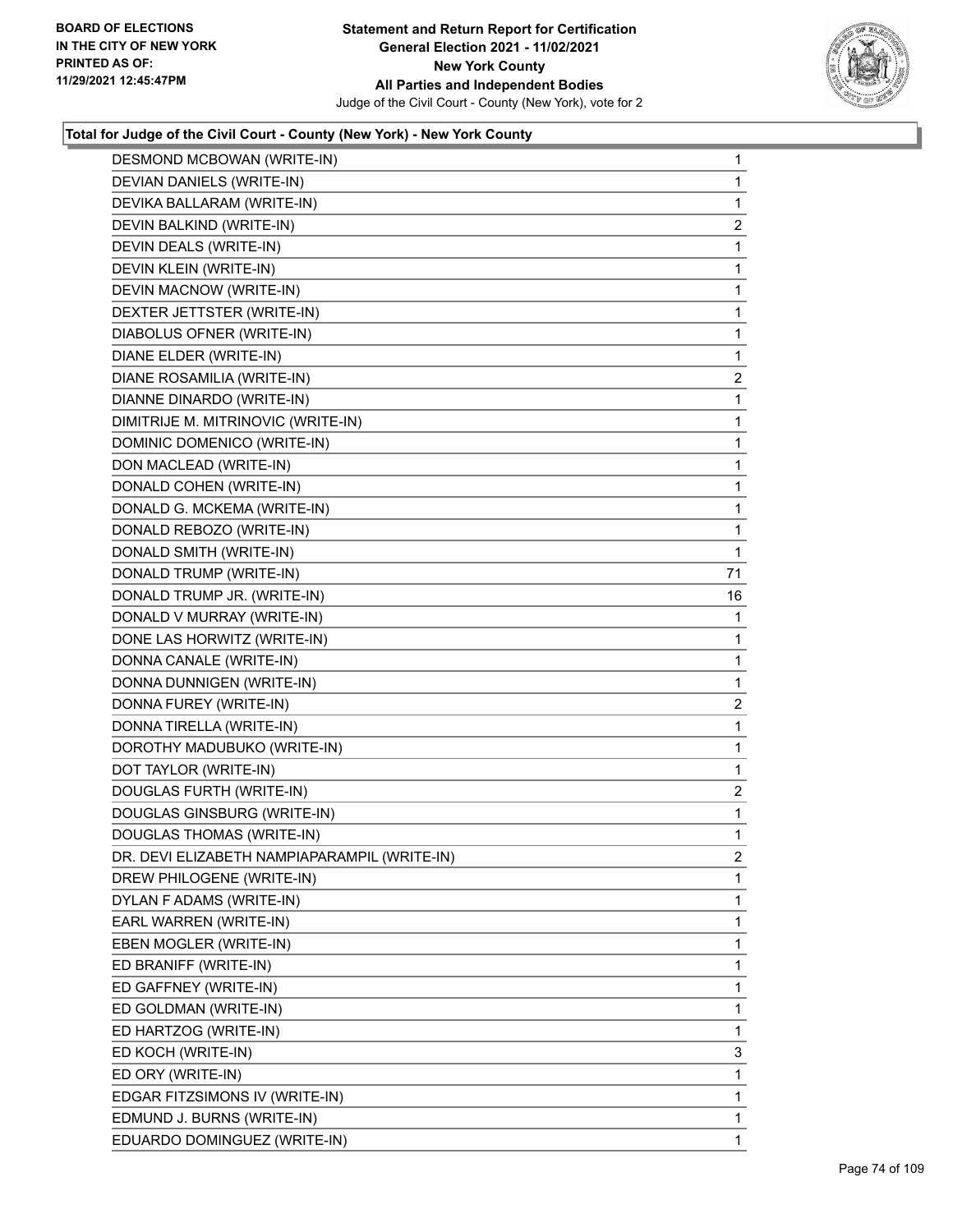**Total for Judge of the Civil Court - County (New York) - New York County**

| Candidate | Votes |
| --- | --- |
| DESMOND MCBOWAN (WRITE-IN) | 1 |
| DEVIAN DANIELS (WRITE-IN) | 1 |
| DEVIKA BALLARAM (WRITE-IN) | 1 |
| DEVIN BALKIND (WRITE-IN) | 2 |
| DEVIN DEALS (WRITE-IN) | 1 |
| DEVIN KLEIN (WRITE-IN) | 1 |
| DEVIN MACNOW (WRITE-IN) | 1 |
| DEXTER JETTSTER (WRITE-IN) | 1 |
| DIABOLUS OFNER (WRITE-IN) | 1 |
| DIANE ELDER (WRITE-IN) | 1 |
| DIANE ROSAMILIA (WRITE-IN) | 2 |
| DIANNE DINARDO (WRITE-IN) | 1 |
| DIMITRIJE M. MITRINOVIC (WRITE-IN) | 1 |
| DOMINIC DOMENICO (WRITE-IN) | 1 |
| DON MACLEAD (WRITE-IN) | 1 |
| DONALD COHEN (WRITE-IN) | 1 |
| DONALD G. MCKEMA (WRITE-IN) | 1 |
| DONALD REBOZO (WRITE-IN) | 1 |
| DONALD SMITH (WRITE-IN) | 1 |
| DONALD TRUMP (WRITE-IN) | 71 |
| DONALD TRUMP JR. (WRITE-IN) | 16 |
| DONALD V MURRAY (WRITE-IN) | 1 |
| DONE LAS HORWITZ (WRITE-IN) | 1 |
| DONNA CANALE (WRITE-IN) | 1 |
| DONNA DUNNIGEN (WRITE-IN) | 1 |
| DONNA FUREY (WRITE-IN) | 2 |
| DONNA TIRELLA (WRITE-IN) | 1 |
| DOROTHY MADUBUKO (WRITE-IN) | 1 |
| DOT TAYLOR (WRITE-IN) | 1 |
| DOUGLAS FURTH (WRITE-IN) | 2 |
| DOUGLAS GINSBURG (WRITE-IN) | 1 |
| DOUGLAS THOMAS (WRITE-IN) | 1 |
| DR. DEVI ELIZABETH NAMPIAPARAMPIL (WRITE-IN) | 2 |
| DREW PHILOGENE (WRITE-IN) | 1 |
| DYLAN F ADAMS (WRITE-IN) | 1 |
| EARL WARREN (WRITE-IN) | 1 |
| EBEN MOGLER (WRITE-IN) | 1 |
| ED BRANIFF (WRITE-IN) | 1 |
| ED GAFFNEY (WRITE-IN) | 1 |
| ED GOLDMAN (WRITE-IN) | 1 |
| ED HARTZOG (WRITE-IN) | 1 |
| ED KOCH (WRITE-IN) | 3 |
| ED ORY (WRITE-IN) | 1 |
| EDGAR FITZSIMONS IV (WRITE-IN) | 1 |
| EDMUND J. BURNS (WRITE-IN) | 1 |
| EDUARDO DOMINGUEZ (WRITE-IN) | 1 |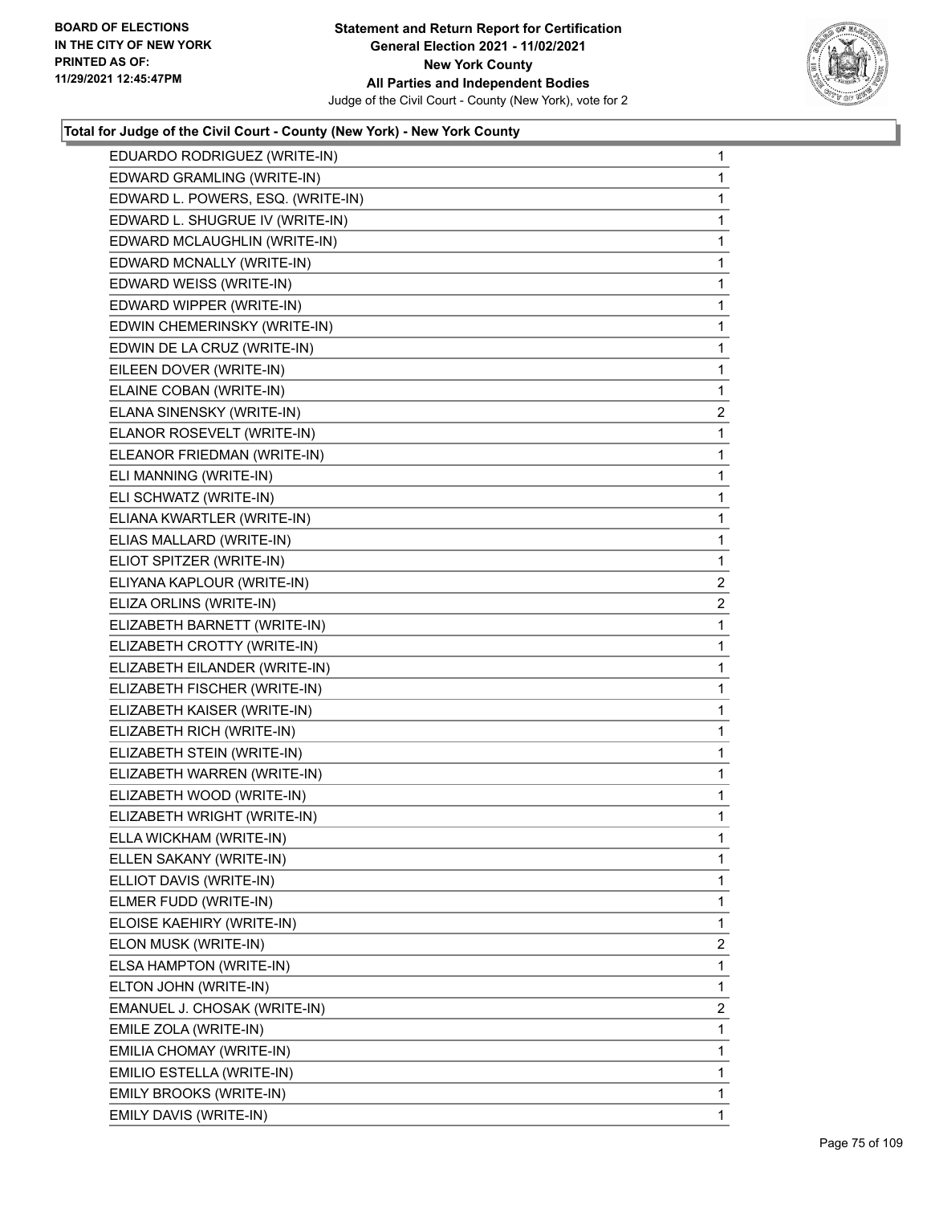**BOARD OF ELECTIONS IN THE CITY OF NEW YORK PRINTED AS OF: 11/29/2021 12:45:47PM**

**Statement and Return Report for Certification General Election 2021 - 11/02/2021 New York County All Parties and Independent Bodies**
Judge of the Civil Court - County (New York), vote for 2

### Total for Judge of the Civil Court - County (New York) - New York County

| Candidate | Votes |
|---|---|
| EDUARDO RODRIGUEZ (WRITE-IN) | 1 |
| EDWARD GRAMLING (WRITE-IN) | 1 |
| EDWARD L. POWERS, ESQ. (WRITE-IN) | 1 |
| EDWARD L. SHUGRUE IV (WRITE-IN) | 1 |
| EDWARD MCLAUGHLIN (WRITE-IN) | 1 |
| EDWARD MCNALLY (WRITE-IN) | 1 |
| EDWARD WEISS (WRITE-IN) | 1 |
| EDWARD WIPPER (WRITE-IN) | 1 |
| EDWIN CHEMERINSKY (WRITE-IN) | 1 |
| EDWIN DE LA CRUZ (WRITE-IN) | 1 |
| EILEEN DOVER (WRITE-IN) | 1 |
| ELAINE COBAN (WRITE-IN) | 1 |
| ELANA SINENSKY (WRITE-IN) | 2 |
| ELANOR ROSEVELT (WRITE-IN) | 1 |
| ELEANOR FRIEDMAN (WRITE-IN) | 1 |
| ELI MANNING (WRITE-IN) | 1 |
| ELI SCHWATZ (WRITE-IN) | 1 |
| ELIANA KWARTLER (WRITE-IN) | 1 |
| ELIAS MALLARD (WRITE-IN) | 1 |
| ELIOT SPITZER (WRITE-IN) | 1 |
| ELIYANA KAPLOUR (WRITE-IN) | 2 |
| ELIZA ORLINS (WRITE-IN) | 2 |
| ELIZABETH BARNETT (WRITE-IN) | 1 |
| ELIZABETH CROTTY (WRITE-IN) | 1 |
| ELIZABETH EILANDER (WRITE-IN) | 1 |
| ELIZABETH FISCHER (WRITE-IN) | 1 |
| ELIZABETH KAISER (WRITE-IN) | 1 |
| ELIZABETH RICH (WRITE-IN) | 1 |
| ELIZABETH STEIN (WRITE-IN) | 1 |
| ELIZABETH WARREN (WRITE-IN) | 1 |
| ELIZABETH WOOD (WRITE-IN) | 1 |
| ELIZABETH WRIGHT (WRITE-IN) | 1 |
| ELLA WICKHAM (WRITE-IN) | 1 |
| ELLEN SAKANY (WRITE-IN) | 1 |
| ELLIOT DAVIS (WRITE-IN) | 1 |
| ELMER FUDD (WRITE-IN) | 1 |
| ELOISE KAEHIRY (WRITE-IN) | 1 |
| ELON MUSK (WRITE-IN) | 2 |
| ELSA HAMPTON (WRITE-IN) | 1 |
| ELTON JOHN (WRITE-IN) | 1 |
| EMANUEL J. CHOSAK (WRITE-IN) | 2 |
| EMILE ZOLA (WRITE-IN) | 1 |
| EMILIA CHOMAY (WRITE-IN) | 1 |
| EMILIO ESTELLA (WRITE-IN) | 1 |
| EMILY BROOKS (WRITE-IN) | 1 |
| EMILY DAVIS (WRITE-IN) | 1 |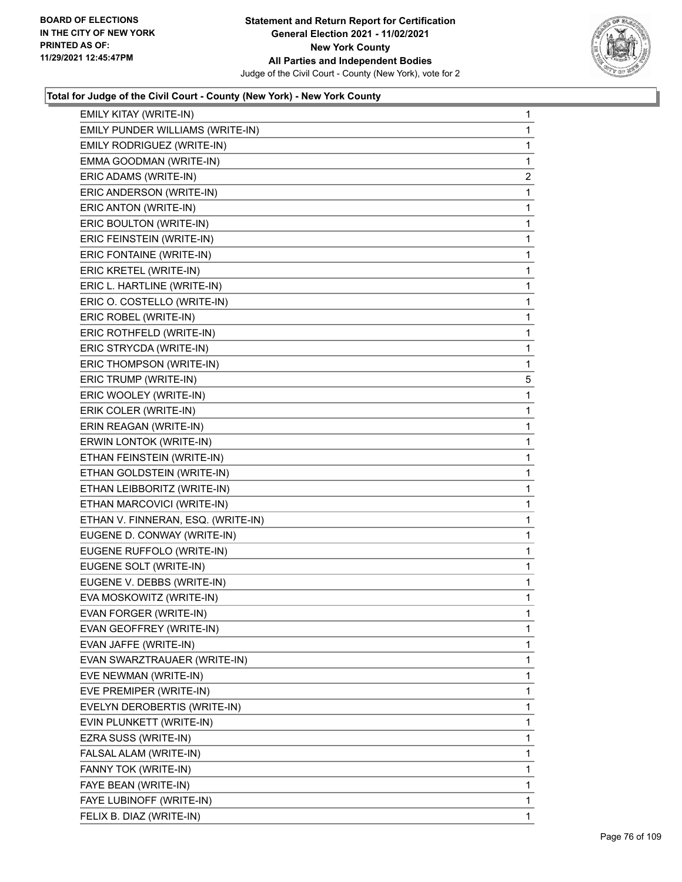**Statement and Return Report for Certification**
**General Election 2021 - 11/02/2021**
**New York County**
**All Parties and Independent Bodies**
Judge of the Civil Court - County (New York), vote for 2

BOARD OF ELECTIONS IN THE CITY OF NEW YORK PRINTED AS OF: 11/29/2021 12:45:47PM

### Total for Judge of the Civil Court - County (New York) - New York County

| Candidate | Votes |
|---|---|
| EMILY KITAY (WRITE-IN) | 1 |
| EMILY PUNDER WILLIAMS (WRITE-IN) | 1 |
| EMILY RODRIGUEZ (WRITE-IN) | 1 |
| EMMA GOODMAN (WRITE-IN) | 1 |
| ERIC ADAMS (WRITE-IN) | 2 |
| ERIC ANDERSON (WRITE-IN) | 1 |
| ERIC ANTON (WRITE-IN) | 1 |
| ERIC BOULTON (WRITE-IN) | 1 |
| ERIC FEINSTEIN (WRITE-IN) | 1 |
| ERIC FONTAINE (WRITE-IN) | 1 |
| ERIC KRETEL (WRITE-IN) | 1 |
| ERIC L. HARTLINE (WRITE-IN) | 1 |
| ERIC O. COSTELLO (WRITE-IN) | 1 |
| ERIC ROBEL (WRITE-IN) | 1 |
| ERIC ROTHFELD (WRITE-IN) | 1 |
| ERIC STRYCDA (WRITE-IN) | 1 |
| ERIC THOMPSON (WRITE-IN) | 1 |
| ERIC TRUMP (WRITE-IN) | 5 |
| ERIC WOOLEY (WRITE-IN) | 1 |
| ERIK COLER (WRITE-IN) | 1 |
| ERIN REAGAN (WRITE-IN) | 1 |
| ERWIN LONTOK (WRITE-IN) | 1 |
| ETHAN FEINSTEIN (WRITE-IN) | 1 |
| ETHAN GOLDSTEIN (WRITE-IN) | 1 |
| ETHAN LEIBBORITZ (WRITE-IN) | 1 |
| ETHAN MARCOVICI (WRITE-IN) | 1 |
| ETHAN V. FINNERAN, ESQ. (WRITE-IN) | 1 |
| EUGENE D. CONWAY (WRITE-IN) | 1 |
| EUGENE RUFFOLO (WRITE-IN) | 1 |
| EUGENE SOLT (WRITE-IN) | 1 |
| EUGENE V. DEBBS (WRITE-IN) | 1 |
| EVA MOSKOWITZ (WRITE-IN) | 1 |
| EVAN FORGER (WRITE-IN) | 1 |
| EVAN GEOFFREY (WRITE-IN) | 1 |
| EVAN JAFFE (WRITE-IN) | 1 |
| EVAN SWARZTRAUAER (WRITE-IN) | 1 |
| EVE NEWMAN (WRITE-IN) | 1 |
| EVE PREMIPER (WRITE-IN) | 1 |
| EVELYN DEROBERTIS (WRITE-IN) | 1 |
| EVIN PLUNKETT (WRITE-IN) | 1 |
| EZRA SUSS (WRITE-IN) | 1 |
| FALSAL ALAM (WRITE-IN) | 1 |
| FANNY TOK (WRITE-IN) | 1 |
| FAYE BEAN (WRITE-IN) | 1 |
| FAYE LUBINOFF (WRITE-IN) | 1 |
| FELIX B. DIAZ (WRITE-IN) | 1 |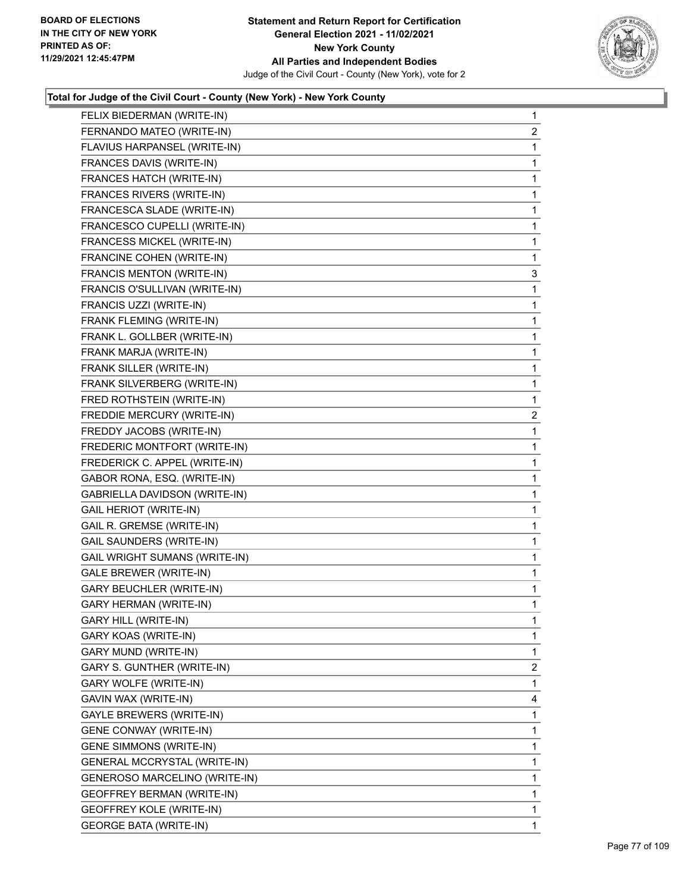**Total for Judge of the Civil Court - County (New York) - New York County**

| Candidate | Votes |
|---|---|
| FELIX BIEDERMAN (WRITE-IN) | 1 |
| FERNANDO MATEO (WRITE-IN) | 2 |
| FLAVIUS HARPANSEL (WRITE-IN) | 1 |
| FRANCES DAVIS (WRITE-IN) | 1 |
| FRANCES HATCH (WRITE-IN) | 1 |
| FRANCES RIVERS (WRITE-IN) | 1 |
| FRANCESCA SLADE (WRITE-IN) | 1 |
| FRANCESCO CUPELLI (WRITE-IN) | 1 |
| FRANCESS MICKEL (WRITE-IN) | 1 |
| FRANCINE COHEN (WRITE-IN) | 1 |
| FRANCIS MENTON (WRITE-IN) | 3 |
| FRANCIS O'SULLIVAN (WRITE-IN) | 1 |
| FRANCIS UZZI (WRITE-IN) | 1 |
| FRANK FLEMING (WRITE-IN) | 1 |
| FRANK L. GOLLBER (WRITE-IN) | 1 |
| FRANK MARJA (WRITE-IN) | 1 |
| FRANK SILLER (WRITE-IN) | 1 |
| FRANK SILVERBERG (WRITE-IN) | 1 |
| FRED ROTHSTEIN (WRITE-IN) | 1 |
| FREDDIE MERCURY (WRITE-IN) | 2 |
| FREDDY JACOBS (WRITE-IN) | 1 |
| FREDERIC MONTFORT (WRITE-IN) | 1 |
| FREDERICK C. APPEL (WRITE-IN) | 1 |
| GABOR RONA, ESQ. (WRITE-IN) | 1 |
| GABRIELLA DAVIDSON (WRITE-IN) | 1 |
| GAIL HERIOT (WRITE-IN) | 1 |
| GAIL R. GREMSE (WRITE-IN) | 1 |
| GAIL SAUNDERS (WRITE-IN) | 1 |
| GAIL WRIGHT SUMANS (WRITE-IN) | 1 |
| GALE BREWER (WRITE-IN) | 1 |
| GARY BEUCHLER (WRITE-IN) | 1 |
| GARY HERMAN (WRITE-IN) | 1 |
| GARY HILL (WRITE-IN) | 1 |
| GARY KOAS (WRITE-IN) | 1 |
| GARY MUND (WRITE-IN) | 1 |
| GARY S. GUNTHER (WRITE-IN) | 2 |
| GARY WOLFE (WRITE-IN) | 1 |
| GAVIN WAX (WRITE-IN) | 4 |
| GAYLE BREWERS (WRITE-IN) | 1 |
| GENE CONWAY (WRITE-IN) | 1 |
| GENE SIMMONS (WRITE-IN) | 1 |
| GENERAL MCCRYSTAL (WRITE-IN) | 1 |
| GENEROSO MARCELINO (WRITE-IN) | 1 |
| GEOFFREY BERMAN (WRITE-IN) | 1 |
| GEOFFREY KOLE (WRITE-IN) | 1 |
| GEORGE BATA (WRITE-IN) | 1 |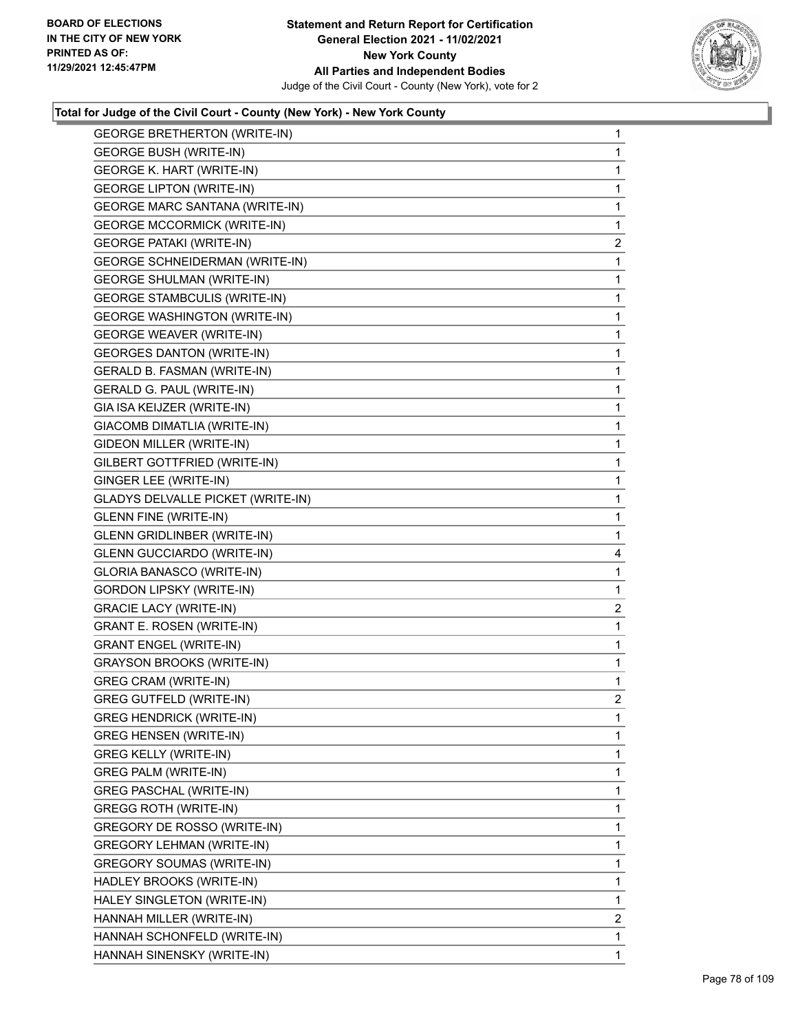BOARD OF ELECTIONS
IN THE CITY OF NEW YORK
PRINTED AS OF:
11/29/2021 12:45:47PM

**Statement and Return Report for Certification**
**General Election 2021 - 11/02/2021**
**New York County**
**All Parties and Independent Bodies**
Judge of the Civil Court - County (New York), vote for 2

### Total for Judge of the Civil Court - County (New York) - New York County

| | |
|---|---|
| GEORGE BRETHERTON (WRITE-IN) | 1 |
| GEORGE BUSH (WRITE-IN) | 1 |
| GEORGE K. HART (WRITE-IN) | 1 |
| GEORGE LIPTON (WRITE-IN) | 1 |
| GEORGE MARC SANTANA (WRITE-IN) | 1 |
| GEORGE MCCORMICK (WRITE-IN) | 1 |
| GEORGE PATAKI (WRITE-IN) | 2 |
| GEORGE SCHNEIDERMAN (WRITE-IN) | 1 |
| GEORGE SHULMAN (WRITE-IN) | 1 |
| GEORGE STAMBCULIS (WRITE-IN) | 1 |
| GEORGE WASHINGTON (WRITE-IN) | 1 |
| GEORGE WEAVER (WRITE-IN) | 1 |
| GEORGES DANTON (WRITE-IN) | 1 |
| GERALD B. FASMAN (WRITE-IN) | 1 |
| GERALD G. PAUL (WRITE-IN) | 1 |
| GIA ISA KEIJZER (WRITE-IN) | 1 |
| GIACOMB DIMATLIA (WRITE-IN) | 1 |
| GIDEON MILLER (WRITE-IN) | 1 |
| GILBERT GOTTFRIED (WRITE-IN) | 1 |
| GINGER LEE (WRITE-IN) | 1 |
| GLADYS DELVALLE PICKET (WRITE-IN) | 1 |
| GLENN FINE (WRITE-IN) | 1 |
| GLENN GRIDLINBER (WRITE-IN) | 1 |
| GLENN GUCCIARDO (WRITE-IN) | 4 |
| GLORIA BANASCO (WRITE-IN) | 1 |
| GORDON LIPSKY (WRITE-IN) | 1 |
| GRACIE LACY (WRITE-IN) | 2 |
| GRANT E. ROSEN (WRITE-IN) | 1 |
| GRANT ENGEL (WRITE-IN) | 1 |
| GRAYSON BROOKS (WRITE-IN) | 1 |
| GREG CRAM (WRITE-IN) | 1 |
| GREG GUTFELD (WRITE-IN) | 2 |
| GREG HENDRICK (WRITE-IN) | 1 |
| GREG HENSEN (WRITE-IN) | 1 |
| GREG KELLY (WRITE-IN) | 1 |
| GREG PALM (WRITE-IN) | 1 |
| GREG PASCHAL (WRITE-IN) | 1 |
| GREGG ROTH (WRITE-IN) | 1 |
| GREGORY DE ROSSO (WRITE-IN) | 1 |
| GREGORY LEHMAN (WRITE-IN) | 1 |
| GREGORY SOUMAS (WRITE-IN) | 1 |
| HADLEY BROOKS (WRITE-IN) | 1 |
| HALEY SINGLETON (WRITE-IN) | 1 |
| HANNAH MILLER (WRITE-IN) | 2 |
| HANNAH SCHONFELD (WRITE-IN) | 1 |
| HANNAH SINENSKY (WRITE-IN) | 1 |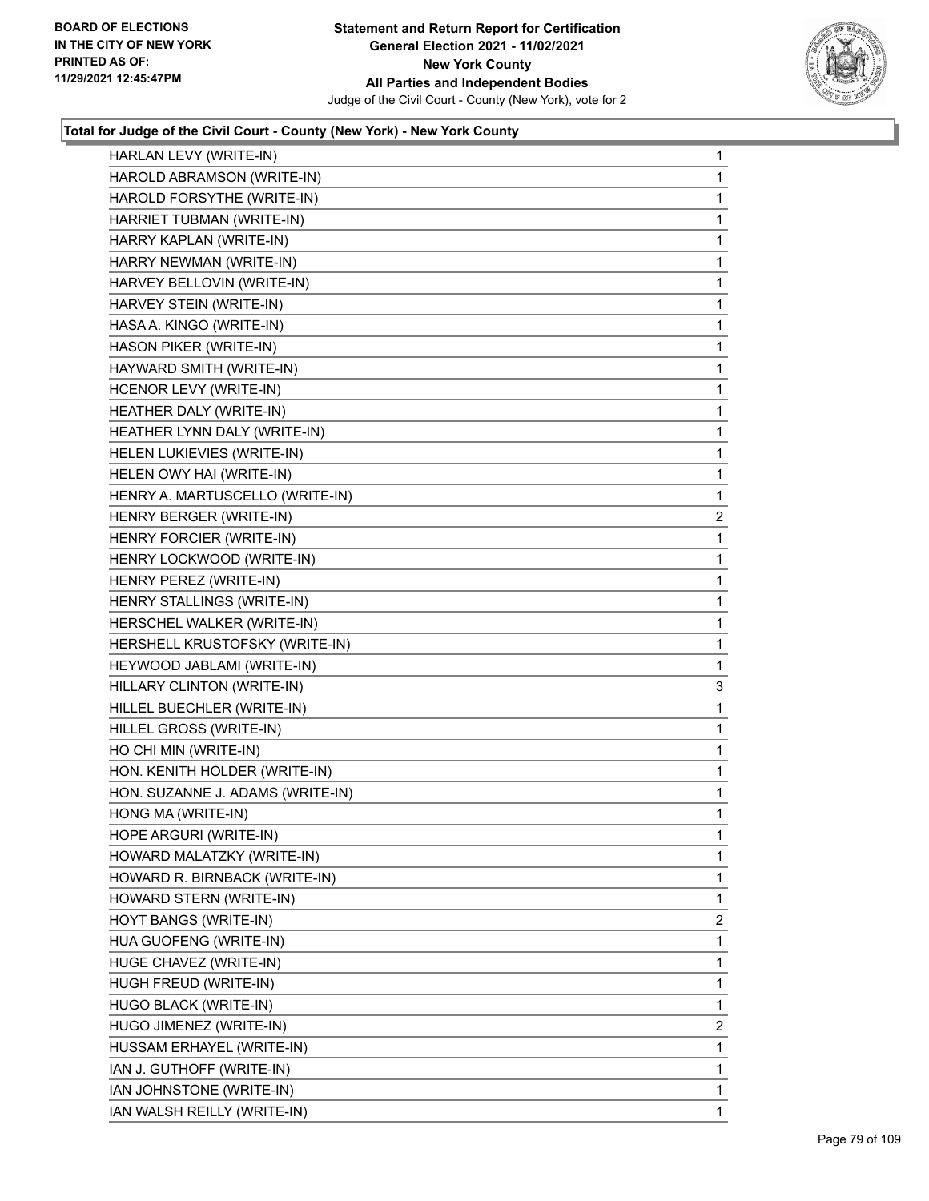**Total for Judge of the Civil Court - County (New York) - New York County**

| | |
|---|---|
| HARLAN LEVY (WRITE-IN) | 1 |
| HAROLD ABRAMSON (WRITE-IN) | 1 |
| HAROLD FORSYTHE (WRITE-IN) | 1 |
| HARRIET TUBMAN (WRITE-IN) | 1 |
| HARRY KAPLAN (WRITE-IN) | 1 |
| HARRY NEWMAN (WRITE-IN) | 1 |
| HARVEY BELLOVIN (WRITE-IN) | 1 |
| HARVEY STEIN (WRITE-IN) | 1 |
| HASA A. KINGO (WRITE-IN) | 1 |
| HASON PIKER (WRITE-IN) | 1 |
| HAYWARD SMITH (WRITE-IN) | 1 |
| HCENOR LEVY (WRITE-IN) | 1 |
| HEATHER DALY (WRITE-IN) | 1 |
| HEATHER LYNN DALY (WRITE-IN) | 1 |
| HELEN LUKIEVIES (WRITE-IN) | 1 |
| HELEN OWY HAI (WRITE-IN) | 1 |
| HENRY A. MARTUSCELLO (WRITE-IN) | 1 |
| HENRY BERGER (WRITE-IN) | 2 |
| HENRY FORCIER (WRITE-IN) | 1 |
| HENRY LOCKWOOD (WRITE-IN) | 1 |
| HENRY PEREZ (WRITE-IN) | 1 |
| HENRY STALLINGS (WRITE-IN) | 1 |
| HERSCHEL WALKER (WRITE-IN) | 1 |
| HERSHELL KRUSTOFSKY (WRITE-IN) | 1 |
| HEYWOOD JABLAMI (WRITE-IN) | 1 |
| HILLARY CLINTON (WRITE-IN) | 3 |
| HILLEL BUECHLER (WRITE-IN) | 1 |
| HILLEL GROSS (WRITE-IN) | 1 |
| HO CHI MIN (WRITE-IN) | 1 |
| HON. KENITH HOLDER (WRITE-IN) | 1 |
| HON. SUZANNE J. ADAMS (WRITE-IN) | 1 |
| HONG MA (WRITE-IN) | 1 |
| HOPE ARGURI (WRITE-IN) | 1 |
| HOWARD MALATZKY (WRITE-IN) | 1 |
| HOWARD R. BIRNBACK (WRITE-IN) | 1 |
| HOWARD STERN (WRITE-IN) | 1 |
| HOYT BANGS (WRITE-IN) | 2 |
| HUA GUOFENG (WRITE-IN) | 1 |
| HUGE CHAVEZ (WRITE-IN) | 1 |
| HUGH FREUD (WRITE-IN) | 1 |
| HUGO BLACK (WRITE-IN) | 1 |
| HUGO JIMENEZ (WRITE-IN) | 2 |
| HUSSAM ERHAYEL (WRITE-IN) | 1 |
| IAN J. GUTHOFF (WRITE-IN) | 1 |
| IAN JOHNSTONE (WRITE-IN) | 1 |
| IAN WALSH REILLY (WRITE-IN) | 1 |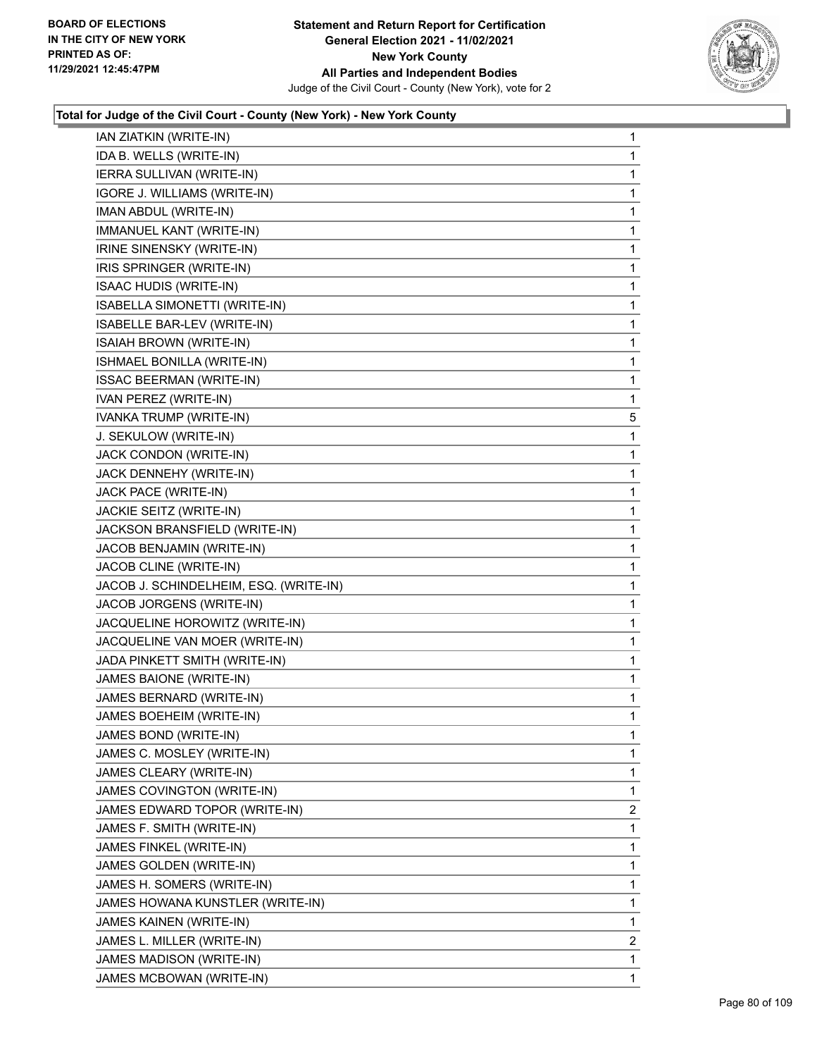### Total for Judge of the Civil Court - County (New York) - New York County

| Candidate | Votes |
|---|---|
| IAN ZIATKIN (WRITE-IN) | 1 |
| IDA B. WELLS (WRITE-IN) | 1 |
| IERRA SULLIVAN (WRITE-IN) | 1 |
| IGORE J. WILLIAMS (WRITE-IN) | 1 |
| IMAN ABDUL (WRITE-IN) | 1 |
| IMMANUEL KANT (WRITE-IN) | 1 |
| IRINE SINENSKY (WRITE-IN) | 1 |
| IRIS SPRINGER (WRITE-IN) | 1 |
| ISAAC HUDIS (WRITE-IN) | 1 |
| ISABELLA SIMONETTI (WRITE-IN) | 1 |
| ISABELLE BAR-LEV (WRITE-IN) | 1 |
| ISAIAH BROWN (WRITE-IN) | 1 |
| ISHMAEL BONILLA (WRITE-IN) | 1 |
| ISSAC BEERMAN (WRITE-IN) | 1 |
| IVAN PEREZ (WRITE-IN) | 1 |
| IVANKA TRUMP (WRITE-IN) | 5 |
| J. SEKULOW (WRITE-IN) | 1 |
| JACK CONDON (WRITE-IN) | 1 |
| JACK DENNEHY (WRITE-IN) | 1 |
| JACK PACE (WRITE-IN) | 1 |
| JACKIE SEITZ (WRITE-IN) | 1 |
| JACKSON BRANSFIELD (WRITE-IN) | 1 |
| JACOB BENJAMIN (WRITE-IN) | 1 |
| JACOB CLINE (WRITE-IN) | 1 |
| JACOB J. SCHINDELHEIM, ESQ. (WRITE-IN) | 1 |
| JACOB JORGENS (WRITE-IN) | 1 |
| JACQUELINE HOROWITZ (WRITE-IN) | 1 |
| JACQUELINE VAN MOER (WRITE-IN) | 1 |
| JADA PINKETT SMITH (WRITE-IN) | 1 |
| JAMES BAIONE (WRITE-IN) | 1 |
| JAMES BERNARD (WRITE-IN) | 1 |
| JAMES BOEHEIM (WRITE-IN) | 1 |
| JAMES BOND (WRITE-IN) | 1 |
| JAMES C. MOSLEY (WRITE-IN) | 1 |
| JAMES CLEARY (WRITE-IN) | 1 |
| JAMES COVINGTON (WRITE-IN) | 1 |
| JAMES EDWARD TOPOR (WRITE-IN) | 2 |
| JAMES F. SMITH (WRITE-IN) | 1 |
| JAMES FINKEL (WRITE-IN) | 1 |
| JAMES GOLDEN (WRITE-IN) | 1 |
| JAMES H. SOMERS (WRITE-IN) | 1 |
| JAMES HOWANA KUNSTLER (WRITE-IN) | 1 |
| JAMES KAINEN (WRITE-IN) | 1 |
| JAMES L. MILLER (WRITE-IN) | 2 |
| JAMES MADISON (WRITE-IN) | 1 |
| JAMES MCBOWAN (WRITE-IN) | 1 |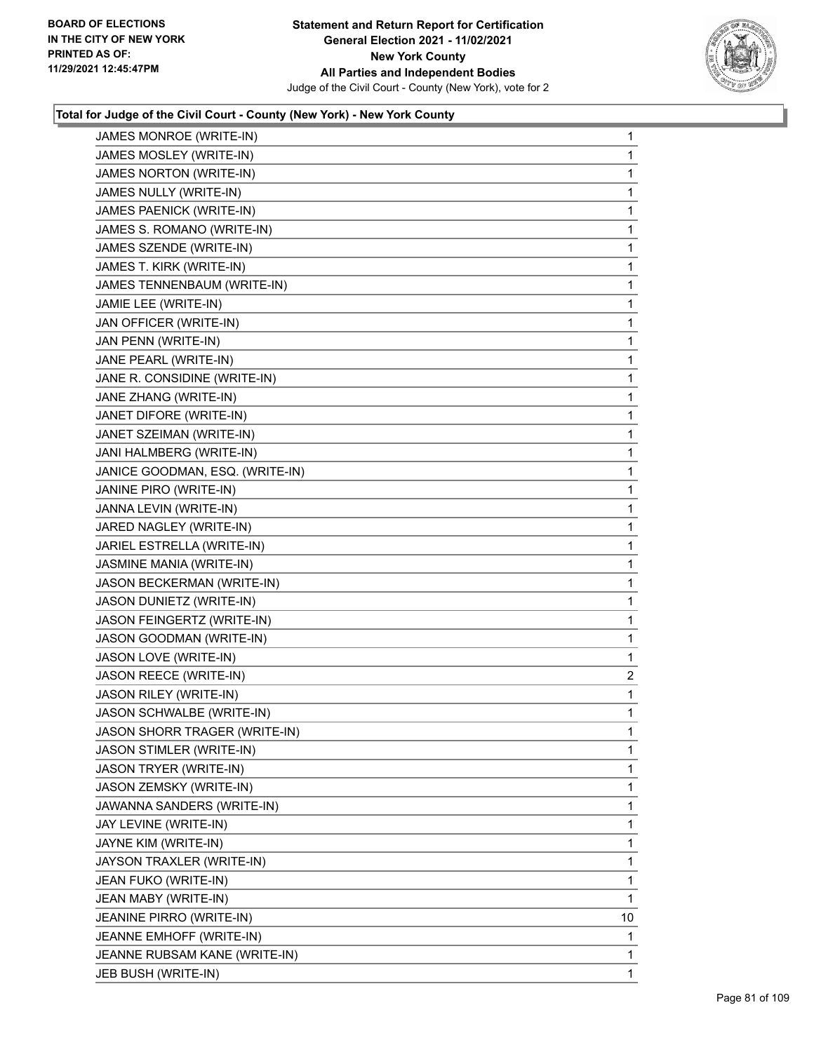**BOARD OF ELECTIONS IN THE CITY OF NEW YORK PRINTED AS OF: 11/29/2021 12:45:47PM**

**Statement and Return Report for Certification General Election 2021 - 11/02/2021 New York County All Parties and Independent Bodies**
Judge of the Civil Court - County (New York), vote for 2

### Total for Judge of the Civil Court - County (New York) - New York County

| | |
|---|---|
| JAMES MONROE (WRITE-IN) | 1 |
| JAMES MOSLEY (WRITE-IN) | 1 |
| JAMES NORTON (WRITE-IN) | 1 |
| JAMES NULLY (WRITE-IN) | 1 |
| JAMES PAENICK (WRITE-IN) | 1 |
| JAMES S. ROMANO (WRITE-IN) | 1 |
| JAMES SZENDE (WRITE-IN) | 1 |
| JAMES T. KIRK (WRITE-IN) | 1 |
| JAMES TENNENBAUM (WRITE-IN) | 1 |
| JAMIE LEE (WRITE-IN) | 1 |
| JAN OFFICER (WRITE-IN) | 1 |
| JAN PENN (WRITE-IN) | 1 |
| JANE PEARL (WRITE-IN) | 1 |
| JANE R. CONSIDINE (WRITE-IN) | 1 |
| JANE ZHANG (WRITE-IN) | 1 |
| JANET DIFORE (WRITE-IN) | 1 |
| JANET SZEIMAN (WRITE-IN) | 1 |
| JANI HALMBERG (WRITE-IN) | 1 |
| JANICE GOODMAN, ESQ. (WRITE-IN) | 1 |
| JANINE PIRO (WRITE-IN) | 1 |
| JANNA LEVIN (WRITE-IN) | 1 |
| JARED NAGLEY (WRITE-IN) | 1 |
| JARIEL ESTRELLA (WRITE-IN) | 1 |
| JASMINE MANIA (WRITE-IN) | 1 |
| JASON BECKERMAN (WRITE-IN) | 1 |
| JASON DUNIETZ (WRITE-IN) | 1 |
| JASON FEINGERTZ (WRITE-IN) | 1 |
| JASON GOODMAN (WRITE-IN) | 1 |
| JASON LOVE (WRITE-IN) | 1 |
| JASON REECE (WRITE-IN) | 2 |
| JASON RILEY (WRITE-IN) | 1 |
| JASON SCHWALBE (WRITE-IN) | 1 |
| JASON SHORR TRAGER (WRITE-IN) | 1 |
| JASON STIMLER (WRITE-IN) | 1 |
| JASON TRYER (WRITE-IN) | 1 |
| JASON ZEMSKY (WRITE-IN) | 1 |
| JAWANNA SANDERS (WRITE-IN) | 1 |
| JAY LEVINE (WRITE-IN) | 1 |
| JAYNE KIM (WRITE-IN) | 1 |
| JAYSON TRAXLER (WRITE-IN) | 1 |
| JEAN FUKO (WRITE-IN) | 1 |
| JEAN MABY (WRITE-IN) | 1 |
| JEANINE PIRRO (WRITE-IN) | 10 |
| JEANNE EMHOFF (WRITE-IN) | 1 |
| JEANNE RUBSAM KANE (WRITE-IN) | 1 |
| JEB BUSH (WRITE-IN) | 1 |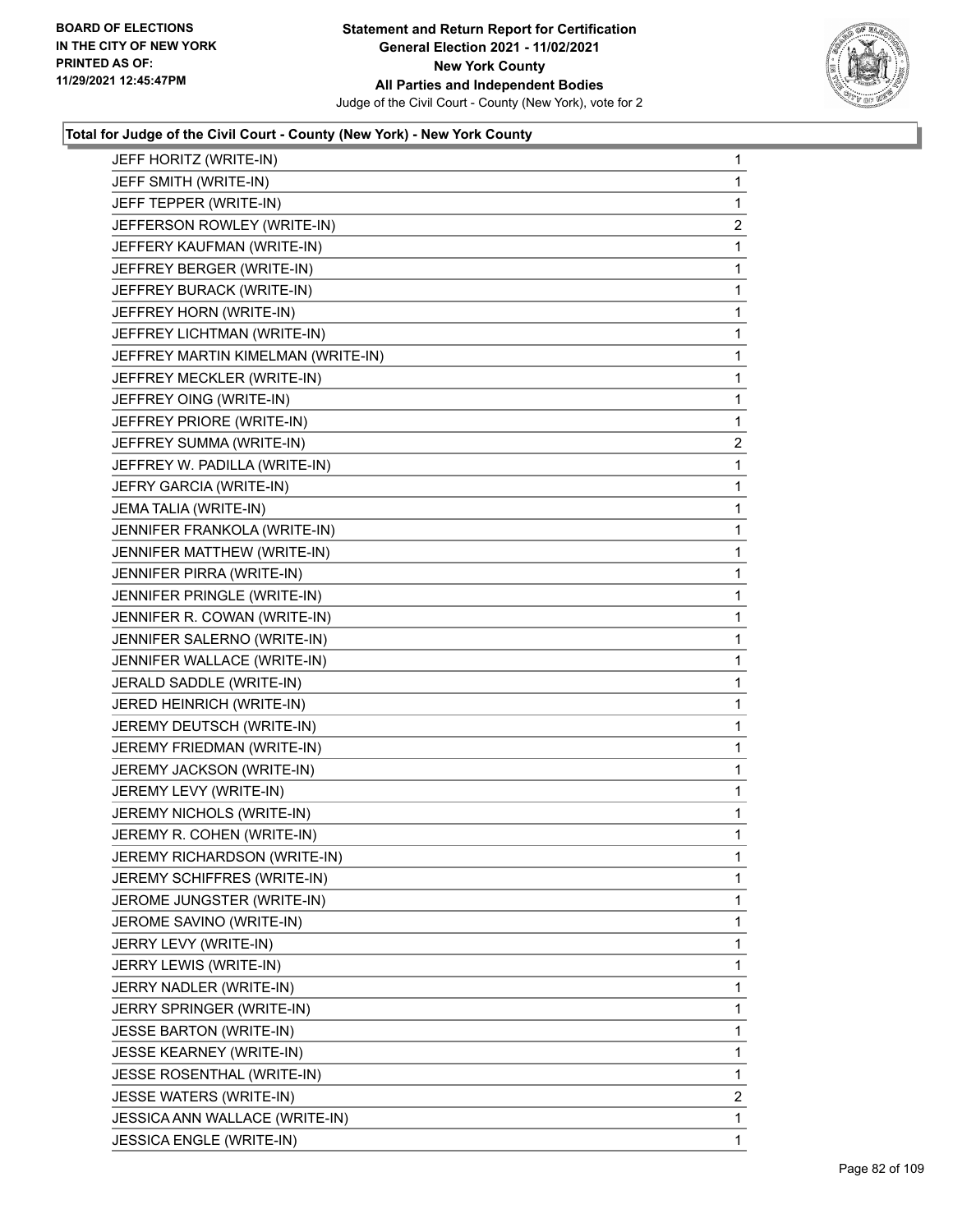**Total for Judge of the Civil Court - County (New York) - New York County**

| | |
|---|---|
| JEFF HORITZ (WRITE-IN) | 1 |
| JEFF SMITH (WRITE-IN) | 1 |
| JEFF TEPPER (WRITE-IN) | 1 |
| JEFFERSON ROWLEY (WRITE-IN) | 2 |
| JEFFERY KAUFMAN (WRITE-IN) | 1 |
| JEFFREY BERGER (WRITE-IN) | 1 |
| JEFFREY BURACK (WRITE-IN) | 1 |
| JEFFREY HORN (WRITE-IN) | 1 |
| JEFFREY LICHTMAN (WRITE-IN) | 1 |
| JEFFREY MARTIN KIMELMAN (WRITE-IN) | 1 |
| JEFFREY MECKLER (WRITE-IN) | 1 |
| JEFFREY OING (WRITE-IN) | 1 |
| JEFFREY PRIORE (WRITE-IN) | 1 |
| JEFFREY SUMMA (WRITE-IN) | 2 |
| JEFFREY W. PADILLA (WRITE-IN) | 1 |
| JEFRY GARCIA (WRITE-IN) | 1 |
| JEMA TALIA (WRITE-IN) | 1 |
| JENNIFER FRANKOLA (WRITE-IN) | 1 |
| JENNIFER MATTHEW (WRITE-IN) | 1 |
| JENNIFER PIRRA (WRITE-IN) | 1 |
| JENNIFER PRINGLE (WRITE-IN) | 1 |
| JENNIFER R. COWAN (WRITE-IN) | 1 |
| JENNIFER SALERNO (WRITE-IN) | 1 |
| JENNIFER WALLACE (WRITE-IN) | 1 |
| JERALD SADDLE (WRITE-IN) | 1 |
| JERED HEINRICH (WRITE-IN) | 1 |
| JEREMY DEUTSCH (WRITE-IN) | 1 |
| JEREMY FRIEDMAN (WRITE-IN) | 1 |
| JEREMY JACKSON (WRITE-IN) | 1 |
| JEREMY LEVY (WRITE-IN) | 1 |
| JEREMY NICHOLS (WRITE-IN) | 1 |
| JEREMY R. COHEN (WRITE-IN) | 1 |
| JEREMY RICHARDSON (WRITE-IN) | 1 |
| JEREMY SCHIFFRES (WRITE-IN) | 1 |
| JEROME JUNGSTER (WRITE-IN) | 1 |
| JEROME SAVINO (WRITE-IN) | 1 |
| JERRY LEVY (WRITE-IN) | 1 |
| JERRY LEWIS (WRITE-IN) | 1 |
| JERRY NADLER (WRITE-IN) | 1 |
| JERRY SPRINGER (WRITE-IN) | 1 |
| JESSE BARTON (WRITE-IN) | 1 |
| JESSE KEARNEY (WRITE-IN) | 1 |
| JESSE ROSENTHAL (WRITE-IN) | 1 |
| JESSE WATERS (WRITE-IN) | 2 |
| JESSICA ANN WALLACE (WRITE-IN) | 1 |
| JESSICA ENGLE (WRITE-IN) | 1 |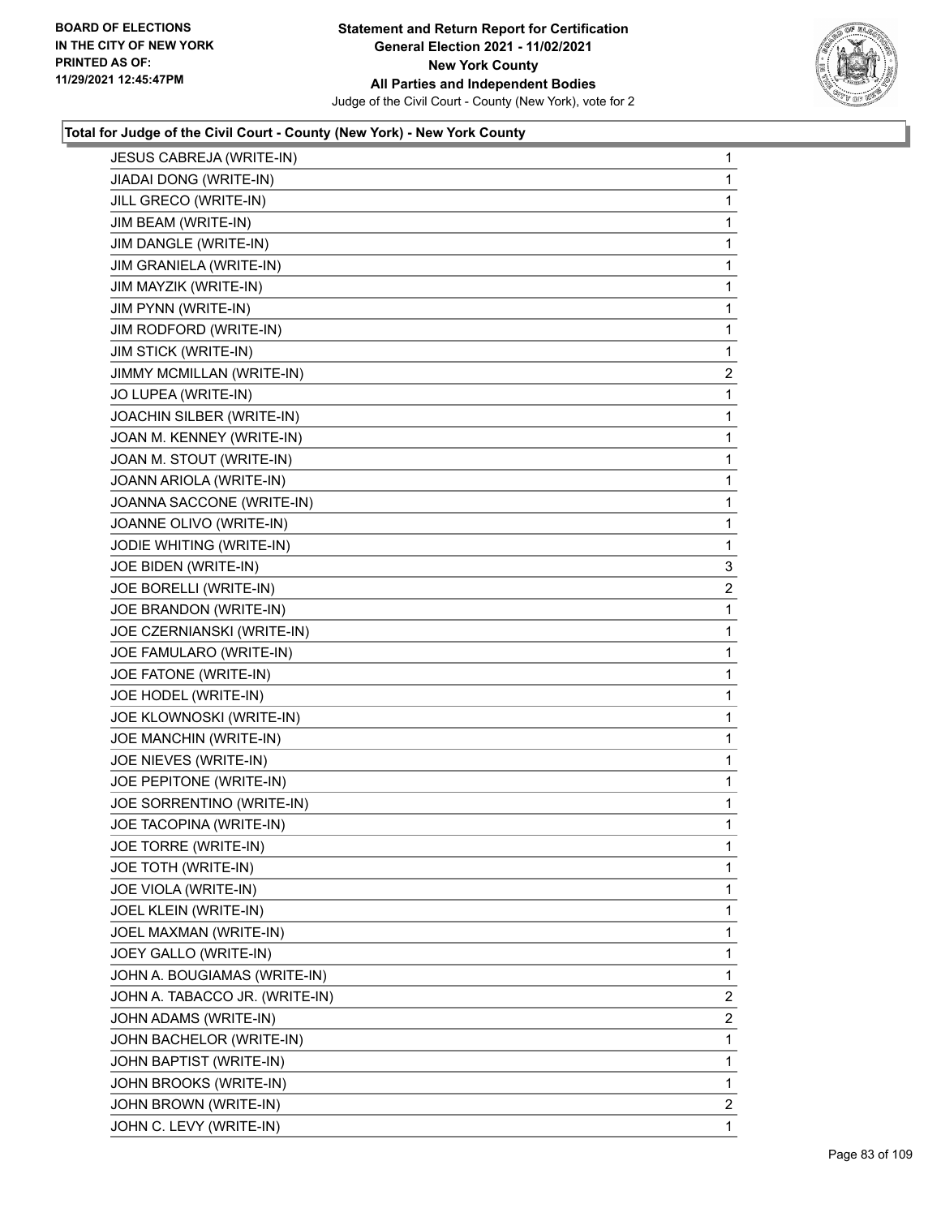**Statement and Return Report for Certification**
**General Election 2021 - 11/02/2021**
**New York County**
**All Parties and Independent Bodies**
Judge of the Civil Court - County (New York), vote for 2

BOARD OF ELECTIONS IN THE CITY OF NEW YORK PRINTED AS OF: 11/29/2021 12:45:47PM

### Total for Judge of the Civil Court - County (New York) - New York County

| | |
|---|---|
| JESUS CABREJA (WRITE-IN) | 1 |
| JIADAI DONG (WRITE-IN) | 1 |
| JILL GRECO (WRITE-IN) | 1 |
| JIM BEAM (WRITE-IN) | 1 |
| JIM DANGLE (WRITE-IN) | 1 |
| JIM GRANIELA (WRITE-IN) | 1 |
| JIM MAYZIK (WRITE-IN) | 1 |
| JIM PYNN (WRITE-IN) | 1 |
| JIM RODFORD (WRITE-IN) | 1 |
| JIM STICK (WRITE-IN) | 1 |
| JIMMY MCMILLAN (WRITE-IN) | 2 |
| JO LUPEA (WRITE-IN) | 1 |
| JOACHIN SILBER (WRITE-IN) | 1 |
| JOAN M. KENNEY (WRITE-IN) | 1 |
| JOAN M. STOUT (WRITE-IN) | 1 |
| JOANN ARIOLA (WRITE-IN) | 1 |
| JOANNA SACCONE (WRITE-IN) | 1 |
| JOANNE OLIVO (WRITE-IN) | 1 |
| JODIE WHITING (WRITE-IN) | 1 |
| JOE BIDEN (WRITE-IN) | 3 |
| JOE BORELLI (WRITE-IN) | 2 |
| JOE BRANDON (WRITE-IN) | 1 |
| JOE CZERNIANSKI (WRITE-IN) | 1 |
| JOE FAMULARO (WRITE-IN) | 1 |
| JOE FATONE (WRITE-IN) | 1 |
| JOE HODEL (WRITE-IN) | 1 |
| JOE KLOWNOSKI (WRITE-IN) | 1 |
| JOE MANCHIN (WRITE-IN) | 1 |
| JOE NIEVES (WRITE-IN) | 1 |
| JOE PEPITONE (WRITE-IN) | 1 |
| JOE SORRENTINO (WRITE-IN) | 1 |
| JOE TACOPINA (WRITE-IN) | 1 |
| JOE TORRE (WRITE-IN) | 1 |
| JOE TOTH (WRITE-IN) | 1 |
| JOE VIOLA (WRITE-IN) | 1 |
| JOEL KLEIN (WRITE-IN) | 1 |
| JOEL MAXMAN (WRITE-IN) | 1 |
| JOEY GALLO (WRITE-IN) | 1 |
| JOHN A. BOUGIAMAS (WRITE-IN) | 1 |
| JOHN A. TABACCO JR. (WRITE-IN) | 2 |
| JOHN ADAMS (WRITE-IN) | 2 |
| JOHN BACHELOR (WRITE-IN) | 1 |
| JOHN BAPTIST (WRITE-IN) | 1 |
| JOHN BROOKS (WRITE-IN) | 1 |
| JOHN BROWN (WRITE-IN) | 2 |
| JOHN C. LEVY (WRITE-IN) | 1 |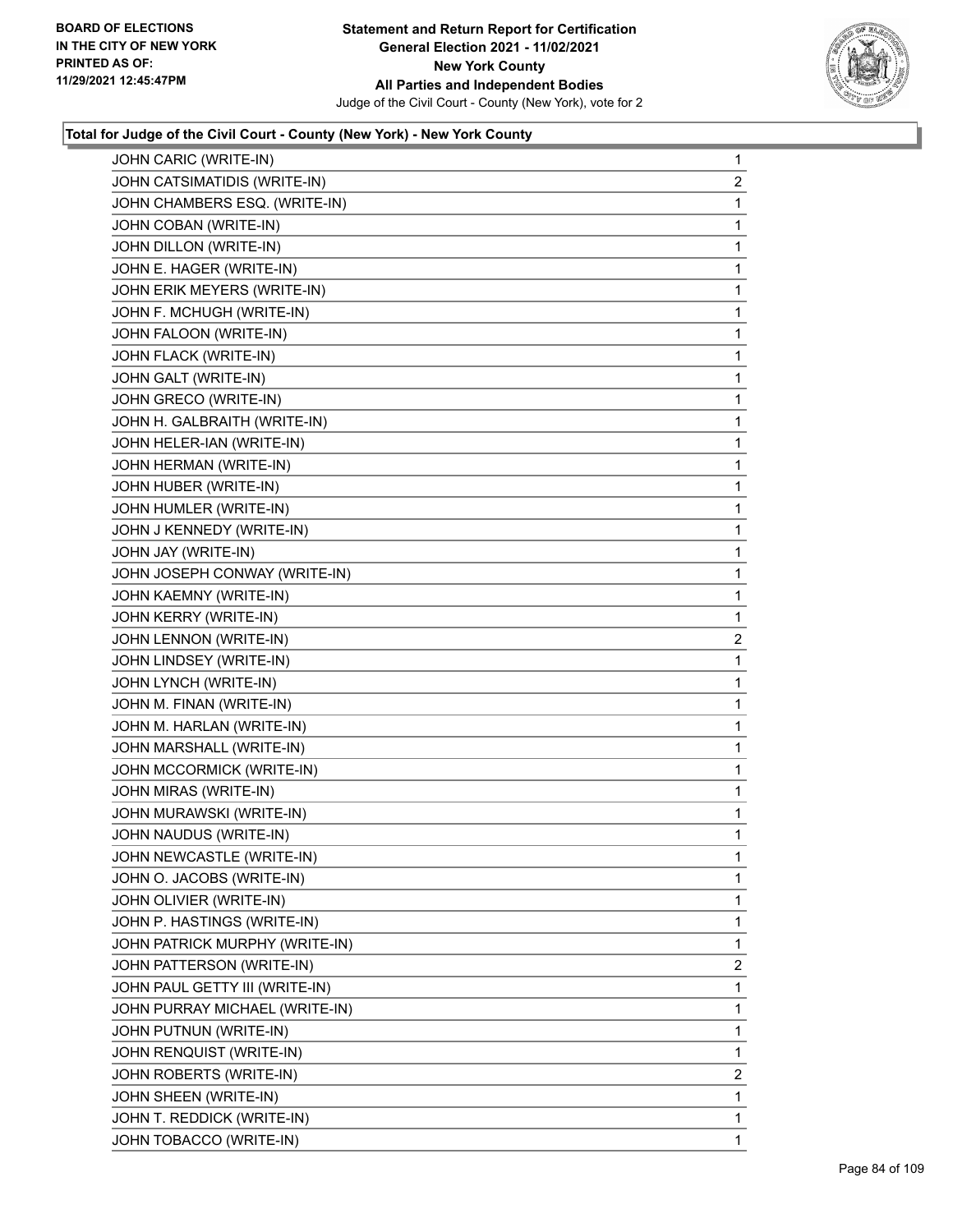**Total for Judge of the Civil Court - County (New York) - New York County**

| | |
|---|---|
| JOHN CARIC (WRITE-IN) | 1 |
| JOHN CATSIMATIDIS (WRITE-IN) | 2 |
| JOHN CHAMBERS ESQ. (WRITE-IN) | 1 |
| JOHN COBAN (WRITE-IN) | 1 |
| JOHN DILLON (WRITE-IN) | 1 |
| JOHN E. HAGER (WRITE-IN) | 1 |
| JOHN ERIK MEYERS (WRITE-IN) | 1 |
| JOHN F. MCHUGH (WRITE-IN) | 1 |
| JOHN FALOON (WRITE-IN) | 1 |
| JOHN FLACK (WRITE-IN) | 1 |
| JOHN GALT (WRITE-IN) | 1 |
| JOHN GRECO (WRITE-IN) | 1 |
| JOHN H. GALBRAITH (WRITE-IN) | 1 |
| JOHN HELER-IAN (WRITE-IN) | 1 |
| JOHN HERMAN (WRITE-IN) | 1 |
| JOHN HUBER (WRITE-IN) | 1 |
| JOHN HUMLER (WRITE-IN) | 1 |
| JOHN J KENNEDY (WRITE-IN) | 1 |
| JOHN JAY (WRITE-IN) | 1 |
| JOHN JOSEPH CONWAY (WRITE-IN) | 1 |
| JOHN KAEMNY (WRITE-IN) | 1 |
| JOHN KERRY (WRITE-IN) | 1 |
| JOHN LENNON (WRITE-IN) | 2 |
| JOHN LINDSEY (WRITE-IN) | 1 |
| JOHN LYNCH (WRITE-IN) | 1 |
| JOHN M. FINAN (WRITE-IN) | 1 |
| JOHN M. HARLAN (WRITE-IN) | 1 |
| JOHN MARSHALL (WRITE-IN) | 1 |
| JOHN MCCORMICK (WRITE-IN) | 1 |
| JOHN MIRAS (WRITE-IN) | 1 |
| JOHN MURAWSKI (WRITE-IN) | 1 |
| JOHN NAUDUS (WRITE-IN) | 1 |
| JOHN NEWCASTLE (WRITE-IN) | 1 |
| JOHN O. JACOBS (WRITE-IN) | 1 |
| JOHN OLIVIER (WRITE-IN) | 1 |
| JOHN P. HASTINGS (WRITE-IN) | 1 |
| JOHN PATRICK MURPHY (WRITE-IN) | 1 |
| JOHN PATTERSON (WRITE-IN) | 2 |
| JOHN PAUL GETTY III (WRITE-IN) | 1 |
| JOHN PURRAY MICHAEL (WRITE-IN) | 1 |
| JOHN PUTNUN (WRITE-IN) | 1 |
| JOHN RENQUIST (WRITE-IN) | 1 |
| JOHN ROBERTS (WRITE-IN) | 2 |
| JOHN SHEEN (WRITE-IN) | 1 |
| JOHN T. REDDICK (WRITE-IN) | 1 |
| JOHN TOBACCO (WRITE-IN) | 1 |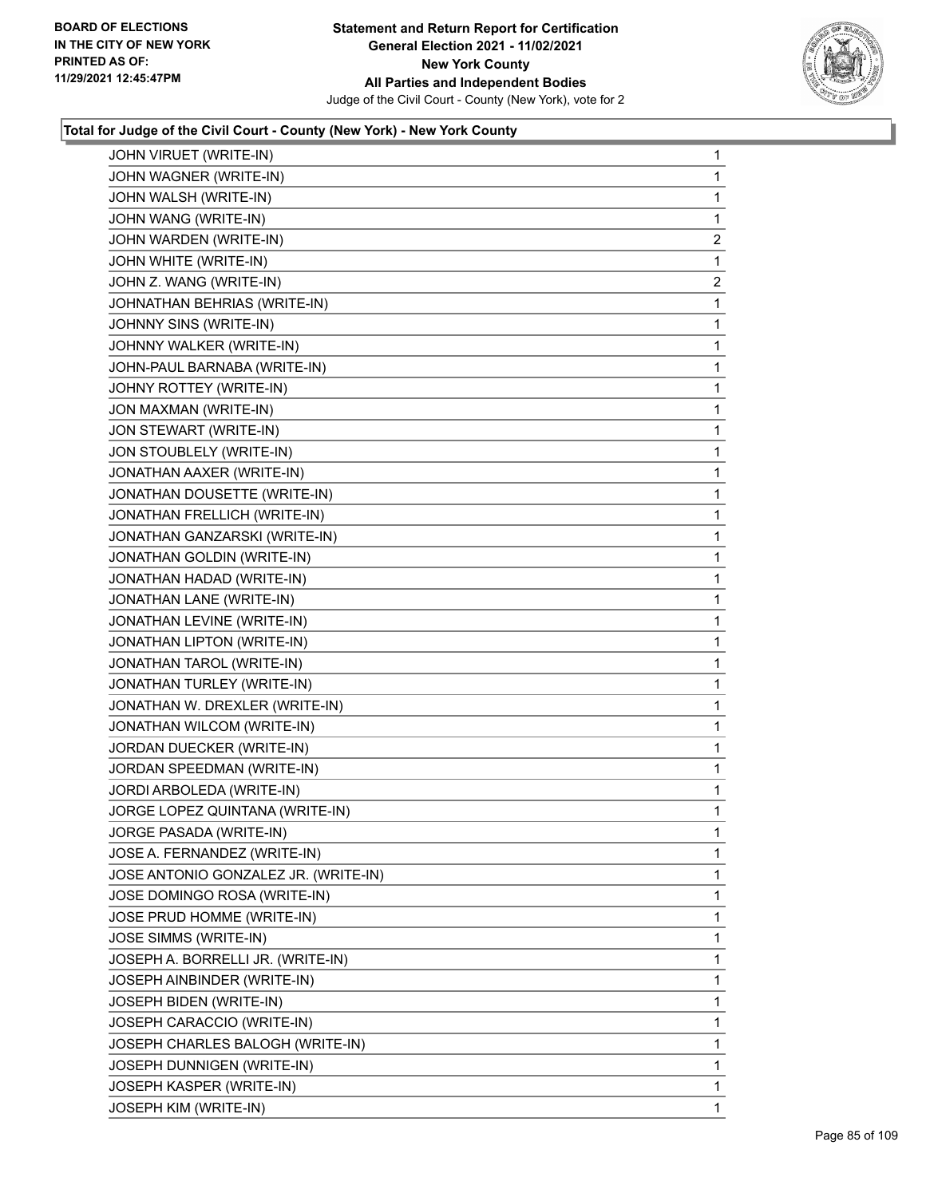**Total for Judge of the Civil Court - County (New York) - New York County**

| | |
|---|---|
| JOHN VIRUET (WRITE-IN) | 1 |
| JOHN WAGNER (WRITE-IN) | 1 |
| JOHN WALSH (WRITE-IN) | 1 |
| JOHN WANG (WRITE-IN) | 1 |
| JOHN WARDEN (WRITE-IN) | 2 |
| JOHN WHITE (WRITE-IN) | 1 |
| JOHN Z. WANG (WRITE-IN) | 2 |
| JOHNATHAN BEHRIAS (WRITE-IN) | 1 |
| JOHNNY SINS (WRITE-IN) | 1 |
| JOHNNY WALKER (WRITE-IN) | 1 |
| JOHN-PAUL BARNABA (WRITE-IN) | 1 |
| JOHNY ROTTEY (WRITE-IN) | 1 |
| JON MAXMAN (WRITE-IN) | 1 |
| JON STEWART (WRITE-IN) | 1 |
| JON STOUBLEY (WRITE-IN) | 1 |
| JONATHAN AAXER (WRITE-IN) | 1 |
| JONATHAN DOUSETTE (WRITE-IN) | 1 |
| JONATHAN FRELLICH (WRITE-IN) | 1 |
| JONATHAN GANZARSKI (WRITE-IN) | 1 |
| JONATHAN GOLDIN (WRITE-IN) | 1 |
| JONATHAN HADAD (WRITE-IN) | 1 |
| JONATHAN LANE (WRITE-IN) | 1 |
| JONATHAN LEVINE (WRITE-IN) | 1 |
| JONATHAN LIPTON (WRITE-IN) | 1 |
| JONATHAN TAROL (WRITE-IN) | 1 |
| JONATHAN TURLEY (WRITE-IN) | 1 |
| JONATHAN W. DREXLER (WRITE-IN) | 1 |
| JONATHAN WILCOM (WRITE-IN) | 1 |
| JORDAN DUECKER (WRITE-IN) | 1 |
| JORDAN SPEEDMAN (WRITE-IN) | 1 |
| JORDI ARBOLEDA (WRITE-IN) | 1 |
| JORGE LOPEZ QUINTANA (WRITE-IN) | 1 |
| JORGE PASADA (WRITE-IN) | 1 |
| JOSE A. FERNANDEZ (WRITE-IN) | 1 |
| JOSE ANTONIO GONZALEZ JR. (WRITE-IN) | 1 |
| JOSE DOMINGO ROSA (WRITE-IN) | 1 |
| JOSE PRUD HOMME (WRITE-IN) | 1 |
| JOSE SIMMS (WRITE-IN) | 1 |
| JOSEPH A. BORRELLI JR. (WRITE-IN) | 1 |
| JOSEPH AINBINDER (WRITE-IN) | 1 |
| JOSEPH BIDEN (WRITE-IN) | 1 |
| JOSEPH CARACCIO (WRITE-IN) | 1 |
| JOSEPH CHARLES BALOGH (WRITE-IN) | 1 |
| JOSEPH DUNNIGEN (WRITE-IN) | 1 |
| JOSEPH KASPER (WRITE-IN) | 1 |
| JOSEPH KIM (WRITE-IN) | 1 |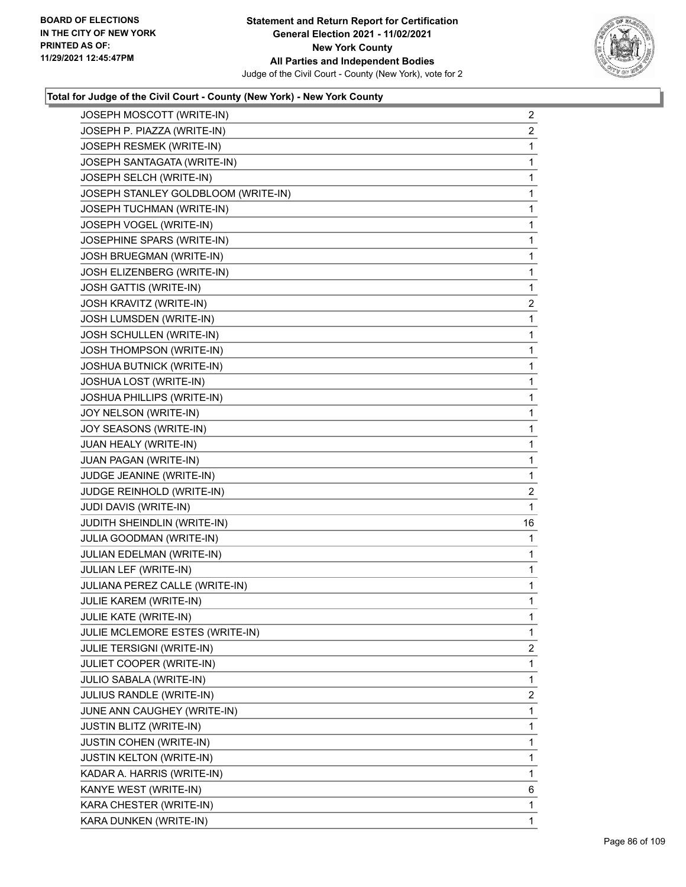### Total for Judge of the Civil Court - County (New York) - New York County

| | |
|---|---|
| JOSEPH MOSCOTT (WRITE-IN) | 2 |
| JOSEPH P. PIAZZA (WRITE-IN) | 2 |
| JOSEPH RESMEK (WRITE-IN) | 1 |
| JOSEPH SANTAGATA (WRITE-IN) | 1 |
| JOSEPH SELCH (WRITE-IN) | 1 |
| JOSEPH STANLEY GOLDBLOOM (WRITE-IN) | 1 |
| JOSEPH TUCHMAN (WRITE-IN) | 1 |
| JOSEPH VOGEL (WRITE-IN) | 1 |
| JOSEPHINE SPARS (WRITE-IN) | 1 |
| JOSH BRUEGMAN (WRITE-IN) | 1 |
| JOSH ELIZENBERG (WRITE-IN) | 1 |
| JOSH GATTIS (WRITE-IN) | 1 |
| JOSH KRAVITZ (WRITE-IN) | 2 |
| JOSH LUMSDEN (WRITE-IN) | 1 |
| JOSH SCHULLEN (WRITE-IN) | 1 |
| JOSH THOMPSON (WRITE-IN) | 1 |
| JOSHUA BUTNICK (WRITE-IN) | 1 |
| JOSHUA LOST (WRITE-IN) | 1 |
| JOSHUA PHILLIPS (WRITE-IN) | 1 |
| JOY NELSON (WRITE-IN) | 1 |
| JOY SEASONS (WRITE-IN) | 1 |
| JUAN HEALY (WRITE-IN) | 1 |
| JUAN PAGAN (WRITE-IN) | 1 |
| JUDGE JEANINE (WRITE-IN) | 1 |
| JUDGE REINHOLD (WRITE-IN) | 2 |
| JUDI DAVIS (WRITE-IN) | 1 |
| JUDITH SHEINDLIN (WRITE-IN) | 16 |
| JULIA GOODMAN (WRITE-IN) | 1 |
| JULIAN EDELMAN (WRITE-IN) | 1 |
| JULIAN LEF (WRITE-IN) | 1 |
| JULIANA PEREZ CALLE (WRITE-IN) | 1 |
| JULIE KAREM (WRITE-IN) | 1 |
| JULIE KATE (WRITE-IN) | 1 |
| JULIE MCLEMORE ESTES (WRITE-IN) | 1 |
| JULIE TERSIGNI (WRITE-IN) | 2 |
| JULIET COOPER (WRITE-IN) | 1 |
| JULIO SABALA (WRITE-IN) | 1 |
| JULIUS RANDLE (WRITE-IN) | 2 |
| JUNE ANN CAUGHEY (WRITE-IN) | 1 |
| JUSTIN BLITZ (WRITE-IN) | 1 |
| JUSTIN COHEN (WRITE-IN) | 1 |
| JUSTIN KELTON (WRITE-IN) | 1 |
| KADAR A. HARRIS (WRITE-IN) | 1 |
| KANYE WEST (WRITE-IN) | 6 |
| KARA CHESTER (WRITE-IN) | 1 |
| KARA DUNKEN (WRITE-IN) | 1 |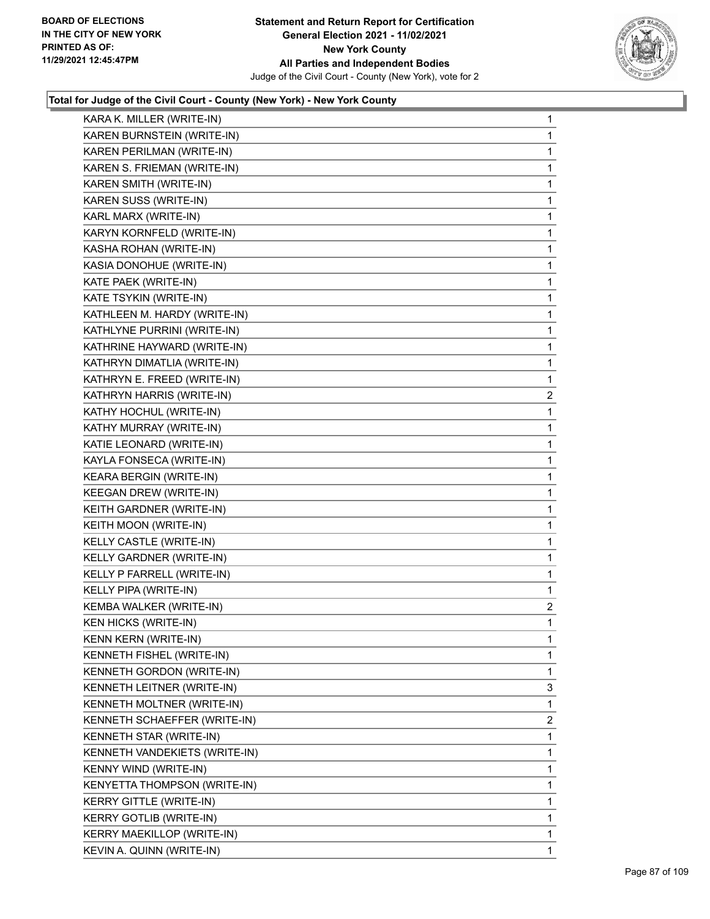**Statement and Return Report for Certification**
**General Election 2021 - 11/02/2021**
**New York County**
**All Parties and Independent Bodies**
Judge of the Civil Court - County (New York), vote for 2

BOARD OF ELECTIONS
IN THE CITY OF NEW YORK
PRINTED AS OF:
11/29/2021 12:45:47PM

**Total for Judge of the Civil Court - County (New York) - New York County**

| | |
|---|---|
| KARA K. MILLER (WRITE-IN) | 1 |
| KAREN BURNSTEIN (WRITE-IN) | 1 |
| KAREN PERILMAN (WRITE-IN) | 1 |
| KAREN S. FRIEMAN (WRITE-IN) | 1 |
| KAREN SMITH (WRITE-IN) | 1 |
| KAREN SUSS (WRITE-IN) | 1 |
| KARL MARX (WRITE-IN) | 1 |
| KARYN KORNFELD (WRITE-IN) | 1 |
| KASHA ROHAN (WRITE-IN) | 1 |
| KASIA DONOHUE (WRITE-IN) | 1 |
| KATE PAEK (WRITE-IN) | 1 |
| KATE TSYKIN (WRITE-IN) | 1 |
| KATHLEEN M. HARDY (WRITE-IN) | 1 |
| KATHLYNE PURRINI (WRITE-IN) | 1 |
| KATHRINE HAYWARD (WRITE-IN) | 1 |
| KATHRYN DIMATLIA (WRITE-IN) | 1 |
| KATHRYN E. FREED (WRITE-IN) | 1 |
| KATHRYN HARRIS (WRITE-IN) | 2 |
| KATHY HOCHUL (WRITE-IN) | 1 |
| KATHY MURRAY (WRITE-IN) | 1 |
| KATIE LEONARD (WRITE-IN) | 1 |
| KAYLA FONSECA (WRITE-IN) | 1 |
| KEARA BERGIN (WRITE-IN) | 1 |
| KEEGAN DREW (WRITE-IN) | 1 |
| KEITH GARDNER (WRITE-IN) | 1 |
| KEITH MOON (WRITE-IN) | 1 |
| KELLY CASTLE (WRITE-IN) | 1 |
| KELLY GARDNER (WRITE-IN) | 1 |
| KELLY P FARRELL (WRITE-IN) | 1 |
| KELLY PIPA (WRITE-IN) | 1 |
| KEMBA WALKER (WRITE-IN) | 2 |
| KEN HICKS (WRITE-IN) | 1 |
| KENN KERN (WRITE-IN) | 1 |
| KENNETH FISHEL (WRITE-IN) | 1 |
| KENNETH GORDON (WRITE-IN) | 1 |
| KENNETH LEITNER (WRITE-IN) | 3 |
| KENNETH MOLTNER (WRITE-IN) | 1 |
| KENNETH SCHAEFFER (WRITE-IN) | 2 |
| KENNETH STAR (WRITE-IN) | 1 |
| KENNETH VANDEKIETS (WRITE-IN) | 1 |
| KENNY WIND (WRITE-IN) | 1 |
| KENYETTA THOMPSON (WRITE-IN) | 1 |
| KERRY GITTLE (WRITE-IN) | 1 |
| KERRY GOTLIB (WRITE-IN) | 1 |
| KERRY MAEKILLOP (WRITE-IN) | 1 |
| KEVIN A. QUINN (WRITE-IN) | 1 |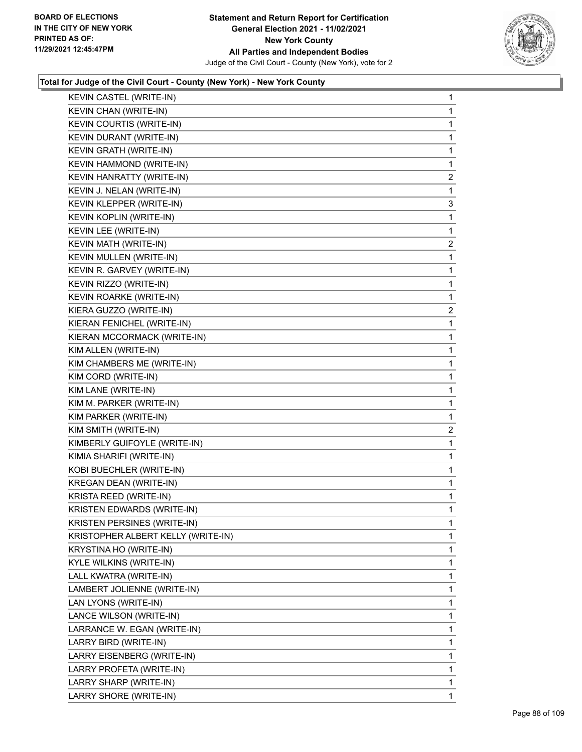**Total for Judge of the Civil Court - County (New York) - New York County**

| | |
|---|---|
| KEVIN CASTEL (WRITE-IN) | 1 |
| KEVIN CHAN (WRITE-IN) | 1 |
| KEVIN COURTIS (WRITE-IN) | 1 |
| KEVIN DURANT (WRITE-IN) | 1 |
| KEVIN GRATH (WRITE-IN) | 1 |
| KEVIN HAMMOND (WRITE-IN) | 1 |
| KEVIN HANRATTY (WRITE-IN) | 2 |
| KEVIN J. NELAN (WRITE-IN) | 1 |
| KEVIN KLEPPER (WRITE-IN) | 3 |
| KEVIN KOPLIN (WRITE-IN) | 1 |
| KEVIN LEE (WRITE-IN) | 1 |
| KEVIN MATH (WRITE-IN) | 2 |
| KEVIN MULLEN (WRITE-IN) | 1 |
| KEVIN R. GARVEY (WRITE-IN) | 1 |
| KEVIN RIZZO (WRITE-IN) | 1 |
| KEVIN ROARKE (WRITE-IN) | 1 |
| KIERA GUZZO (WRITE-IN) | 2 |
| KIERAN FENICHEL (WRITE-IN) | 1 |
| KIERAN MCCORMACK (WRITE-IN) | 1 |
| KIM ALLEN (WRITE-IN) | 1 |
| KIM CHAMBERS ME (WRITE-IN) | 1 |
| KIM CORD (WRITE-IN) | 1 |
| KIM LANE (WRITE-IN) | 1 |
| KIM M. PARKER (WRITE-IN) | 1 |
| KIM PARKER (WRITE-IN) | 1 |
| KIM SMITH (WRITE-IN) | 2 |
| KIMBERLY GUIFOYLE (WRITE-IN) | 1 |
| KIMIA SHARIFI (WRITE-IN) | 1 |
| KOBI BUECHLER (WRITE-IN) | 1 |
| KREGAN DEAN (WRITE-IN) | 1 |
| KRISTA REED (WRITE-IN) | 1 |
| KRISTEN EDWARDS (WRITE-IN) | 1 |
| KRISTEN PERSINES (WRITE-IN) | 1 |
| KRISTOPHER ALBERT KELLY (WRITE-IN) | 1 |
| KRYSTINA HO (WRITE-IN) | 1 |
| KYLE WILKINS (WRITE-IN) | 1 |
| LALL KWATRA (WRITE-IN) | 1 |
| LAMBERT JOLIENNE (WRITE-IN) | 1 |
| LAN LYONS (WRITE-IN) | 1 |
| LANCE WILSON (WRITE-IN) | 1 |
| LARRANCE W. EGAN (WRITE-IN) | 1 |
| LARRY BIRD (WRITE-IN) | 1 |
| LARRY EISENBERG (WRITE-IN) | 1 |
| LARRY PROFETA (WRITE-IN) | 1 |
| LARRY SHARP (WRITE-IN) | 1 |
| LARRY SHORE (WRITE-IN) | 1 |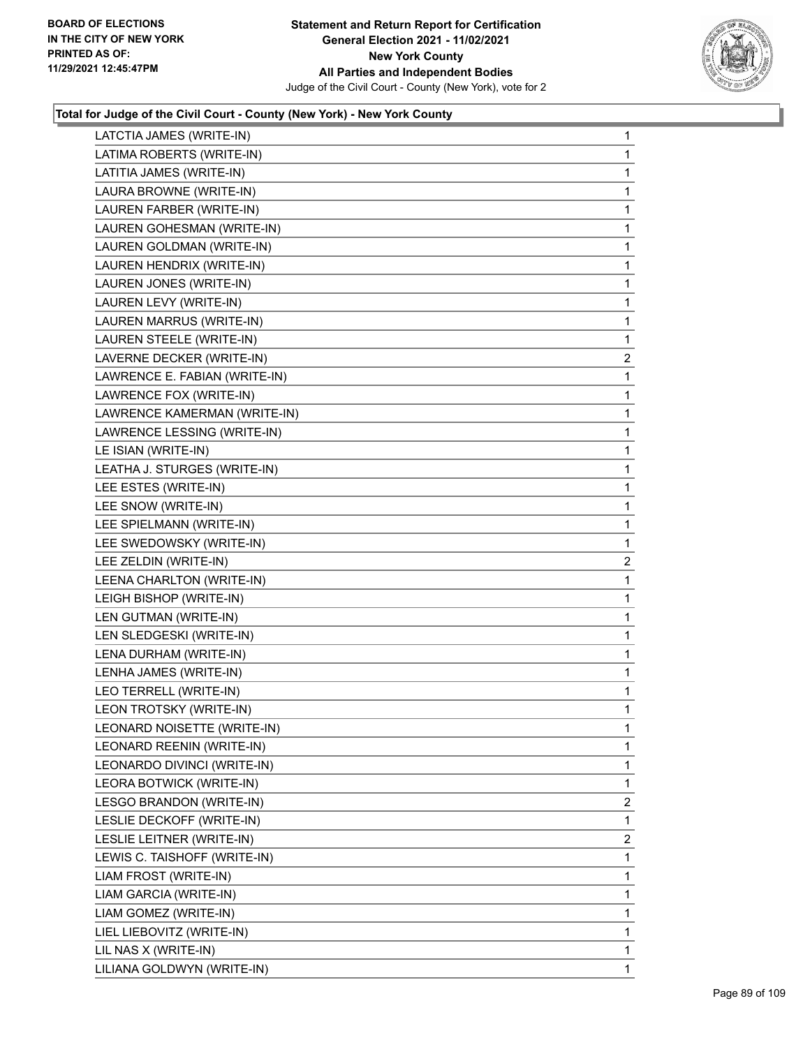**Statement and Return Report for Certification**
**General Election 2021 - 11/02/2021**
**New York County**
**All Parties and Independent Bodies**
Judge of the Civil Court - County (New York), vote for 2

BOARD OF ELECTIONS
IN THE CITY OF NEW YORK
PRINTED AS OF:
11/29/2021 12:45:47PM

### Total for Judge of the Civil Court - County (New York) - New York County

| Candidate | Votes |
|---|---|
| LATCTIA JAMES (WRITE-IN) | 1 |
| LATIMA ROBERTS (WRITE-IN) | 1 |
| LATITIA JAMES (WRITE-IN) | 1 |
| LAURA BROWNE (WRITE-IN) | 1 |
| LAUREN FARBER (WRITE-IN) | 1 |
| LAUREN GOHESMAN (WRITE-IN) | 1 |
| LAUREN GOLDMAN (WRITE-IN) | 1 |
| LAUREN HENDRIX (WRITE-IN) | 1 |
| LAUREN JONES (WRITE-IN) | 1 |
| LAUREN LEVY (WRITE-IN) | 1 |
| LAUREN MARRUS (WRITE-IN) | 1 |
| LAUREN STEELE (WRITE-IN) | 1 |
| LAVERNE DECKER (WRITE-IN) | 2 |
| LAWRENCE E. FABIAN (WRITE-IN) | 1 |
| LAWRENCE FOX (WRITE-IN) | 1 |
| LAWRENCE KAMERMAN (WRITE-IN) | 1 |
| LAWRENCE LESSING (WRITE-IN) | 1 |
| LE ISIAN (WRITE-IN) | 1 |
| LEATHA J. STURGES (WRITE-IN) | 1 |
| LEE ESTES (WRITE-IN) | 1 |
| LEE SNOW (WRITE-IN) | 1 |
| LEE SPIELMANN (WRITE-IN) | 1 |
| LEE SWEDOWSKY (WRITE-IN) | 1 |
| LEE ZELDIN (WRITE-IN) | 2 |
| LEENA CHARLTON (WRITE-IN) | 1 |
| LEIGH BISHOP (WRITE-IN) | 1 |
| LEN GUTMAN (WRITE-IN) | 1 |
| LEN SLEDGESKI (WRITE-IN) | 1 |
| LENA DURHAM (WRITE-IN) | 1 |
| LENHA JAMES (WRITE-IN) | 1 |
| LEO TERRELL (WRITE-IN) | 1 |
| LEON TROTSKY (WRITE-IN) | 1 |
| LEONARD NOISETTE (WRITE-IN) | 1 |
| LEONARD REENIN (WRITE-IN) | 1 |
| LEONARDO DIVINCI (WRITE-IN) | 1 |
| LEORA BOTWICK (WRITE-IN) | 1 |
| LESGO BRANDON (WRITE-IN) | 2 |
| LESLIE DECKOFF (WRITE-IN) | 1 |
| LESLIE LEITNER (WRITE-IN) | 2 |
| LEWIS C. TAISHOFF (WRITE-IN) | 1 |
| LIAM FROST (WRITE-IN) | 1 |
| LIAM GARCIA (WRITE-IN) | 1 |
| LIAM GOMEZ (WRITE-IN) | 1 |
| LIEL LIEBOVITZ (WRITE-IN) | 1 |
| LIL NAS X (WRITE-IN) | 1 |
| LILIANA GOLDWYN (WRITE-IN) | 1 |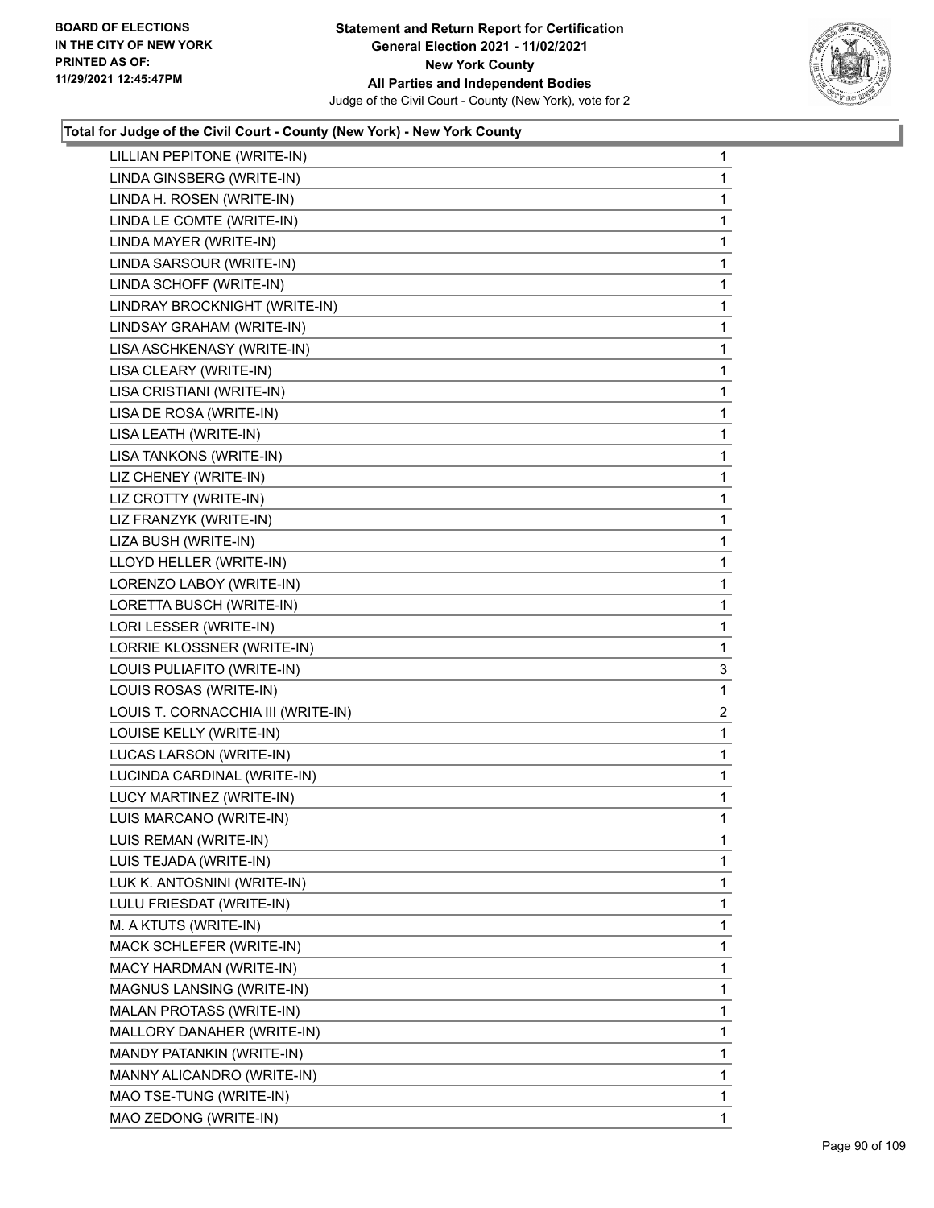**Statement and Return Report for Certification**
**General Election 2021 - 11/02/2021**
**New York County**
**All Parties and Independent Bodies**
Judge of the Civil Court - County (New York), vote for 2

BOARD OF ELECTIONS IN THE CITY OF NEW YORK
PRINTED AS OF: 11/29/2021 12:45:47PM

### Total for Judge of the Civil Court - County (New York) - New York County

| Candidate | Votes |
|---|---|
| LILLIAN PEPITONE (WRITE-IN) | 1 |
| LINDA GINSBERG (WRITE-IN) | 1 |
| LINDA H. ROSEN (WRITE-IN) | 1 |
| LINDA LE COMTE (WRITE-IN) | 1 |
| LINDA MAYER (WRITE-IN) | 1 |
| LINDA SARSOUR (WRITE-IN) | 1 |
| LINDA SCHOFF (WRITE-IN) | 1 |
| LINDRAY BROCKNIGHT (WRITE-IN) | 1 |
| LINDSAY GRAHAM (WRITE-IN) | 1 |
| LISA ASCHKENASY (WRITE-IN) | 1 |
| LISA CLEARY (WRITE-IN) | 1 |
| LISA CRISTIANI (WRITE-IN) | 1 |
| LISA DE ROSA (WRITE-IN) | 1 |
| LISA LEATH (WRITE-IN) | 1 |
| LISA TANKONS (WRITE-IN) | 1 |
| LIZ CHENEY (WRITE-IN) | 1 |
| LIZ CROTTY (WRITE-IN) | 1 |
| LIZ FRANZYK (WRITE-IN) | 1 |
| LIZA BUSH (WRITE-IN) | 1 |
| LLOYD HELLER (WRITE-IN) | 1 |
| LORENZO LABOY (WRITE-IN) | 1 |
| LORETTA BUSCH (WRITE-IN) | 1 |
| LORI LESSER (WRITE-IN) | 1 |
| LORRIE KLOSSNER (WRITE-IN) | 1 |
| LOUIS PULIAFITO (WRITE-IN) | 3 |
| LOUIS ROSAS (WRITE-IN) | 1 |
| LOUIS T. CORNACCHIA III (WRITE-IN) | 2 |
| LOUISE KELLY (WRITE-IN) | 1 |
| LUCAS LARSON (WRITE-IN) | 1 |
| LUCINDA CARDINAL (WRITE-IN) | 1 |
| LUCY MARTINEZ (WRITE-IN) | 1 |
| LUIS MARCANO (WRITE-IN) | 1 |
| LUIS REMAN (WRITE-IN) | 1 |
| LUIS TEJADA (WRITE-IN) | 1 |
| LUK K. ANTOSNINI (WRITE-IN) | 1 |
| LULU FRIESDAT (WRITE-IN) | 1 |
| M. A KTUTS (WRITE-IN) | 1 |
| MACK SCHLEFER (WRITE-IN) | 1 |
| MACY HARDMAN (WRITE-IN) | 1 |
| MAGNUS LANSING (WRITE-IN) | 1 |
| MALAN PROTASS (WRITE-IN) | 1 |
| MALLORY DANAHER (WRITE-IN) | 1 |
| MANDY PATANKIN (WRITE-IN) | 1 |
| MANNY ALICANDRO (WRITE-IN) | 1 |
| MAO TSE-TUNG (WRITE-IN) | 1 |
| MAO ZEDONG (WRITE-IN) | 1 |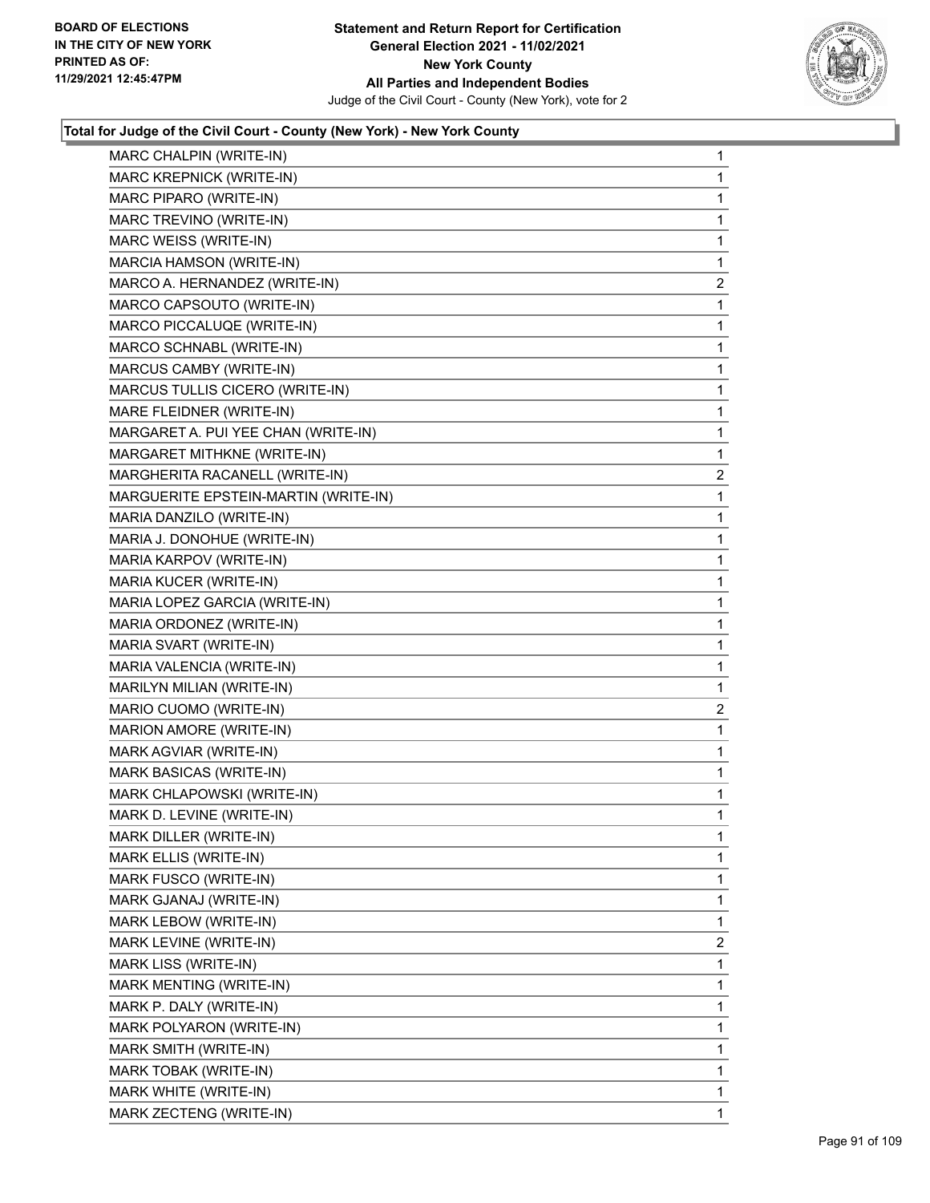BOARD OF ELECTIONS
IN THE CITY OF NEW YORK
PRINTED AS OF:
11/29/2021 12:45:47PM

**Statement and Return Report for Certification**
**General Election 2021 - 11/02/2021**
**New York County**
**All Parties and Independent Bodies**
Judge of the Civil Court - County (New York), vote for 2

### Total for Judge of the Civil Court - County (New York) - New York County

| | |
|---|---|
| MARC CHALPIN (WRITE-IN) | 1 |
| MARC KREPNICK (WRITE-IN) | 1 |
| MARC PIPARO (WRITE-IN) | 1 |
| MARC TREVINO (WRITE-IN) | 1 |
| MARC WEISS (WRITE-IN) | 1 |
| MARCIA HAMSON (WRITE-IN) | 1 |
| MARCO A. HERNANDEZ (WRITE-IN) | 2 |
| MARCO CAPSOUTO (WRITE-IN) | 1 |
| MARCO PICCALUQE (WRITE-IN) | 1 |
| MARCO SCHNABL (WRITE-IN) | 1 |
| MARCUS CAMBY (WRITE-IN) | 1 |
| MARCUS TULLIS CICERO (WRITE-IN) | 1 |
| MARE FLEIDNER (WRITE-IN) | 1 |
| MARGARET A. PUI YEE CHAN (WRITE-IN) | 1 |
| MARGARET MITHKNE (WRITE-IN) | 1 |
| MARGHERITA RACANELL (WRITE-IN) | 2 |
| MARGUERITE EPSTEIN-MARTIN (WRITE-IN) | 1 |
| MARIA DANZILO (WRITE-IN) | 1 |
| MARIA J. DONOHUE (WRITE-IN) | 1 |
| MARIA KARPOV (WRITE-IN) | 1 |
| MARIA KUCER (WRITE-IN) | 1 |
| MARIA LOPEZ GARCIA (WRITE-IN) | 1 |
| MARIA ORDONEZ (WRITE-IN) | 1 |
| MARIA SVART (WRITE-IN) | 1 |
| MARIA VALENCIA (WRITE-IN) | 1 |
| MARILYN MILIAN (WRITE-IN) | 1 |
| MARIO CUOMO (WRITE-IN) | 2 |
| MARION AMORE (WRITE-IN) | 1 |
| MARK AGVIAR (WRITE-IN) | 1 |
| MARK BASICAS (WRITE-IN) | 1 |
| MARK CHLAPOWSKI (WRITE-IN) | 1 |
| MARK D. LEVINE (WRITE-IN) | 1 |
| MARK DILLER (WRITE-IN) | 1 |
| MARK ELLIS (WRITE-IN) | 1 |
| MARK FUSCO (WRITE-IN) | 1 |
| MARK GJANAJ (WRITE-IN) | 1 |
| MARK LEBOW (WRITE-IN) | 1 |
| MARK LEVINE (WRITE-IN) | 2 |
| MARK LISS (WRITE-IN) | 1 |
| MARK MENTING (WRITE-IN) | 1 |
| MARK P. DALY (WRITE-IN) | 1 |
| MARK POLYARON (WRITE-IN) | 1 |
| MARK SMITH (WRITE-IN) | 1 |
| MARK TOBAK (WRITE-IN) | 1 |
| MARK WHITE (WRITE-IN) | 1 |
| MARK ZECTENG (WRITE-IN) | 1 |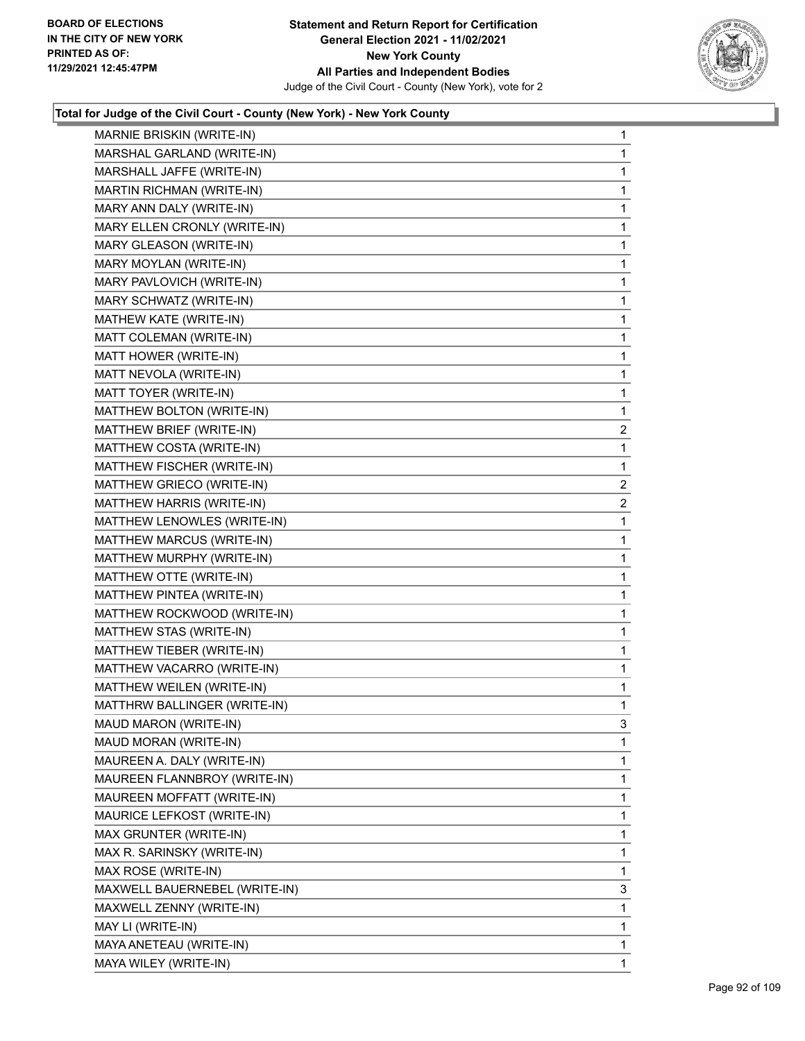**Statement and Return Report for Certification**
**General Election 2021 - 11/02/2021**
**New York County**
**All Parties and Independent Bodies**
Judge of the Civil Court - County (New York), vote for 2

BOARD OF ELECTIONS
IN THE CITY OF NEW YORK
PRINTED AS OF:
11/29/2021 12:45:47PM

### Total for Judge of the Civil Court - County (New York) - New York County

| | |
|---|---|
| MARNIE BRISKIN (WRITE-IN) | 1 |
| MARSHAL GARLAND (WRITE-IN) | 1 |
| MARSHALL JAFFE (WRITE-IN) | 1 |
| MARTIN RICHMAN (WRITE-IN) | 1 |
| MARY ANN DALY (WRITE-IN) | 1 |
| MARY ELLEN CRONLY (WRITE-IN) | 1 |
| MARY GLEASON (WRITE-IN) | 1 |
| MARY MOYLAN (WRITE-IN) | 1 |
| MARY PAVLOVICH (WRITE-IN) | 1 |
| MARY SCHWATZ (WRITE-IN) | 1 |
| MATHEW KATE (WRITE-IN) | 1 |
| MATT COLEMAN (WRITE-IN) | 1 |
| MATT HOWER (WRITE-IN) | 1 |
| MATT NEVOLA (WRITE-IN) | 1 |
| MATT TOYER (WRITE-IN) | 1 |
| MATTHEW BOLTON (WRITE-IN) | 1 |
| MATTHEW BRIEF (WRITE-IN) | 2 |
| MATTHEW COSTA (WRITE-IN) | 1 |
| MATTHEW FISCHER (WRITE-IN) | 1 |
| MATTHEW GRIECO (WRITE-IN) | 2 |
| MATTHEW HARRIS (WRITE-IN) | 2 |
| MATTHEW LENOWLES (WRITE-IN) | 1 |
| MATTHEW MARCUS (WRITE-IN) | 1 |
| MATTHEW MURPHY (WRITE-IN) | 1 |
| MATTHEW OTTE (WRITE-IN) | 1 |
| MATTHEW PINTEA (WRITE-IN) | 1 |
| MATTHEW ROCKWOOD (WRITE-IN) | 1 |
| MATTHEW STAS (WRITE-IN) | 1 |
| MATTHEW TIEBER (WRITE-IN) | 1 |
| MATTHEW VACARRO (WRITE-IN) | 1 |
| MATTHEW WEILEN (WRITE-IN) | 1 |
| MATTHRW BALLINGER (WRITE-IN) | 1 |
| MAUD MARON (WRITE-IN) | 3 |
| MAUD MORAN (WRITE-IN) | 1 |
| MAUREEN A. DALY (WRITE-IN) | 1 |
| MAUREEN FLANNBROY (WRITE-IN) | 1 |
| MAUREEN MOFFATT (WRITE-IN) | 1 |
| MAURICE LEFKOST (WRITE-IN) | 1 |
| MAX GRUNTER (WRITE-IN) | 1 |
| MAX R. SARINSKY (WRITE-IN) | 1 |
| MAX ROSE (WRITE-IN) | 1 |
| MAXWELL BAUERNEBEL (WRITE-IN) | 3 |
| MAXWELL ZENNY (WRITE-IN) | 1 |
| MAY LI (WRITE-IN) | 1 |
| MAYA ANETEAU (WRITE-IN) | 1 |
| MAYA WILEY (WRITE-IN) | 1 |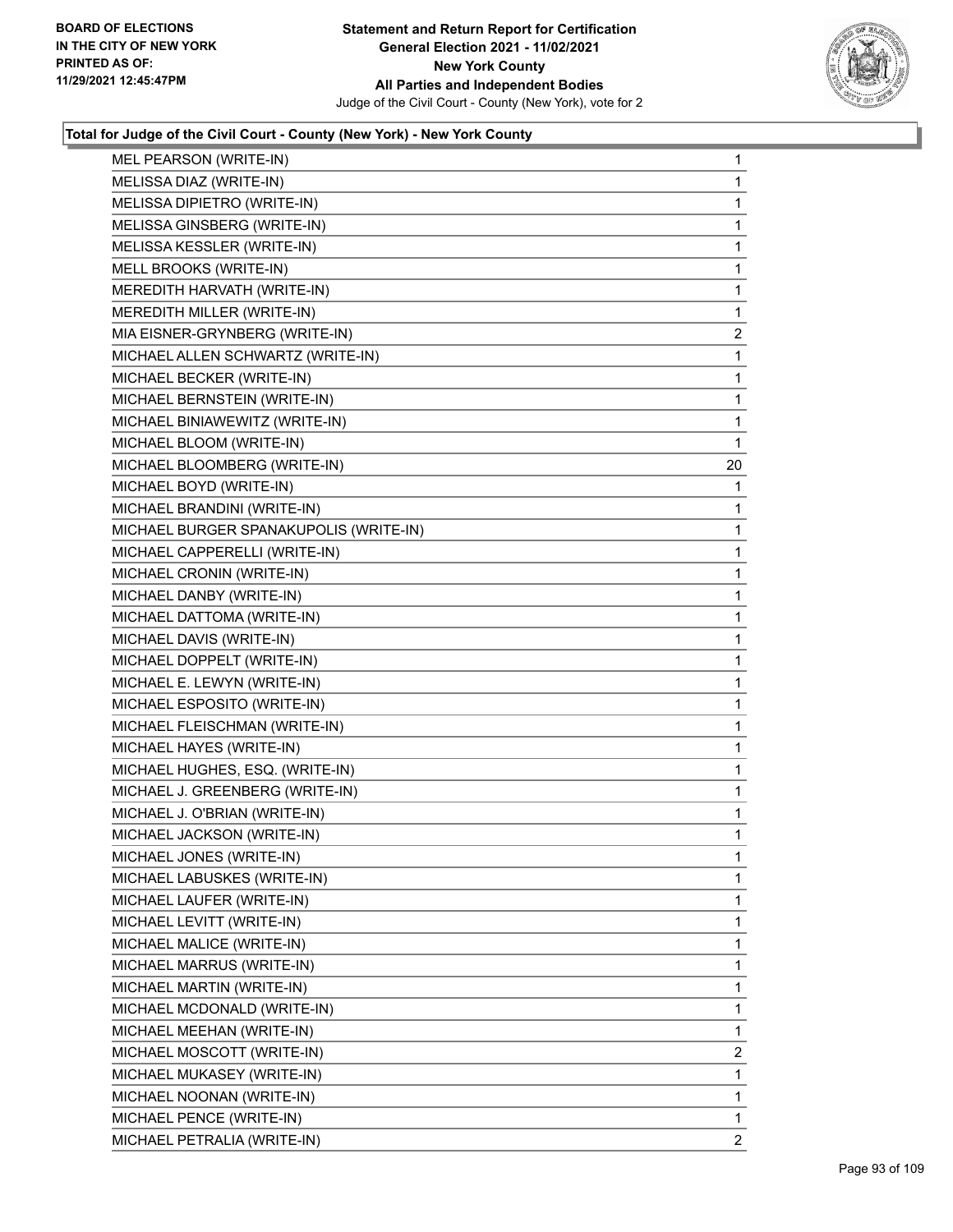**Total for Judge of the Civil Court - County (New York) - New York County**

| | |
|---|---|
| MEL PEARSON (WRITE-IN) | 1 |
| MELISSA DIAZ (WRITE-IN) | 1 |
| MELISSA DIPIETRO (WRITE-IN) | 1 |
| MELISSA GINSBERG (WRITE-IN) | 1 |
| MELISSA KESSLER (WRITE-IN) | 1 |
| MELL BROOKS (WRITE-IN) | 1 |
| MEREDITH HARVATH (WRITE-IN) | 1 |
| MEREDITH MILLER (WRITE-IN) | 1 |
| MIA EISNER-GRYNBERG (WRITE-IN) | 2 |
| MICHAEL ALLEN SCHWARTZ (WRITE-IN) | 1 |
| MICHAEL BECKER (WRITE-IN) | 1 |
| MICHAEL BERNSTEIN (WRITE-IN) | 1 |
| MICHAEL BINIAWEWITZ (WRITE-IN) | 1 |
| MICHAEL BLOOM (WRITE-IN) | 1 |
| MICHAEL BLOOMBERG (WRITE-IN) | 20 |
| MICHAEL BOYD (WRITE-IN) | 1 |
| MICHAEL BRANDINI (WRITE-IN) | 1 |
| MICHAEL BURGER SPANAKUPOLIS (WRITE-IN) | 1 |
| MICHAEL CAPPERELLI (WRITE-IN) | 1 |
| MICHAEL CRONIN (WRITE-IN) | 1 |
| MICHAEL DANBY (WRITE-IN) | 1 |
| MICHAEL DATTOMA (WRITE-IN) | 1 |
| MICHAEL DAVIS (WRITE-IN) | 1 |
| MICHAEL DOPPELT (WRITE-IN) | 1 |
| MICHAEL E. LEWYN (WRITE-IN) | 1 |
| MICHAEL ESPOSITO (WRITE-IN) | 1 |
| MICHAEL FLEISCHMAN (WRITE-IN) | 1 |
| MICHAEL HAYES (WRITE-IN) | 1 |
| MICHAEL HUGHES, ESQ. (WRITE-IN) | 1 |
| MICHAEL J. GREENBERG (WRITE-IN) | 1 |
| MICHAEL J. O'BRIAN (WRITE-IN) | 1 |
| MICHAEL JACKSON (WRITE-IN) | 1 |
| MICHAEL JONES (WRITE-IN) | 1 |
| MICHAEL LABUSKES (WRITE-IN) | 1 |
| MICHAEL LAUFER (WRITE-IN) | 1 |
| MICHAEL LEVITT (WRITE-IN) | 1 |
| MICHAEL MALICE (WRITE-IN) | 1 |
| MICHAEL MARRUS (WRITE-IN) | 1 |
| MICHAEL MARTIN (WRITE-IN) | 1 |
| MICHAEL MCDONALD (WRITE-IN) | 1 |
| MICHAEL MEEHAN (WRITE-IN) | 1 |
| MICHAEL MOSCOTT (WRITE-IN) | 2 |
| MICHAEL MUKASEY (WRITE-IN) | 1 |
| MICHAEL NOONAN (WRITE-IN) | 1 |
| MICHAEL PENCE (WRITE-IN) | 1 |
| MICHAEL PETRALIA (WRITE-IN) | 2 |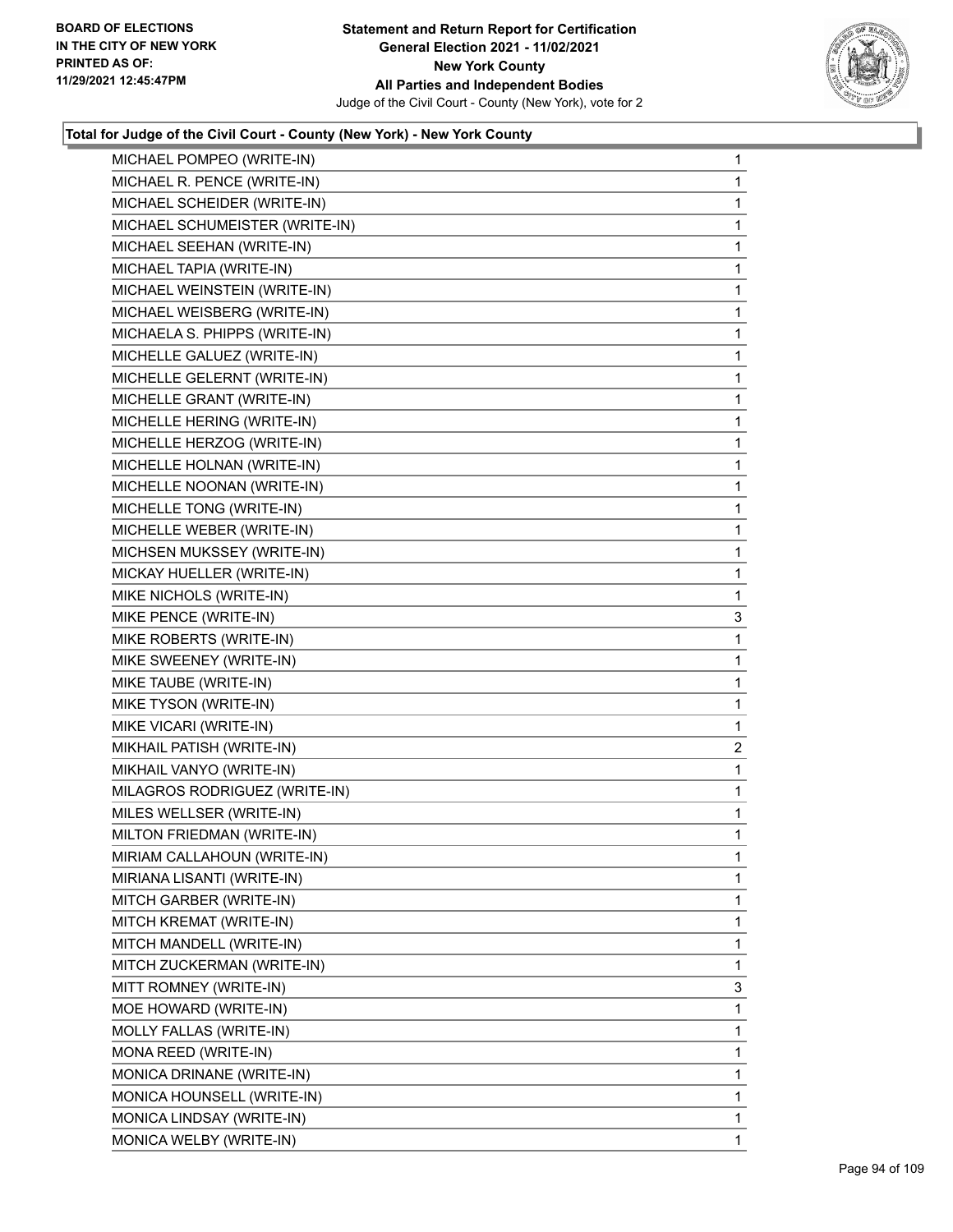**Total for Judge of the Civil Court - County (New York) - New York County**

| | |
|---|---|
| MICHAEL POMPEO (WRITE-IN) | 1 |
| MICHAEL R. PENCE (WRITE-IN) | 1 |
| MICHAEL SCHEIDER (WRITE-IN) | 1 |
| MICHAEL SCHUMEISTER (WRITE-IN) | 1 |
| MICHAEL SEEHAN (WRITE-IN) | 1 |
| MICHAEL TAPIA (WRITE-IN) | 1 |
| MICHAEL WEINSTEIN (WRITE-IN) | 1 |
| MICHAEL WEISBERG (WRITE-IN) | 1 |
| MICHAELA S. PHIPPS (WRITE-IN) | 1 |
| MICHELLE GALUEZ (WRITE-IN) | 1 |
| MICHELLE GELERNT (WRITE-IN) | 1 |
| MICHELLE GRANT (WRITE-IN) | 1 |
| MICHELLE HERING (WRITE-IN) | 1 |
| MICHELLE HERZOG (WRITE-IN) | 1 |
| MICHELLE HOLNAN (WRITE-IN) | 1 |
| MICHELLE NOONAN (WRITE-IN) | 1 |
| MICHELLE TONG (WRITE-IN) | 1 |
| MICHELLE WEBER (WRITE-IN) | 1 |
| MICHSEN MUKSSEY (WRITE-IN) | 1 |
| MICKAY HUELLER (WRITE-IN) | 1 |
| MIKE NICHOLS (WRITE-IN) | 1 |
| MIKE PENCE (WRITE-IN) | 3 |
| MIKE ROBERTS (WRITE-IN) | 1 |
| MIKE SWEENEY (WRITE-IN) | 1 |
| MIKE TAUBE (WRITE-IN) | 1 |
| MIKE TYSON (WRITE-IN) | 1 |
| MIKE VICARI (WRITE-IN) | 1 |
| MIKHAIL PATISH (WRITE-IN) | 2 |
| MIKHAIL VANYO (WRITE-IN) | 1 |
| MILAGROS RODRIGUEZ (WRITE-IN) | 1 |
| MILES WELLSER (WRITE-IN) | 1 |
| MILTON FRIEDMAN (WRITE-IN) | 1 |
| MIRIAM CALLAHOUN (WRITE-IN) | 1 |
| MIRIANA LISANTI (WRITE-IN) | 1 |
| MITCH GARBER (WRITE-IN) | 1 |
| MITCH KREMAT (WRITE-IN) | 1 |
| MITCH MANDELL (WRITE-IN) | 1 |
| MITCH ZUCKERMAN (WRITE-IN) | 1 |
| MITT ROMNEY (WRITE-IN) | 3 |
| MOE HOWARD (WRITE-IN) | 1 |
| MOLLY FALLAS (WRITE-IN) | 1 |
| MONA REED (WRITE-IN) | 1 |
| MONICA DRINANE (WRITE-IN) | 1 |
| MONICA HOUNSELL (WRITE-IN) | 1 |
| MONICA LINDSAY (WRITE-IN) | 1 |
| MONICA WELBY (WRITE-IN) | 1 |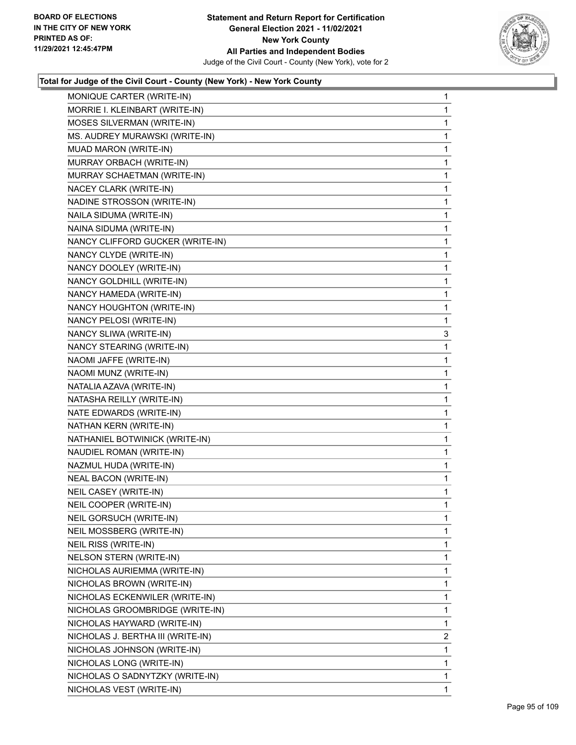## Total for Judge of the Civil Court - County (New York) - New York County

| | |
|---|---|
| MONIQUE CARTER (WRITE-IN) | 1 |
| MORRIE I. KLEINBART (WRITE-IN) | 1 |
| MOSES SILVERMAN (WRITE-IN) | 1 |
| MS. AUDREY MURAWSKI (WRITE-IN) | 1 |
| MUAD MARON (WRITE-IN) | 1 |
| MURRAY ORBACH (WRITE-IN) | 1 |
| MURRAY SCHAETMAN (WRITE-IN) | 1 |
| NACEY CLARK (WRITE-IN) | 1 |
| NADINE STROSSON (WRITE-IN) | 1 |
| NAILA SIDUMA (WRITE-IN) | 1 |
| NAINA SIDUMA (WRITE-IN) | 1 |
| NANCY CLIFFORD GUCKER (WRITE-IN) | 1 |
| NANCY CLYDE (WRITE-IN) | 1 |
| NANCY DOOLEY (WRITE-IN) | 1 |
| NANCY GOLDHILL (WRITE-IN) | 1 |
| NANCY HAMEDA (WRITE-IN) | 1 |
| NANCY HOUGHTON (WRITE-IN) | 1 |
| NANCY PELOSI (WRITE-IN) | 1 |
| NANCY SLIWA (WRITE-IN) | 3 |
| NANCY STEARING (WRITE-IN) | 1 |
| NAOMI JAFFE (WRITE-IN) | 1 |
| NAOMI MUNZ (WRITE-IN) | 1 |
| NATALIA AZAVA (WRITE-IN) | 1 |
| NATASHA REILLY (WRITE-IN) | 1 |
| NATE EDWARDS (WRITE-IN) | 1 |
| NATHAN KERN (WRITE-IN) | 1 |
| NATHANIEL BOTWINICK (WRITE-IN) | 1 |
| NAUDIEL ROMAN (WRITE-IN) | 1 |
| NAZMUL HUDA (WRITE-IN) | 1 |
| NEAL BACON (WRITE-IN) | 1 |
| NEIL CASEY (WRITE-IN) | 1 |
| NEIL COOPER (WRITE-IN) | 1 |
| NEIL GORSUCH (WRITE-IN) | 1 |
| NEIL MOSSBERG (WRITE-IN) | 1 |
| NEIL RISS (WRITE-IN) | 1 |
| NELSON STERN (WRITE-IN) | 1 |
| NICHOLAS AURIEMMA (WRITE-IN) | 1 |
| NICHOLAS BROWN (WRITE-IN) | 1 |
| NICHOLAS ECKENWILER (WRITE-IN) | 1 |
| NICHOLAS GROOMBRIDGE (WRITE-IN) | 1 |
| NICHOLAS HAYWARD (WRITE-IN) | 1 |
| NICHOLAS J. BERTHA III (WRITE-IN) | 2 |
| NICHOLAS JOHNSON (WRITE-IN) | 1 |
| NICHOLAS LONG (WRITE-IN) | 1 |
| NICHOLAS O SADNYTZKY (WRITE-IN) | 1 |
| NICHOLAS VEST (WRITE-IN) | 1 |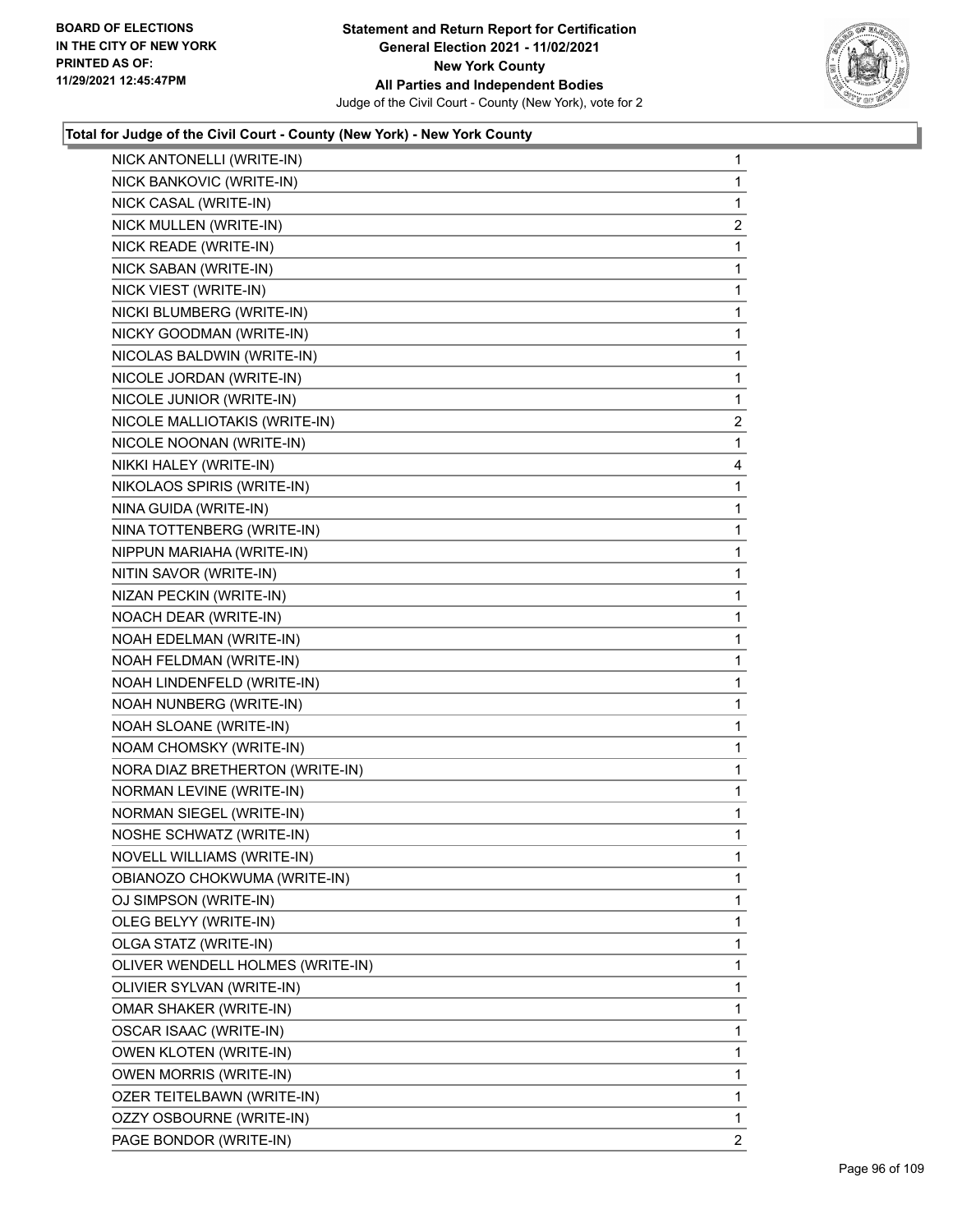**Total for Judge of the Civil Court - County (New York) - New York County**

| Candidate | Votes |
|---|---|
| NICK ANTONELLI (WRITE-IN) | 1 |
| NICK BANKOVIC (WRITE-IN) | 1 |
| NICK CASAL (WRITE-IN) | 1 |
| NICK MULLEN (WRITE-IN) | 2 |
| NICK READE (WRITE-IN) | 1 |
| NICK SABAN (WRITE-IN) | 1 |
| NICK VIEST (WRITE-IN) | 1 |
| NICKI BLUMBERG (WRITE-IN) | 1 |
| NICKY GOODMAN (WRITE-IN) | 1 |
| NICOLAS BALDWIN (WRITE-IN) | 1 |
| NICOLE JORDAN (WRITE-IN) | 1 |
| NICOLE JUNIOR (WRITE-IN) | 1 |
| NICOLE MALLIOTAKIS (WRITE-IN) | 2 |
| NICOLE NOONAN (WRITE-IN) | 1 |
| NIKKI HALEY (WRITE-IN) | 4 |
| NIKOLAOS SPIRIS (WRITE-IN) | 1 |
| NINA GUIDA (WRITE-IN) | 1 |
| NINA TOTTENBERG (WRITE-IN) | 1 |
| NIPPUN MARIAHA (WRITE-IN) | 1 |
| NITIN SAVOR (WRITE-IN) | 1 |
| NIZAN PECKIN (WRITE-IN) | 1 |
| NOACH DEAR (WRITE-IN) | 1 |
| NOAH EDELMAN (WRITE-IN) | 1 |
| NOAH FELDMAN (WRITE-IN) | 1 |
| NOAH LINDENFELD (WRITE-IN) | 1 |
| NOAH NUNBERG (WRITE-IN) | 1 |
| NOAH SLOANE (WRITE-IN) | 1 |
| NOAM CHOMSKY (WRITE-IN) | 1 |
| NORA DIAZ BRETHERTON (WRITE-IN) | 1 |
| NORMAN LEVINE (WRITE-IN) | 1 |
| NORMAN SIEGEL (WRITE-IN) | 1 |
| NOSHE SCHWATZ (WRITE-IN) | 1 |
| NOVELL WILLIAMS (WRITE-IN) | 1 |
| OBIANOZO CHOKWUMA (WRITE-IN) | 1 |
| OJ SIMPSON (WRITE-IN) | 1 |
| OLEG BELYY (WRITE-IN) | 1 |
| OLGA STATZ (WRITE-IN) | 1 |
| OLIVER WENDELL HOLMES (WRITE-IN) | 1 |
| OLIVIER SYLVAN (WRITE-IN) | 1 |
| OMAR SHAKER (WRITE-IN) | 1 |
| OSCAR ISAAC (WRITE-IN) | 1 |
| OWEN KLOTEN (WRITE-IN) | 1 |
| OWEN MORRIS (WRITE-IN) | 1 |
| OZER TEITELBAWN (WRITE-IN) | 1 |
| OZZY OSBOURNE (WRITE-IN) | 1 |
| PAGE BONDOR (WRITE-IN) | 2 |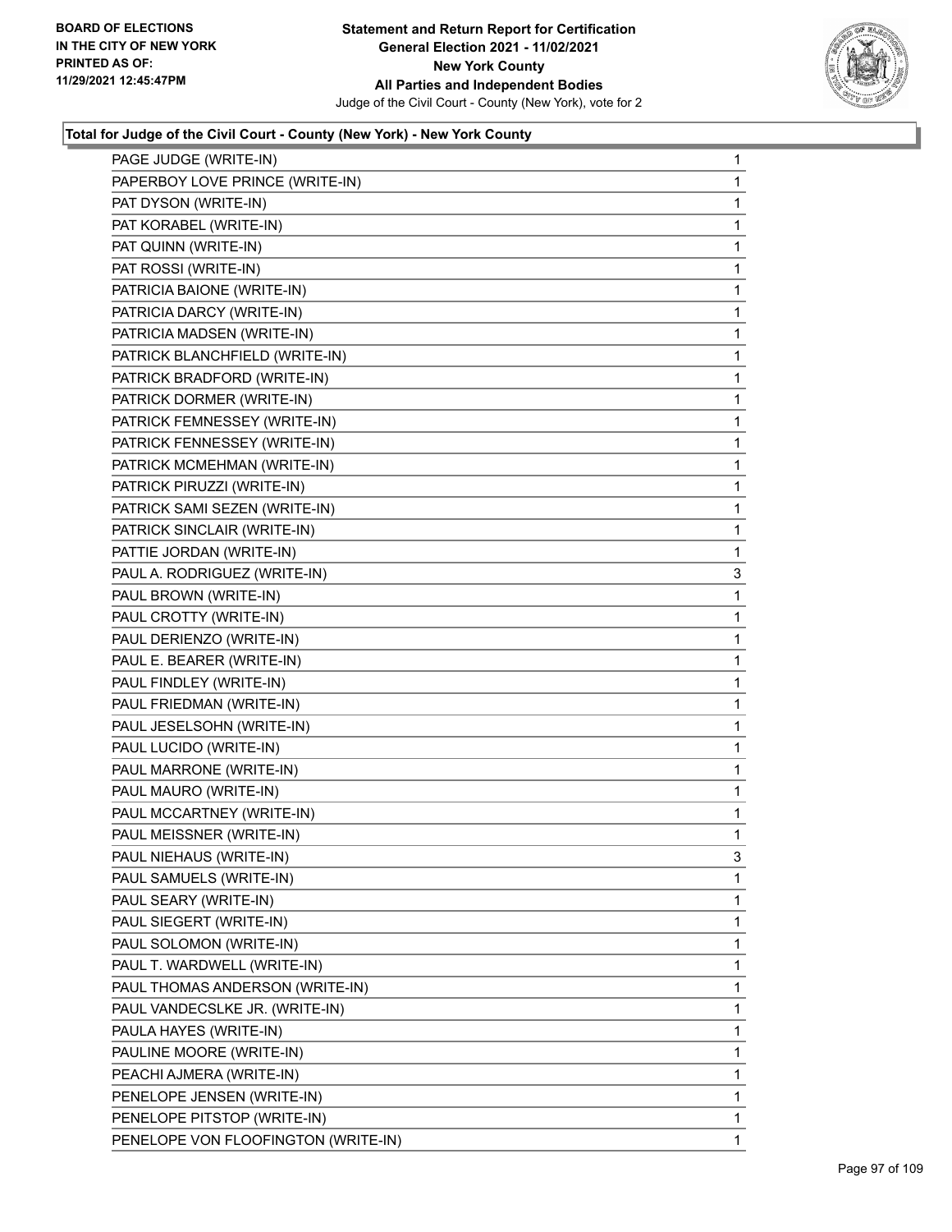BOARD OF ELECTIONS
IN THE CITY OF NEW YORK
PRINTED AS OF:
11/29/2021 12:45:47PM

**Statement and Return Report for Certification**
**General Election 2021 - 11/02/2021**
**New York County**
**All Parties and Independent Bodies**
Judge of the Civil Court - County (New York), vote for 2

### Total for Judge of the Civil Court - County (New York) - New York County

| Candidate | Votes |
|---|---|
| PAGE JUDGE (WRITE-IN) | 1 |
| PAPERBOY LOVE PRINCE (WRITE-IN) | 1 |
| PAT DYSON (WRITE-IN) | 1 |
| PAT KORABEL (WRITE-IN) | 1 |
| PAT QUINN (WRITE-IN) | 1 |
| PAT ROSSI (WRITE-IN) | 1 |
| PATRICIA BAIONE (WRITE-IN) | 1 |
| PATRICIA DARCY (WRITE-IN) | 1 |
| PATRICIA MADSEN (WRITE-IN) | 1 |
| PATRICK BLANCHFIELD (WRITE-IN) | 1 |
| PATRICK BRADFORD (WRITE-IN) | 1 |
| PATRICK DORMER (WRITE-IN) | 1 |
| PATRICK FEMNESSEY (WRITE-IN) | 1 |
| PATRICK FENNESSEY (WRITE-IN) | 1 |
| PATRICK MCMEHMAN (WRITE-IN) | 1 |
| PATRICK PIRUZZI (WRITE-IN) | 1 |
| PATRICK SAMI SEZEN (WRITE-IN) | 1 |
| PATRICK SINCLAIR (WRITE-IN) | 1 |
| PATTIE JORDAN (WRITE-IN) | 1 |
| PAUL A. RODRIGUEZ (WRITE-IN) | 3 |
| PAUL BROWN (WRITE-IN) | 1 |
| PAUL CROTTY (WRITE-IN) | 1 |
| PAUL DERIENZO (WRITE-IN) | 1 |
| PAUL E. BEARER (WRITE-IN) | 1 |
| PAUL FINDLEY (WRITE-IN) | 1 |
| PAUL FRIEDMAN (WRITE-IN) | 1 |
| PAUL JESELSOHN (WRITE-IN) | 1 |
| PAUL LUCIDO (WRITE-IN) | 1 |
| PAUL MARRONE (WRITE-IN) | 1 |
| PAUL MAURO (WRITE-IN) | 1 |
| PAUL MCCARTNEY (WRITE-IN) | 1 |
| PAUL MEISSNER (WRITE-IN) | 1 |
| PAUL NIEHAUS (WRITE-IN) | 3 |
| PAUL SAMUELS (WRITE-IN) | 1 |
| PAUL SEARY (WRITE-IN) | 1 |
| PAUL SIEGERT (WRITE-IN) | 1 |
| PAUL SOLOMON (WRITE-IN) | 1 |
| PAUL T. WARDWELL (WRITE-IN) | 1 |
| PAUL THOMAS ANDERSON (WRITE-IN) | 1 |
| PAUL VANDECSLKE JR. (WRITE-IN) | 1 |
| PAULA HAYES (WRITE-IN) | 1 |
| PAULINE MOORE (WRITE-IN) | 1 |
| PEACHI AJMERA (WRITE-IN) | 1 |
| PENELOPE JENSEN (WRITE-IN) | 1 |
| PENELOPE PITSTOP (WRITE-IN) | 1 |
| PENELOPE VON FLOOFINGTON (WRITE-IN) | 1 |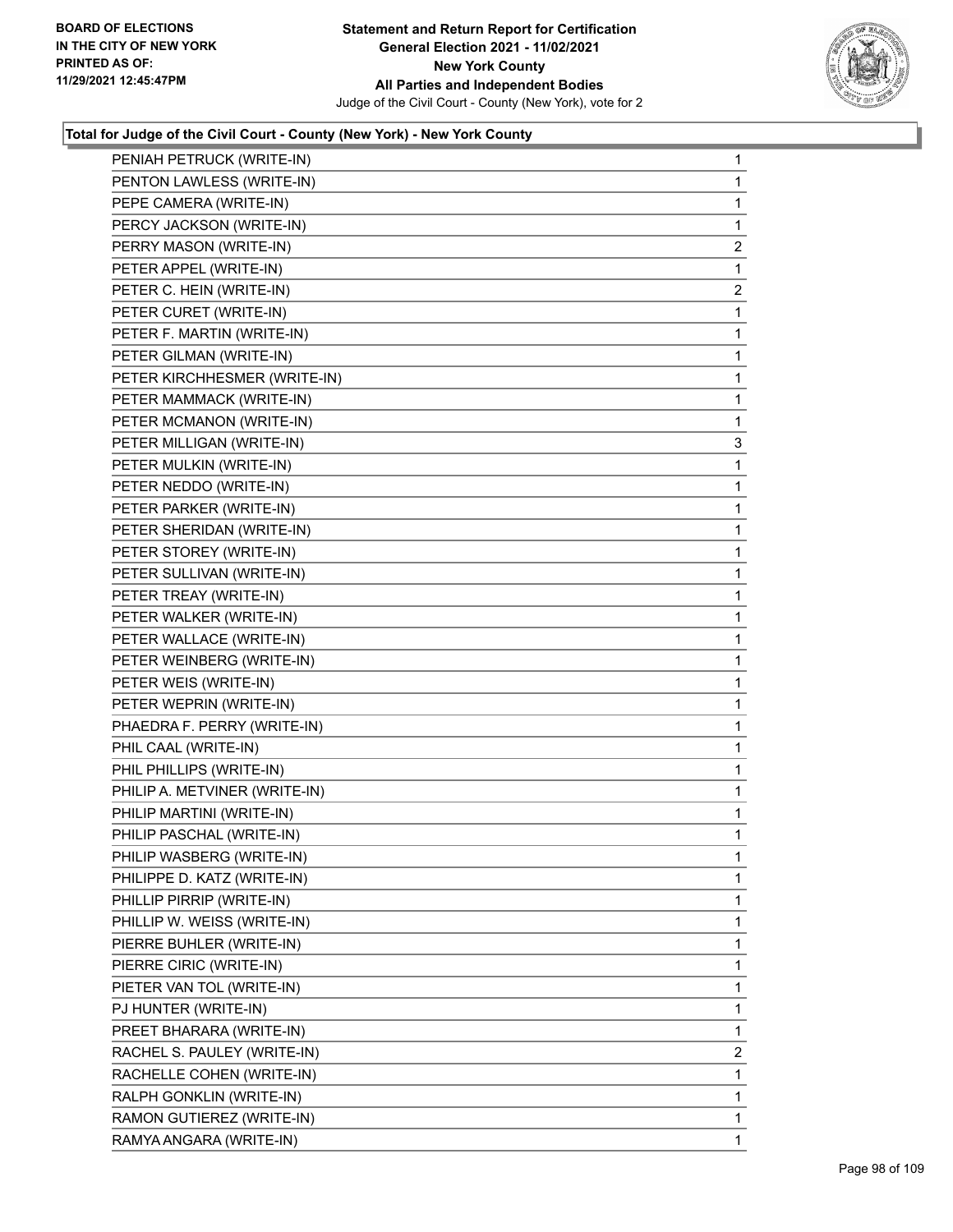**Total for Judge of the Civil Court - County (New York) - New York County**

| | |
|---|---|
| PENIAH PETRUCK (WRITE-IN) | 1 |
| PENTON LAWLESS (WRITE-IN) | 1 |
| PEPE CAMERA (WRITE-IN) | 1 |
| PERCY JACKSON (WRITE-IN) | 1 |
| PERRY MASON (WRITE-IN) | 2 |
| PETER APPEL (WRITE-IN) | 1 |
| PETER C. HEIN (WRITE-IN) | 2 |
| PETER CURET (WRITE-IN) | 1 |
| PETER F. MARTIN (WRITE-IN) | 1 |
| PETER GILMAN (WRITE-IN) | 1 |
| PETER KIRCHHESMER (WRITE-IN) | 1 |
| PETER MAMMACK (WRITE-IN) | 1 |
| PETER MCMANON (WRITE-IN) | 1 |
| PETER MILLIGAN (WRITE-IN) | 3 |
| PETER MULKIN (WRITE-IN) | 1 |
| PETER NEDDO (WRITE-IN) | 1 |
| PETER PARKER (WRITE-IN) | 1 |
| PETER SHERIDAN (WRITE-IN) | 1 |
| PETER STOREY (WRITE-IN) | 1 |
| PETER SULLIVAN (WRITE-IN) | 1 |
| PETER TREAY (WRITE-IN) | 1 |
| PETER WALKER (WRITE-IN) | 1 |
| PETER WALLACE (WRITE-IN) | 1 |
| PETER WEINBERG (WRITE-IN) | 1 |
| PETER WEIS (WRITE-IN) | 1 |
| PETER WEPRIN (WRITE-IN) | 1 |
| PHAEDRA F. PERRY (WRITE-IN) | 1 |
| PHIL CAAL (WRITE-IN) | 1 |
| PHIL PHILLIPS (WRITE-IN) | 1 |
| PHILIP A. METVINER (WRITE-IN) | 1 |
| PHILIP MARTINI (WRITE-IN) | 1 |
| PHILIP PASCHAL (WRITE-IN) | 1 |
| PHILIP WASBERG (WRITE-IN) | 1 |
| PHILIPPE D. KATZ (WRITE-IN) | 1 |
| PHILLIP PIRRIP (WRITE-IN) | 1 |
| PHILLIP W. WEISS (WRITE-IN) | 1 |
| PIERRE BUHLER (WRITE-IN) | 1 |
| PIERRE CIRIC (WRITE-IN) | 1 |
| PIETER VAN TOL (WRITE-IN) | 1 |
| PJ HUNTER (WRITE-IN) | 1 |
| PREET BHARARA (WRITE-IN) | 1 |
| RACHEL S. PAULEY (WRITE-IN) | 2 |
| RACHELLE COHEN (WRITE-IN) | 1 |
| RALPH GONKLIN (WRITE-IN) | 1 |
| RAMON GUTIEREZ (WRITE-IN) | 1 |
| RAMYA ANGARA (WRITE-IN) | 1 |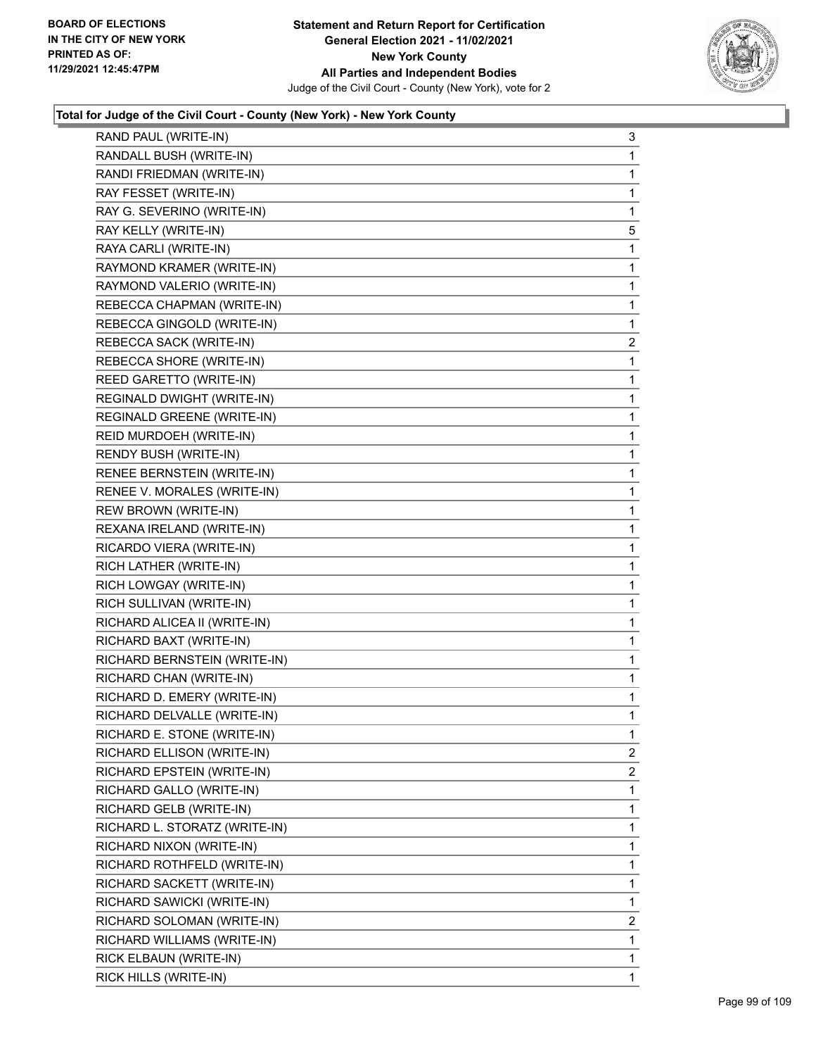**Total for Judge of the Civil Court - County (New York) - New York County**

| | |
|---|---|
| RAND PAUL (WRITE-IN) | 3 |
| RANDALL BUSH (WRITE-IN) | 1 |
| RANDI FRIEDMAN (WRITE-IN) | 1 |
| RAY FESSET (WRITE-IN) | 1 |
| RAY G. SEVERINO (WRITE-IN) | 1 |
| RAY KELLY (WRITE-IN) | 5 |
| RAYA CARLI (WRITE-IN) | 1 |
| RAYMOND KRAMER (WRITE-IN) | 1 |
| RAYMOND VALERIO (WRITE-IN) | 1 |
| REBECCA CHAPMAN (WRITE-IN) | 1 |
| REBECCA GINGOLD (WRITE-IN) | 1 |
| REBECCA SACK (WRITE-IN) | 2 |
| REBECCA SHORE (WRITE-IN) | 1 |
| REED GARETTO (WRITE-IN) | 1 |
| REGINALD DWIGHT (WRITE-IN) | 1 |
| REGINALD GREENE (WRITE-IN) | 1 |
| REID MURDOEH (WRITE-IN) | 1 |
| RENDY BUSH (WRITE-IN) | 1 |
| RENEE BERNSTEIN (WRITE-IN) | 1 |
| RENEE V. MORALES (WRITE-IN) | 1 |
| REW BROWN (WRITE-IN) | 1 |
| REXANA IRELAND (WRITE-IN) | 1 |
| RICARDO VIERA (WRITE-IN) | 1 |
| RICH LATHER (WRITE-IN) | 1 |
| RICH LOWGAY (WRITE-IN) | 1 |
| RICH SULLIVAN (WRITE-IN) | 1 |
| RICHARD ALICEA II (WRITE-IN) | 1 |
| RICHARD BAXT (WRITE-IN) | 1 |
| RICHARD BERNSTEIN (WRITE-IN) | 1 |
| RICHARD CHAN (WRITE-IN) | 1 |
| RICHARD D. EMERY (WRITE-IN) | 1 |
| RICHARD DELVALLE (WRITE-IN) | 1 |
| RICHARD E. STONE (WRITE-IN) | 1 |
| RICHARD ELLISON (WRITE-IN) | 2 |
| RICHARD EPSTEIN (WRITE-IN) | 2 |
| RICHARD GALLO (WRITE-IN) | 1 |
| RICHARD GELB (WRITE-IN) | 1 |
| RICHARD L. STORATZ (WRITE-IN) | 1 |
| RICHARD NIXON (WRITE-IN) | 1 |
| RICHARD ROTHFELD (WRITE-IN) | 1 |
| RICHARD SACKETT (WRITE-IN) | 1 |
| RICHARD SAWICKI (WRITE-IN) | 1 |
| RICHARD SOLOMAN (WRITE-IN) | 2 |
| RICHARD WILLIAMS (WRITE-IN) | 1 |
| RICK ELBAUN (WRITE-IN) | 1 |
| RICK HILLS (WRITE-IN) | 1 |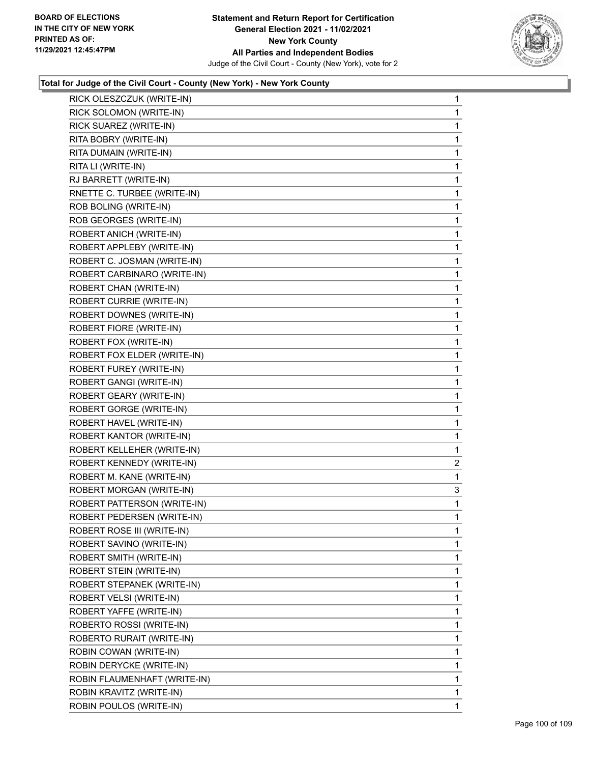### Total for Judge of the Civil Court - County (New York) - New York County

| Candidate | Votes |
|---|---|
| RICK OLESZCZUK (WRITE-IN) | 1 |
| RICK SOLOMON (WRITE-IN) | 1 |
| RICK SUAREZ (WRITE-IN) | 1 |
| RITA BOBRY (WRITE-IN) | 1 |
| RITA DUMAIN (WRITE-IN) | 1 |
| RITA LI (WRITE-IN) | 1 |
| RJ BARRETT (WRITE-IN) | 1 |
| RNETTE C. TURBEE (WRITE-IN) | 1 |
| ROB BOLING (WRITE-IN) | 1 |
| ROB GEORGES (WRITE-IN) | 1 |
| ROBERT ANICH (WRITE-IN) | 1 |
| ROBERT APPLEBY (WRITE-IN) | 1 |
| ROBERT C. JOSMAN (WRITE-IN) | 1 |
| ROBERT CARBINARO (WRITE-IN) | 1 |
| ROBERT CHAN (WRITE-IN) | 1 |
| ROBERT CURRIE (WRITE-IN) | 1 |
| ROBERT DOWNES (WRITE-IN) | 1 |
| ROBERT FIORE (WRITE-IN) | 1 |
| ROBERT FOX (WRITE-IN) | 1 |
| ROBERT FOX ELDER (WRITE-IN) | 1 |
| ROBERT FUREY (WRITE-IN) | 1 |
| ROBERT GANGI (WRITE-IN) | 1 |
| ROBERT GEARY (WRITE-IN) | 1 |
| ROBERT GORGE (WRITE-IN) | 1 |
| ROBERT HAVEL (WRITE-IN) | 1 |
| ROBERT KANTOR (WRITE-IN) | 1 |
| ROBERT KELLEHER (WRITE-IN) | 1 |
| ROBERT KENNEDY (WRITE-IN) | 2 |
| ROBERT M. KANE (WRITE-IN) | 1 |
| ROBERT MORGAN (WRITE-IN) | 3 |
| ROBERT PATTERSON (WRITE-IN) | 1 |
| ROBERT PEDERSEN (WRITE-IN) | 1 |
| ROBERT ROSE III (WRITE-IN) | 1 |
| ROBERT SAVINO (WRITE-IN) | 1 |
| ROBERT SMITH (WRITE-IN) | 1 |
| ROBERT STEIN (WRITE-IN) | 1 |
| ROBERT STEPANEK (WRITE-IN) | 1 |
| ROBERT VELSI (WRITE-IN) | 1 |
| ROBERT YAFFE (WRITE-IN) | 1 |
| ROBERTO ROSSI (WRITE-IN) | 1 |
| ROBERTO RURAIT (WRITE-IN) | 1 |
| ROBIN COWAN (WRITE-IN) | 1 |
| ROBIN DERYCKE (WRITE-IN) | 1 |
| ROBIN FLAUMENHAFT (WRITE-IN) | 1 |
| ROBIN KRAVITZ (WRITE-IN) | 1 |
| ROBIN POULOS (WRITE-IN) | 1 |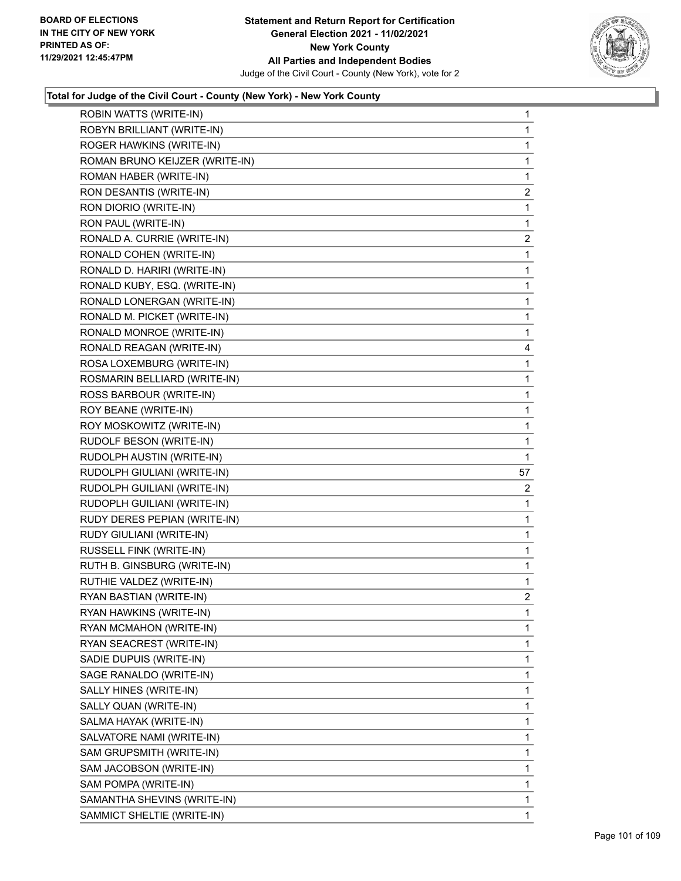BOARD OF ELECTIONS
IN THE CITY OF NEW YORK
PRINTED AS OF:
11/29/2021 12:45:47PM

**Statement and Return Report for Certification**
**General Election 2021 - 11/02/2021**
**New York County**
**All Parties and Independent Bodies**
Judge of the Civil Court - County (New York), vote for 2

### Total for Judge of the Civil Court - County (New York) - New York County

| | |
|---|---|
| ROBIN WATTS (WRITE-IN) | 1 |
| ROBYN BRILLIANT (WRITE-IN) | 1 |
| ROGER HAWKINS (WRITE-IN) | 1 |
| ROMAN BRUNO KEIJZER (WRITE-IN) | 1 |
| ROMAN HABER (WRITE-IN) | 1 |
| RON DESANTIS (WRITE-IN) | 2 |
| RON DIORIO (WRITE-IN) | 1 |
| RON PAUL (WRITE-IN) | 1 |
| RONALD A. CURRIE (WRITE-IN) | 2 |
| RONALD COHEN (WRITE-IN) | 1 |
| RONALD D. HARIRI (WRITE-IN) | 1 |
| RONALD KUBY, ESQ. (WRITE-IN) | 1 |
| RONALD LONERGAN (WRITE-IN) | 1 |
| RONALD M. PICKET (WRITE-IN) | 1 |
| RONALD MONROE (WRITE-IN) | 1 |
| RONALD REAGAN (WRITE-IN) | 4 |
| ROSA LOXEMBURG (WRITE-IN) | 1 |
| ROSMARIN BELLIARD (WRITE-IN) | 1 |
| ROSS BARBOUR (WRITE-IN) | 1 |
| ROY BEANE (WRITE-IN) | 1 |
| ROY MOSKOWITZ (WRITE-IN) | 1 |
| RUDOLF BESON (WRITE-IN) | 1 |
| RUDOLPH AUSTIN (WRITE-IN) | 1 |
| RUDOLPH GIULIANI (WRITE-IN) | 57 |
| RUDOLPH GUILIANI (WRITE-IN) | 2 |
| RUDOPLH GUILIANI (WRITE-IN) | 1 |
| RUDY DERES PEPIAN (WRITE-IN) | 1 |
| RUDY GIULIANI (WRITE-IN) | 1 |
| RUSSELL FINK (WRITE-IN) | 1 |
| RUTH B. GINSBURG (WRITE-IN) | 1 |
| RUTHIE VALDEZ (WRITE-IN) | 1 |
| RYAN BASTIAN (WRITE-IN) | 2 |
| RYAN HAWKINS (WRITE-IN) | 1 |
| RYAN MCMAHON (WRITE-IN) | 1 |
| RYAN SEACREST (WRITE-IN) | 1 |
| SADIE DUPUIS (WRITE-IN) | 1 |
| SAGE RANALDO (WRITE-IN) | 1 |
| SALLY HINES (WRITE-IN) | 1 |
| SALLY QUAN (WRITE-IN) | 1 |
| SALMA HAYAK (WRITE-IN) | 1 |
| SALVATORE NAMI (WRITE-IN) | 1 |
| SAM GRUPSMITH (WRITE-IN) | 1 |
| SAM JACOBSON (WRITE-IN) | 1 |
| SAM POMPA (WRITE-IN) | 1 |
| SAMANTHA SHEVINS (WRITE-IN) | 1 |
| SAMMICT SHELTIE (WRITE-IN) | 1 |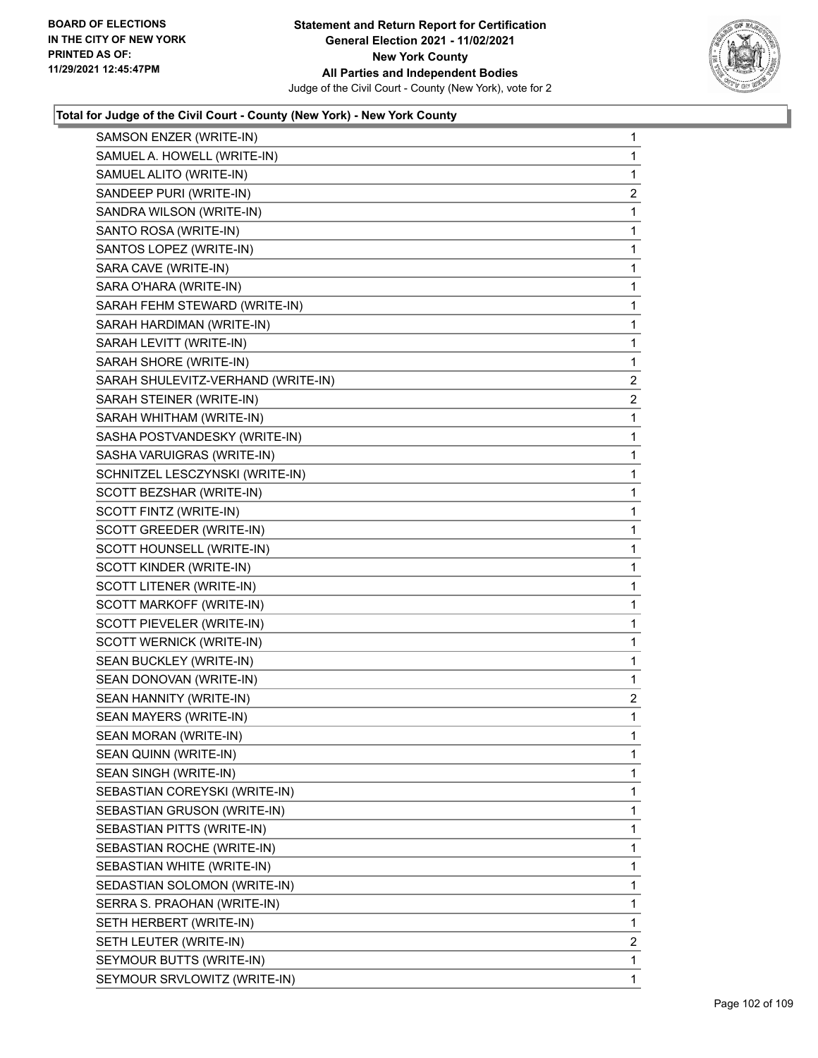**Statement and Return Report for Certification**
**General Election 2021 - 11/02/2021**
**New York County**
**All Parties and Independent Bodies**
Judge of the Civil Court - County (New York), vote for 2

BOARD OF ELECTIONS
IN THE CITY OF NEW YORK
PRINTED AS OF:
11/29/2021 12:45:47PM

### Total for Judge of the Civil Court - County (New York) - New York County

| Candidate | Votes |
|---|---|
| SAMSON ENZER (WRITE-IN) | 1 |
| SAMUEL A. HOWELL (WRITE-IN) | 1 |
| SAMUEL ALITO (WRITE-IN) | 1 |
| SANDEEP PURI (WRITE-IN) | 2 |
| SANDRA WILSON (WRITE-IN) | 1 |
| SANTO ROSA (WRITE-IN) | 1 |
| SANTOS LOPEZ (WRITE-IN) | 1 |
| SARA CAVE (WRITE-IN) | 1 |
| SARA O'HARA (WRITE-IN) | 1 |
| SARAH FEHM STEWARD (WRITE-IN) | 1 |
| SARAH HARDIMAN (WRITE-IN) | 1 |
| SARAH LEVITT (WRITE-IN) | 1 |
| SARAH SHORE (WRITE-IN) | 1 |
| SARAH SHULEVITZ-VERHAND (WRITE-IN) | 2 |
| SARAH STEINER (WRITE-IN) | 2 |
| SARAH WHITHAM (WRITE-IN) | 1 |
| SASHA POSTVANDESKY (WRITE-IN) | 1 |
| SASHA VARUIGRAS (WRITE-IN) | 1 |
| SCHNITZEL LESCZYNSKI (WRITE-IN) | 1 |
| SCOTT BEZSHAR (WRITE-IN) | 1 |
| SCOTT FINTZ (WRITE-IN) | 1 |
| SCOTT GREEDER (WRITE-IN) | 1 |
| SCOTT HOUNSELL (WRITE-IN) | 1 |
| SCOTT KINDER (WRITE-IN) | 1 |
| SCOTT LITENER (WRITE-IN) | 1 |
| SCOTT MARKOFF (WRITE-IN) | 1 |
| SCOTT PIEVELER (WRITE-IN) | 1 |
| SCOTT WERNICK (WRITE-IN) | 1 |
| SEAN BUCKLEY (WRITE-IN) | 1 |
| SEAN DONOVAN (WRITE-IN) | 1 |
| SEAN HANNITY (WRITE-IN) | 2 |
| SEAN MAYERS (WRITE-IN) | 1 |
| SEAN MORAN (WRITE-IN) | 1 |
| SEAN QUINN (WRITE-IN) | 1 |
| SEAN SINGH (WRITE-IN) | 1 |
| SEBASTIAN COREYSKI (WRITE-IN) | 1 |
| SEBASTIAN GRUSON (WRITE-IN) | 1 |
| SEBASTIAN PITTS (WRITE-IN) | 1 |
| SEBASTIAN ROCHE (WRITE-IN) | 1 |
| SEBASTIAN WHITE (WRITE-IN) | 1 |
| SEDASTIAN SOLOMON (WRITE-IN) | 1 |
| SERRA S. PRAOHAN (WRITE-IN) | 1 |
| SETH HERBERT (WRITE-IN) | 1 |
| SETH LEUTER (WRITE-IN) | 2 |
| SEYMOUR BUTTS (WRITE-IN) | 1 |
| SEYMOUR SRVLOWITZ (WRITE-IN) | 1 |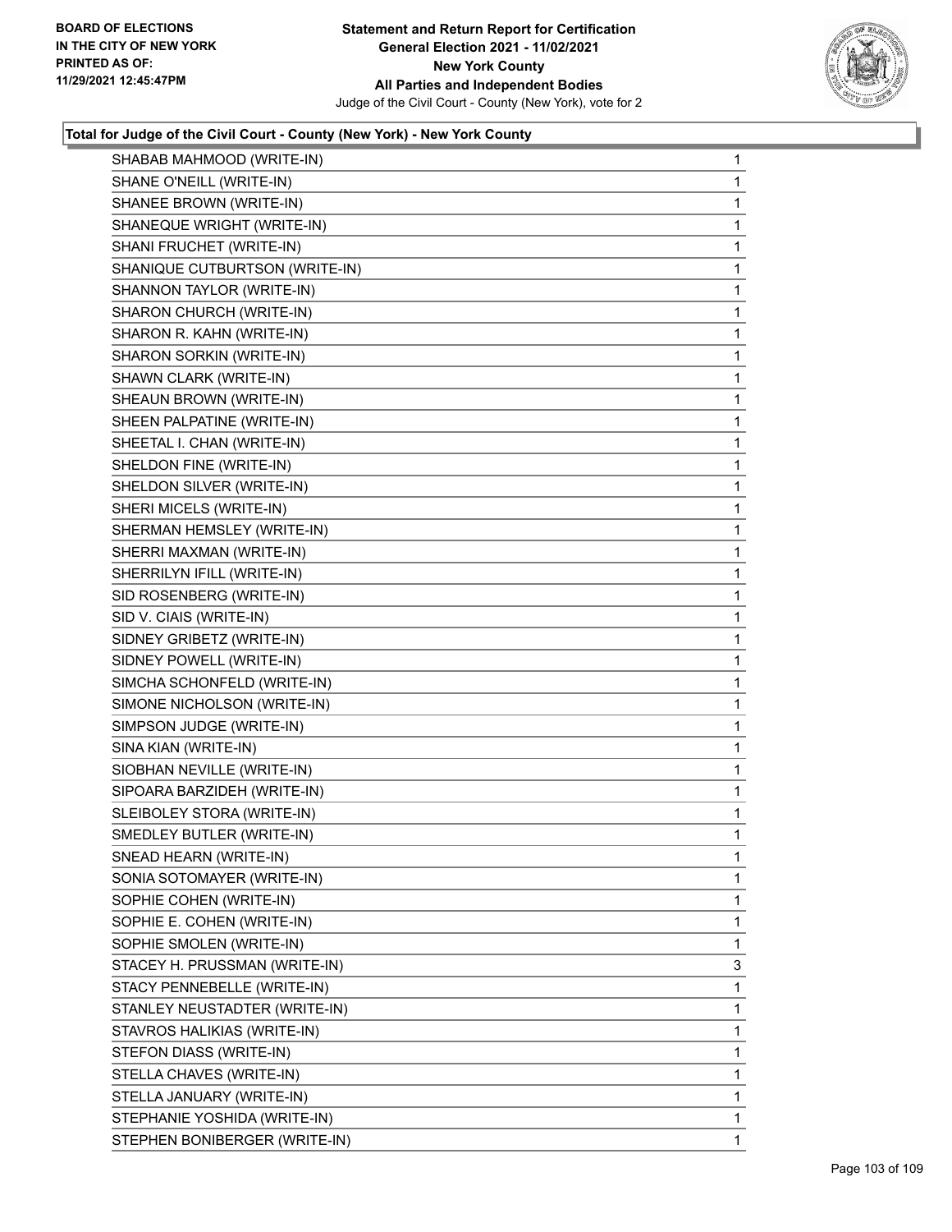**BOARD OF ELECTIONS IN THE CITY OF NEW YORK PRINTED AS OF: 11/29/2021 12:45:47PM**

**Statement and Return Report for Certification General Election 2021 - 11/02/2021 New York County All Parties and Independent Bodies**

Judge of the Civil Court - County (New York), vote for 2

### Total for Judge of the Civil Court - County (New York) - New York County

| Candidate | Votes |
|---|---|
| SHABAB MAHMOOD (WRITE-IN) | 1 |
| SHANE O'NEILL (WRITE-IN) | 1 |
| SHANEE BROWN (WRITE-IN) | 1 |
| SHANEQUE WRIGHT (WRITE-IN) | 1 |
| SHANI FRUCHET (WRITE-IN) | 1 |
| SHANIQUE CUTBURTSON (WRITE-IN) | 1 |
| SHANNON TAYLOR (WRITE-IN) | 1 |
| SHARON CHURCH (WRITE-IN) | 1 |
| SHARON R. KAHN (WRITE-IN) | 1 |
| SHARON SORKIN (WRITE-IN) | 1 |
| SHAWN CLARK (WRITE-IN) | 1 |
| SHEAUN BROWN (WRITE-IN) | 1 |
| SHEEN PALPATINE (WRITE-IN) | 1 |
| SHEETAL I. CHAN (WRITE-IN) | 1 |
| SHELDON FINE (WRITE-IN) | 1 |
| SHELDON SILVER (WRITE-IN) | 1 |
| SHERI MICELS (WRITE-IN) | 1 |
| SHERMAN HEMSLEY (WRITE-IN) | 1 |
| SHERRI MAXMAN (WRITE-IN) | 1 |
| SHERRILYN IFILL (WRITE-IN) | 1 |
| SID ROSENBERG (WRITE-IN) | 1 |
| SID V. CIAIS (WRITE-IN) | 1 |
| SIDNEY GRIBETZ (WRITE-IN) | 1 |
| SIDNEY POWELL (WRITE-IN) | 1 |
| SIMCHA SCHONFELD (WRITE-IN) | 1 |
| SIMONE NICHOLSON (WRITE-IN) | 1 |
| SIMPSON JUDGE (WRITE-IN) | 1 |
| SINA KIAN (WRITE-IN) | 1 |
| SIOBHAN NEVILLE (WRITE-IN) | 1 |
| SIPOARA BARZIDEH (WRITE-IN) | 1 |
| SLEIBOLEY STORA (WRITE-IN) | 1 |
| SMEDLEY BUTLER (WRITE-IN) | 1 |
| SNEAD HEARN (WRITE-IN) | 1 |
| SONIA SOTOMAYER (WRITE-IN) | 1 |
| SOPHIE COHEN (WRITE-IN) | 1 |
| SOPHIE E. COHEN (WRITE-IN) | 1 |
| SOPHIE SMOLEN (WRITE-IN) | 1 |
| STACEY H. PRUSSMAN (WRITE-IN) | 3 |
| STACY PENNEBELLE (WRITE-IN) | 1 |
| STANLEY NEUSTADTER (WRITE-IN) | 1 |
| STAVROS HALIKIAS (WRITE-IN) | 1 |
| STEFON DIASS (WRITE-IN) | 1 |
| STELLA CHAVES (WRITE-IN) | 1 |
| STELLA JANUARY (WRITE-IN) | 1 |
| STEPHANIE YOSHIDA (WRITE-IN) | 1 |
| STEPHEN BONIBERGER (WRITE-IN) | 1 |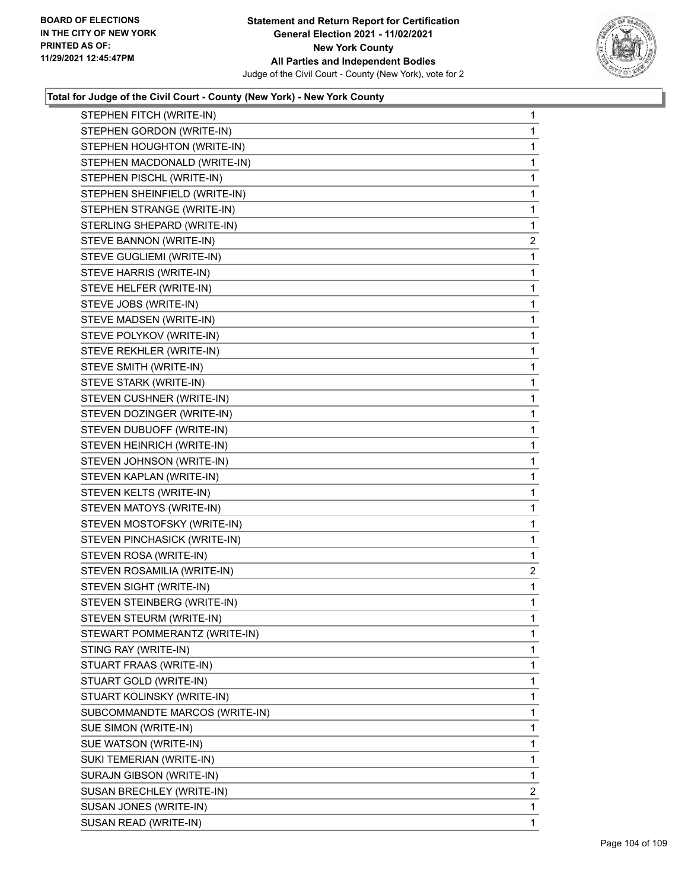**BOARD OF ELECTIONS IN THE CITY OF NEW YORK PRINTED AS OF: 11/29/2021 12:45:47PM**

**Statement and Return Report for Certification General Election 2021 - 11/02/2021 New York County All Parties and Independent Bodies**
Judge of the Civil Court - County (New York), vote for 2

### Total for Judge of the Civil Court - County (New York) - New York County

| | |
|---|---|
| STEPHEN FITCH (WRITE-IN) | 1 |
| STEPHEN GORDON (WRITE-IN) | 1 |
| STEPHEN HOUGHTON (WRITE-IN) | 1 |
| STEPHEN MACDONALD (WRITE-IN) | 1 |
| STEPHEN PISCHL (WRITE-IN) | 1 |
| STEPHEN SHEINFIELD (WRITE-IN) | 1 |
| STEPHEN STRANGE (WRITE-IN) | 1 |
| STERLING SHEPARD (WRITE-IN) | 1 |
| STEVE BANNON (WRITE-IN) | 2 |
| STEVE GUGLIEMI (WRITE-IN) | 1 |
| STEVE HARRIS (WRITE-IN) | 1 |
| STEVE HELFER (WRITE-IN) | 1 |
| STEVE JOBS (WRITE-IN) | 1 |
| STEVE MADSEN (WRITE-IN) | 1 |
| STEVE POLYKOV (WRITE-IN) | 1 |
| STEVE REKHLER (WRITE-IN) | 1 |
| STEVE SMITH (WRITE-IN) | 1 |
| STEVE STARK (WRITE-IN) | 1 |
| STEVEN CUSHNER (WRITE-IN) | 1 |
| STEVEN DOZINGER (WRITE-IN) | 1 |
| STEVEN DUBUOFF (WRITE-IN) | 1 |
| STEVEN HEINRICH (WRITE-IN) | 1 |
| STEVEN JOHNSON (WRITE-IN) | 1 |
| STEVEN KAPLAN (WRITE-IN) | 1 |
| STEVEN KELTS (WRITE-IN) | 1 |
| STEVEN MATOYS (WRITE-IN) | 1 |
| STEVEN MOSTOFSKY (WRITE-IN) | 1 |
| STEVEN PINCHASICK (WRITE-IN) | 1 |
| STEVEN ROSA (WRITE-IN) | 1 |
| STEVEN ROSAMILIA (WRITE-IN) | 2 |
| STEVEN SIGHT (WRITE-IN) | 1 |
| STEVEN STEINBERG (WRITE-IN) | 1 |
| STEVEN STEURM (WRITE-IN) | 1 |
| STEWART POMMERANTZ (WRITE-IN) | 1 |
| STING RAY (WRITE-IN) | 1 |
| STUART FRAAS (WRITE-IN) | 1 |
| STUART GOLD (WRITE-IN) | 1 |
| STUART KOLINSKY (WRITE-IN) | 1 |
| SUBCOMMANDTE MARCOS (WRITE-IN) | 1 |
| SUE SIMON (WRITE-IN) | 1 |
| SUE WATSON (WRITE-IN) | 1 |
| SUKI TEMERIAN (WRITE-IN) | 1 |
| SURAJN GIBSON (WRITE-IN) | 1 |
| SUSAN BRECHLEY (WRITE-IN) | 2 |
| SUSAN JONES (WRITE-IN) | 1 |
| SUSAN READ (WRITE-IN) | 1 |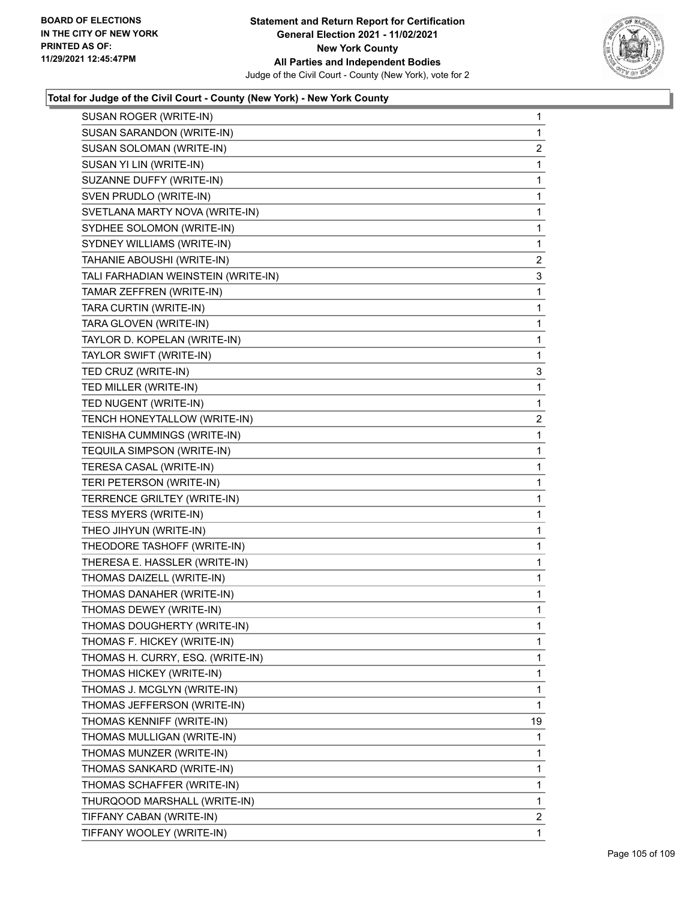**Total for Judge of the Civil Court - County (New York) - New York County**

| Candidate | Votes |
|---|---|
| SUSAN ROGER (WRITE-IN) | 1 |
| SUSAN SARANDON (WRITE-IN) | 1 |
| SUSAN SOLOMAN (WRITE-IN) | 2 |
| SUSAN YI LIN (WRITE-IN) | 1 |
| SUZANNE DUFFY (WRITE-IN) | 1 |
| SVEN PRUDLO (WRITE-IN) | 1 |
| SVETLANA MARTY NOVA (WRITE-IN) | 1 |
| SYDHEE SOLOMON (WRITE-IN) | 1 |
| SYDNEY WILLIAMS (WRITE-IN) | 1 |
| TAHANIE ABOUSHI (WRITE-IN) | 2 |
| TALI FARHADIAN WEINSTEIN (WRITE-IN) | 3 |
| TAMAR ZEFFREN (WRITE-IN) | 1 |
| TARA CURTIN (WRITE-IN) | 1 |
| TARA GLOVEN (WRITE-IN) | 1 |
| TAYLOR D. KOPELAN (WRITE-IN) | 1 |
| TAYLOR SWIFT (WRITE-IN) | 1 |
| TED CRUZ (WRITE-IN) | 3 |
| TED MILLER (WRITE-IN) | 1 |
| TED NUGENT (WRITE-IN) | 1 |
| TENCH HONEYTALLOW (WRITE-IN) | 2 |
| TENISHA CUMMINGS (WRITE-IN) | 1 |
| TEQUILA SIMPSON (WRITE-IN) | 1 |
| TERESA CASAL (WRITE-IN) | 1 |
| TERI PETERSON (WRITE-IN) | 1 |
| TERRENCE GRILTEY (WRITE-IN) | 1 |
| TESS MYERS (WRITE-IN) | 1 |
| THEO JIHYUN (WRITE-IN) | 1 |
| THEODORE TASHOFF (WRITE-IN) | 1 |
| THERESA E. HASSLER (WRITE-IN) | 1 |
| THOMAS DAIZELL (WRITE-IN) | 1 |
| THOMAS DANAHER (WRITE-IN) | 1 |
| THOMAS DEWEY (WRITE-IN) | 1 |
| THOMAS DOUGHERTY (WRITE-IN) | 1 |
| THOMAS F. HICKEY (WRITE-IN) | 1 |
| THOMAS H. CURRY, ESQ. (WRITE-IN) | 1 |
| THOMAS HICKEY (WRITE-IN) | 1 |
| THOMAS J. MCGLYN (WRITE-IN) | 1 |
| THOMAS JEFFERSON (WRITE-IN) | 1 |
| THOMAS KENNIFF (WRITE-IN) | 19 |
| THOMAS MULLIGAN (WRITE-IN) | 1 |
| THOMAS MUNZER (WRITE-IN) | 1 |
| THOMAS SANKARD (WRITE-IN) | 1 |
| THOMAS SCHAFFER (WRITE-IN) | 1 |
| THURQOOD MARSHALL (WRITE-IN) | 1 |
| TIFFANY CABAN (WRITE-IN) | 2 |
| TIFFANY WOOLEY (WRITE-IN) | 1 |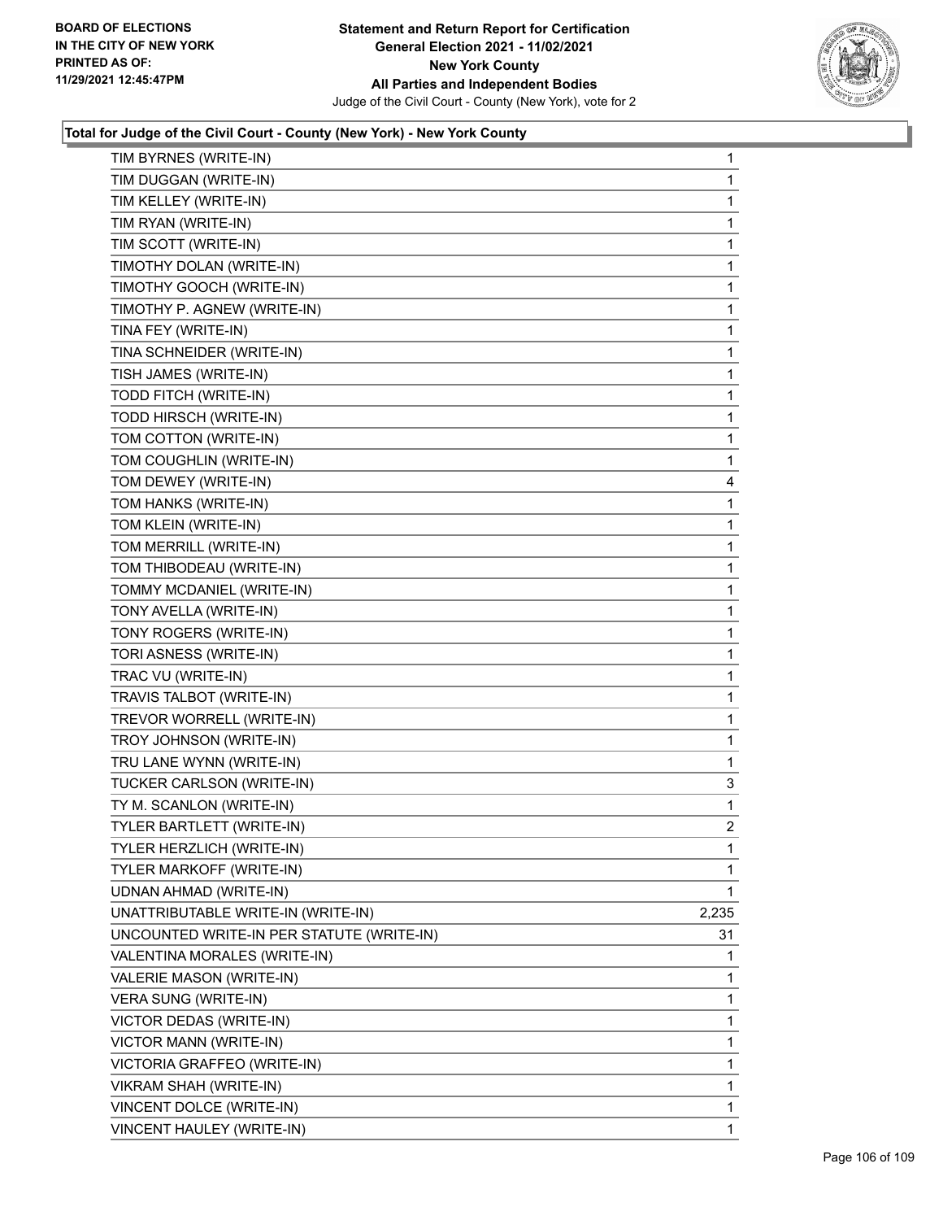**Statement and Return Report for Certification**
**General Election 2021 - 11/02/2021**
**New York County**
**All Parties and Independent Bodies**
Judge of the Civil Court - County (New York), vote for 2

BOARD OF ELECTIONS
IN THE CITY OF NEW YORK
PRINTED AS OF:
11/29/2021 12:45:47PM

### Total for Judge of the Civil Court - County (New York) - New York County

| Candidate | Votes |
|---|---|
| TIM BYRNES (WRITE-IN) | 1 |
| TIM DUGGAN (WRITE-IN) | 1 |
| TIM KELLEY (WRITE-IN) | 1 |
| TIM RYAN (WRITE-IN) | 1 |
| TIM SCOTT (WRITE-IN) | 1 |
| TIMOTHY DOLAN (WRITE-IN) | 1 |
| TIMOTHY GOOCH (WRITE-IN) | 1 |
| TIMOTHY P. AGNEW (WRITE-IN) | 1 |
| TINA FEY (WRITE-IN) | 1 |
| TINA SCHNEIDER (WRITE-IN) | 1 |
| TISH JAMES (WRITE-IN) | 1 |
| TODD FITCH (WRITE-IN) | 1 |
| TODD HIRSCH (WRITE-IN) | 1 |
| TOM COTTON (WRITE-IN) | 1 |
| TOM COUGHLIN (WRITE-IN) | 1 |
| TOM DEWEY (WRITE-IN) | 4 |
| TOM HANKS (WRITE-IN) | 1 |
| TOM KLEIN (WRITE-IN) | 1 |
| TOM MERRILL (WRITE-IN) | 1 |
| TOM THIBODEAU (WRITE-IN) | 1 |
| TOMMY MCDANIEL (WRITE-IN) | 1 |
| TONY AVELLA (WRITE-IN) | 1 |
| TONY ROGERS (WRITE-IN) | 1 |
| TORI ASNESS (WRITE-IN) | 1 |
| TRAC VU (WRITE-IN) | 1 |
| TRAVIS TALBOT (WRITE-IN) | 1 |
| TREVOR WORRELL (WRITE-IN) | 1 |
| TROY JOHNSON (WRITE-IN) | 1 |
| TRU LANE WYNN (WRITE-IN) | 1 |
| TUCKER CARLSON (WRITE-IN) | 3 |
| TY M. SCANLON (WRITE-IN) | 1 |
| TYLER BARTLETT (WRITE-IN) | 2 |
| TYLER HERZLICH (WRITE-IN) | 1 |
| TYLER MARKOFF (WRITE-IN) | 1 |
| UDNAN AHMAD (WRITE-IN) | 1 |
| UNATTRIBUTABLE WRITE-IN (WRITE-IN) | 2,235 |
| UNCOUNTED WRITE-IN PER STATUTE (WRITE-IN) | 31 |
| VALENTINA MORALES (WRITE-IN) | 1 |
| VALERIE MASON (WRITE-IN) | 1 |
| VERA SUNG (WRITE-IN) | 1 |
| VICTOR DEDAS (WRITE-IN) | 1 |
| VICTOR MANN (WRITE-IN) | 1 |
| VICTORIA GRAFFEO (WRITE-IN) | 1 |
| VIKRAM SHAH (WRITE-IN) | 1 |
| VINCENT DOLCE (WRITE-IN) | 1 |
| VINCENT HAULEY (WRITE-IN) | 1 |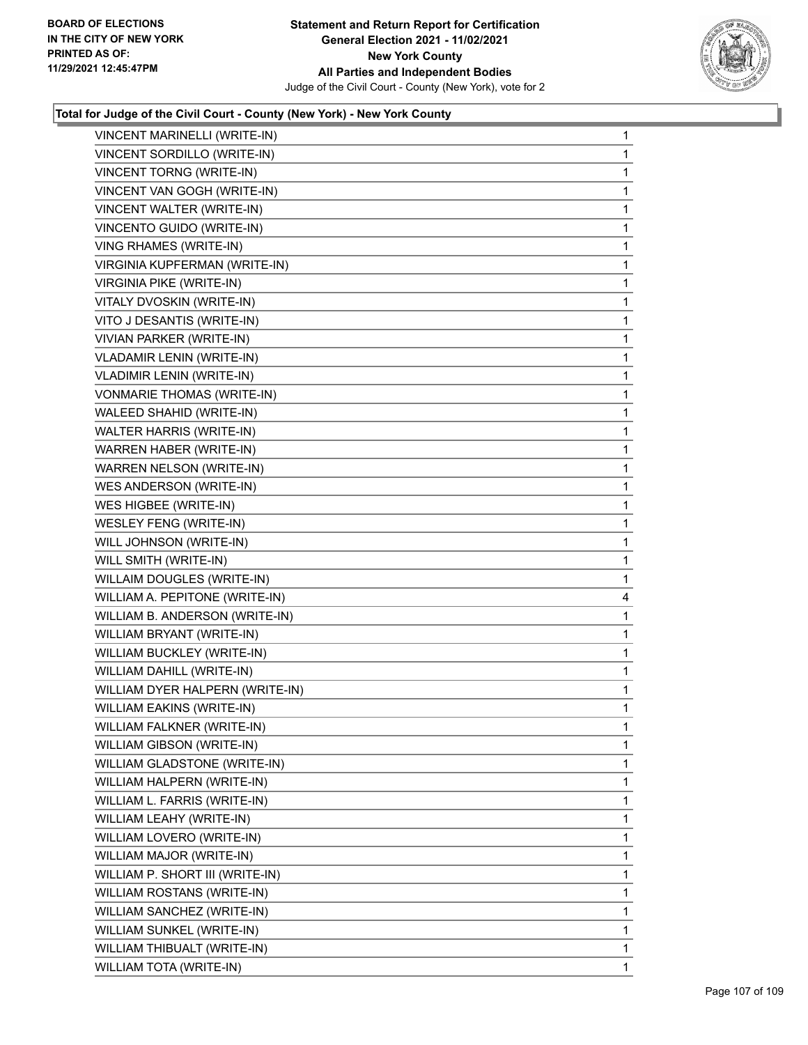**Total for Judge of the Civil Court - County (New York) - New York County**

| | |
|---|---|
| VINCENT MARINELLI (WRITE-IN) | 1 |
| VINCENT SORDILLO (WRITE-IN) | 1 |
| VINCENT TORNG (WRITE-IN) | 1 |
| VINCENT VAN GOGH (WRITE-IN) | 1 |
| VINCENT WALTER (WRITE-IN) | 1 |
| VINCENTO GUIDO (WRITE-IN) | 1 |
| VING RHAMES (WRITE-IN) | 1 |
| VIRGINIA KUPFERMAN (WRITE-IN) | 1 |
| VIRGINIA PIKE (WRITE-IN) | 1 |
| VITALY DVOSKIN (WRITE-IN) | 1 |
| VITO J DESANTIS (WRITE-IN) | 1 |
| VIVIAN PARKER (WRITE-IN) | 1 |
| VLADAMIR LENIN (WRITE-IN) | 1 |
| VLADIMIR LENIN (WRITE-IN) | 1 |
| VONMARIE THOMAS (WRITE-IN) | 1 |
| WALEED SHAHID (WRITE-IN) | 1 |
| WALTER HARRIS (WRITE-IN) | 1 |
| WARREN HABER (WRITE-IN) | 1 |
| WARREN NELSON (WRITE-IN) | 1 |
| WES ANDERSON (WRITE-IN) | 1 |
| WES HIGBEE (WRITE-IN) | 1 |
| WESLEY FENG (WRITE-IN) | 1 |
| WILL JOHNSON (WRITE-IN) | 1 |
| WILL SMITH (WRITE-IN) | 1 |
| WILLAIM DOUGLES (WRITE-IN) | 1 |
| WILLIAM A. PEPITONE (WRITE-IN) | 4 |
| WILLIAM B. ANDERSON (WRITE-IN) | 1 |
| WILLIAM BRYANT (WRITE-IN) | 1 |
| WILLIAM BUCKLEY (WRITE-IN) | 1 |
| WILLIAM DAHILL (WRITE-IN) | 1 |
| WILLIAM DYER HALPERN (WRITE-IN) | 1 |
| WILLIAM EAKINS (WRITE-IN) | 1 |
| WILLIAM FALKNER (WRITE-IN) | 1 |
| WILLIAM GIBSON (WRITE-IN) | 1 |
| WILLIAM GLADSTONE (WRITE-IN) | 1 |
| WILLIAM HALPERN (WRITE-IN) | 1 |
| WILLIAM L. FARRIS (WRITE-IN) | 1 |
| WILLIAM LEAHY (WRITE-IN) | 1 |
| WILLIAM LOVERO (WRITE-IN) | 1 |
| WILLIAM MAJOR (WRITE-IN) | 1 |
| WILLIAM P. SHORT III (WRITE-IN) | 1 |
| WILLIAM ROSTANS (WRITE-IN) | 1 |
| WILLIAM SANCHEZ (WRITE-IN) | 1 |
| WILLIAM SUNKEL (WRITE-IN) | 1 |
| WILLIAM THIBUALT (WRITE-IN) | 1 |
| WILLIAM TOTA (WRITE-IN) | 1 |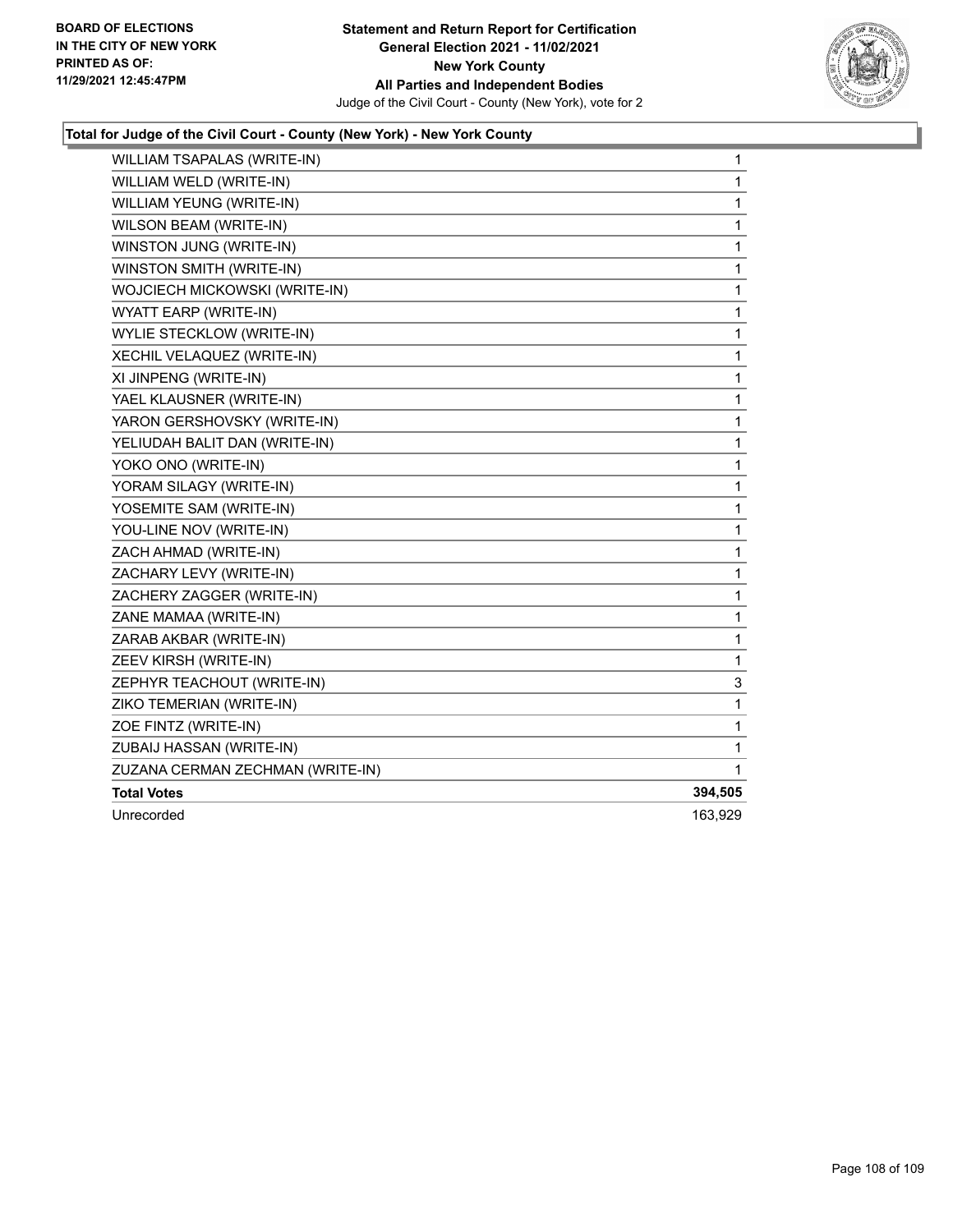**Total for Judge of the Civil Court - County (New York) - New York County**

| | |
|---|---|
| WILLIAM TSAPALAS (WRITE-IN) | 1 |
| WILLIAM WELD (WRITE-IN) | 1 |
| WILLIAM YEUNG (WRITE-IN) | 1 |
| WILSON BEAM (WRITE-IN) | 1 |
| WINSTON JUNG (WRITE-IN) | 1 |
| WINSTON SMITH (WRITE-IN) | 1 |
| WOJCIECH MICKOWSKI (WRITE-IN) | 1 |
| WYATT EARP (WRITE-IN) | 1 |
| WYLIE STECKLOW (WRITE-IN) | 1 |
| XECHIL VELAQUEZ (WRITE-IN) | 1 |
| XI JINPENG (WRITE-IN) | 1 |
| YAEL KLAUSNER (WRITE-IN) | 1 |
| YARON GERSHOVSKY (WRITE-IN) | 1 |
| YELIUDAH BALIT DAN (WRITE-IN) | 1 |
| YOKO ONO (WRITE-IN) | 1 |
| YORAM SILAGY (WRITE-IN) | 1 |
| YOSEMITE SAM (WRITE-IN) | 1 |
| YOU-LINE NOV (WRITE-IN) | 1 |
| ZACH AHMAD (WRITE-IN) | 1 |
| ZACHARY LEVY (WRITE-IN) | 1 |
| ZACHERY ZAGGER (WRITE-IN) | 1 |
| ZANE MAMAA (WRITE-IN) | 1 |
| ZARAB AKBAR (WRITE-IN) | 1 |
| ZEEV KIRSH (WRITE-IN) | 1 |
| ZEPHYR TEACHOUT (WRITE-IN) | 3 |
| ZIKO TEMERIAN (WRITE-IN) | 1 |
| ZOE FINTZ (WRITE-IN) | 1 |
| ZUBAIJ HASSAN (WRITE-IN) | 1 |
| ZUZANA CERMAN ZECHMAN (WRITE-IN) | 1 |
| **Total Votes** | **394,505** |
| Unrecorded | 163,929 |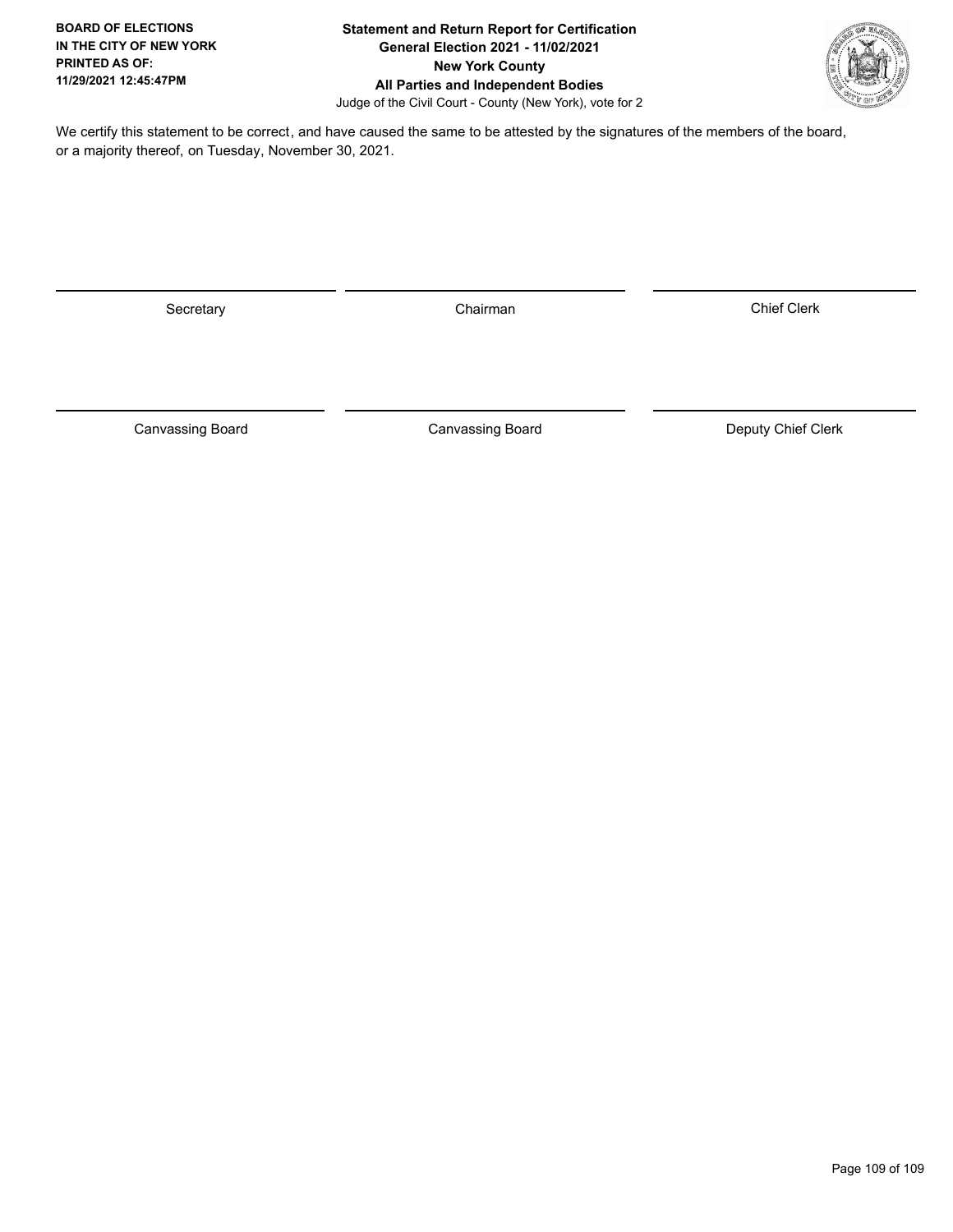We certify this statement to be correct, and have caused the same to be attested by the signatures of the members of the board, or a majority thereof, on Tuesday, November 30, 2021.

| | | |
|---|---|---|
| Secretary | Chairman | Chief Clerk |
| Canvassing Board | Canvassing Board | Deputy Chief Clerk |